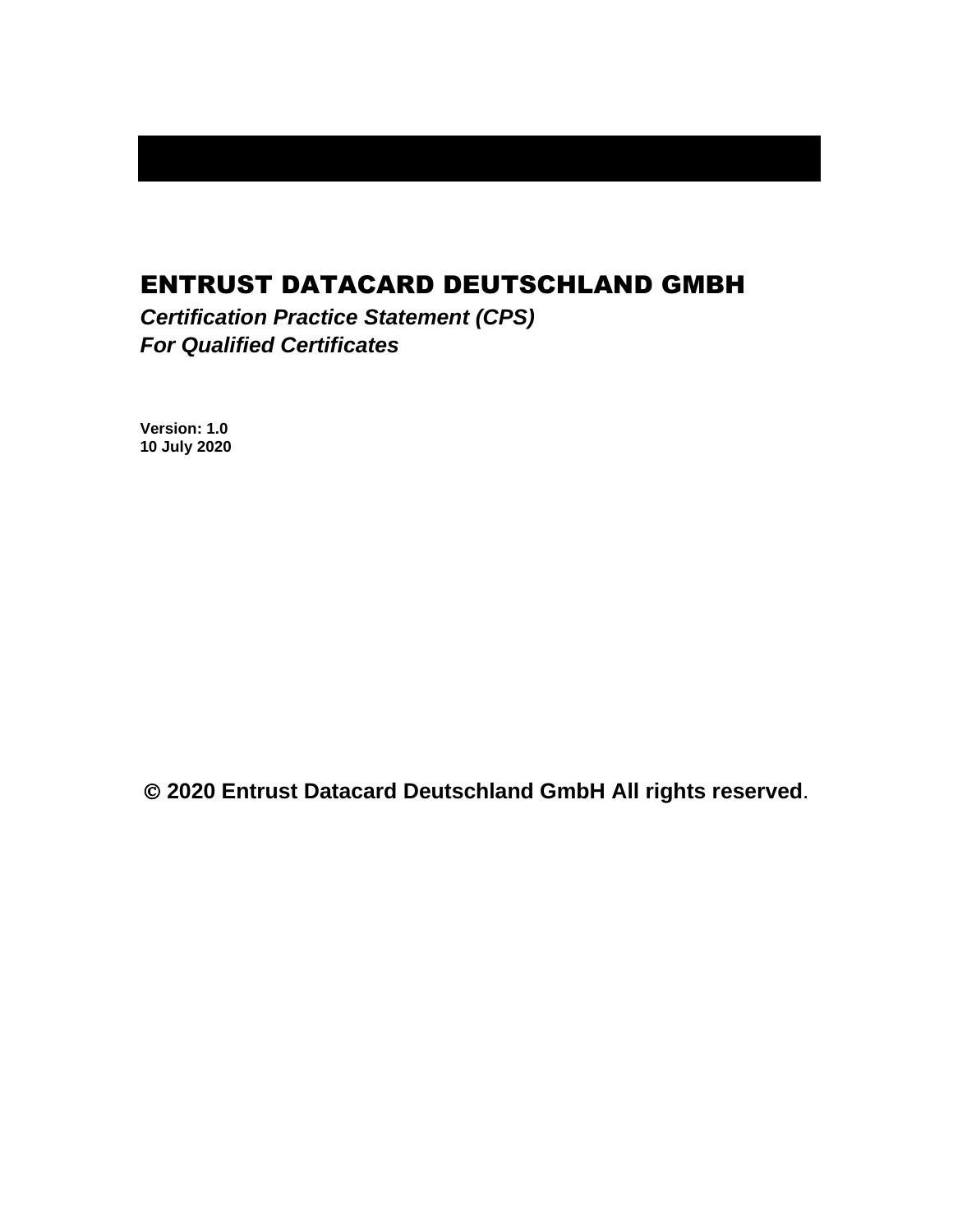# ENTRUST DATACARD DEUTSCHLAND GMBH

***Certification Practice Statement (CPS)***
***For Qualified Certificates***

**Version: 1.0**
**10 July 2020**

**© 2020 Entrust Datacard Deutschland GmbH All rights reserved**.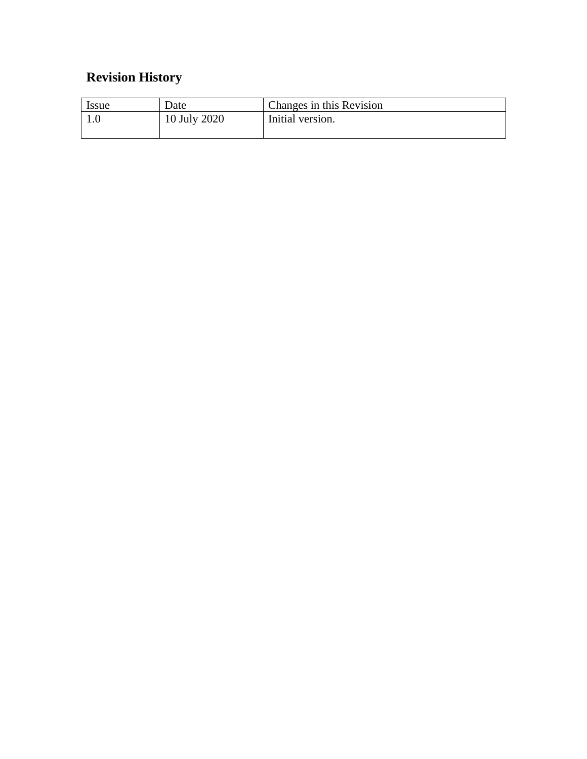## Revision History

| Issue | Date | Changes in this Revision |
|---|---|---|
| 1.0 | 10 July 2020 | Initial version. |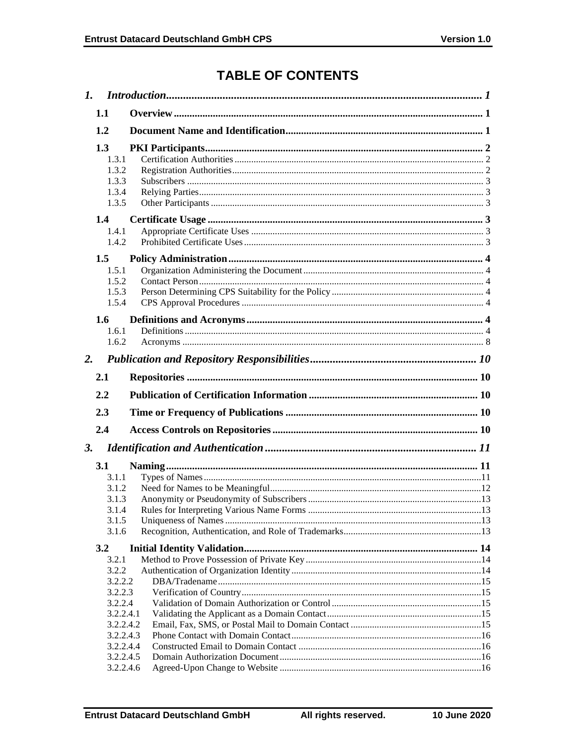# TABLE OF CONTENTS

*1. Introduction* ..... *1*

**1.1 Overview** ..... **1**

**1.2 Document Name and Identification** ..... **1**

**1.3 PKI Participants** ..... **2**
- 1.3.1 Certification Authorities ..... 2
- 1.3.2 Registration Authorities ..... 2
- 1.3.3 Subscribers ..... 3
- 1.3.4 Relying Parties ..... 3
- 1.3.5 Other Participants ..... 3

**1.4 Certificate Usage** ..... **3**
- 1.4.1 Appropriate Certificate Uses ..... 3
- 1.4.2 Prohibited Certificate Uses ..... 3

**1.5 Policy Administration** ..... **4**
- 1.5.1 Organization Administering the Document ..... 4
- 1.5.2 Contact Person ..... 4
- 1.5.3 Person Determining CPS Suitability for the Policy ..... 4
- 1.5.4 CPS Approval Procedures ..... 4

**1.6 Definitions and Acronyms** ..... **4**
- 1.6.1 Definitions ..... 4
- 1.6.2 Acronyms ..... 8

*2. Publication and Repository Responsibilities* ..... *10*

**2.1 Repositories** ..... **10**

**2.2 Publication of Certification Information** ..... **10**

**2.3 Time or Frequency of Publications** ..... **10**

**2.4 Access Controls on Repositories** ..... **10**

*3. Identification and Authentication* ..... *11*

**3.1 Naming** ..... **11**
- 3.1.1 Types of Names ..... 11
- 3.1.2 Need for Names to be Meaningful ..... 12
- 3.1.3 Anonymity or Pseudonymity of Subscribers ..... 13
- 3.1.4 Rules for Interpreting Various Name Forms ..... 13
- 3.1.5 Uniqueness of Names ..... 13
- 3.1.6 Recognition, Authentication, and Role of Trademarks ..... 13

**3.2 Initial Identity Validation** ..... **14**
- 3.2.1 Method to Prove Possession of Private Key ..... 14
- 3.2.2 Authentication of Organization Identity ..... 14
- 3.2.2.2 DBA/Tradename ..... 15
- 3.2.2.3 Verification of Country ..... 15
- 3.2.2.4 Validation of Domain Authorization or Control ..... 15
- 3.2.2.4.1 Validating the Applicant as a Domain Contact ..... 15
- 3.2.2.4.2 Email, Fax, SMS, or Postal Mail to Domain Contact ..... 15
- 3.2.2.4.3 Phone Contact with Domain Contact ..... 16
- 3.2.2.4.4 Constructed Email to Domain Contact ..... 16
- 3.2.2.4.5 Domain Authorization Document ..... 16
- 3.2.2.4.6 Agreed-Upon Change to Website ..... 16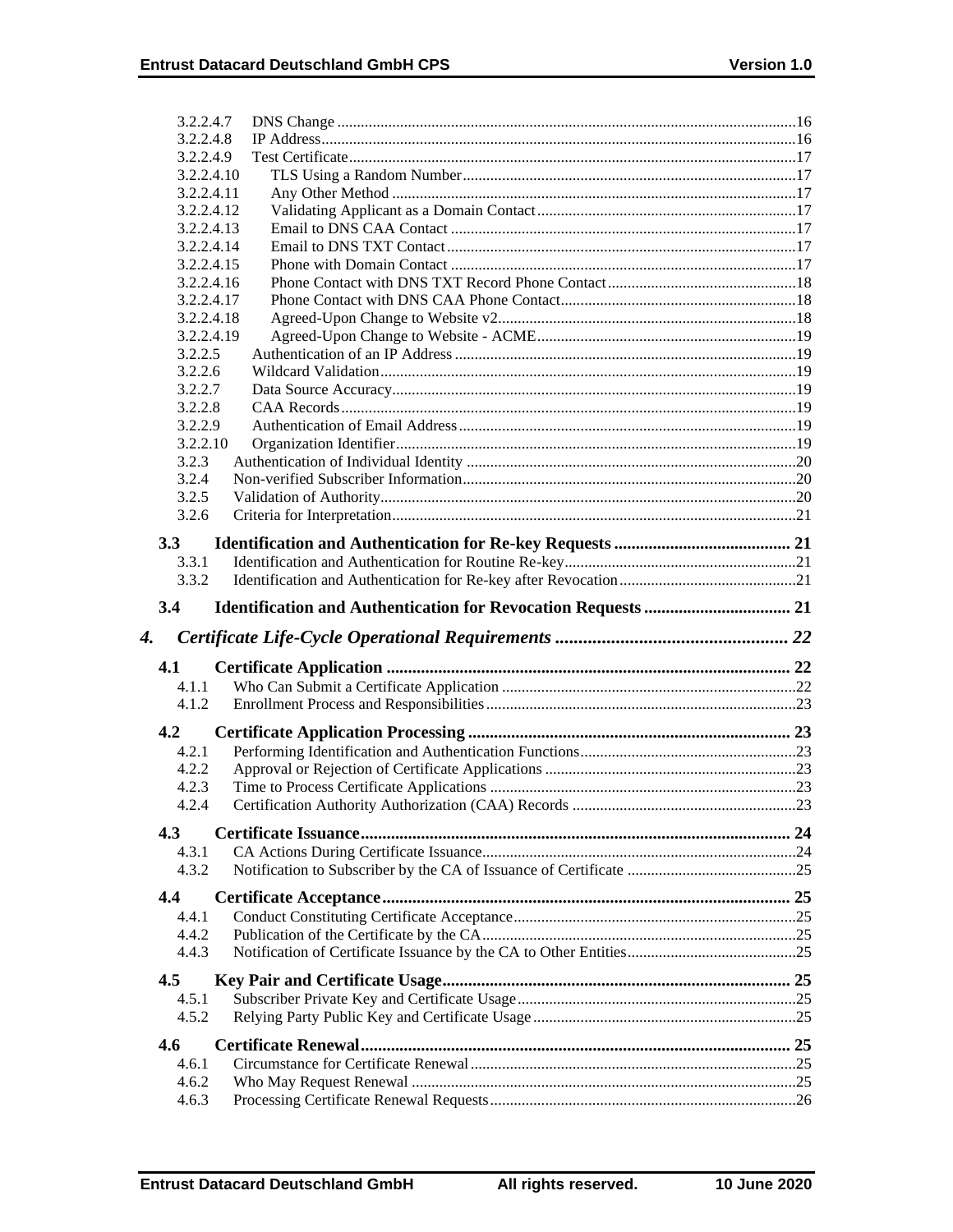3.2.2.4.7 DNS Change ....16
3.2.2.4.8 IP Address....16
3.2.2.4.9 Test Certificate....17
3.2.2.4.10 TLS Using a Random Number....17
3.2.2.4.11 Any Other Method ....17
3.2.2.4.12 Validating Applicant as a Domain Contact....17
3.2.2.4.13 Email to DNS CAA Contact ....17
3.2.2.4.14 Email to DNS TXT Contact....17
3.2.2.4.15 Phone with Domain Contact ....17
3.2.2.4.16 Phone Contact with DNS TXT Record Phone Contact....18
3.2.2.4.17 Phone Contact with DNS CAA Phone Contact....18
3.2.2.4.18 Agreed-Upon Change to Website v2....18
3.2.2.4.19 Agreed-Upon Change to Website - ACME....19
3.2.2.5 Authentication of an IP Address ....19
3.2.2.6 Wildcard Validation....19
3.2.2.7 Data Source Accuracy....19
3.2.2.8 CAA Records....19
3.2.2.9 Authentication of Email Address....19
3.2.2.10 Organization Identifier....19
3.2.3 Authentication of Individual Identity ....20
3.2.4 Non-verified Subscriber Information....20
3.2.5 Validation of Authority....20
3.2.6 Criteria for Interpretation....21

**3.3 Identification and Authentication for Re-key Requests .... 21**
3.3.1 Identification and Authentication for Routine Re-key....21
3.3.2 Identification and Authentication for Re-key after Revocation....21

**3.4 Identification and Authentication for Revocation Requests .... 21**

***4. Certificate Life-Cycle Operational Requirements .... 22***

**4.1 Certificate Application .... 22**
4.1.1 Who Can Submit a Certificate Application ....22
4.1.2 Enrollment Process and Responsibilities....23

**4.2 Certificate Application Processing .... 23**
4.2.1 Performing Identification and Authentication Functions....23
4.2.2 Approval or Rejection of Certificate Applications ....23
4.2.3 Time to Process Certificate Applications ....23
4.2.4 Certification Authority Authorization (CAA) Records ....23

**4.3 Certificate Issuance.... 24**
4.3.1 CA Actions During Certificate Issuance....24
4.3.2 Notification to Subscriber by the CA of Issuance of Certificate ....25

**4.4 Certificate Acceptance.... 25**
4.4.1 Conduct Constituting Certificate Acceptance....25
4.4.2 Publication of the Certificate by the CA....25
4.4.3 Notification of Certificate Issuance by the CA to Other Entities....25

**4.5 Key Pair and Certificate Usage.... 25**
4.5.1 Subscriber Private Key and Certificate Usage....25
4.5.2 Relying Party Public Key and Certificate Usage....25

**4.6 Certificate Renewal.... 25**
4.6.1 Circumstance for Certificate Renewal....25
4.6.2 Who May Request Renewal ....25
4.6.3 Processing Certificate Renewal Requests....26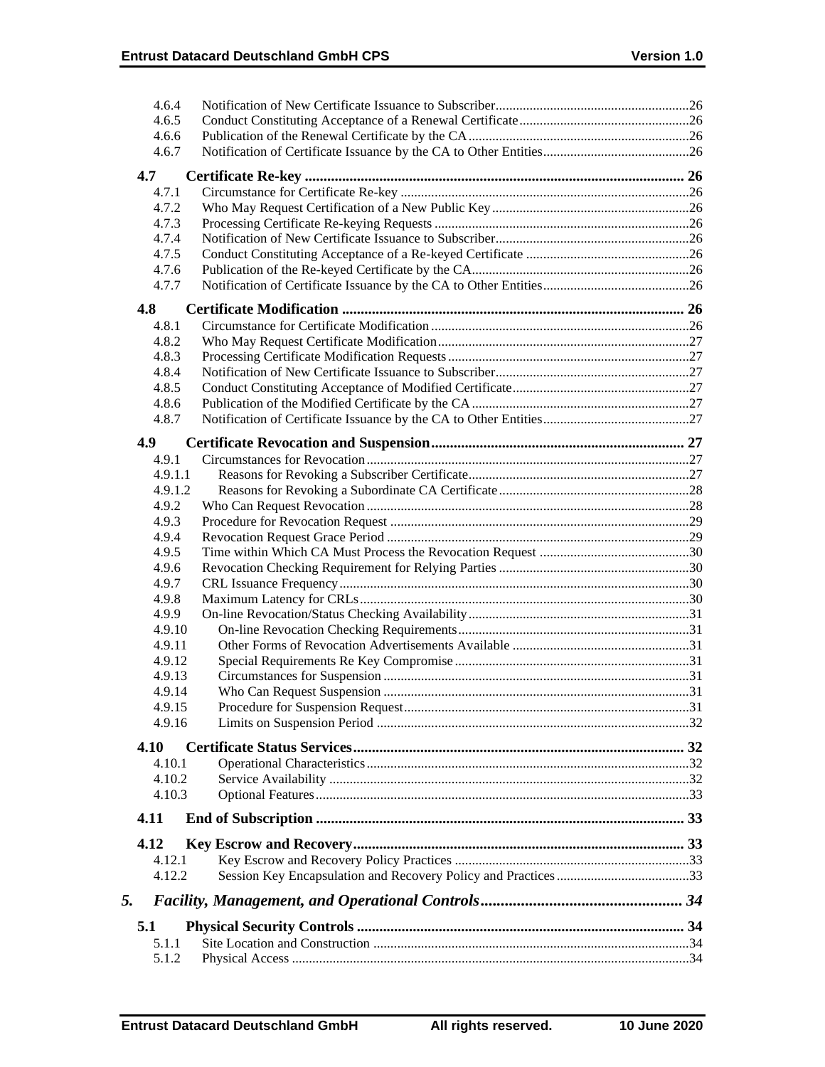4.6.4 Notification of New Certificate Issuance to Subscriber....26
4.6.5 Conduct Constituting Acceptance of a Renewal Certificate....26
4.6.6 Publication of the Renewal Certificate by the CA....26
4.6.7 Notification of Certificate Issuance by the CA to Other Entities....26

**4.7 Certificate Re-key .... 26**

4.7.1 Circumstance for Certificate Re-key....26
4.7.2 Who May Request Certification of a New Public Key....26
4.7.3 Processing Certificate Re-keying Requests....26
4.7.4 Notification of New Certificate Issuance to Subscriber....26
4.7.5 Conduct Constituting Acceptance of a Re-keyed Certificate....26
4.7.6 Publication of the Re-keyed Certificate by the CA....26
4.7.7 Notification of Certificate Issuance by the CA to Other Entities....26

**4.8 Certificate Modification .... 26**

4.8.1 Circumstance for Certificate Modification....26
4.8.2 Who May Request Certificate Modification....27
4.8.3 Processing Certificate Modification Requests....27
4.8.4 Notification of New Certificate Issuance to Subscriber....27
4.8.5 Conduct Constituting Acceptance of Modified Certificate....27
4.8.6 Publication of the Modified Certificate by the CA....27
4.8.7 Notification of Certificate Issuance by the CA to Other Entities....27

**4.9 Certificate Revocation and Suspension.... 27**

4.9.1 Circumstances for Revocation....27
4.9.1.1 Reasons for Revoking a Subscriber Certificate....27
4.9.1.2 Reasons for Revoking a Subordinate CA Certificate....28
4.9.2 Who Can Request Revocation....28
4.9.3 Procedure for Revocation Request....29
4.9.4 Revocation Request Grace Period....29
4.9.5 Time within Which CA Must Process the Revocation Request....30
4.9.6 Revocation Checking Requirement for Relying Parties....30
4.9.7 CRL Issuance Frequency....30
4.9.8 Maximum Latency for CRLs....30
4.9.9 On-line Revocation/Status Checking Availability....31
4.9.10 On-line Revocation Checking Requirements....31
4.9.11 Other Forms of Revocation Advertisements Available....31
4.9.12 Special Requirements Re Key Compromise....31
4.9.13 Circumstances for Suspension....31
4.9.14 Who Can Request Suspension....31
4.9.15 Procedure for Suspension Request....31
4.9.16 Limits on Suspension Period....32

**4.10 Certificate Status Services.... 32**

4.10.1 Operational Characteristics....32
4.10.2 Service Availability....32
4.10.3 Optional Features....33

**4.11 End of Subscription.... 33**

**4.12 Key Escrow and Recovery.... 33**

4.12.1 Key Escrow and Recovery Policy Practices....33
4.12.2 Session Key Encapsulation and Recovery Policy and Practices....33

***5. Facility, Management, and Operational Controls.... 34***

**5.1 Physical Security Controls.... 34**

5.1.1 Site Location and Construction....34
5.1.2 Physical Access....34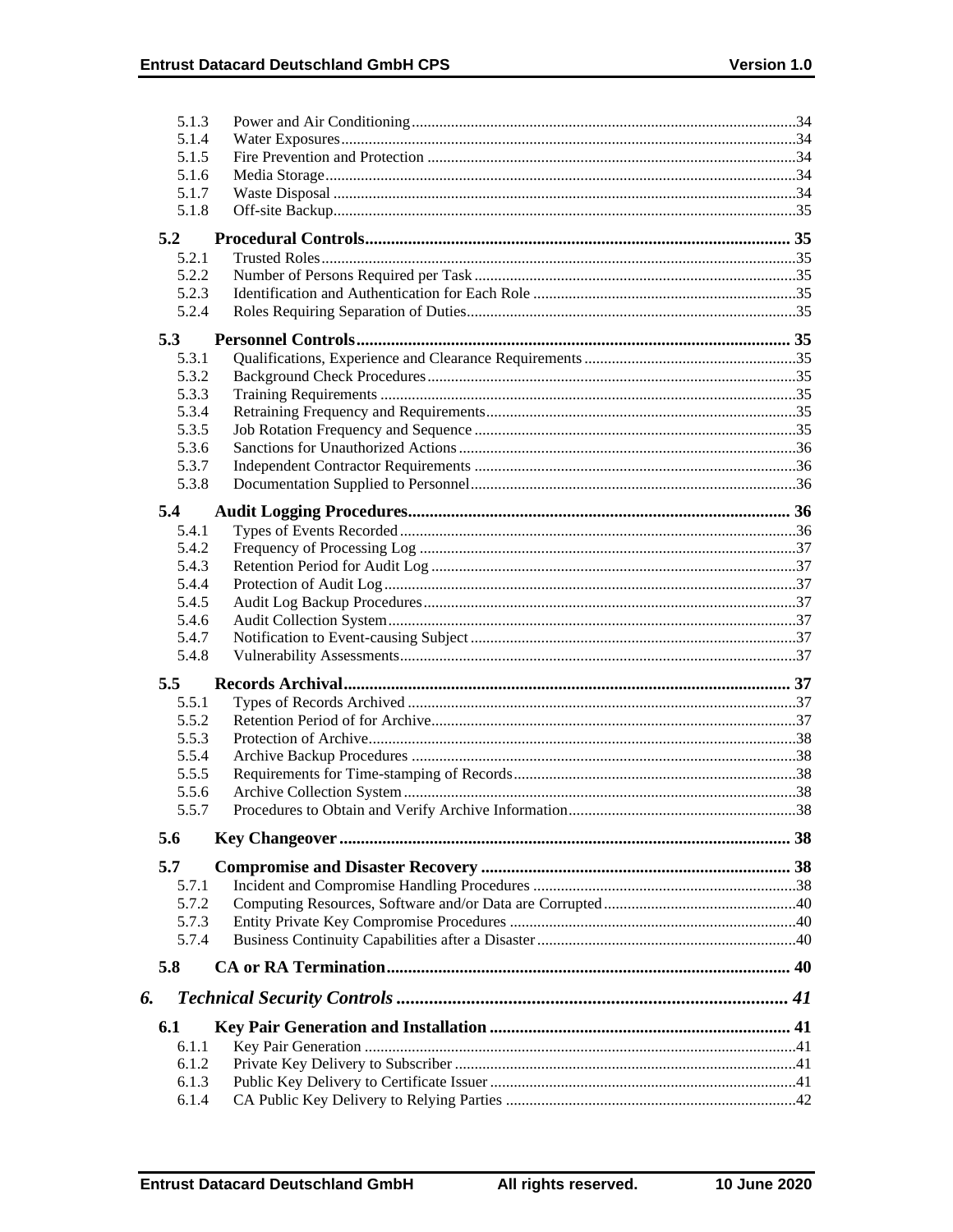5.1.3 Power and Air Conditioning ..... 34
5.1.4 Water Exposures ..... 34
5.1.5 Fire Prevention and Protection ..... 34
5.1.6 Media Storage ..... 34
5.1.7 Waste Disposal ..... 34
5.1.8 Off-site Backup ..... 35

**5.2 Procedural Controls ..... 35**

5.2.1 Trusted Roles ..... 35
5.2.2 Number of Persons Required per Task ..... 35
5.2.3 Identification and Authentication for Each Role ..... 35
5.2.4 Roles Requiring Separation of Duties ..... 35

**5.3 Personnel Controls ..... 35**

5.3.1 Qualifications, Experience and Clearance Requirements ..... 35
5.3.2 Background Check Procedures ..... 35
5.3.3 Training Requirements ..... 35
5.3.4 Retraining Frequency and Requirements ..... 35
5.3.5 Job Rotation Frequency and Sequence ..... 35
5.3.6 Sanctions for Unauthorized Actions ..... 36
5.3.7 Independent Contractor Requirements ..... 36
5.3.8 Documentation Supplied to Personnel ..... 36

**5.4 Audit Logging Procedures ..... 36**

5.4.1 Types of Events Recorded ..... 36
5.4.2 Frequency of Processing Log ..... 37
5.4.3 Retention Period for Audit Log ..... 37
5.4.4 Protection of Audit Log ..... 37
5.4.5 Audit Log Backup Procedures ..... 37
5.4.6 Audit Collection System ..... 37
5.4.7 Notification to Event-causing Subject ..... 37
5.4.8 Vulnerability Assessments ..... 37

**5.5 Records Archival ..... 37**

5.5.1 Types of Records Archived ..... 37
5.5.2 Retention Period of for Archive ..... 37
5.5.3 Protection of Archive ..... 38
5.5.4 Archive Backup Procedures ..... 38
5.5.5 Requirements for Time-stamping of Records ..... 38
5.5.6 Archive Collection System ..... 38
5.5.7 Procedures to Obtain and Verify Archive Information ..... 38

**5.6 Key Changeover ..... 38**

**5.7 Compromise and Disaster Recovery ..... 38**

5.7.1 Incident and Compromise Handling Procedures ..... 38
5.7.2 Computing Resources, Software and/or Data are Corrupted ..... 40
5.7.3 Entity Private Key Compromise Procedures ..... 40
5.7.4 Business Continuity Capabilities after a Disaster ..... 40

**5.8 CA or RA Termination ..... 40**

***6. Technical Security Controls ..... 41***

**6.1 Key Pair Generation and Installation ..... 41**

6.1.1 Key Pair Generation ..... 41
6.1.2 Private Key Delivery to Subscriber ..... 41
6.1.3 Public Key Delivery to Certificate Issuer ..... 41
6.1.4 CA Public Key Delivery to Relying Parties ..... 42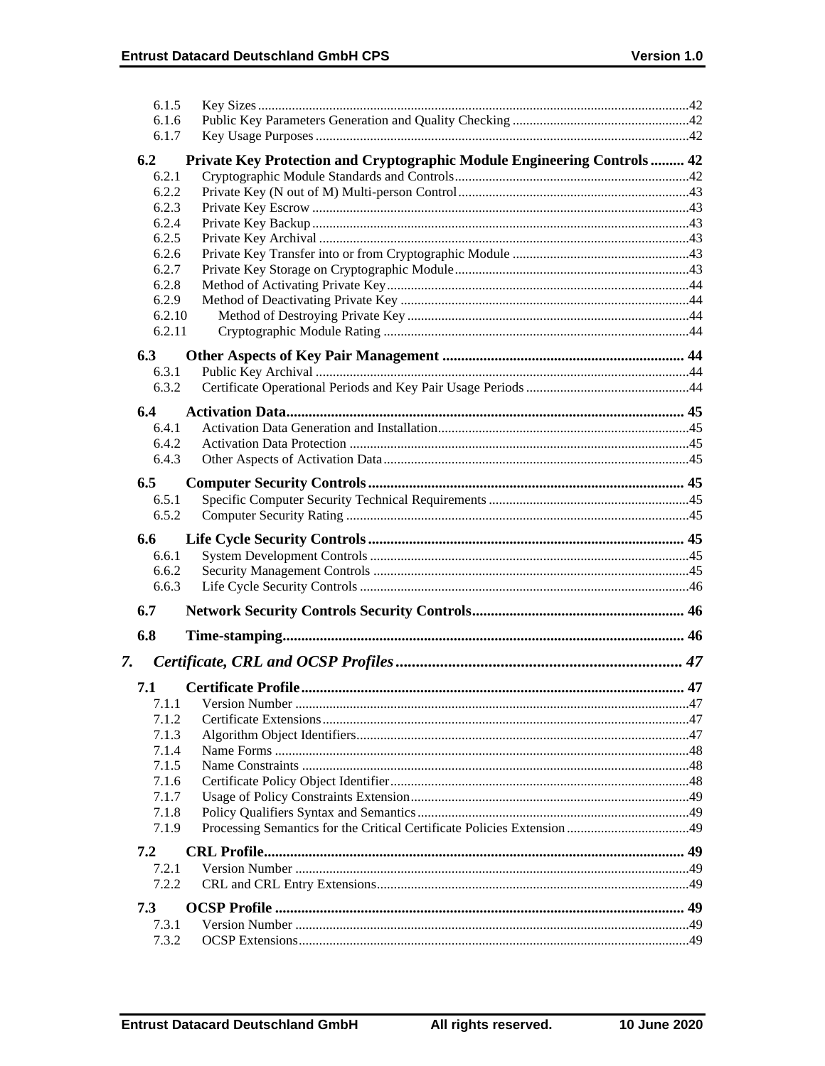6.1.5 Key Sizes ..... 42
6.1.6 Public Key Parameters Generation and Quality Checking ..... 42
6.1.7 Key Usage Purposes ..... 42

**6.2 Private Key Protection and Cryptographic Module Engineering Controls ..... 42**

6.2.1 Cryptographic Module Standards and Controls ..... 42
6.2.2 Private Key (N out of M) Multi-person Control ..... 43
6.2.3 Private Key Escrow ..... 43
6.2.4 Private Key Backup ..... 43
6.2.5 Private Key Archival ..... 43
6.2.6 Private Key Transfer into or from Cryptographic Module ..... 43
6.2.7 Private Key Storage on Cryptographic Module ..... 43
6.2.8 Method of Activating Private Key ..... 44
6.2.9 Method of Deactivating Private Key ..... 44
6.2.10 Method of Destroying Private Key ..... 44
6.2.11 Cryptographic Module Rating ..... 44

**6.3 Other Aspects of Key Pair Management ..... 44**

6.3.1 Public Key Archival ..... 44
6.3.2 Certificate Operational Periods and Key Pair Usage Periods ..... 44

**6.4 Activation Data ..... 45**

6.4.1 Activation Data Generation and Installation ..... 45
6.4.2 Activation Data Protection ..... 45
6.4.3 Other Aspects of Activation Data ..... 45

**6.5 Computer Security Controls ..... 45**

6.5.1 Specific Computer Security Technical Requirements ..... 45
6.5.2 Computer Security Rating ..... 45

**6.6 Life Cycle Security Controls ..... 45**

6.6.1 System Development Controls ..... 45
6.6.2 Security Management Controls ..... 45
6.6.3 Life Cycle Security Controls ..... 46

**6.7 Network Security Controls Security Controls ..... 46**

**6.8 Time-stamping ..... 46**

***7. Certificate, CRL and OCSP Profiles ..... 47***

**7.1 Certificate Profile ..... 47**

7.1.1 Version Number ..... 47
7.1.2 Certificate Extensions ..... 47
7.1.3 Algorithm Object Identifiers ..... 47
7.1.4 Name Forms ..... 48
7.1.5 Name Constraints ..... 48
7.1.6 Certificate Policy Object Identifier ..... 48
7.1.7 Usage of Policy Constraints Extension ..... 49
7.1.8 Policy Qualifiers Syntax and Semantics ..... 49
7.1.9 Processing Semantics for the Critical Certificate Policies Extension ..... 49

**7.2 CRL Profile ..... 49**

7.2.1 Version Number ..... 49
7.2.2 CRL and CRL Entry Extensions ..... 49

**7.3 OCSP Profile ..... 49**

7.3.1 Version Number ..... 49
7.3.2 OCSP Extensions ..... 49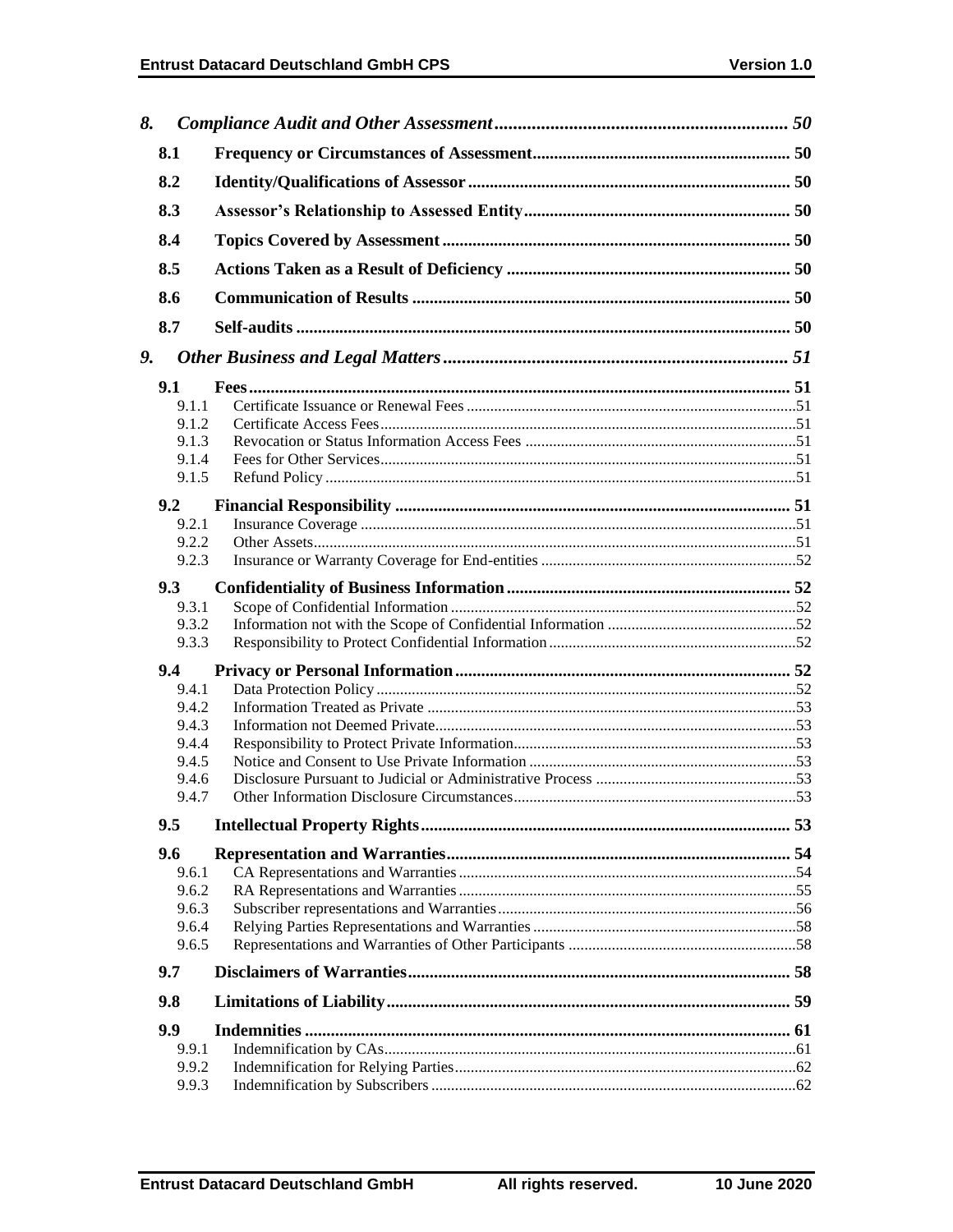| | | |
|---|---|---|
| ***8.*** | ***Compliance Audit and Other Assessment*** | ***50*** |
| **8.1** | **Frequency or Circumstances of Assessment** | **50** |
| **8.2** | **Identity/Qualifications of Assessor** | **50** |
| **8.3** | **Assessor's Relationship to Assessed Entity** | **50** |
| **8.4** | **Topics Covered by Assessment** | **50** |
| **8.5** | **Actions Taken as a Result of Deficiency** | **50** |
| **8.6** | **Communication of Results** | **50** |
| **8.7** | **Self-audits** | **50** |
| ***9.*** | ***Other Business and Legal Matters*** | ***51*** |
| **9.1** | **Fees** | **51** |
| 9.1.1 | Certificate Issuance or Renewal Fees | 51 |
| 9.1.2 | Certificate Access Fees | 51 |
| 9.1.3 | Revocation or Status Information Access Fees | 51 |
| 9.1.4 | Fees for Other Services | 51 |
| 9.1.5 | Refund Policy | 51 |
| **9.2** | **Financial Responsibility** | **51** |
| 9.2.1 | Insurance Coverage | 51 |
| 9.2.2 | Other Assets | 51 |
| 9.2.3 | Insurance or Warranty Coverage for End-entities | 52 |
| **9.3** | **Confidentiality of Business Information** | **52** |
| 9.3.1 | Scope of Confidential Information | 52 |
| 9.3.2 | Information not with the Scope of Confidential Information | 52 |
| 9.3.3 | Responsibility to Protect Confidential Information | 52 |
| **9.4** | **Privacy or Personal Information** | **52** |
| 9.4.1 | Data Protection Policy | 52 |
| 9.4.2 | Information Treated as Private | 53 |
| 9.4.3 | Information not Deemed Private | 53 |
| 9.4.4 | Responsibility to Protect Private Information | 53 |
| 9.4.5 | Notice and Consent to Use Private Information | 53 |
| 9.4.6 | Disclosure Pursuant to Judicial or Administrative Process | 53 |
| 9.4.7 | Other Information Disclosure Circumstances | 53 |
| **9.5** | **Intellectual Property Rights** | **53** |
| **9.6** | **Representation and Warranties** | **54** |
| 9.6.1 | CA Representations and Warranties | 54 |
| 9.6.2 | RA Representations and Warranties | 55 |
| 9.6.3 | Subscriber representations and Warranties | 56 |
| 9.6.4 | Relying Parties Representations and Warranties | 58 |
| 9.6.5 | Representations and Warranties of Other Participants | 58 |
| **9.7** | **Disclaimers of Warranties** | **58** |
| **9.8** | **Limitations of Liability** | **59** |
| **9.9** | **Indemnities** | **61** |
| 9.9.1 | Indemnification by CAs | 61 |
| 9.9.2 | Indemnification for Relying Parties | 62 |
| 9.9.3 | Indemnification by Subscribers | 62 |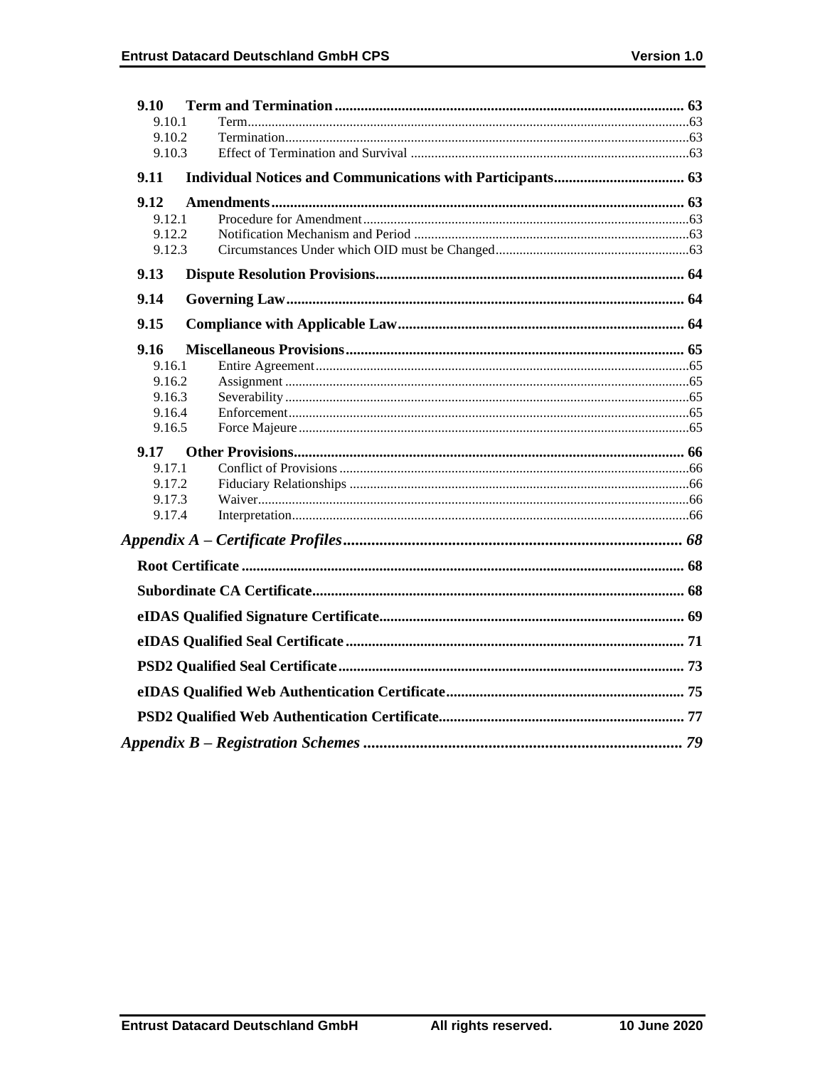**9.10 Term and Termination** ... 63
- 9.10.1 Term ... 63
- 9.10.2 Termination ... 63
- 9.10.3 Effect of Termination and Survival ... 63

**9.11 Individual Notices and Communications with Participants** ... 63

**9.12 Amendments** ... 63
- 9.12.1 Procedure for Amendment ... 63
- 9.12.2 Notification Mechanism and Period ... 63
- 9.12.3 Circumstances Under which OID must be Changed ... 63

**9.13 Dispute Resolution Provisions** ... 64

**9.14 Governing Law** ... 64

**9.15 Compliance with Applicable Law** ... 64

**9.16 Miscellaneous Provisions** ... 65
- 9.16.1 Entire Agreement ... 65
- 9.16.2 Assignment ... 65
- 9.16.3 Severability ... 65
- 9.16.4 Enforcement ... 65
- 9.16.5 Force Majeure ... 65

**9.17 Other Provisions** ... 66
- 9.17.1 Conflict of Provisions ... 66
- 9.17.2 Fiduciary Relationships ... 66
- 9.17.3 Waiver ... 66
- 9.17.4 Interpretation ... 66

***Appendix A – Certificate Profiles*** ... 68

**Root Certificate** ... 68

**Subordinate CA Certificate** ... 68

**eIDAS Qualified Signature Certificate** ... 69

**eIDAS Qualified Seal Certificate** ... 71

**PSD2 Qualified Seal Certificate** ... 73

**eIDAS Qualified Web Authentication Certificate** ... 75

**PSD2 Qualified Web Authentication Certificate** ... 77

***Appendix B – Registration Schemes*** ... 79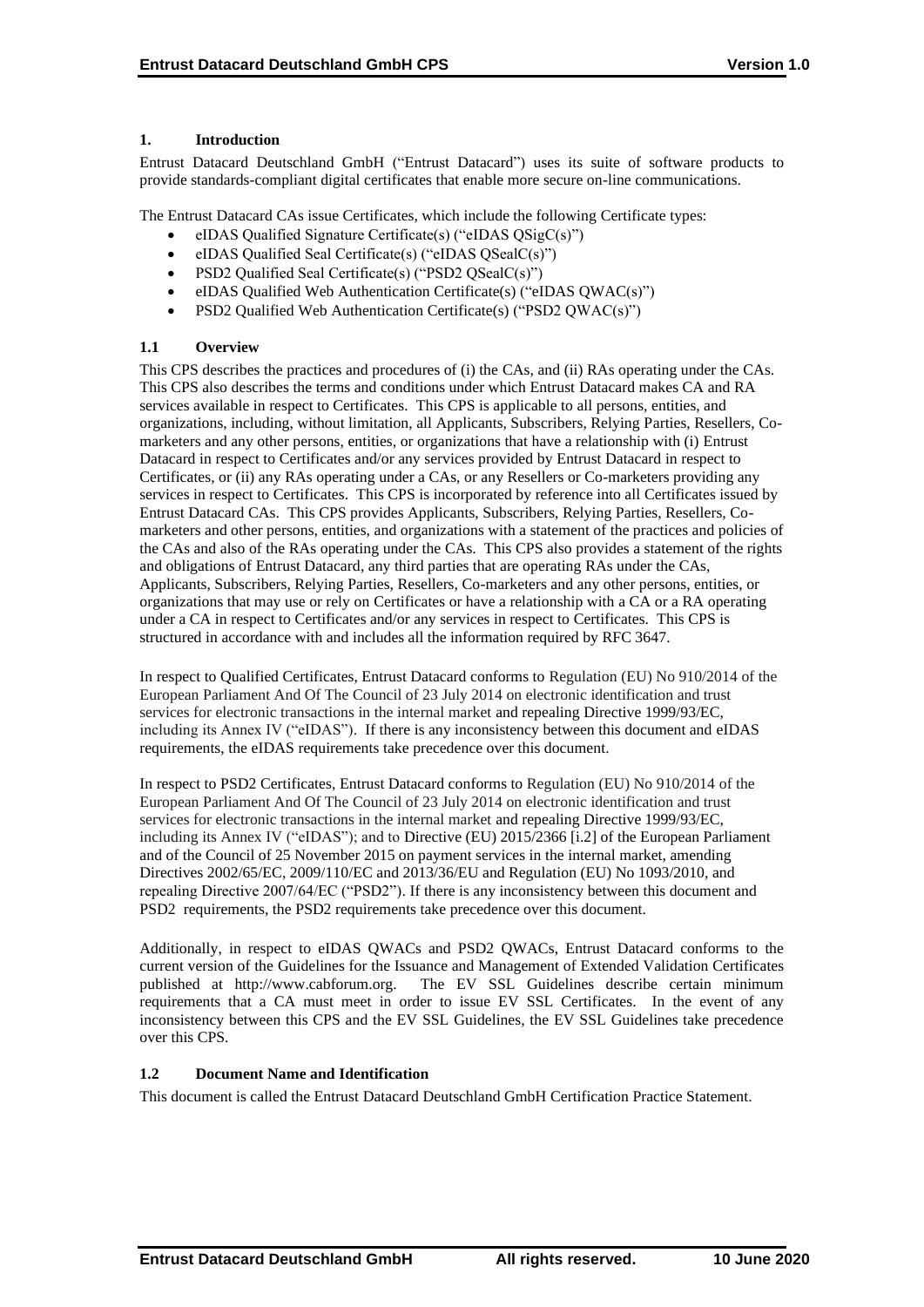# 1. Introduction

Entrust Datacard Deutschland GmbH ("Entrust Datacard") uses its suite of software products to provide standards-compliant digital certificates that enable more secure on-line communications.

The Entrust Datacard CAs issue Certificates, which include the following Certificate types:

- eIDAS Qualified Signature Certificate(s) ("eIDAS QSigC(s)")
- eIDAS Qualified Seal Certificate(s) ("eIDAS QSealC(s)")
- PSD2 Qualified Seal Certificate(s) ("PSD2 QSealC(s)")
- eIDAS Qualified Web Authentication Certificate(s) ("eIDAS QWAC(s)")
- PSD2 Qualified Web Authentication Certificate(s) ("PSD2 QWAC(s)")

## 1.1 Overview

This CPS describes the practices and procedures of (i) the CAs, and (ii) RAs operating under the CAs. This CPS also describes the terms and conditions under which Entrust Datacard makes CA and RA services available in respect to Certificates. This CPS is applicable to all persons, entities, and organizations, including, without limitation, all Applicants, Subscribers, Relying Parties, Resellers, Co-marketers and any other persons, entities, or organizations that have a relationship with (i) Entrust Datacard in respect to Certificates and/or any services provided by Entrust Datacard in respect to Certificates, or (ii) any RAs operating under a CAs, or any Resellers or Co-marketers providing any services in respect to Certificates. This CPS is incorporated by reference into all Certificates issued by Entrust Datacard CAs. This CPS provides Applicants, Subscribers, Relying Parties, Resellers, Co-marketers and other persons, entities, and organizations with a statement of the practices and policies of the CAs and also of the RAs operating under the CAs. This CPS also provides a statement of the rights and obligations of Entrust Datacard, any third parties that are operating RAs under the CAs, Applicants, Subscribers, Relying Parties, Resellers, Co-marketers and any other persons, entities, or organizations that may use or rely on Certificates or have a relationship with a CA or a RA operating under a CA in respect to Certificates and/or any services in respect to Certificates. This CPS is structured in accordance with and includes all the information required by RFC 3647.

In respect to Qualified Certificates, Entrust Datacard conforms to Regulation (EU) No 910/2014 of the European Parliament And Of The Council of 23 July 2014 on electronic identification and trust services for electronic transactions in the internal market and repealing Directive 1999/93/EC, including its Annex IV ("eIDAS"). If there is any inconsistency between this document and eIDAS requirements, the eIDAS requirements take precedence over this document.

In respect to PSD2 Certificates, Entrust Datacard conforms to Regulation (EU) No 910/2014 of the European Parliament And Of The Council of 23 July 2014 on electronic identification and trust services for electronic transactions in the internal market and repealing Directive 1999/93/EC, including its Annex IV ("eIDAS"); and to Directive (EU) 2015/2366 [i.2] of the European Parliament and of the Council of 25 November 2015 on payment services in the internal market, amending Directives 2002/65/EC, 2009/110/EC and 2013/36/EU and Regulation (EU) No 1093/2010, and repealing Directive 2007/64/EC ("PSD2"). If there is any inconsistency between this document and PSD2 requirements, the PSD2 requirements take precedence over this document.

Additionally, in respect to eIDAS QWACs and PSD2 QWACs, Entrust Datacard conforms to the current version of the Guidelines for the Issuance and Management of Extended Validation Certificates published at http://www.cabforum.org. The EV SSL Guidelines describe certain minimum requirements that a CA must meet in order to issue EV SSL Certificates. In the event of any inconsistency between this CPS and the EV SSL Guidelines, the EV SSL Guidelines take precedence over this CPS.

## 1.2 Document Name and Identification

This document is called the Entrust Datacard Deutschland GmbH Certification Practice Statement.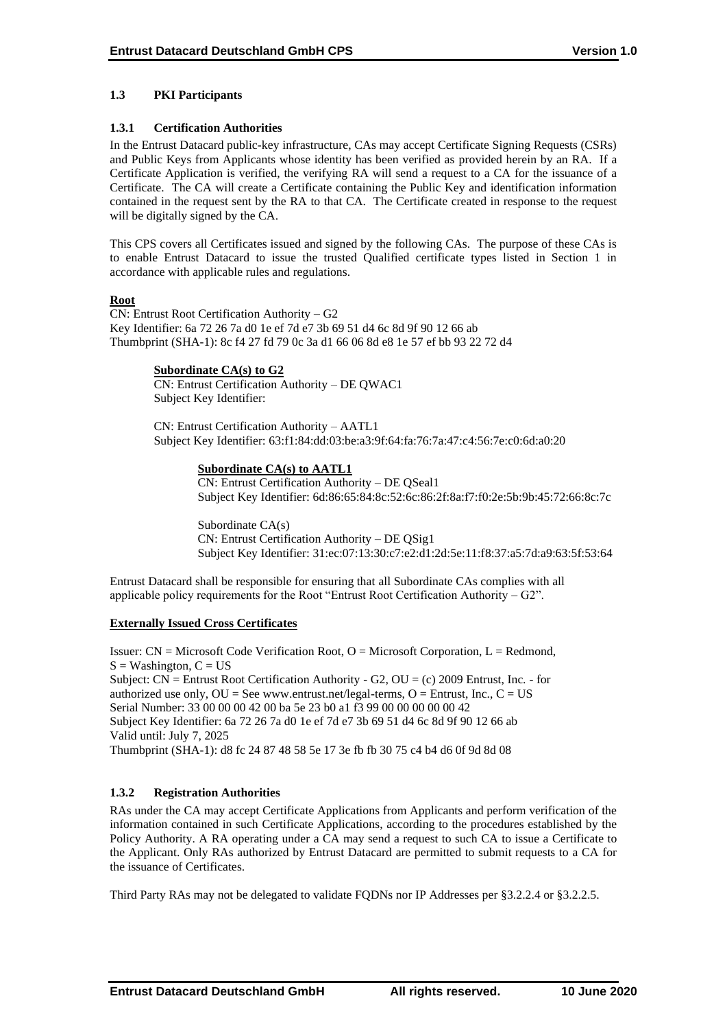### 1.3 PKI Participants

#### 1.3.1 Certification Authorities

In the Entrust Datacard public-key infrastructure, CAs may accept Certificate Signing Requests (CSRs) and Public Keys from Applicants whose identity has been verified as provided herein by an RA. If a Certificate Application is verified, the verifying RA will send a request to a CA for the issuance of a Certificate. The CA will create a Certificate containing the Public Key and identification information contained in the request sent by the RA to that CA. The Certificate created in response to the request will be digitally signed by the CA.

This CPS covers all Certificates issued and signed by the following CAs. The purpose of these CAs is to enable Entrust Datacard to issue the trusted Qualified certificate types listed in Section 1 in accordance with applicable rules and regulations.

**Root**

CN: Entrust Root Certification Authority – G2
Key Identifier: 6a 72 26 7a d0 1e ef 7d e7 3b 69 51 d4 6c 8d 9f 90 12 66 ab
Thumbprint (SHA-1): 8c f4 27 fd 79 0c 3a d1 66 06 8d e8 1e 57 ef bb 93 22 72 d4

**Subordinate CA(s) to G2**

CN: Entrust Certification Authority – DE QWAC1
Subject Key Identifier:

CN: Entrust Certification Authority – AATL1
Subject Key Identifier: 63:f1:84:dd:03:be:a3:9f:64:fa:76:7a:47:c4:56:7e:c0:6d:a0:20

**Subordinate CA(s) to AATL1**

CN: Entrust Certification Authority – DE QSeal1
Subject Key Identifier: 6d:86:65:84:8c:52:6c:86:2f:8a:f7:f0:2e:5b:9b:45:72:66:8c:7c

Subordinate CA(s)
CN: Entrust Certification Authority – DE QSig1
Subject Key Identifier: 31:ec:07:13:30:c7:e2:d1:2d:5e:11:f8:37:a5:7d:a9:63:5f:53:64

Entrust Datacard shall be responsible for ensuring that all Subordinate CAs complies with all applicable policy requirements for the Root "Entrust Root Certification Authority – G2".

**Externally Issued Cross Certificates**

Issuer: CN = Microsoft Code Verification Root, O = Microsoft Corporation, L = Redmond, S = Washington, C = US
Subject: CN = Entrust Root Certification Authority - G2, OU = (c) 2009 Entrust, Inc. - for authorized use only, OU = See www.entrust.net/legal-terms, O = Entrust, Inc., C = US
Serial Number: 33 00 00 00 42 00 ba 5e 23 b0 a1 f3 99 00 00 00 00 00 42
Subject Key Identifier: 6a 72 26 7a d0 1e ef 7d e7 3b 69 51 d4 6c 8d 9f 90 12 66 ab
Valid until: July 7, 2025
Thumbprint (SHA-1): d8 fc 24 87 48 58 5e 17 3e fb fb 30 75 c4 b4 d6 0f 9d 8d 08

#### 1.3.2 Registration Authorities

RAs under the CA may accept Certificate Applications from Applicants and perform verification of the information contained in such Certificate Applications, according to the procedures established by the Policy Authority. A RA operating under a CA may send a request to such CA to issue a Certificate to the Applicant. Only RAs authorized by Entrust Datacard are permitted to submit requests to a CA for the issuance of Certificates.

Third Party RAs may not be delegated to validate FQDNs nor IP Addresses per §3.2.2.4 or §3.2.2.5.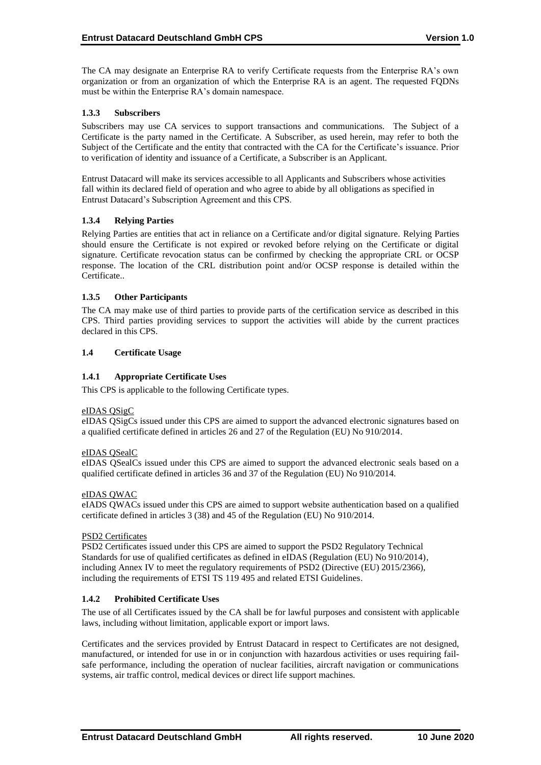The CA may designate an Enterprise RA to verify Certificate requests from the Enterprise RA's own organization or from an organization of which the Enterprise RA is an agent. The requested FQDNs must be within the Enterprise RA's domain namespace.

### 1.3.3 Subscribers

Subscribers may use CA services to support transactions and communications. The Subject of a Certificate is the party named in the Certificate. A Subscriber, as used herein, may refer to both the Subject of the Certificate and the entity that contracted with the CA for the Certificate's issuance. Prior to verification of identity and issuance of a Certificate, a Subscriber is an Applicant.

Entrust Datacard will make its services accessible to all Applicants and Subscribers whose activities fall within its declared field of operation and who agree to abide by all obligations as specified in Entrust Datacard's Subscription Agreement and this CPS.

### 1.3.4 Relying Parties

Relying Parties are entities that act in reliance on a Certificate and/or digital signature. Relying Parties should ensure the Certificate is not expired or revoked before relying on the Certificate or digital signature. Certificate revocation status can be confirmed by checking the appropriate CRL or OCSP response. The location of the CRL distribution point and/or OCSP response is detailed within the Certificate..

### 1.3.5 Other Participants

The CA may make use of third parties to provide parts of the certification service as described in this CPS. Third parties providing services to support the activities will abide by the current practices declared in this CPS.

## 1.4 Certificate Usage

### 1.4.1 Appropriate Certificate Uses

This CPS is applicable to the following Certificate types.

eIDAS QSigC

eIDAS QSigCs issued under this CPS are aimed to support the advanced electronic signatures based on a qualified certificate defined in articles 26 and 27 of the Regulation (EU) No 910/2014.

eIDAS QSealC

eIDAS QSealCs issued under this CPS are aimed to support the advanced electronic seals based on a qualified certificate defined in articles 36 and 37 of the Regulation (EU) No 910/2014.

eIDAS QWAC

eIADS QWACs issued under this CPS are aimed to support website authentication based on a qualified certificate defined in articles 3 (38) and 45 of the Regulation (EU) No 910/2014.

PSD2 Certificates

PSD2 Certificates issued under this CPS are aimed to support the PSD2 Regulatory Technical Standards for use of qualified certificates as defined in eIDAS (Regulation (EU) No 910/2014), including Annex IV to meet the regulatory requirements of PSD2 (Directive (EU) 2015/2366), including the requirements of ETSI TS 119 495 and related ETSI Guidelines.

### 1.4.2 Prohibited Certificate Uses

The use of all Certificates issued by the CA shall be for lawful purposes and consistent with applicable laws, including without limitation, applicable export or import laws.

Certificates and the services provided by Entrust Datacard in respect to Certificates are not designed, manufactured, or intended for use in or in conjunction with hazardous activities or uses requiring fail-safe performance, including the operation of nuclear facilities, aircraft navigation or communications systems, air traffic control, medical devices or direct life support machines.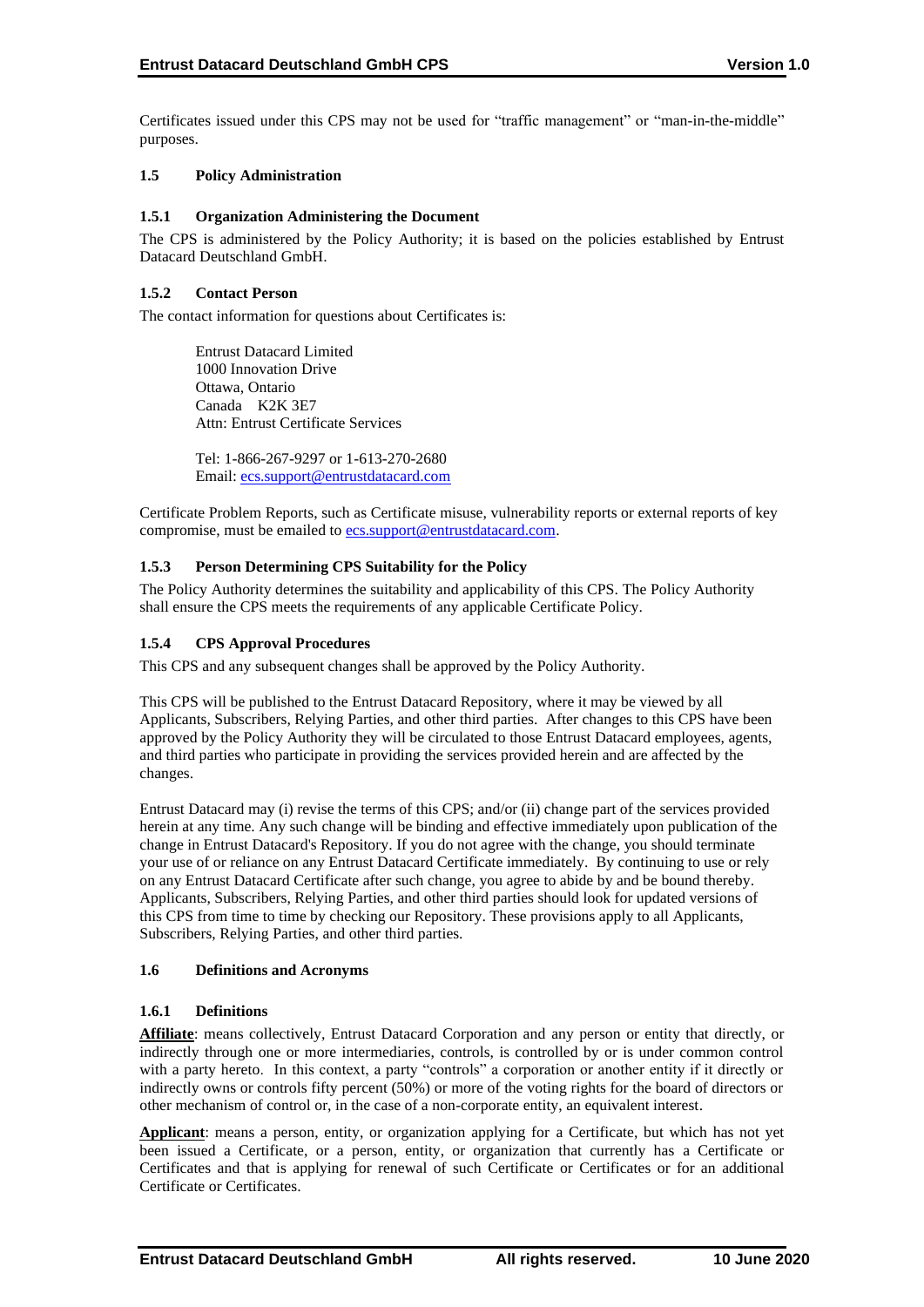Certificates issued under this CPS may not be used for "traffic management" or "man-in-the-middle" purposes.

### 1.5 Policy Administration

#### 1.5.1 Organization Administering the Document

The CPS is administered by the Policy Authority; it is based on the policies established by Entrust Datacard Deutschland GmbH.

#### 1.5.2 Contact Person

The contact information for questions about Certificates is:

Entrust Datacard Limited
1000 Innovation Drive
Ottawa, Ontario
Canada K2K 3E7
Attn: Entrust Certificate Services

Tel: 1-866-267-9297 or 1-613-270-2680
Email: ecs.support@entrustdatacard.com

Certificate Problem Reports, such as Certificate misuse, vulnerability reports or external reports of key compromise, must be emailed to ecs.support@entrustdatacard.com.

#### 1.5.3 Person Determining CPS Suitability for the Policy

The Policy Authority determines the suitability and applicability of this CPS. The Policy Authority shall ensure the CPS meets the requirements of any applicable Certificate Policy.

#### 1.5.4 CPS Approval Procedures

This CPS and any subsequent changes shall be approved by the Policy Authority.

This CPS will be published to the Entrust Datacard Repository, where it may be viewed by all Applicants, Subscribers, Relying Parties, and other third parties. After changes to this CPS have been approved by the Policy Authority they will be circulated to those Entrust Datacard employees, agents, and third parties who participate in providing the services provided herein and are affected by the changes.

Entrust Datacard may (i) revise the terms of this CPS; and/or (ii) change part of the services provided herein at any time. Any such change will be binding and effective immediately upon publication of the change in Entrust Datacard's Repository. If you do not agree with the change, you should terminate your use of or reliance on any Entrust Datacard Certificate immediately. By continuing to use or rely on any Entrust Datacard Certificate after such change, you agree to abide by and be bound thereby. Applicants, Subscribers, Relying Parties, and other third parties should look for updated versions of this CPS from time to time by checking our Repository. These provisions apply to all Applicants, Subscribers, Relying Parties, and other third parties.

### 1.6 Definitions and Acronyms

#### 1.6.1 Definitions

**Affiliate**: means collectively, Entrust Datacard Corporation and any person or entity that directly, or indirectly through one or more intermediaries, controls, is controlled by or is under common control with a party hereto. In this context, a party "controls" a corporation or another entity if it directly or indirectly owns or controls fifty percent (50%) or more of the voting rights for the board of directors or other mechanism of control or, in the case of a non-corporate entity, an equivalent interest.

**Applicant**: means a person, entity, or organization applying for a Certificate, but which has not yet been issued a Certificate, or a person, entity, or organization that currently has a Certificate or Certificates and that is applying for renewal of such Certificate or Certificates or for an additional Certificate or Certificates.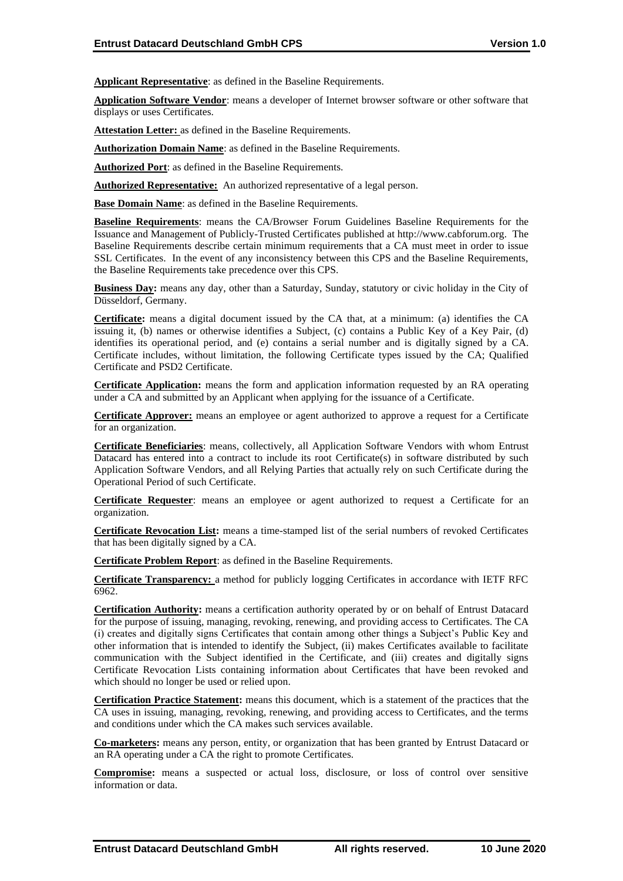**Applicant Representative**: as defined in the Baseline Requirements.

**Application Software Vendor**: means a developer of Internet browser software or other software that displays or uses Certificates.

**Attestation Letter:** as defined in the Baseline Requirements.

**Authorization Domain Name**: as defined in the Baseline Requirements.

**Authorized Port**: as defined in the Baseline Requirements.

**Authorized Representative:** An authorized representative of a legal person.

**Base Domain Name**: as defined in the Baseline Requirements.

**Baseline Requirements**: means the CA/Browser Forum Guidelines Baseline Requirements for the Issuance and Management of Publicly-Trusted Certificates published at http://www.cabforum.org. The Baseline Requirements describe certain minimum requirements that a CA must meet in order to issue SSL Certificates. In the event of any inconsistency between this CPS and the Baseline Requirements, the Baseline Requirements take precedence over this CPS.

**Business Day:** means any day, other than a Saturday, Sunday, statutory or civic holiday in the City of Düsseldorf, Germany.

**Certificate:** means a digital document issued by the CA that, at a minimum: (a) identifies the CA issuing it, (b) names or otherwise identifies a Subject, (c) contains a Public Key of a Key Pair, (d) identifies its operational period, and (e) contains a serial number and is digitally signed by a CA. Certificate includes, without limitation, the following Certificate types issued by the CA; Qualified Certificate and PSD2 Certificate.

**Certificate Application:** means the form and application information requested by an RA operating under a CA and submitted by an Applicant when applying for the issuance of a Certificate.

**Certificate Approver:** means an employee or agent authorized to approve a request for a Certificate for an organization.

**Certificate Beneficiaries**: means, collectively, all Application Software Vendors with whom Entrust Datacard has entered into a contract to include its root Certificate(s) in software distributed by such Application Software Vendors, and all Relying Parties that actually rely on such Certificate during the Operational Period of such Certificate.

**Certificate Requester**: means an employee or agent authorized to request a Certificate for an organization.

**Certificate Revocation List:** means a time-stamped list of the serial numbers of revoked Certificates that has been digitally signed by a CA.

**Certificate Problem Report**: as defined in the Baseline Requirements.

**Certificate Transparency:** a method for publicly logging Certificates in accordance with IETF RFC 6962.

**Certification Authority:** means a certification authority operated by or on behalf of Entrust Datacard for the purpose of issuing, managing, revoking, renewing, and providing access to Certificates. The CA (i) creates and digitally signs Certificates that contain among other things a Subject's Public Key and other information that is intended to identify the Subject, (ii) makes Certificates available to facilitate communication with the Subject identified in the Certificate, and (iii) creates and digitally signs Certificate Revocation Lists containing information about Certificates that have been revoked and which should no longer be used or relied upon.

**Certification Practice Statement:** means this document, which is a statement of the practices that the CA uses in issuing, managing, revoking, renewing, and providing access to Certificates, and the terms and conditions under which the CA makes such services available.

**Co-marketers:** means any person, entity, or organization that has been granted by Entrust Datacard or an RA operating under a CA the right to promote Certificates.

**Compromise:** means a suspected or actual loss, disclosure, or loss of control over sensitive information or data.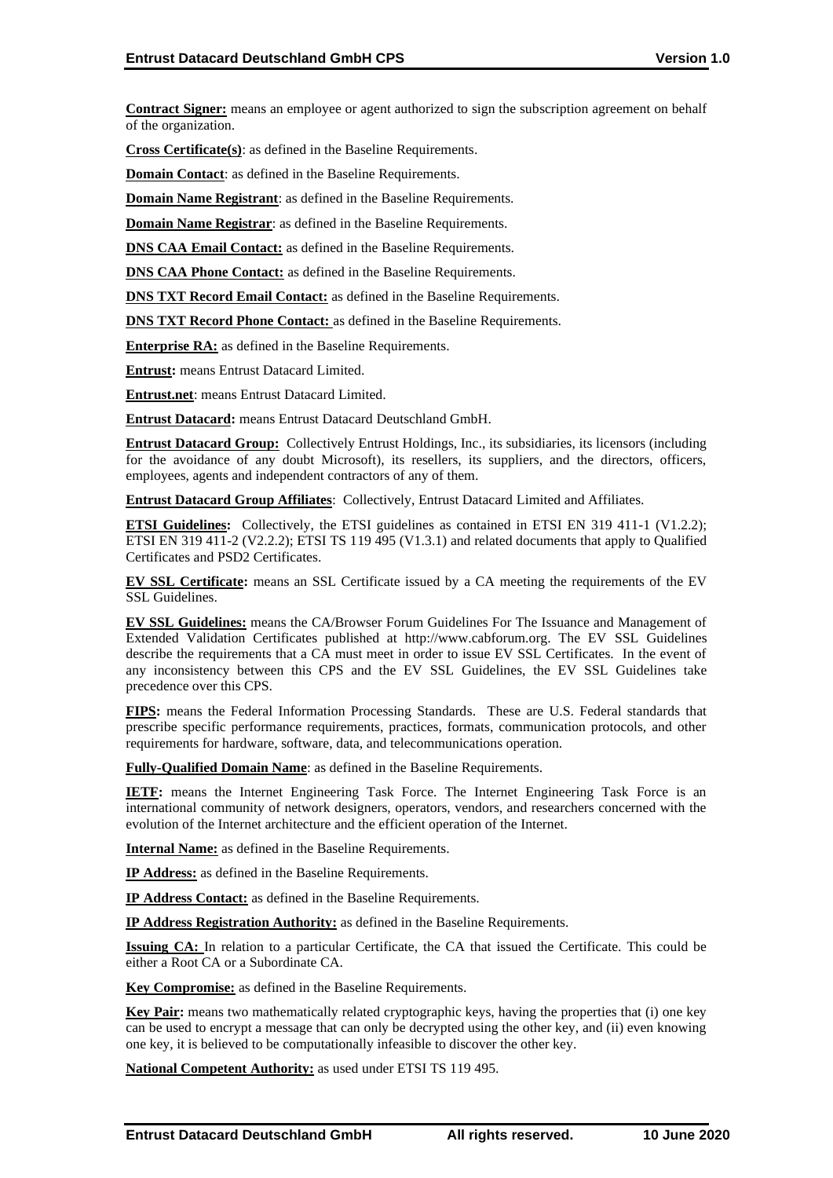**Contract Signer:** means an employee or agent authorized to sign the subscription agreement on behalf of the organization.

**Cross Certificate(s)**: as defined in the Baseline Requirements.

**Domain Contact**: as defined in the Baseline Requirements.

**Domain Name Registrant**: as defined in the Baseline Requirements.

**Domain Name Registrar**: as defined in the Baseline Requirements.

**DNS CAA Email Contact:** as defined in the Baseline Requirements.

**DNS CAA Phone Contact:** as defined in the Baseline Requirements.

**DNS TXT Record Email Contact:** as defined in the Baseline Requirements.

**DNS TXT Record Phone Contact:** as defined in the Baseline Requirements.

**Enterprise RA:** as defined in the Baseline Requirements.

**Entrust:** means Entrust Datacard Limited.

**Entrust.net**: means Entrust Datacard Limited.

**Entrust Datacard:** means Entrust Datacard Deutschland GmbH.

**Entrust Datacard Group:** Collectively Entrust Holdings, Inc., its subsidiaries, its licensors (including for the avoidance of any doubt Microsoft), its resellers, its suppliers, and the directors, officers, employees, agents and independent contractors of any of them.

**Entrust Datacard Group Affiliates**: Collectively, Entrust Datacard Limited and Affiliates.

**ETSI Guidelines:** Collectively, the ETSI guidelines as contained in ETSI EN 319 411-1 (V1.2.2); ETSI EN 319 411-2 (V2.2.2); ETSI TS 119 495 (V1.3.1) and related documents that apply to Qualified Certificates and PSD2 Certificates.

**EV SSL Certificate:** means an SSL Certificate issued by a CA meeting the requirements of the EV SSL Guidelines.

**EV SSL Guidelines:** means the CA/Browser Forum Guidelines For The Issuance and Management of Extended Validation Certificates published at http://www.cabforum.org. The EV SSL Guidelines describe the requirements that a CA must meet in order to issue EV SSL Certificates. In the event of any inconsistency between this CPS and the EV SSL Guidelines, the EV SSL Guidelines take precedence over this CPS.

**FIPS:** means the Federal Information Processing Standards. These are U.S. Federal standards that prescribe specific performance requirements, practices, formats, communication protocols, and other requirements for hardware, software, data, and telecommunications operation.

**Fully-Qualified Domain Name**: as defined in the Baseline Requirements.

**IETF:** means the Internet Engineering Task Force. The Internet Engineering Task Force is an international community of network designers, operators, vendors, and researchers concerned with the evolution of the Internet architecture and the efficient operation of the Internet.

**Internal Name:** as defined in the Baseline Requirements.

**IP Address:** as defined in the Baseline Requirements.

**IP Address Contact:** as defined in the Baseline Requirements.

**IP Address Registration Authority:** as defined in the Baseline Requirements.

**Issuing CA:** In relation to a particular Certificate, the CA that issued the Certificate. This could be either a Root CA or a Subordinate CA.

**Key Compromise:** as defined in the Baseline Requirements.

**Key Pair:** means two mathematically related cryptographic keys, having the properties that (i) one key can be used to encrypt a message that can only be decrypted using the other key, and (ii) even knowing one key, it is believed to be computationally infeasible to discover the other key.

**National Competent Authority:** as used under ETSI TS 119 495.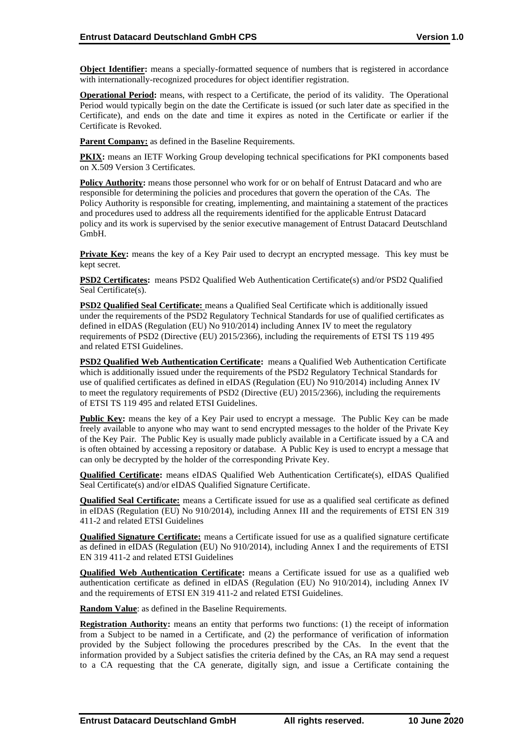**Object Identifier:** means a specially-formatted sequence of numbers that is registered in accordance with internationally-recognized procedures for object identifier registration.

**Operational Period:** means, with respect to a Certificate, the period of its validity. The Operational Period would typically begin on the date the Certificate is issued (or such later date as specified in the Certificate), and ends on the date and time it expires as noted in the Certificate or earlier if the Certificate is Revoked.

**Parent Company:** as defined in the Baseline Requirements.

**PKIX:** means an IETF Working Group developing technical specifications for PKI components based on X.509 Version 3 Certificates.

**Policy Authority:** means those personnel who work for or on behalf of Entrust Datacard and who are responsible for determining the policies and procedures that govern the operation of the CAs. The Policy Authority is responsible for creating, implementing, and maintaining a statement of the practices and procedures used to address all the requirements identified for the applicable Entrust Datacard policy and its work is supervised by the senior executive management of Entrust Datacard Deutschland GmbH.

**Private Key:** means the key of a Key Pair used to decrypt an encrypted message. This key must be kept secret.

**PSD2 Certificates:** means PSD2 Qualified Web Authentication Certificate(s) and/or PSD2 Qualified Seal Certificate(s).

**PSD2 Qualified Seal Certificate:** means a Qualified Seal Certificate which is additionally issued under the requirements of the PSD2 Regulatory Technical Standards for use of qualified certificates as defined in eIDAS (Regulation (EU) No 910/2014) including Annex IV to meet the regulatory requirements of PSD2 (Directive (EU) 2015/2366), including the requirements of ETSI TS 119 495 and related ETSI Guidelines.

**PSD2 Qualified Web Authentication Certificate:** means a Qualified Web Authentication Certificate which is additionally issued under the requirements of the PSD2 Regulatory Technical Standards for use of qualified certificates as defined in eIDAS (Regulation (EU) No 910/2014) including Annex IV to meet the regulatory requirements of PSD2 (Directive (EU) 2015/2366), including the requirements of ETSI TS 119 495 and related ETSI Guidelines.

**Public Key:** means the key of a Key Pair used to encrypt a message. The Public Key can be made freely available to anyone who may want to send encrypted messages to the holder of the Private Key of the Key Pair. The Public Key is usually made publicly available in a Certificate issued by a CA and is often obtained by accessing a repository or database. A Public Key is used to encrypt a message that can only be decrypted by the holder of the corresponding Private Key.

**Qualified Certificate:** means eIDAS Qualified Web Authentication Certificate(s), eIDAS Qualified Seal Certificate(s) and/or eIDAS Qualified Signature Certificate.

**Qualified Seal Certificate:** means a Certificate issued for use as a qualified seal certificate as defined in eIDAS (Regulation (EU) No 910/2014), including Annex III and the requirements of ETSI EN 319 411-2 and related ETSI Guidelines

**Qualified Signature Certificate:** means a Certificate issued for use as a qualified signature certificate as defined in eIDAS (Regulation (EU) No 910/2014), including Annex I and the requirements of ETSI EN 319 411-2 and related ETSI Guidelines

**Qualified Web Authentication Certificate:** means a Certificate issued for use as a qualified web authentication certificate as defined in eIDAS (Regulation (EU) No 910/2014), including Annex IV and the requirements of ETSI EN 319 411-2 and related ETSI Guidelines.

**Random Value**: as defined in the Baseline Requirements.

**Registration Authority:** means an entity that performs two functions: (1) the receipt of information from a Subject to be named in a Certificate, and (2) the performance of verification of information provided by the Subject following the procedures prescribed by the CAs. In the event that the information provided by a Subject satisfies the criteria defined by the CAs, an RA may send a request to a CA requesting that the CA generate, digitally sign, and issue a Certificate containing the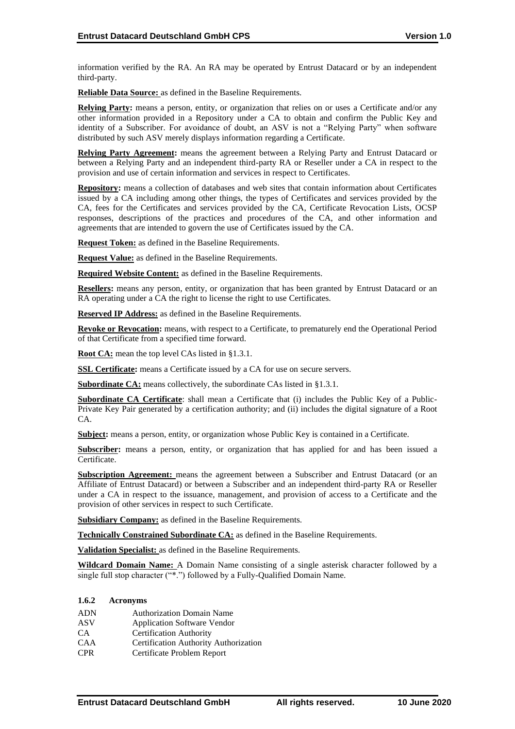information verified by the RA. An RA may be operated by Entrust Datacard or by an independent third-party.

**Reliable Data Source:** as defined in the Baseline Requirements.

**Relying Party:** means a person, entity, or organization that relies on or uses a Certificate and/or any other information provided in a Repository under a CA to obtain and confirm the Public Key and identity of a Subscriber. For avoidance of doubt, an ASV is not a "Relying Party" when software distributed by such ASV merely displays information regarding a Certificate.

**Relying Party Agreement:** means the agreement between a Relying Party and Entrust Datacard or between a Relying Party and an independent third-party RA or Reseller under a CA in respect to the provision and use of certain information and services in respect to Certificates.

**Repository:** means a collection of databases and web sites that contain information about Certificates issued by a CA including among other things, the types of Certificates and services provided by the CA, fees for the Certificates and services provided by the CA, Certificate Revocation Lists, OCSP responses, descriptions of the practices and procedures of the CA, and other information and agreements that are intended to govern the use of Certificates issued by the CA.

**Request Token:** as defined in the Baseline Requirements.

**Request Value:** as defined in the Baseline Requirements.

**Required Website Content:** as defined in the Baseline Requirements.

**Resellers:** means any person, entity, or organization that has been granted by Entrust Datacard or an RA operating under a CA the right to license the right to use Certificates.

**Reserved IP Address:** as defined in the Baseline Requirements.

**Revoke or Revocation:** means, with respect to a Certificate, to prematurely end the Operational Period of that Certificate from a specified time forward.

**Root CA:** mean the top level CAs listed in §1.3.1.

**SSL Certificate:** means a Certificate issued by a CA for use on secure servers.

**Subordinate CA:** means collectively, the subordinate CAs listed in §1.3.1.

**Subordinate CA Certificate**: shall mean a Certificate that (i) includes the Public Key of a Public-Private Key Pair generated by a certification authority; and (ii) includes the digital signature of a Root CA.

**Subject:** means a person, entity, or organization whose Public Key is contained in a Certificate.

**Subscriber:** means a person, entity, or organization that has applied for and has been issued a Certificate.

**Subscription Agreement:** means the agreement between a Subscriber and Entrust Datacard (or an Affiliate of Entrust Datacard) or between a Subscriber and an independent third-party RA or Reseller under a CA in respect to the issuance, management, and provision of access to a Certificate and the provision of other services in respect to such Certificate.

**Subsidiary Company:** as defined in the Baseline Requirements.

**Technically Constrained Subordinate CA:** as defined in the Baseline Requirements.

**Validation Specialist:** as defined in the Baseline Requirements.

**Wildcard Domain Name:** A Domain Name consisting of a single asterisk character followed by a single full stop character ("*.") followed by a Fully-Qualified Domain Name.

#### 1.6.2 Acronyms

| | |
|---|---|
| ADN | Authorization Domain Name |
| ASV | Application Software Vendor |
| CA | Certification Authority |
| CAA | Certification Authority Authorization |
| CPR | Certificate Problem Report |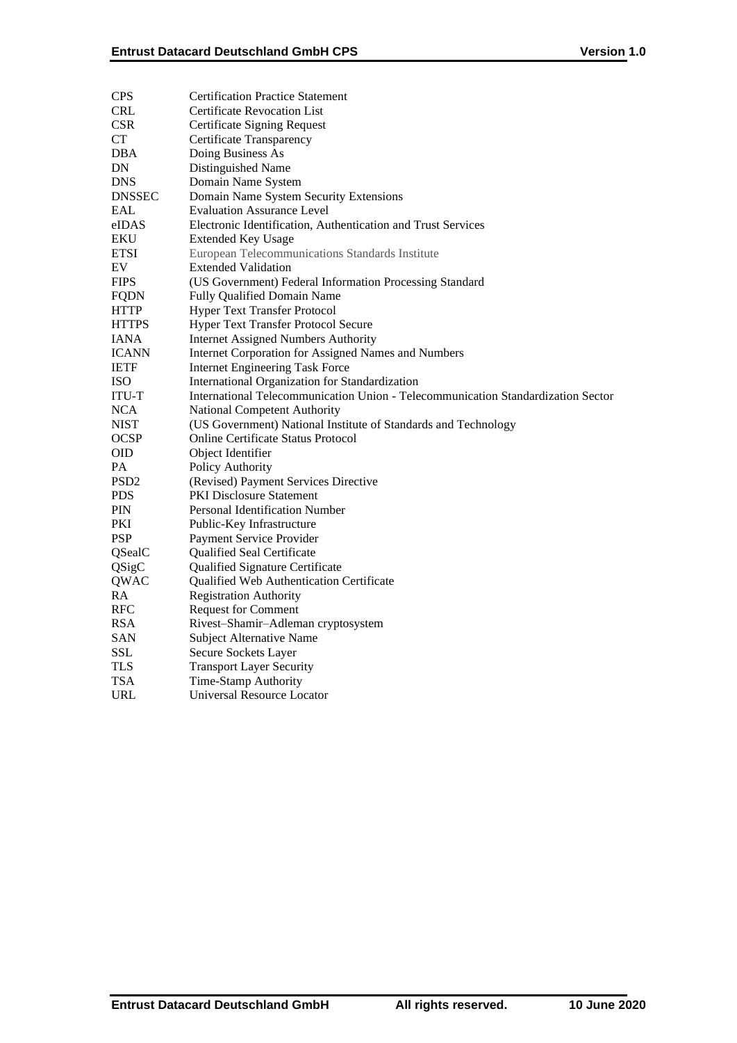| | |
|---|---|
| CPS | Certification Practice Statement |
| CRL | Certificate Revocation List |
| CSR | Certificate Signing Request |
| CT | Certificate Transparency |
| DBA | Doing Business As |
| DN | Distinguished Name |
| DNS | Domain Name System |
| DNSSEC | Domain Name System Security Extensions |
| EAL | Evaluation Assurance Level |
| eIDAS | Electronic Identification, Authentication and Trust Services |
| EKU | Extended Key Usage |
| ETSI | European Telecommunications Standards Institute |
| EV | Extended Validation |
| FIPS | (US Government) Federal Information Processing Standard |
| FQDN | Fully Qualified Domain Name |
| HTTP | Hyper Text Transfer Protocol |
| HTTPS | Hyper Text Transfer Protocol Secure |
| IANA | Internet Assigned Numbers Authority |
| ICANN | Internet Corporation for Assigned Names and Numbers |
| IETF | Internet Engineering Task Force |
| ISO | International Organization for Standardization |
| ITU-T | International Telecommunication Union - Telecommunication Standardization Sector |
| NCA | National Competent Authority |
| NIST | (US Government) National Institute of Standards and Technology |
| OCSP | Online Certificate Status Protocol |
| OID | Object Identifier |
| PA | Policy Authority |
| PSD2 | (Revised) Payment Services Directive |
| PDS | PKI Disclosure Statement |
| PIN | Personal Identification Number |
| PKI | Public-Key Infrastructure |
| PSP | Payment Service Provider |
| QSealC | Qualified Seal Certificate |
| QSigC | Qualified Signature Certificate |
| QWAC | Qualified Web Authentication Certificate |
| RA | Registration Authority |
| RFC | Request for Comment |
| RSA | Rivest–Shamir–Adleman cryptosystem |
| SAN | Subject Alternative Name |
| SSL | Secure Sockets Layer |
| TLS | Transport Layer Security |
| TSA | Time-Stamp Authority |
| URL | Universal Resource Locator |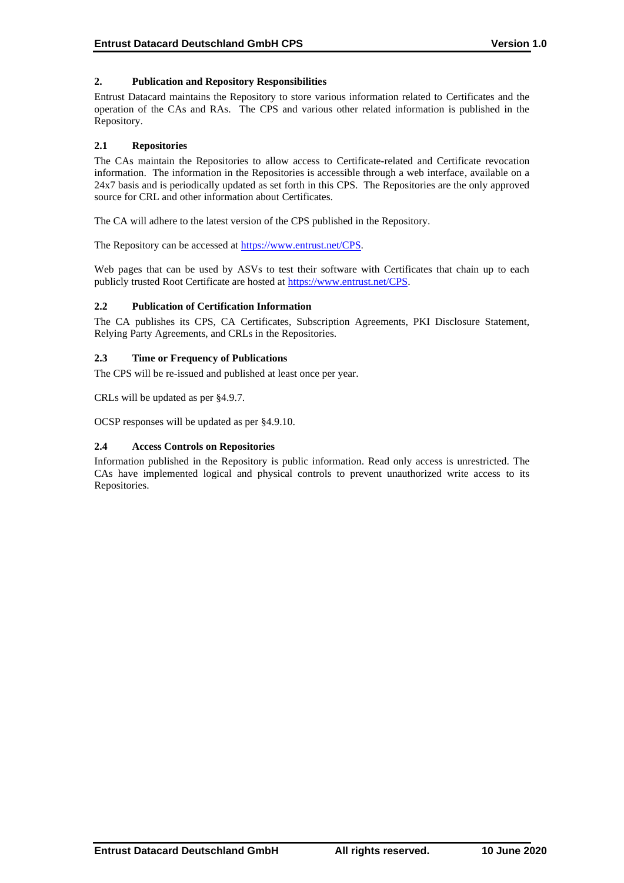## 2. Publication and Repository Responsibilities

Entrust Datacard maintains the Repository to store various information related to Certificates and the operation of the CAs and RAs. The CPS and various other related information is published in the Repository.

### 2.1 Repositories

The CAs maintain the Repositories to allow access to Certificate-related and Certificate revocation information. The information in the Repositories is accessible through a web interface, available on a 24x7 basis and is periodically updated as set forth in this CPS. The Repositories are the only approved source for CRL and other information about Certificates.

The CA will adhere to the latest version of the CPS published in the Repository.

The Repository can be accessed at https://www.entrust.net/CPS.

Web pages that can be used by ASVs to test their software with Certificates that chain up to each publicly trusted Root Certificate are hosted at https://www.entrust.net/CPS.

### 2.2 Publication of Certification Information

The CA publishes its CPS, CA Certificates, Subscription Agreements, PKI Disclosure Statement, Relying Party Agreements, and CRLs in the Repositories.

### 2.3 Time or Frequency of Publications

The CPS will be re-issued and published at least once per year.

CRLs will be updated as per §4.9.7.

OCSP responses will be updated as per §4.9.10.

### 2.4 Access Controls on Repositories

Information published in the Repository is public information. Read only access is unrestricted. The CAs have implemented logical and physical controls to prevent unauthorized write access to its Repositories.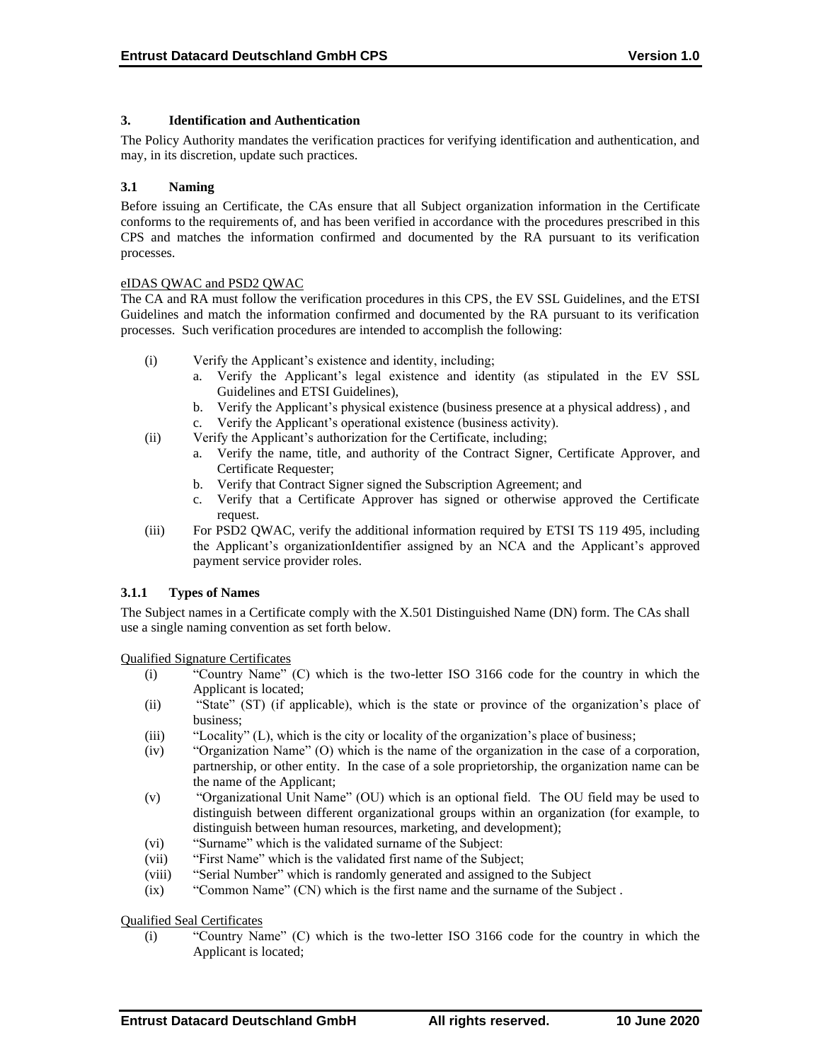# 3. Identification and Authentication

The Policy Authority mandates the verification practices for verifying identification and authentication, and may, in its discretion, update such practices.

## 3.1 Naming

Before issuing an Certificate, the CAs ensure that all Subject organization information in the Certificate conforms to the requirements of, and has been verified in accordance with the procedures prescribed in this CPS and matches the information confirmed and documented by the RA pursuant to its verification processes.

eIDAS QWAC and PSD2 QWAC

The CA and RA must follow the verification procedures in this CPS, the EV SSL Guidelines, and the ETSI Guidelines and match the information confirmed and documented by the RA pursuant to its verification processes. Such verification procedures are intended to accomplish the following:

(i) Verify the Applicant's existence and identity, including;
   a. Verify the Applicant's legal existence and identity (as stipulated in the EV SSL Guidelines and ETSI Guidelines),
   b. Verify the Applicant's physical existence (business presence at a physical address) , and
   c. Verify the Applicant's operational existence (business activity).

(ii) Verify the Applicant's authorization for the Certificate, including;
   a. Verify the name, title, and authority of the Contract Signer, Certificate Approver, and Certificate Requester;
   b. Verify that Contract Signer signed the Subscription Agreement; and
   c. Verify that a Certificate Approver has signed or otherwise approved the Certificate request.

(iii) For PSD2 QWAC, verify the additional information required by ETSI TS 119 495, including the Applicant's organizationIdentifier assigned by an NCA and the Applicant's approved payment service provider roles.

### 3.1.1 Types of Names

The Subject names in a Certificate comply with the X.501 Distinguished Name (DN) form. The CAs shall use a single naming convention as set forth below.

Qualified Signature Certificates

(i) "Country Name" (C) which is the two-letter ISO 3166 code for the country in which the Applicant is located;
(ii) "State" (ST) (if applicable), which is the state or province of the organization's place of business;
(iii) "Locality" (L), which is the city or locality of the organization's place of business;
(iv) "Organization Name" (O) which is the name of the organization in the case of a corporation, partnership, or other entity. In the case of a sole proprietorship, the organization name can be the name of the Applicant;
(v) "Organizational Unit Name" (OU) which is an optional field. The OU field may be used to distinguish between different organizational groups within an organization (for example, to distinguish between human resources, marketing, and development);
(vi) "Surname" which is the validated surname of the Subject:
(vii) "First Name" which is the validated first name of the Subject;
(viii) "Serial Number" which is randomly generated and assigned to the Subject
(ix) "Common Name" (CN) which is the first name and the surname of the Subject .

Qualified Seal Certificates

(i) "Country Name" (C) which is the two-letter ISO 3166 code for the country in which the Applicant is located;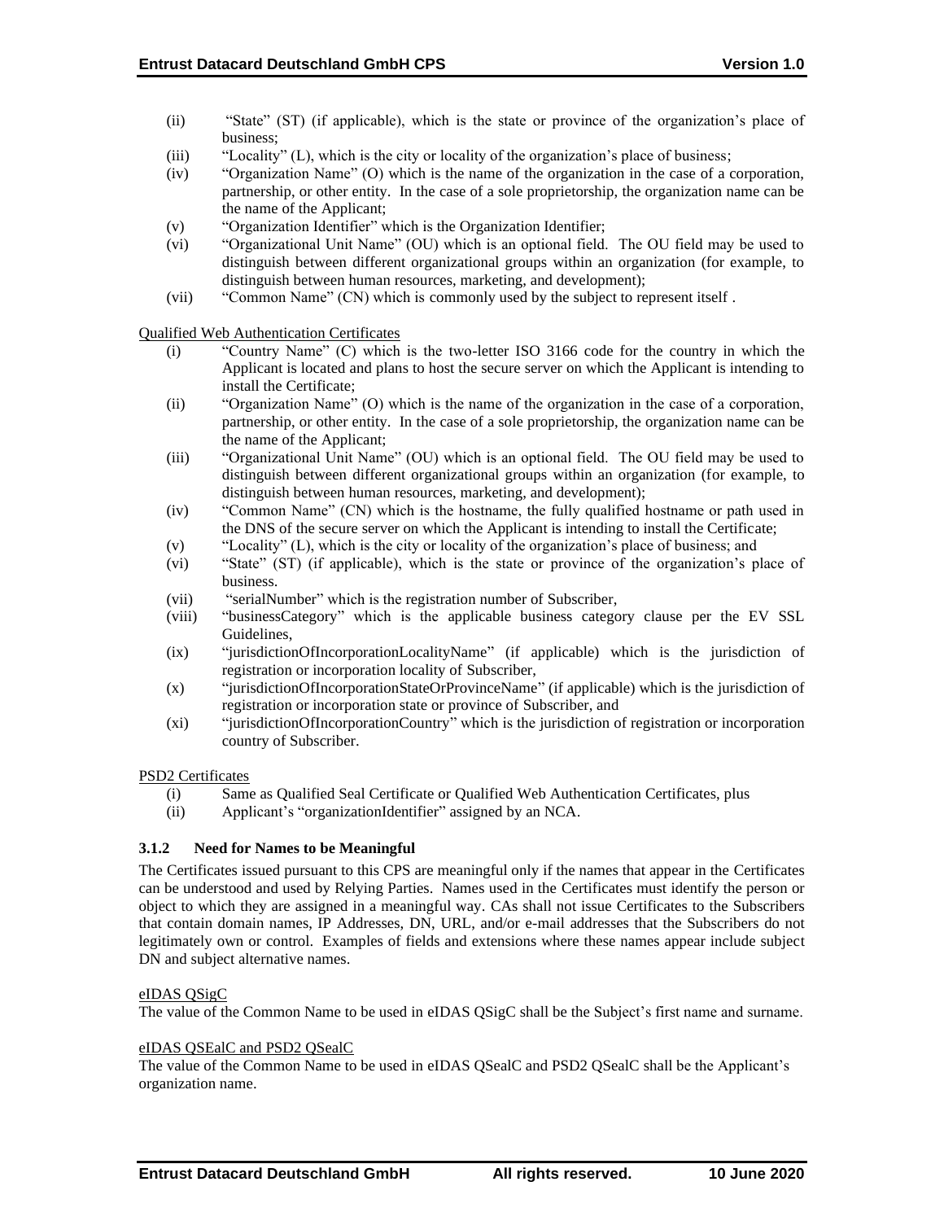(ii) "State" (ST) (if applicable), which is the state or province of the organization's place of business;
(iii) "Locality" (L), which is the city or locality of the organization's place of business;
(iv) "Organization Name" (O) which is the name of the organization in the case of a corporation, partnership, or other entity. In the case of a sole proprietorship, the organization name can be the name of the Applicant;
(v) "Organization Identifier" which is the Organization Identifier;
(vi) "Organizational Unit Name" (OU) which is an optional field. The OU field may be used to distinguish between different organizational groups within an organization (for example, to distinguish between human resources, marketing, and development);
(vii) "Common Name" (CN) which is commonly used by the subject to represent itself .

Qualified Web Authentication Certificates

(i) "Country Name" (C) which is the two-letter ISO 3166 code for the country in which the Applicant is located and plans to host the secure server on which the Applicant is intending to install the Certificate;
(ii) "Organization Name" (O) which is the name of the organization in the case of a corporation, partnership, or other entity. In the case of a sole proprietorship, the organization name can be the name of the Applicant;
(iii) "Organizational Unit Name" (OU) which is an optional field. The OU field may be used to distinguish between different organizational groups within an organization (for example, to distinguish between human resources, marketing, and development);
(iv) "Common Name" (CN) which is the hostname, the fully qualified hostname or path used in the DNS of the secure server on which the Applicant is intending to install the Certificate;
(v) "Locality" (L), which is the city or locality of the organization's place of business; and
(vi) "State" (ST) (if applicable), which is the state or province of the organization's place of business.
(vii) "serialNumber" which is the registration number of Subscriber,
(viii) "businessCategory" which is the applicable business category clause per the EV SSL Guidelines,
(ix) "jurisdictionOfIncorporationLocalityName" (if applicable) which is the jurisdiction of registration or incorporation locality of Subscriber,
(x) "jurisdictionOfIncorporationStateOrProvinceName" (if applicable) which is the jurisdiction of registration or incorporation state or province of Subscriber, and
(xi) "jurisdictionOfIncorporationCountry" which is the jurisdiction of registration or incorporation country of Subscriber.

PSD2 Certificates

(i) Same as Qualified Seal Certificate or Qualified Web Authentication Certificates, plus
(ii) Applicant's "organizationIdentifier" assigned by an NCA.

### 3.1.2 Need for Names to be Meaningful

The Certificates issued pursuant to this CPS are meaningful only if the names that appear in the Certificates can be understood and used by Relying Parties. Names used in the Certificates must identify the person or object to which they are assigned in a meaningful way. CAs shall not issue Certificates to the Subscribers that contain domain names, IP Addresses, DN, URL, and/or e-mail addresses that the Subscribers do not legitimately own or control. Examples of fields and extensions where these names appear include subject DN and subject alternative names.

eIDAS QSigC

The value of the Common Name to be used in eIDAS QSigC shall be the Subject's first name and surname.

eIDAS QSEalC and PSD2 QSealC

The value of the Common Name to be used in eIDAS QSealC and PSD2 QSealC shall be the Applicant's organization name.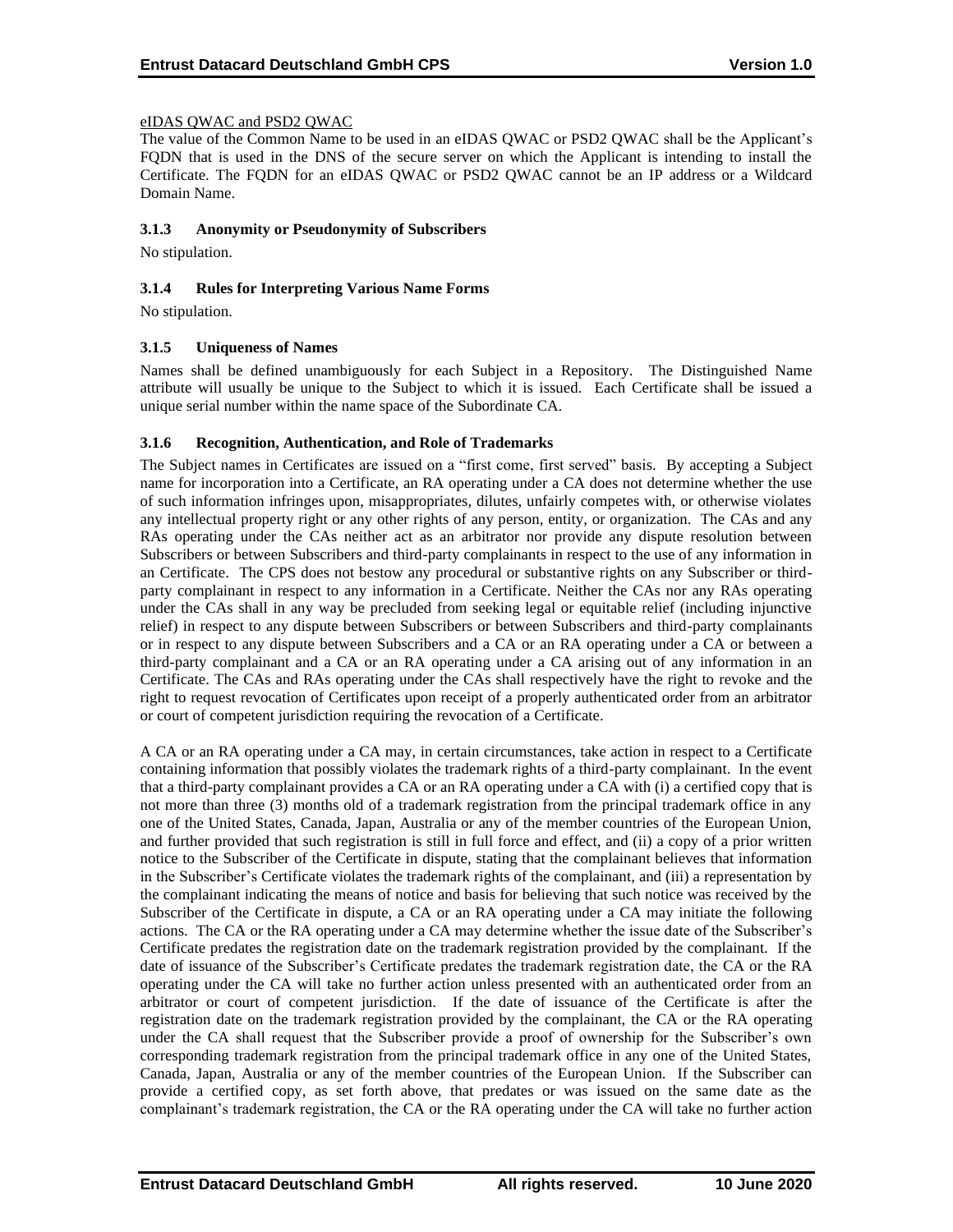eIDAS QWAC and PSD2 QWAC

The value of the Common Name to be used in an eIDAS QWAC or PSD2 QWAC shall be the Applicant's FQDN that is used in the DNS of the secure server on which the Applicant is intending to install the Certificate. The FQDN for an eIDAS QWAC or PSD2 QWAC cannot be an IP address or a Wildcard Domain Name.

### 3.1.3 Anonymity or Pseudonymity of Subscribers

No stipulation.

### 3.1.4 Rules for Interpreting Various Name Forms

No stipulation.

### 3.1.5 Uniqueness of Names

Names shall be defined unambiguously for each Subject in a Repository. The Distinguished Name attribute will usually be unique to the Subject to which it is issued. Each Certificate shall be issued a unique serial number within the name space of the Subordinate CA.

### 3.1.6 Recognition, Authentication, and Role of Trademarks

The Subject names in Certificates are issued on a "first come, first served" basis. By accepting a Subject name for incorporation into a Certificate, an RA operating under a CA does not determine whether the use of such information infringes upon, misappropriates, dilutes, unfairly competes with, or otherwise violates any intellectual property right or any other rights of any person, entity, or organization. The CAs and any RAs operating under the CAs neither act as an arbitrator nor provide any dispute resolution between Subscribers or between Subscribers and third-party complainants in respect to the use of any information in an Certificate. The CPS does not bestow any procedural or substantive rights on any Subscriber or third-party complainant in respect to any information in a Certificate. Neither the CAs nor any RAs operating under the CAs shall in any way be precluded from seeking legal or equitable relief (including injunctive relief) in respect to any dispute between Subscribers or between Subscribers and third-party complainants or in respect to any dispute between Subscribers and a CA or an RA operating under a CA or between a third-party complainant and a CA or an RA operating under a CA arising out of any information in an Certificate. The CAs and RAs operating under the CAs shall respectively have the right to revoke and the right to request revocation of Certificates upon receipt of a properly authenticated order from an arbitrator or court of competent jurisdiction requiring the revocation of a Certificate.

A CA or an RA operating under a CA may, in certain circumstances, take action in respect to a Certificate containing information that possibly violates the trademark rights of a third-party complainant. In the event that a third-party complainant provides a CA or an RA operating under a CA with (i) a certified copy that is not more than three (3) months old of a trademark registration from the principal trademark office in any one of the United States, Canada, Japan, Australia or any of the member countries of the European Union, and further provided that such registration is still in full force and effect, and (ii) a copy of a prior written notice to the Subscriber of the Certificate in dispute, stating that the complainant believes that information in the Subscriber's Certificate violates the trademark rights of the complainant, and (iii) a representation by the complainant indicating the means of notice and basis for believing that such notice was received by the Subscriber of the Certificate in dispute, a CA or an RA operating under a CA may initiate the following actions. The CA or the RA operating under a CA may determine whether the issue date of the Subscriber's Certificate predates the registration date on the trademark registration provided by the complainant. If the date of issuance of the Subscriber's Certificate predates the trademark registration date, the CA or the RA operating under the CA will take no further action unless presented with an authenticated order from an arbitrator or court of competent jurisdiction. If the date of issuance of the Certificate is after the registration date on the trademark registration provided by the complainant, the CA or the RA operating under the CA shall request that the Subscriber provide a proof of ownership for the Subscriber's own corresponding trademark registration from the principal trademark office in any one of the United States, Canada, Japan, Australia or any of the member countries of the European Union. If the Subscriber can provide a certified copy, as set forth above, that predates or was issued on the same date as the complainant's trademark registration, the CA or the RA operating under the CA will take no further action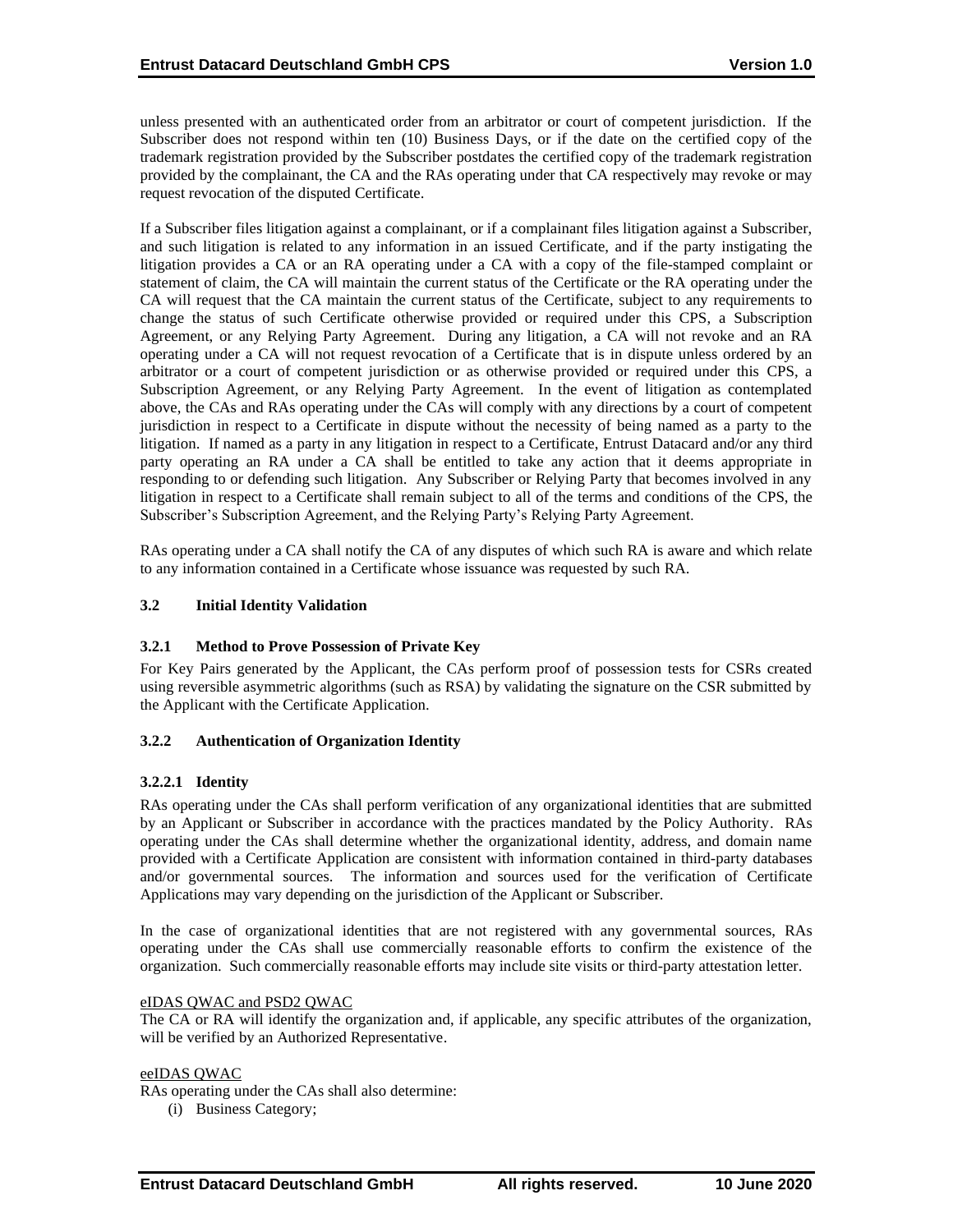unless presented with an authenticated order from an arbitrator or court of competent jurisdiction. If the Subscriber does not respond within ten (10) Business Days, or if the date on the certified copy of the trademark registration provided by the Subscriber postdates the certified copy of the trademark registration provided by the complainant, the CA and the RAs operating under that CA respectively may revoke or may request revocation of the disputed Certificate.

If a Subscriber files litigation against a complainant, or if a complainant files litigation against a Subscriber, and such litigation is related to any information in an issued Certificate, and if the party instigating the litigation provides a CA or an RA operating under a CA with a copy of the file-stamped complaint or statement of claim, the CA will maintain the current status of the Certificate or the RA operating under the CA will request that the CA maintain the current status of the Certificate, subject to any requirements to change the status of such Certificate otherwise provided or required under this CPS, a Subscription Agreement, or any Relying Party Agreement. During any litigation, a CA will not revoke and an RA operating under a CA will not request revocation of a Certificate that is in dispute unless ordered by an arbitrator or a court of competent jurisdiction or as otherwise provided or required under this CPS, a Subscription Agreement, or any Relying Party Agreement. In the event of litigation as contemplated above, the CAs and RAs operating under the CAs will comply with any directions by a court of competent jurisdiction in respect to a Certificate in dispute without the necessity of being named as a party to the litigation. If named as a party in any litigation in respect to a Certificate, Entrust Datacard and/or any third party operating an RA under a CA shall be entitled to take any action that it deems appropriate in responding to or defending such litigation. Any Subscriber or Relying Party that becomes involved in any litigation in respect to a Certificate shall remain subject to all of the terms and conditions of the CPS, the Subscriber's Subscription Agreement, and the Relying Party's Relying Party Agreement.

RAs operating under a CA shall notify the CA of any disputes of which such RA is aware and which relate to any information contained in a Certificate whose issuance was requested by such RA.

## 3.2 Initial Identity Validation

### 3.2.1 Method to Prove Possession of Private Key

For Key Pairs generated by the Applicant, the CAs perform proof of possession tests for CSRs created using reversible asymmetric algorithms (such as RSA) by validating the signature on the CSR submitted by the Applicant with the Certificate Application.

### 3.2.2 Authentication of Organization Identity

#### 3.2.2.1 Identity

RAs operating under the CAs shall perform verification of any organizational identities that are submitted by an Applicant or Subscriber in accordance with the practices mandated by the Policy Authority. RAs operating under the CAs shall determine whether the organizational identity, address, and domain name provided with a Certificate Application are consistent with information contained in third-party databases and/or governmental sources. The information and sources used for the verification of Certificate Applications may vary depending on the jurisdiction of the Applicant or Subscriber.

In the case of organizational identities that are not registered with any governmental sources, RAs operating under the CAs shall use commercially reasonable efforts to confirm the existence of the organization. Such commercially reasonable efforts may include site visits or third-party attestation letter.

eIDAS QWAC and PSD2 QWAC

The CA or RA will identify the organization and, if applicable, any specific attributes of the organization, will be verified by an Authorized Representative.

eeIDAS QWAC

RAs operating under the CAs shall also determine:

(i) Business Category;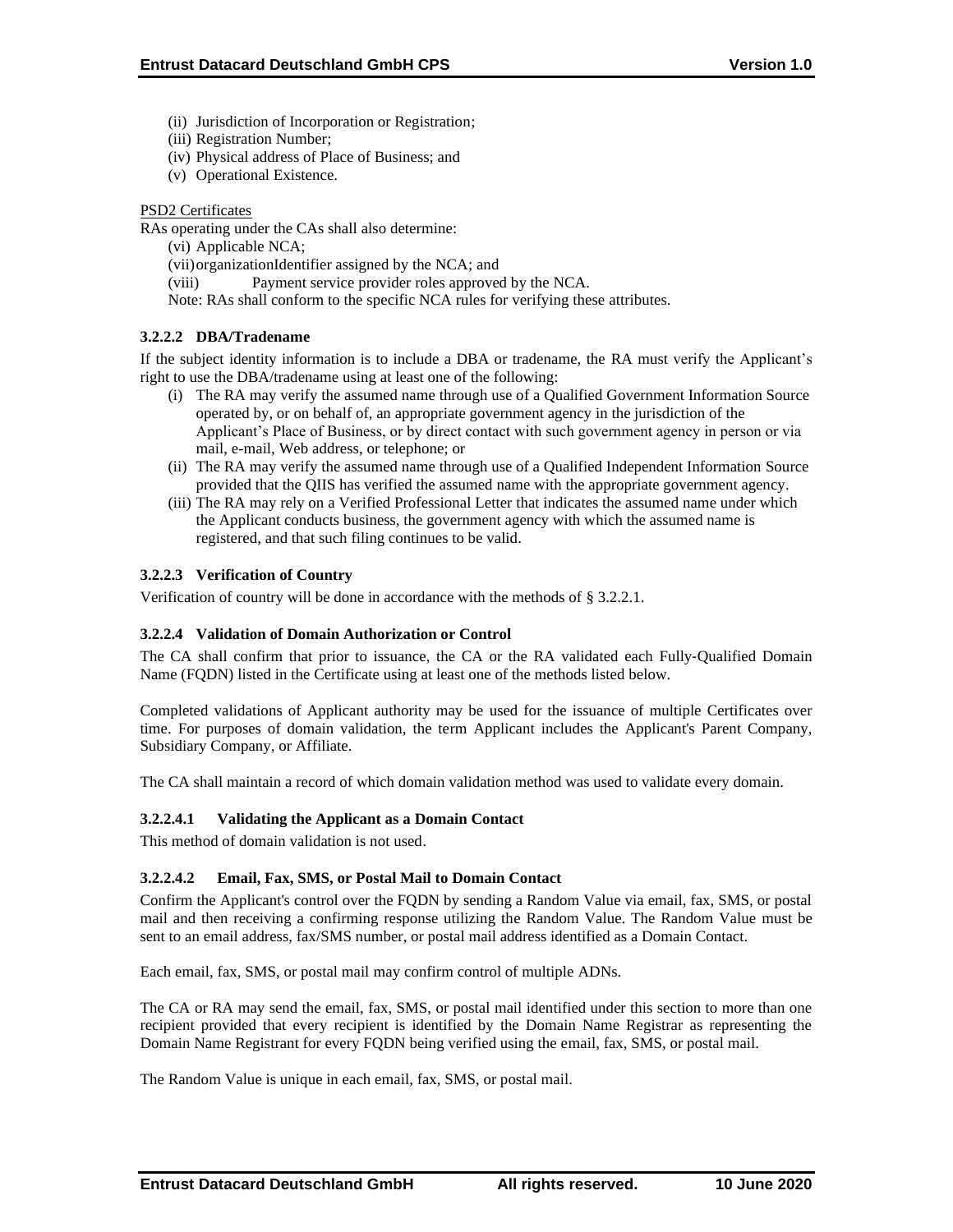(ii) Jurisdiction of Incorporation or Registration;
(iii) Registration Number;
(iv) Physical address of Place of Business; and
(v) Operational Existence.

PSD2 Certificates

RAs operating under the CAs shall also determine:

(vi) Applicable NCA;
(vii) organizationIdentifier assigned by the NCA; and
(viii) Payment service provider roles approved by the NCA.

Note: RAs shall conform to the specific NCA rules for verifying these attributes.

#### 3.2.2.2 DBA/Tradename

If the subject identity information is to include a DBA or tradename, the RA must verify the Applicant's right to use the DBA/tradename using at least one of the following:

(i) The RA may verify the assumed name through use of a Qualified Government Information Source operated by, or on behalf of, an appropriate government agency in the jurisdiction of the Applicant's Place of Business, or by direct contact with such government agency in person or via mail, e-mail, Web address, or telephone; or
(ii) The RA may verify the assumed name through use of a Qualified Independent Information Source provided that the QIIS has verified the assumed name with the appropriate government agency.
(iii) The RA may rely on a Verified Professional Letter that indicates the assumed name under which the Applicant conducts business, the government agency with which the assumed name is registered, and that such filing continues to be valid.

#### 3.2.2.3 Verification of Country

Verification of country will be done in accordance with the methods of § 3.2.2.1.

#### 3.2.2.4 Validation of Domain Authorization or Control

The CA shall confirm that prior to issuance, the CA or the RA validated each Fully-Qualified Domain Name (FQDN) listed in the Certificate using at least one of the methods listed below.

Completed validations of Applicant authority may be used for the issuance of multiple Certificates over time. For purposes of domain validation, the term Applicant includes the Applicant's Parent Company, Subsidiary Company, or Affiliate.

The CA shall maintain a record of which domain validation method was used to validate every domain.

##### 3.2.2.4.1 Validating the Applicant as a Domain Contact

This method of domain validation is not used.

##### 3.2.2.4.2 Email, Fax, SMS, or Postal Mail to Domain Contact

Confirm the Applicant's control over the FQDN by sending a Random Value via email, fax, SMS, or postal mail and then receiving a confirming response utilizing the Random Value. The Random Value must be sent to an email address, fax/SMS number, or postal mail address identified as a Domain Contact.

Each email, fax, SMS, or postal mail may confirm control of multiple ADNs.

The CA or RA may send the email, fax, SMS, or postal mail identified under this section to more than one recipient provided that every recipient is identified by the Domain Name Registrar as representing the Domain Name Registrant for every FQDN being verified using the email, fax, SMS, or postal mail.

The Random Value is unique in each email, fax, SMS, or postal mail.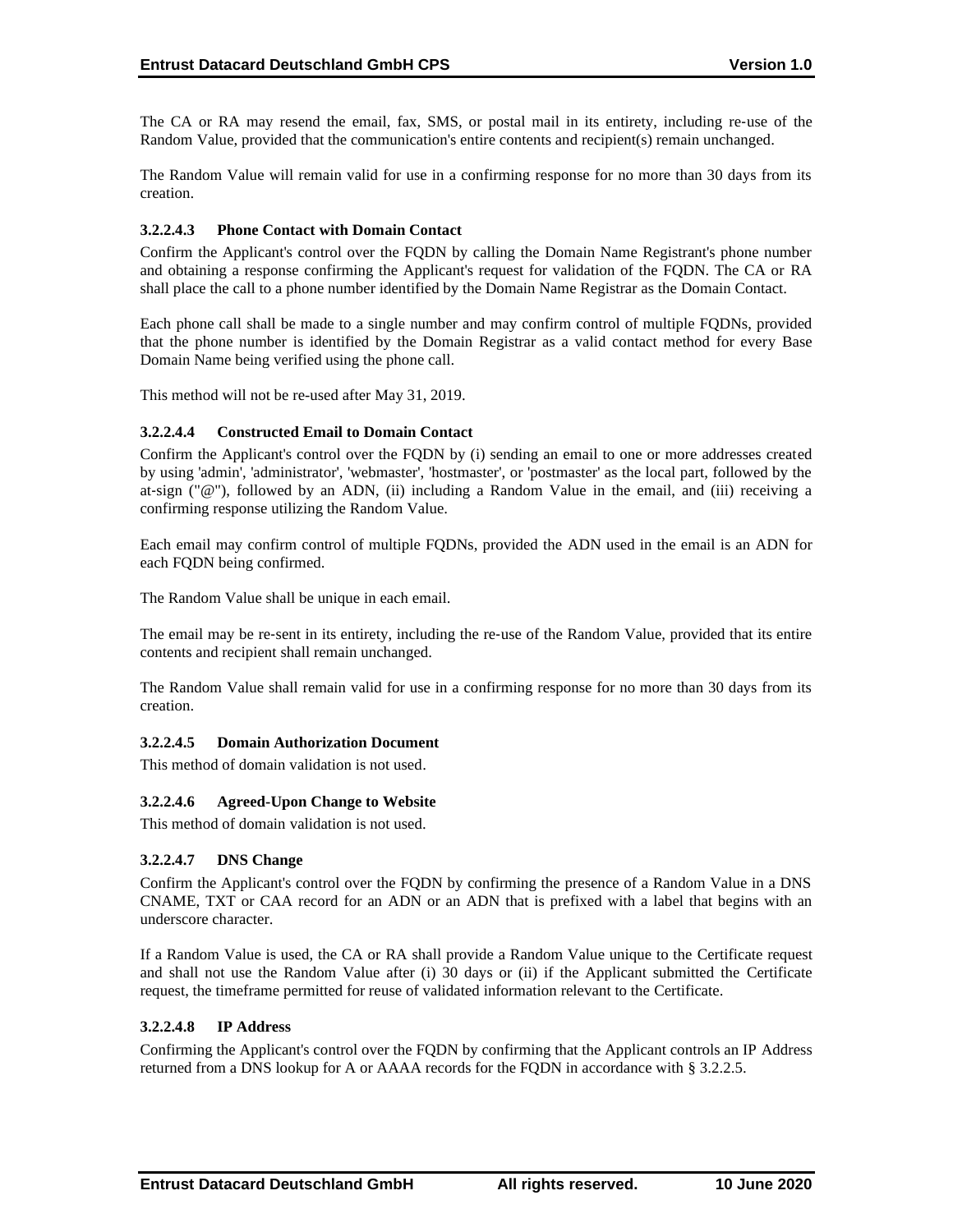The CA or RA may resend the email, fax, SMS, or postal mail in its entirety, including re-use of the Random Value, provided that the communication's entire contents and recipient(s) remain unchanged.

The Random Value will remain valid for use in a confirming response for no more than 30 days from its creation.

#### 3.2.2.4.3 Phone Contact with Domain Contact

Confirm the Applicant's control over the FQDN by calling the Domain Name Registrant's phone number and obtaining a response confirming the Applicant's request for validation of the FQDN. The CA or RA shall place the call to a phone number identified by the Domain Name Registrar as the Domain Contact.

Each phone call shall be made to a single number and may confirm control of multiple FQDNs, provided that the phone number is identified by the Domain Registrar as a valid contact method for every Base Domain Name being verified using the phone call.

This method will not be re-used after May 31, 2019.

#### 3.2.2.4.4 Constructed Email to Domain Contact

Confirm the Applicant's control over the FQDN by (i) sending an email to one or more addresses created by using 'admin', 'administrator', 'webmaster', 'hostmaster', or 'postmaster' as the local part, followed by the at-sign ("@"), followed by an ADN, (ii) including a Random Value in the email, and (iii) receiving a confirming response utilizing the Random Value.

Each email may confirm control of multiple FQDNs, provided the ADN used in the email is an ADN for each FQDN being confirmed.

The Random Value shall be unique in each email.

The email may be re-sent in its entirety, including the re-use of the Random Value, provided that its entire contents and recipient shall remain unchanged.

The Random Value shall remain valid for use in a confirming response for no more than 30 days from its creation.

#### 3.2.2.4.5 Domain Authorization Document

This method of domain validation is not used.

#### 3.2.2.4.6 Agreed-Upon Change to Website

This method of domain validation is not used.

#### 3.2.2.4.7 DNS Change

Confirm the Applicant's control over the FQDN by confirming the presence of a Random Value in a DNS CNAME, TXT or CAA record for an ADN or an ADN that is prefixed with a label that begins with an underscore character.

If a Random Value is used, the CA or RA shall provide a Random Value unique to the Certificate request and shall not use the Random Value after (i) 30 days or (ii) if the Applicant submitted the Certificate request, the timeframe permitted for reuse of validated information relevant to the Certificate.

#### 3.2.2.4.8 IP Address

Confirming the Applicant's control over the FQDN by confirming that the Applicant controls an IP Address returned from a DNS lookup for A or AAAA records for the FQDN in accordance with § 3.2.2.5.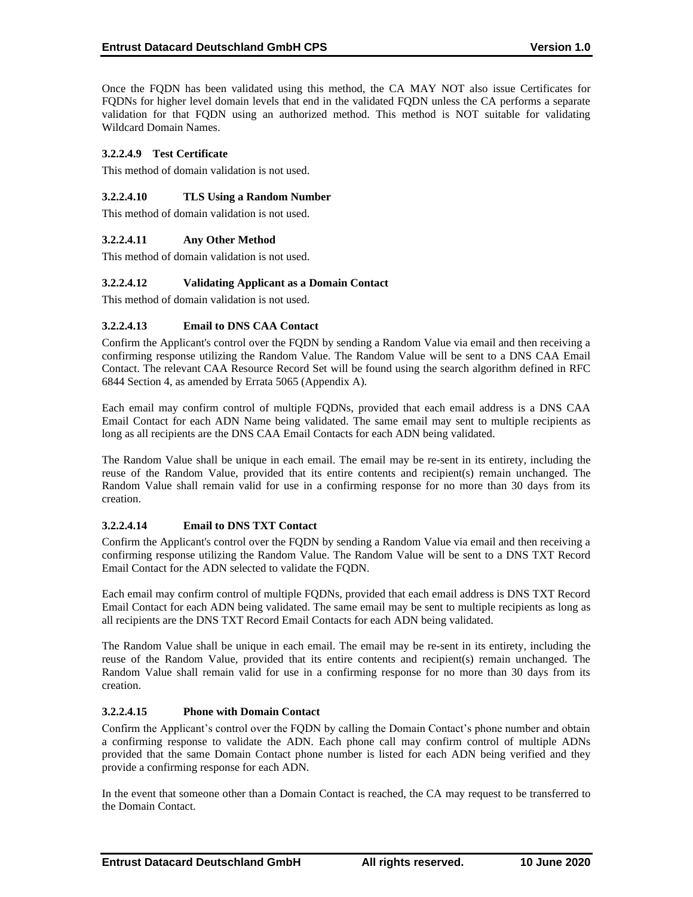Once the FQDN has been validated using this method, the CA MAY NOT also issue Certificates for FQDNs for higher level domain levels that end in the validated FQDN unless the CA performs a separate validation for that FQDN using an authorized method. This method is NOT suitable for validating Wildcard Domain Names.

#### 3.2.2.4.9 Test Certificate

This method of domain validation is not used.

#### 3.2.2.4.10 TLS Using a Random Number

This method of domain validation is not used.

#### 3.2.2.4.11 Any Other Method

This method of domain validation is not used.

#### 3.2.2.4.12 Validating Applicant as a Domain Contact

This method of domain validation is not used.

#### 3.2.2.4.13 Email to DNS CAA Contact

Confirm the Applicant's control over the FQDN by sending a Random Value via email and then receiving a confirming response utilizing the Random Value. The Random Value will be sent to a DNS CAA Email Contact. The relevant CAA Resource Record Set will be found using the search algorithm defined in RFC 6844 Section 4, as amended by Errata 5065 (Appendix A).

Each email may confirm control of multiple FQDNs, provided that each email address is a DNS CAA Email Contact for each ADN Name being validated. The same email may sent to multiple recipients as long as all recipients are the DNS CAA Email Contacts for each ADN being validated.

The Random Value shall be unique in each email. The email may be re-sent in its entirety, including the reuse of the Random Value, provided that its entire contents and recipient(s) remain unchanged. The Random Value shall remain valid for use in a confirming response for no more than 30 days from its creation.

#### 3.2.2.4.14 Email to DNS TXT Contact

Confirm the Applicant's control over the FQDN by sending a Random Value via email and then receiving a confirming response utilizing the Random Value. The Random Value will be sent to a DNS TXT Record Email Contact for the ADN selected to validate the FQDN.

Each email may confirm control of multiple FQDNs, provided that each email address is DNS TXT Record Email Contact for each ADN being validated. The same email may be sent to multiple recipients as long as all recipients are the DNS TXT Record Email Contacts for each ADN being validated.

The Random Value shall be unique in each email. The email may be re-sent in its entirety, including the reuse of the Random Value, provided that its entire contents and recipient(s) remain unchanged. The Random Value shall remain valid for use in a confirming response for no more than 30 days from its creation.

#### 3.2.2.4.15 Phone with Domain Contact

Confirm the Applicant's control over the FQDN by calling the Domain Contact's phone number and obtain a confirming response to validate the ADN. Each phone call may confirm control of multiple ADNs provided that the same Domain Contact phone number is listed for each ADN being verified and they provide a confirming response for each ADN.

In the event that someone other than a Domain Contact is reached, the CA may request to be transferred to the Domain Contact.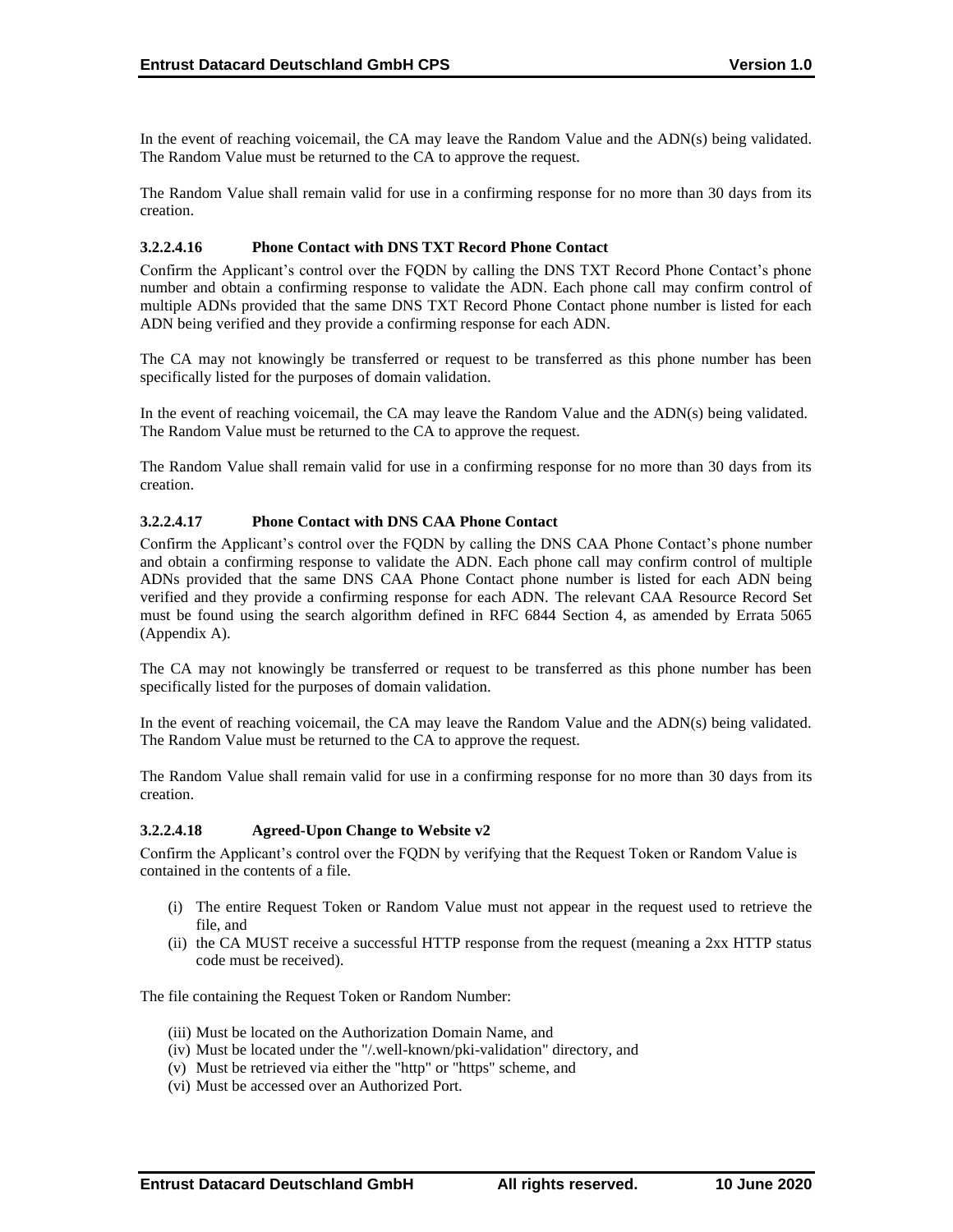In the event of reaching voicemail, the CA may leave the Random Value and the ADN(s) being validated. The Random Value must be returned to the CA to approve the request.

The Random Value shall remain valid for use in a confirming response for no more than 30 days from its creation.

#### 3.2.2.4.16 Phone Contact with DNS TXT Record Phone Contact

Confirm the Applicant's control over the FQDN by calling the DNS TXT Record Phone Contact's phone number and obtain a confirming response to validate the ADN. Each phone call may confirm control of multiple ADNs provided that the same DNS TXT Record Phone Contact phone number is listed for each ADN being verified and they provide a confirming response for each ADN.

The CA may not knowingly be transferred or request to be transferred as this phone number has been specifically listed for the purposes of domain validation.

In the event of reaching voicemail, the CA may leave the Random Value and the ADN(s) being validated. The Random Value must be returned to the CA to approve the request.

The Random Value shall remain valid for use in a confirming response for no more than 30 days from its creation.

#### 3.2.2.4.17 Phone Contact with DNS CAA Phone Contact

Confirm the Applicant's control over the FQDN by calling the DNS CAA Phone Contact's phone number and obtain a confirming response to validate the ADN. Each phone call may confirm control of multiple ADNs provided that the same DNS CAA Phone Contact phone number is listed for each ADN being verified and they provide a confirming response for each ADN. The relevant CAA Resource Record Set must be found using the search algorithm defined in RFC 6844 Section 4, as amended by Errata 5065 (Appendix A).

The CA may not knowingly be transferred or request to be transferred as this phone number has been specifically listed for the purposes of domain validation.

In the event of reaching voicemail, the CA may leave the Random Value and the ADN(s) being validated. The Random Value must be returned to the CA to approve the request.

The Random Value shall remain valid for use in a confirming response for no more than 30 days from its creation.

#### 3.2.2.4.18 Agreed-Upon Change to Website v2

Confirm the Applicant's control over the FQDN by verifying that the Request Token or Random Value is contained in the contents of a file.

(i) The entire Request Token or Random Value must not appear in the request used to retrieve the file, and
(ii) the CA MUST receive a successful HTTP response from the request (meaning a 2xx HTTP status code must be received).

The file containing the Request Token or Random Number:

(iii) Must be located on the Authorization Domain Name, and
(iv) Must be located under the "/.well-known/pki-validation" directory, and
(v) Must be retrieved via either the "http" or "https" scheme, and
(vi) Must be accessed over an Authorized Port.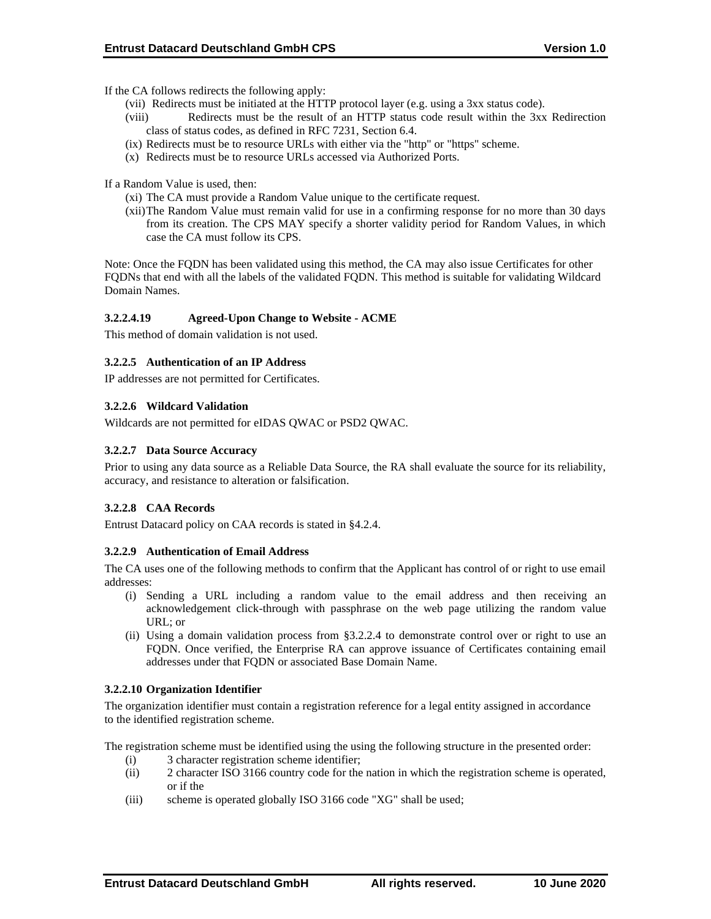If the CA follows redirects the following apply:

(vii) Redirects must be initiated at the HTTP protocol layer (e.g. using a 3xx status code).

(viii) Redirects must be the result of an HTTP status code result within the 3xx Redirection class of status codes, as defined in RFC 7231, Section 6.4.

(ix) Redirects must be to resource URLs with either via the "http" or "https" scheme.

(x) Redirects must be to resource URLs accessed via Authorized Ports.

If a Random Value is used, then:

(xi) The CA must provide a Random Value unique to the certificate request.

(xii) The Random Value must remain valid for use in a confirming response for no more than 30 days from its creation. The CPS MAY specify a shorter validity period for Random Values, in which case the CA must follow its CPS.

Note: Once the FQDN has been validated using this method, the CA may also issue Certificates for other FQDNs that end with all the labels of the validated FQDN. This method is suitable for validating Wildcard Domain Names.

#### 3.2.2.4.19 Agreed-Upon Change to Website - ACME

This method of domain validation is not used.

### 3.2.2.5 Authentication of an IP Address

IP addresses are not permitted for Certificates.

### 3.2.2.6 Wildcard Validation

Wildcards are not permitted for eIDAS QWAC or PSD2 QWAC.

### 3.2.2.7 Data Source Accuracy

Prior to using any data source as a Reliable Data Source, the RA shall evaluate the source for its reliability, accuracy, and resistance to alteration or falsification.

### 3.2.2.8 CAA Records

Entrust Datacard policy on CAA records is stated in §4.2.4.

### 3.2.2.9 Authentication of Email Address

The CA uses one of the following methods to confirm that the Applicant has control of or right to use email addresses:

(i) Sending a URL including a random value to the email address and then receiving an acknowledgement click-through with passphrase on the web page utilizing the random value URL; or

(ii) Using a domain validation process from §3.2.2.4 to demonstrate control over or right to use an FQDN. Once verified, the Enterprise RA can approve issuance of Certificates containing email addresses under that FQDN or associated Base Domain Name.

### 3.2.2.10 Organization Identifier

The organization identifier must contain a registration reference for a legal entity assigned in accordance to the identified registration scheme.

The registration scheme must be identified using the using the following structure in the presented order:

(i) 3 character registration scheme identifier;

(ii) 2 character ISO 3166 country code for the nation in which the registration scheme is operated, or if the

(iii) scheme is operated globally ISO 3166 code "XG" shall be used;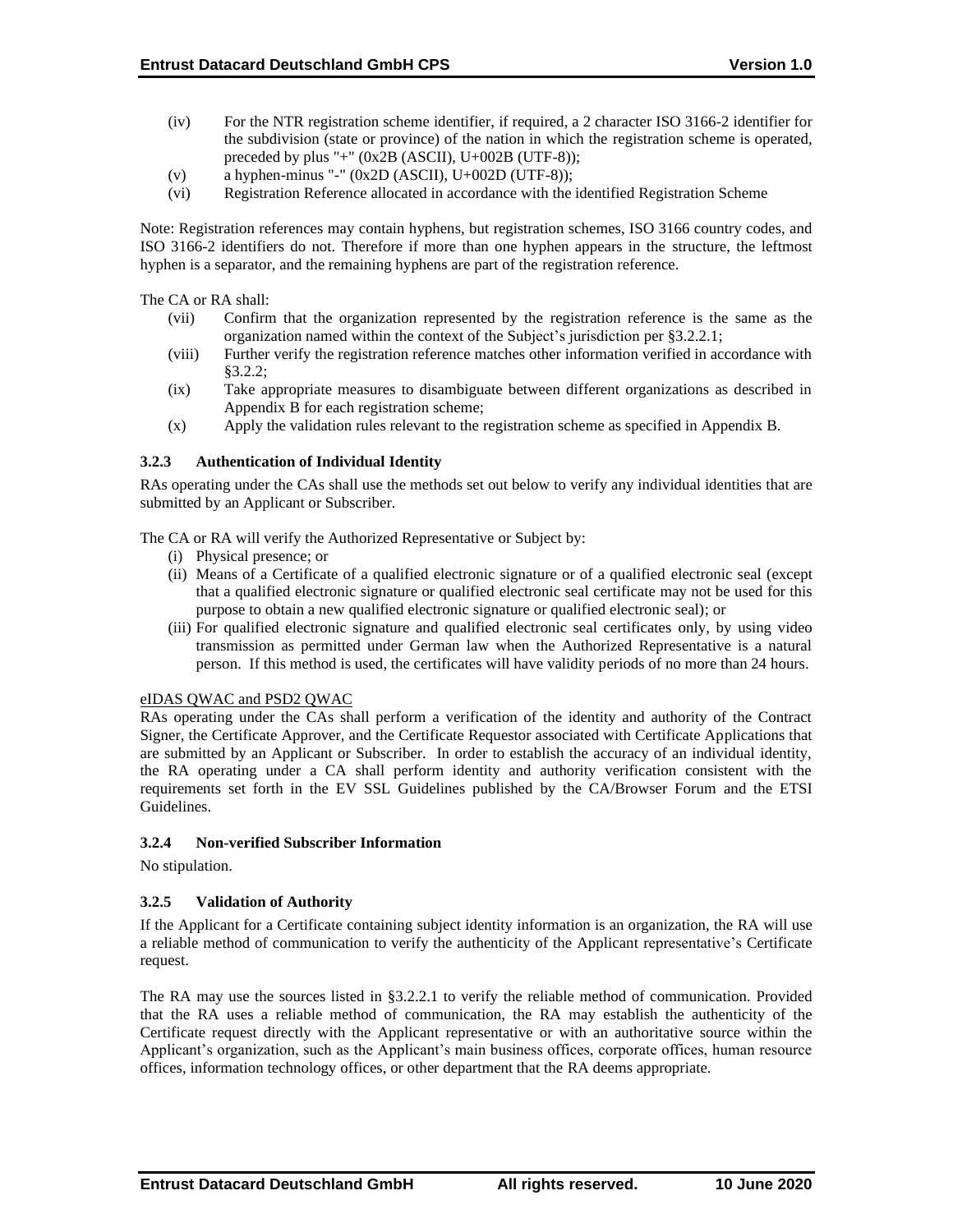(iv) For the NTR registration scheme identifier, if required, a 2 character ISO 3166-2 identifier for the subdivision (state or province) of the nation in which the registration scheme is operated, preceded by plus "+" (0x2B (ASCII), U+002B (UTF-8));

(v) a hyphen-minus "-" (0x2D (ASCII), U+002D (UTF-8));

(vi) Registration Reference allocated in accordance with the identified Registration Scheme

Note: Registration references may contain hyphens, but registration schemes, ISO 3166 country codes, and ISO 3166-2 identifiers do not. Therefore if more than one hyphen appears in the structure, the leftmost hyphen is a separator, and the remaining hyphens are part of the registration reference.

The CA or RA shall:

(vii) Confirm that the organization represented by the registration reference is the same as the organization named within the context of the Subject's jurisdiction per §3.2.2.1;

(viii) Further verify the registration reference matches other information verified in accordance with §3.2.2;

(ix) Take appropriate measures to disambiguate between different organizations as described in Appendix B for each registration scheme;

(x) Apply the validation rules relevant to the registration scheme as specified in Appendix B.

### 3.2.3 Authentication of Individual Identity

RAs operating under the CAs shall use the methods set out below to verify any individual identities that are submitted by an Applicant or Subscriber.

The CA or RA will verify the Authorized Representative or Subject by:

(i) Physical presence; or

(ii) Means of a Certificate of a qualified electronic signature or of a qualified electronic seal (except that a qualified electronic signature or qualified electronic seal certificate may not be used for this purpose to obtain a new qualified electronic signature or qualified electronic seal); or

(iii) For qualified electronic signature and qualified electronic seal certificates only, by using video transmission as permitted under German law when the Authorized Representative is a natural person. If this method is used, the certificates will have validity periods of no more than 24 hours.

eIDAS QWAC and PSD2 QWAC

RAs operating under the CAs shall perform a verification of the identity and authority of the Contract Signer, the Certificate Approver, and the Certificate Requestor associated with Certificate Applications that are submitted by an Applicant or Subscriber. In order to establish the accuracy of an individual identity, the RA operating under a CA shall perform identity and authority verification consistent with the requirements set forth in the EV SSL Guidelines published by the CA/Browser Forum and the ETSI Guidelines.

### 3.2.4 Non-verified Subscriber Information

No stipulation.

### 3.2.5 Validation of Authority

If the Applicant for a Certificate containing subject identity information is an organization, the RA will use a reliable method of communication to verify the authenticity of the Applicant representative's Certificate request.

The RA may use the sources listed in §3.2.2.1 to verify the reliable method of communication. Provided that the RA uses a reliable method of communication, the RA may establish the authenticity of the Certificate request directly with the Applicant representative or with an authoritative source within the Applicant's organization, such as the Applicant's main business offices, corporate offices, human resource offices, information technology offices, or other department that the RA deems appropriate.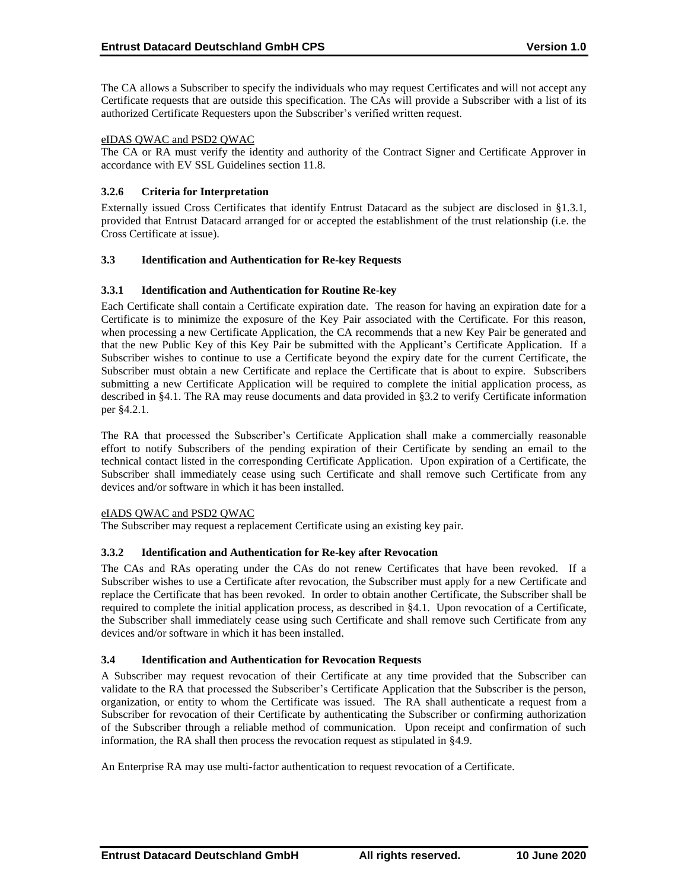The CA allows a Subscriber to specify the individuals who may request Certificates and will not accept any Certificate requests that are outside this specification. The CAs will provide a Subscriber with a list of its authorized Certificate Requesters upon the Subscriber's verified written request.

eIDAS QWAC and PSD2 QWAC

The CA or RA must verify the identity and authority of the Contract Signer and Certificate Approver in accordance with EV SSL Guidelines section 11.8.

### 3.2.6 Criteria for Interpretation

Externally issued Cross Certificates that identify Entrust Datacard as the subject are disclosed in §1.3.1, provided that Entrust Datacard arranged for or accepted the establishment of the trust relationship (i.e. the Cross Certificate at issue).

## 3.3 Identification and Authentication for Re-key Requests

### 3.3.1 Identification and Authentication for Routine Re-key

Each Certificate shall contain a Certificate expiration date. The reason for having an expiration date for a Certificate is to minimize the exposure of the Key Pair associated with the Certificate. For this reason, when processing a new Certificate Application, the CA recommends that a new Key Pair be generated and that the new Public Key of this Key Pair be submitted with the Applicant's Certificate Application. If a Subscriber wishes to continue to use a Certificate beyond the expiry date for the current Certificate, the Subscriber must obtain a new Certificate and replace the Certificate that is about to expire. Subscribers submitting a new Certificate Application will be required to complete the initial application process, as described in §4.1. The RA may reuse documents and data provided in §3.2 to verify Certificate information per §4.2.1.

The RA that processed the Subscriber's Certificate Application shall make a commercially reasonable effort to notify Subscribers of the pending expiration of their Certificate by sending an email to the technical contact listed in the corresponding Certificate Application. Upon expiration of a Certificate, the Subscriber shall immediately cease using such Certificate and shall remove such Certificate from any devices and/or software in which it has been installed.

eIADS QWAC and PSD2 QWAC

The Subscriber may request a replacement Certificate using an existing key pair.

### 3.3.2 Identification and Authentication for Re-key after Revocation

The CAs and RAs operating under the CAs do not renew Certificates that have been revoked. If a Subscriber wishes to use a Certificate after revocation, the Subscriber must apply for a new Certificate and replace the Certificate that has been revoked. In order to obtain another Certificate, the Subscriber shall be required to complete the initial application process, as described in §4.1. Upon revocation of a Certificate, the Subscriber shall immediately cease using such Certificate and shall remove such Certificate from any devices and/or software in which it has been installed.

## 3.4 Identification and Authentication for Revocation Requests

A Subscriber may request revocation of their Certificate at any time provided that the Subscriber can validate to the RA that processed the Subscriber's Certificate Application that the Subscriber is the person, organization, or entity to whom the Certificate was issued. The RA shall authenticate a request from a Subscriber for revocation of their Certificate by authenticating the Subscriber or confirming authorization of the Subscriber through a reliable method of communication. Upon receipt and confirmation of such information, the RA shall then process the revocation request as stipulated in §4.9.

An Enterprise RA may use multi-factor authentication to request revocation of a Certificate.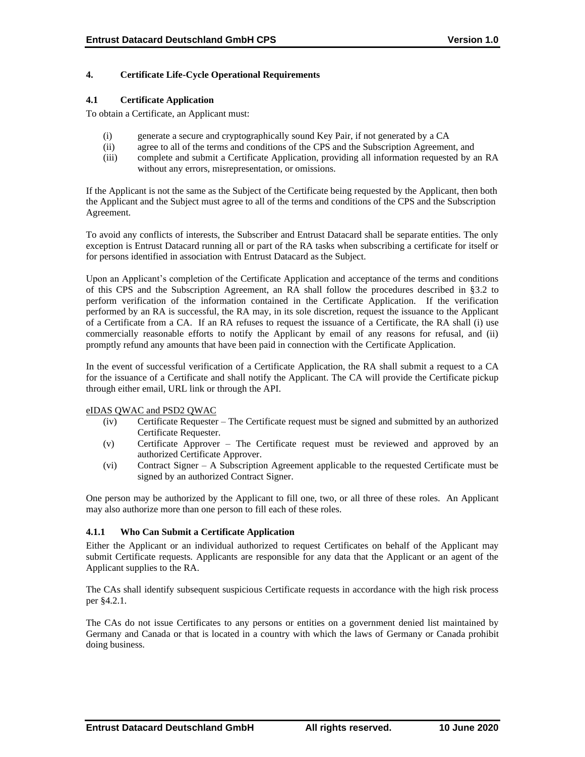# 4. Certificate Life-Cycle Operational Requirements

## 4.1 Certificate Application

To obtain a Certificate, an Applicant must:

(i) generate a secure and cryptographically sound Key Pair, if not generated by a CA
(ii) agree to all of the terms and conditions of the CPS and the Subscription Agreement, and
(iii) complete and submit a Certificate Application, providing all information requested by an RA without any errors, misrepresentation, or omissions.

If the Applicant is not the same as the Subject of the Certificate being requested by the Applicant, then both the Applicant and the Subject must agree to all of the terms and conditions of the CPS and the Subscription Agreement.

To avoid any conflicts of interests, the Subscriber and Entrust Datacard shall be separate entities. The only exception is Entrust Datacard running all or part of the RA tasks when subscribing a certificate for itself or for persons identified in association with Entrust Datacard as the Subject.

Upon an Applicant's completion of the Certificate Application and acceptance of the terms and conditions of this CPS and the Subscription Agreement, an RA shall follow the procedures described in §3.2 to perform verification of the information contained in the Certificate Application. If the verification performed by an RA is successful, the RA may, in its sole discretion, request the issuance to the Applicant of a Certificate from a CA. If an RA refuses to request the issuance of a Certificate, the RA shall (i) use commercially reasonable efforts to notify the Applicant by email of any reasons for refusal, and (ii) promptly refund any amounts that have been paid in connection with the Certificate Application.

In the event of successful verification of a Certificate Application, the RA shall submit a request to a CA for the issuance of a Certificate and shall notify the Applicant. The CA will provide the Certificate pickup through either email, URL link or through the API.

eIDAS QWAC and PSD2 QWAC

(iv) Certificate Requester – The Certificate request must be signed and submitted by an authorized Certificate Requester.
(v) Certificate Approver – The Certificate request must be reviewed and approved by an authorized Certificate Approver.
(vi) Contract Signer – A Subscription Agreement applicable to the requested Certificate must be signed by an authorized Contract Signer.

One person may be authorized by the Applicant to fill one, two, or all three of these roles. An Applicant may also authorize more than one person to fill each of these roles.

### 4.1.1 Who Can Submit a Certificate Application

Either the Applicant or an individual authorized to request Certificates on behalf of the Applicant may submit Certificate requests. Applicants are responsible for any data that the Applicant or an agent of the Applicant supplies to the RA.

The CAs shall identify subsequent suspicious Certificate requests in accordance with the high risk process per §4.2.1.

The CAs do not issue Certificates to any persons or entities on a government denied list maintained by Germany and Canada or that is located in a country with which the laws of Germany or Canada prohibit doing business.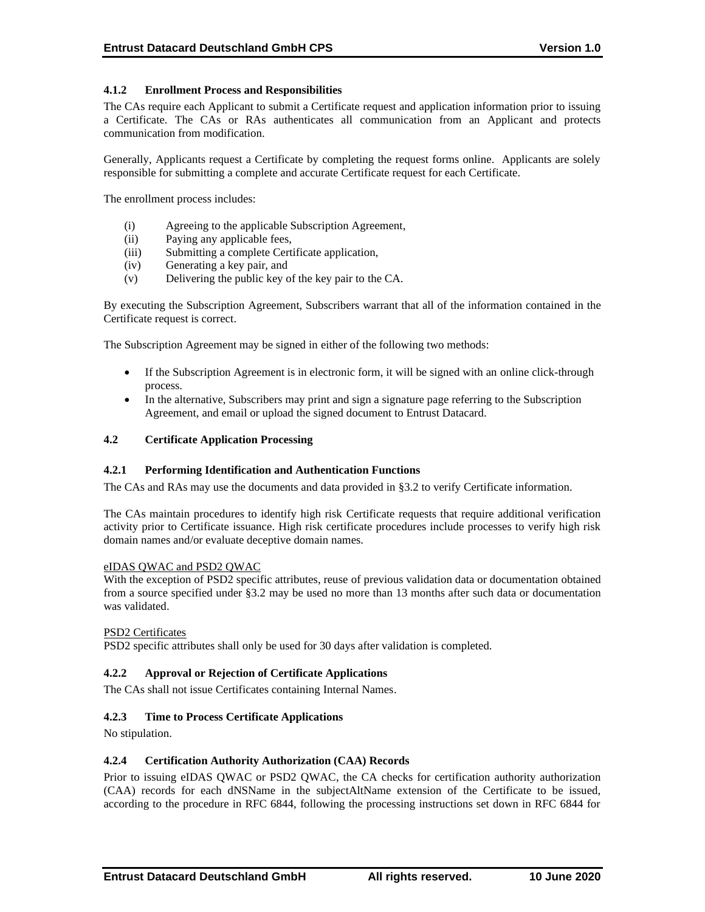#### 4.1.2 Enrollment Process and Responsibilities

The CAs require each Applicant to submit a Certificate request and application information prior to issuing a Certificate. The CAs or RAs authenticates all communication from an Applicant and protects communication from modification.

Generally, Applicants request a Certificate by completing the request forms online. Applicants are solely responsible for submitting a complete and accurate Certificate request for each Certificate.

The enrollment process includes:

(i) Agreeing to the applicable Subscription Agreement,
(ii) Paying any applicable fees,
(iii) Submitting a complete Certificate application,
(iv) Generating a key pair, and
(v) Delivering the public key of the key pair to the CA.

By executing the Subscription Agreement, Subscribers warrant that all of the information contained in the Certificate request is correct.

The Subscription Agreement may be signed in either of the following two methods:

- If the Subscription Agreement is in electronic form, it will be signed with an online click-through process.
- In the alternative, Subscribers may print and sign a signature page referring to the Subscription Agreement, and email or upload the signed document to Entrust Datacard.

### 4.2 Certificate Application Processing

#### 4.2.1 Performing Identification and Authentication Functions

The CAs and RAs may use the documents and data provided in §3.2 to verify Certificate information.

The CAs maintain procedures to identify high risk Certificate requests that require additional verification activity prior to Certificate issuance. High risk certificate procedures include processes to verify high risk domain names and/or evaluate deceptive domain names.

<u>eIDAS QWAC and PSD2 QWAC</u>
With the exception of PSD2 specific attributes, reuse of previous validation data or documentation obtained from a source specified under §3.2 may be used no more than 13 months after such data or documentation was validated.

<u>PSD2 Certificates</u>
PSD2 specific attributes shall only be used for 30 days after validation is completed.

#### 4.2.2 Approval or Rejection of Certificate Applications

The CAs shall not issue Certificates containing Internal Names.

#### 4.2.3 Time to Process Certificate Applications

No stipulation.

#### 4.2.4 Certification Authority Authorization (CAA) Records

Prior to issuing eIDAS QWAC or PSD2 QWAC, the CA checks for certification authority authorization (CAA) records for each dNSName in the subjectAltName extension of the Certificate to be issued, according to the procedure in RFC 6844, following the processing instructions set down in RFC 6844 for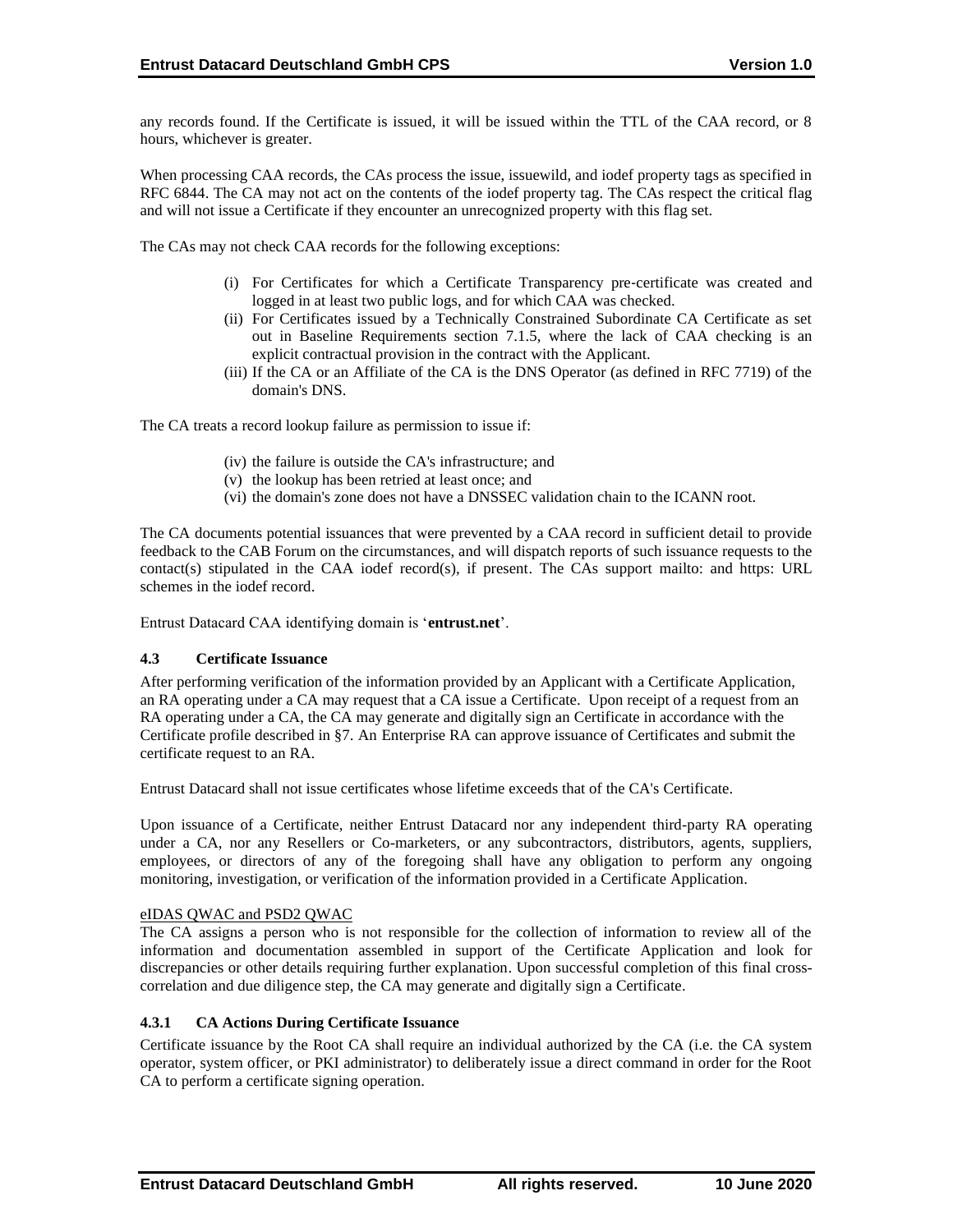any records found. If the Certificate is issued, it will be issued within the TTL of the CAA record, or 8 hours, whichever is greater.

When processing CAA records, the CAs process the issue, issuewild, and iodef property tags as specified in RFC 6844. The CA may not act on the contents of the iodef property tag. The CAs respect the critical flag and will not issue a Certificate if they encounter an unrecognized property with this flag set.

The CAs may not check CAA records for the following exceptions:

(i) For Certificates for which a Certificate Transparency pre-certificate was created and logged in at least two public logs, and for which CAA was checked.
(ii) For Certificates issued by a Technically Constrained Subordinate CA Certificate as set out in Baseline Requirements section 7.1.5, where the lack of CAA checking is an explicit contractual provision in the contract with the Applicant.
(iii) If the CA or an Affiliate of the CA is the DNS Operator (as defined in RFC 7719) of the domain's DNS.

The CA treats a record lookup failure as permission to issue if:

(iv) the failure is outside the CA's infrastructure; and
(v) the lookup has been retried at least once; and
(vi) the domain's zone does not have a DNSSEC validation chain to the ICANN root.

The CA documents potential issuances that were prevented by a CAA record in sufficient detail to provide feedback to the CAB Forum on the circumstances, and will dispatch reports of such issuance requests to the contact(s) stipulated in the CAA iodef record(s), if present. The CAs support mailto: and https: URL schemes in the iodef record.

Entrust Datacard CAA identifying domain is '**entrust.net**'.

### 4.3 Certificate Issuance

After performing verification of the information provided by an Applicant with a Certificate Application, an RA operating under a CA may request that a CA issue a Certificate. Upon receipt of a request from an RA operating under a CA, the CA may generate and digitally sign an Certificate in accordance with the Certificate profile described in §7. An Enterprise RA can approve issuance of Certificates and submit the certificate request to an RA.

Entrust Datacard shall not issue certificates whose lifetime exceeds that of the CA's Certificate.

Upon issuance of a Certificate, neither Entrust Datacard nor any independent third-party RA operating under a CA, nor any Resellers or Co-marketers, or any subcontractors, distributors, agents, suppliers, employees, or directors of any of the foregoing shall have any obligation to perform any ongoing monitoring, investigation, or verification of the information provided in a Certificate Application.

eIDAS QWAC and PSD2 QWAC

The CA assigns a person who is not responsible for the collection of information to review all of the information and documentation assembled in support of the Certificate Application and look for discrepancies or other details requiring further explanation. Upon successful completion of this final cross-correlation and due diligence step, the CA may generate and digitally sign a Certificate.

#### 4.3.1 CA Actions During Certificate Issuance

Certificate issuance by the Root CA shall require an individual authorized by the CA (i.e. the CA system operator, system officer, or PKI administrator) to deliberately issue a direct command in order for the Root CA to perform a certificate signing operation.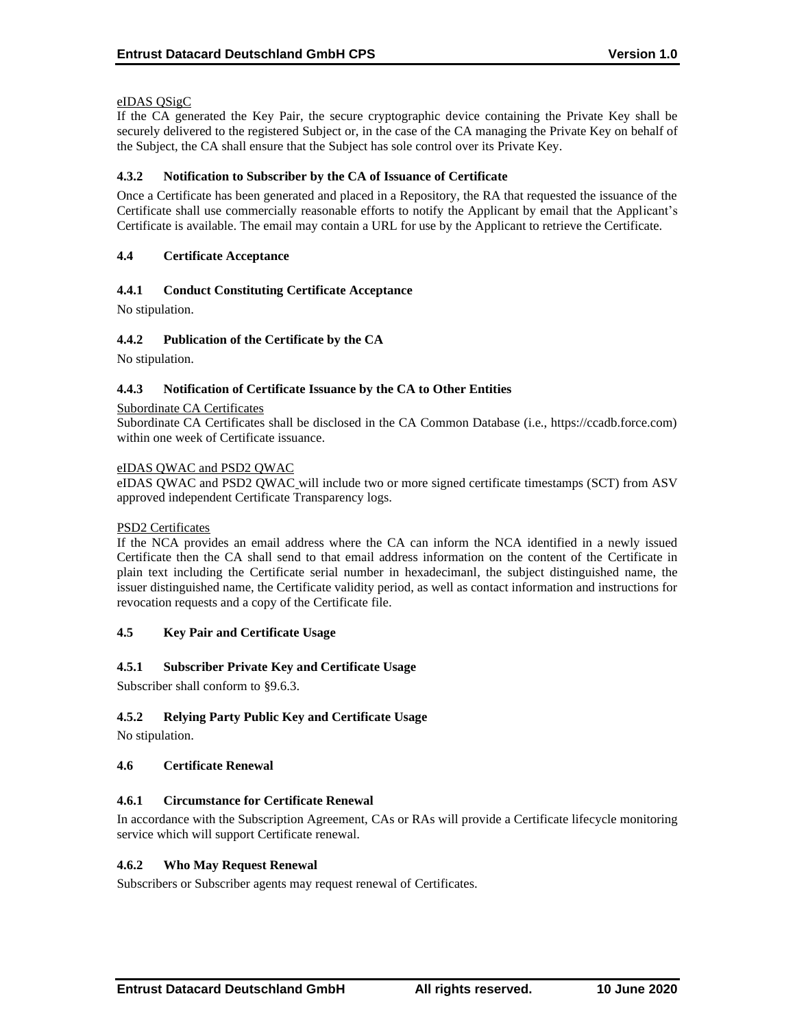eIDAS QSigC

If the CA generated the Key Pair, the secure cryptographic device containing the Private Key shall be securely delivered to the registered Subject or, in the case of the CA managing the Private Key on behalf of the Subject, the CA shall ensure that the Subject has sole control over its Private Key.

### 4.3.2 Notification to Subscriber by the CA of Issuance of Certificate

Once a Certificate has been generated and placed in a Repository, the RA that requested the issuance of the Certificate shall use commercially reasonable efforts to notify the Applicant by email that the Applicant's Certificate is available. The email may contain a URL for use by the Applicant to retrieve the Certificate.

## 4.4 Certificate Acceptance

### 4.4.1 Conduct Constituting Certificate Acceptance

No stipulation.

### 4.4.2 Publication of the Certificate by the CA

No stipulation.

### 4.4.3 Notification of Certificate Issuance by the CA to Other Entities

Subordinate CA Certificates

Subordinate CA Certificates shall be disclosed in the CA Common Database (i.e., https://ccadb.force.com) within one week of Certificate issuance.

eIDAS QWAC and PSD2 QWAC

eIDAS QWAC and PSD2 QWAC will include two or more signed certificate timestamps (SCT) from ASV approved independent Certificate Transparency logs.

PSD2 Certificates

If the NCA provides an email address where the CA can inform the NCA identified in a newly issued Certificate then the CA shall send to that email address information on the content of the Certificate in plain text including the Certificate serial number in hexadecimanl, the subject distinguished name, the issuer distinguished name, the Certificate validity period, as well as contact information and instructions for revocation requests and a copy of the Certificate file.

## 4.5 Key Pair and Certificate Usage

### 4.5.1 Subscriber Private Key and Certificate Usage

Subscriber shall conform to §9.6.3.

### 4.5.2 Relying Party Public Key and Certificate Usage

No stipulation.

## 4.6 Certificate Renewal

### 4.6.1 Circumstance for Certificate Renewal

In accordance with the Subscription Agreement, CAs or RAs will provide a Certificate lifecycle monitoring service which will support Certificate renewal.

### 4.6.2 Who May Request Renewal

Subscribers or Subscriber agents may request renewal of Certificates.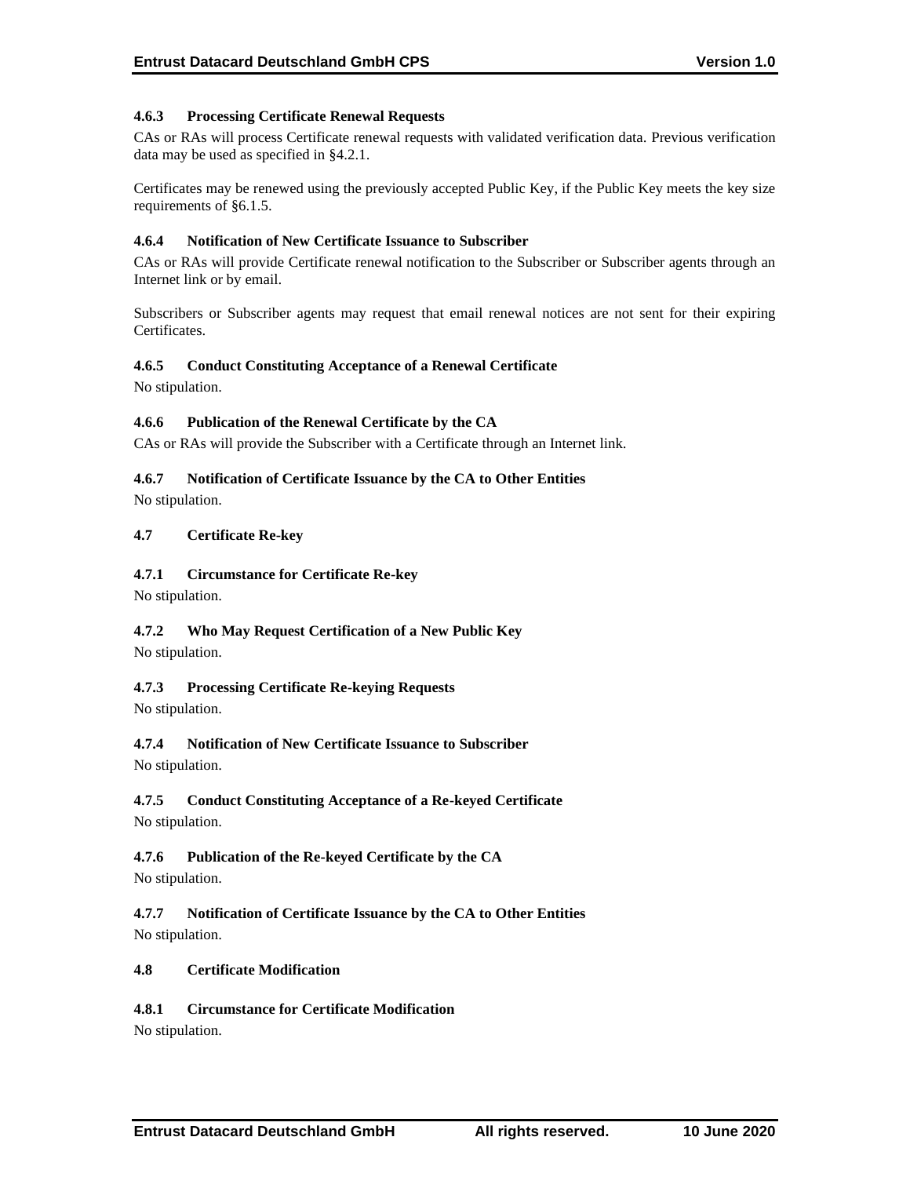#### 4.6.3 Processing Certificate Renewal Requests

CAs or RAs will process Certificate renewal requests with validated verification data. Previous verification data may be used as specified in §4.2.1.

Certificates may be renewed using the previously accepted Public Key, if the Public Key meets the key size requirements of §6.1.5.

#### 4.6.4 Notification of New Certificate Issuance to Subscriber

CAs or RAs will provide Certificate renewal notification to the Subscriber or Subscriber agents through an Internet link or by email.

Subscribers or Subscriber agents may request that email renewal notices are not sent for their expiring Certificates.

#### 4.6.5 Conduct Constituting Acceptance of a Renewal Certificate

No stipulation.

#### 4.6.6 Publication of the Renewal Certificate by the CA

CAs or RAs will provide the Subscriber with a Certificate through an Internet link.

#### 4.6.7 Notification of Certificate Issuance by the CA to Other Entities

No stipulation.

### 4.7 Certificate Re-key

#### 4.7.1 Circumstance for Certificate Re-key

No stipulation.

#### 4.7.2 Who May Request Certification of a New Public Key

No stipulation.

#### 4.7.3 Processing Certificate Re-keying Requests

No stipulation.

#### 4.7.4 Notification of New Certificate Issuance to Subscriber

No stipulation.

#### 4.7.5 Conduct Constituting Acceptance of a Re-keyed Certificate

No stipulation.

#### 4.7.6 Publication of the Re-keyed Certificate by the CA

No stipulation.

#### 4.7.7 Notification of Certificate Issuance by the CA to Other Entities

No stipulation.

### 4.8 Certificate Modification

#### 4.8.1 Circumstance for Certificate Modification

No stipulation.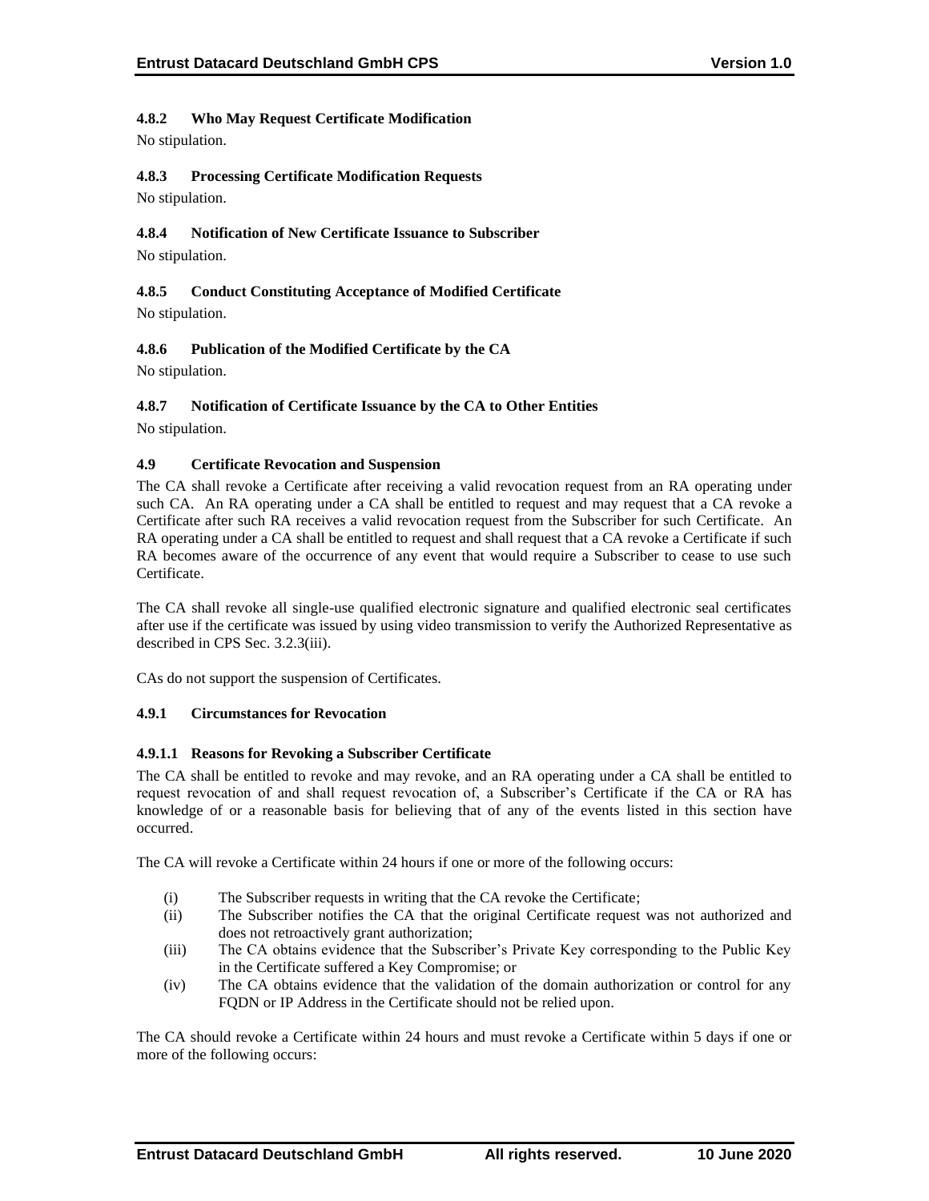#### 4.8.2 Who May Request Certificate Modification

No stipulation.

#### 4.8.3 Processing Certificate Modification Requests

No stipulation.

#### 4.8.4 Notification of New Certificate Issuance to Subscriber

No stipulation.

#### 4.8.5 Conduct Constituting Acceptance of Modified Certificate

No stipulation.

#### 4.8.6 Publication of the Modified Certificate by the CA

No stipulation.

#### 4.8.7 Notification of Certificate Issuance by the CA to Other Entities

No stipulation.

### 4.9 Certificate Revocation and Suspension

The CA shall revoke a Certificate after receiving a valid revocation request from an RA operating under such CA. An RA operating under a CA shall be entitled to request and may request that a CA revoke a Certificate after such RA receives a valid revocation request from the Subscriber for such Certificate. An RA operating under a CA shall be entitled to request and shall request that a CA revoke a Certificate if such RA becomes aware of the occurrence of any event that would require a Subscriber to cease to use such Certificate.

The CA shall revoke all single-use qualified electronic signature and qualified electronic seal certificates after use if the certificate was issued by using video transmission to verify the Authorized Representative as described in CPS Sec. 3.2.3(iii).

CAs do not support the suspension of Certificates.

#### 4.9.1 Circumstances for Revocation

##### 4.9.1.1 Reasons for Revoking a Subscriber Certificate

The CA shall be entitled to revoke and may revoke, and an RA operating under a CA shall be entitled to request revocation of and shall request revocation of, a Subscriber's Certificate if the CA or RA has knowledge of or a reasonable basis for believing that of any of the events listed in this section have occurred.

The CA will revoke a Certificate within 24 hours if one or more of the following occurs:

- (i) The Subscriber requests in writing that the CA revoke the Certificate;
- (ii) The Subscriber notifies the CA that the original Certificate request was not authorized and does not retroactively grant authorization;
- (iii) The CA obtains evidence that the Subscriber's Private Key corresponding to the Public Key in the Certificate suffered a Key Compromise; or
- (iv) The CA obtains evidence that the validation of the domain authorization or control for any FQDN or IP Address in the Certificate should not be relied upon.

The CA should revoke a Certificate within 24 hours and must revoke a Certificate within 5 days if one or more of the following occurs: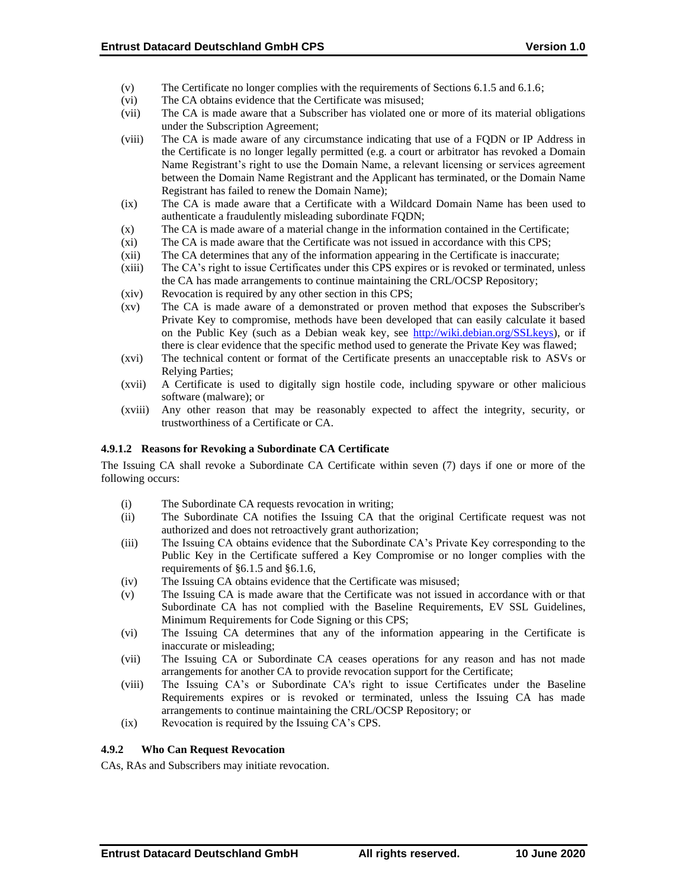(v) The Certificate no longer complies with the requirements of Sections 6.1.5 and 6.1.6;

(vi) The CA obtains evidence that the Certificate was misused;

(vii) The CA is made aware that a Subscriber has violated one or more of its material obligations under the Subscription Agreement;

(viii) The CA is made aware of any circumstance indicating that use of a FQDN or IP Address in the Certificate is no longer legally permitted (e.g. a court or arbitrator has revoked a Domain Name Registrant's right to use the Domain Name, a relevant licensing or services agreement between the Domain Name Registrant and the Applicant has terminated, or the Domain Name Registrant has failed to renew the Domain Name);

(ix) The CA is made aware that a Certificate with a Wildcard Domain Name has been used to authenticate a fraudulently misleading subordinate FQDN;

(x) The CA is made aware of a material change in the information contained in the Certificate;

(xi) The CA is made aware that the Certificate was not issued in accordance with this CPS;

(xii) The CA determines that any of the information appearing in the Certificate is inaccurate;

(xiii) The CA's right to issue Certificates under this CPS expires or is revoked or terminated, unless the CA has made arrangements to continue maintaining the CRL/OCSP Repository;

(xiv) Revocation is required by any other section in this CPS;

(xv) The CA is made aware of a demonstrated or proven method that exposes the Subscriber's Private Key to compromise, methods have been developed that can easily calculate it based on the Public Key (such as a Debian weak key, see http://wiki.debian.org/SSLkeys), or if there is clear evidence that the specific method used to generate the Private Key was flawed;

(xvi) The technical content or format of the Certificate presents an unacceptable risk to ASVs or Relying Parties;

(xvii) A Certificate is used to digitally sign hostile code, including spyware or other malicious software (malware); or

(xviii) Any other reason that may be reasonably expected to affect the integrity, security, or trustworthiness of a Certificate or CA.

#### 4.9.1.2 Reasons for Revoking a Subordinate CA Certificate

The Issuing CA shall revoke a Subordinate CA Certificate within seven (7) days if one or more of the following occurs:

(i) The Subordinate CA requests revocation in writing;

(ii) The Subordinate CA notifies the Issuing CA that the original Certificate request was not authorized and does not retroactively grant authorization;

(iii) The Issuing CA obtains evidence that the Subordinate CA's Private Key corresponding to the Public Key in the Certificate suffered a Key Compromise or no longer complies with the requirements of §6.1.5 and §6.1.6,

(iv) The Issuing CA obtains evidence that the Certificate was misused;

(v) The Issuing CA is made aware that the Certificate was not issued in accordance with or that Subordinate CA has not complied with the Baseline Requirements, EV SSL Guidelines, Minimum Requirements for Code Signing or this CPS;

(vi) The Issuing CA determines that any of the information appearing in the Certificate is inaccurate or misleading;

(vii) The Issuing CA or Subordinate CA ceases operations for any reason and has not made arrangements for another CA to provide revocation support for the Certificate;

(viii) The Issuing CA's or Subordinate CA's right to issue Certificates under the Baseline Requirements expires or is revoked or terminated, unless the Issuing CA has made arrangements to continue maintaining the CRL/OCSP Repository; or

(ix) Revocation is required by the Issuing CA's CPS.

### 4.9.2 Who Can Request Revocation

CAs, RAs and Subscribers may initiate revocation.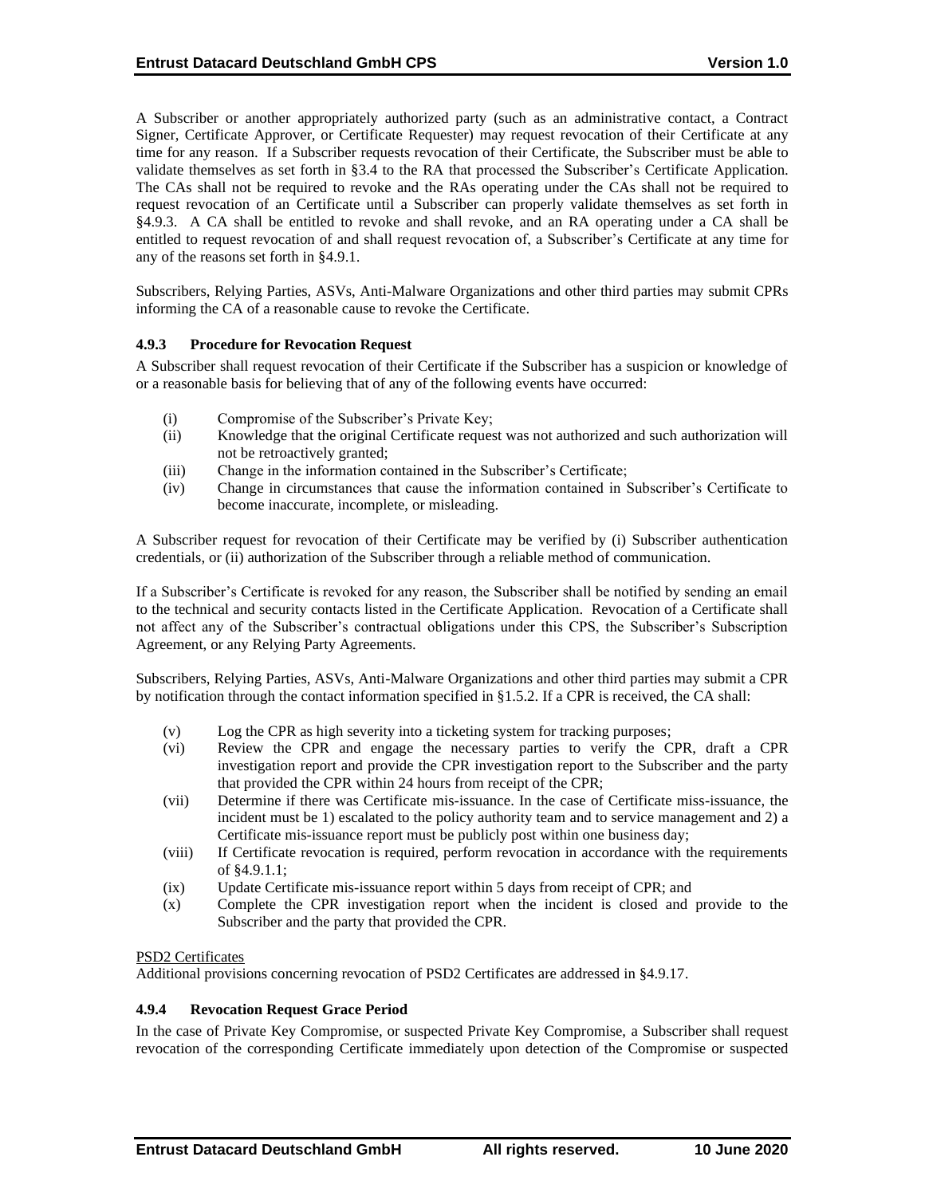A Subscriber or another appropriately authorized party (such as an administrative contact, a Contract Signer, Certificate Approver, or Certificate Requester) may request revocation of their Certificate at any time for any reason. If a Subscriber requests revocation of their Certificate, the Subscriber must be able to validate themselves as set forth in §3.4 to the RA that processed the Subscriber's Certificate Application. The CAs shall not be required to revoke and the RAs operating under the CAs shall not be required to request revocation of an Certificate until a Subscriber can properly validate themselves as set forth in §4.9.3. A CA shall be entitled to revoke and shall revoke, and an RA operating under a CA shall be entitled to request revocation of and shall request revocation of, a Subscriber's Certificate at any time for any of the reasons set forth in §4.9.1.

Subscribers, Relying Parties, ASVs, Anti-Malware Organizations and other third parties may submit CPRs informing the CA of a reasonable cause to revoke the Certificate.

### 4.9.3 Procedure for Revocation Request

A Subscriber shall request revocation of their Certificate if the Subscriber has a suspicion or knowledge of or a reasonable basis for believing that of any of the following events have occurred:

(i) Compromise of the Subscriber's Private Key;
(ii) Knowledge that the original Certificate request was not authorized and such authorization will not be retroactively granted;
(iii) Change in the information contained in the Subscriber's Certificate;
(iv) Change in circumstances that cause the information contained in Subscriber's Certificate to become inaccurate, incomplete, or misleading.

A Subscriber request for revocation of their Certificate may be verified by (i) Subscriber authentication credentials, or (ii) authorization of the Subscriber through a reliable method of communication.

If a Subscriber's Certificate is revoked for any reason, the Subscriber shall be notified by sending an email to the technical and security contacts listed in the Certificate Application. Revocation of a Certificate shall not affect any of the Subscriber's contractual obligations under this CPS, the Subscriber's Subscription Agreement, or any Relying Party Agreements.

Subscribers, Relying Parties, ASVs, Anti-Malware Organizations and other third parties may submit a CPR by notification through the contact information specified in §1.5.2. If a CPR is received, the CA shall:

(v) Log the CPR as high severity into a ticketing system for tracking purposes;
(vi) Review the CPR and engage the necessary parties to verify the CPR, draft a CPR investigation report and provide the CPR investigation report to the Subscriber and the party that provided the CPR within 24 hours from receipt of the CPR;
(vii) Determine if there was Certificate mis-issuance. In the case of Certificate miss-issuance, the incident must be 1) escalated to the policy authority team and to service management and 2) a Certificate mis-issuance report must be publicly post within one business day;
(viii) If Certificate revocation is required, perform revocation in accordance with the requirements of §4.9.1.1;
(ix) Update Certificate mis-issuance report within 5 days from receipt of CPR; and
(x) Complete the CPR investigation report when the incident is closed and provide to the Subscriber and the party that provided the CPR.

PSD2 Certificates

Additional provisions concerning revocation of PSD2 Certificates are addressed in §4.9.17.

### 4.9.4 Revocation Request Grace Period

In the case of Private Key Compromise, or suspected Private Key Compromise, a Subscriber shall request revocation of the corresponding Certificate immediately upon detection of the Compromise or suspected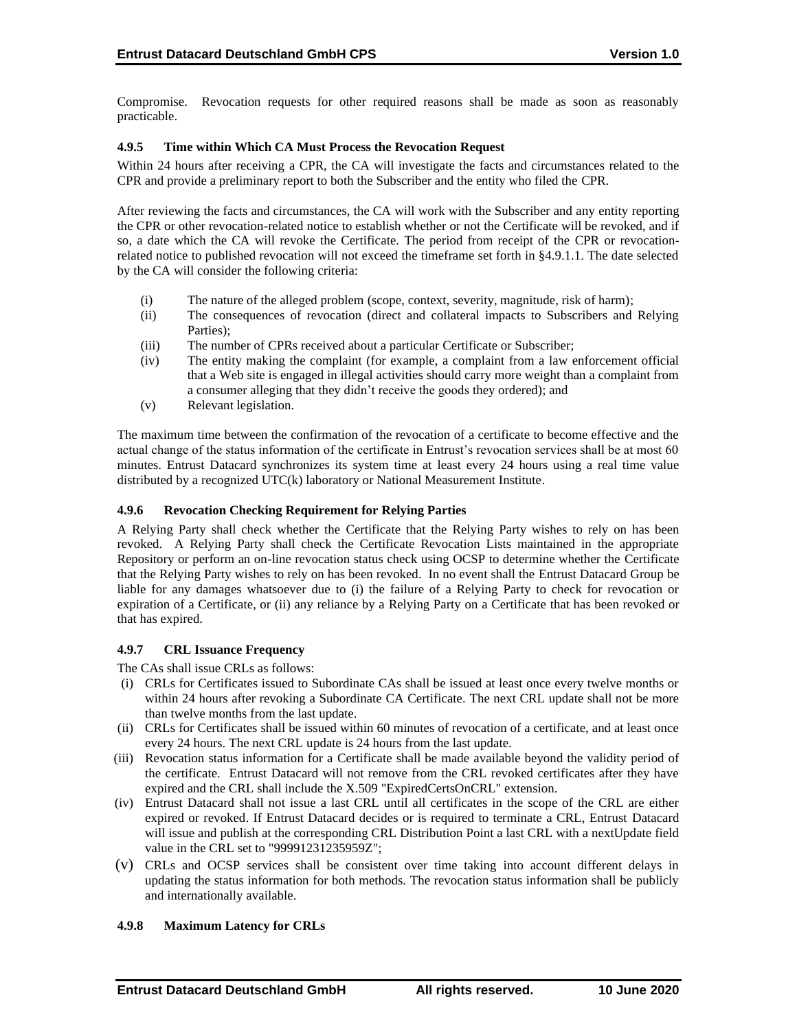Compromise. Revocation requests for other required reasons shall be made as soon as reasonably practicable.

#### 4.9.5 Time within Which CA Must Process the Revocation Request

Within 24 hours after receiving a CPR, the CA will investigate the facts and circumstances related to the CPR and provide a preliminary report to both the Subscriber and the entity who filed the CPR.

After reviewing the facts and circumstances, the CA will work with the Subscriber and any entity reporting the CPR or other revocation-related notice to establish whether or not the Certificate will be revoked, and if so, a date which the CA will revoke the Certificate. The period from receipt of the CPR or revocation-related notice to published revocation will not exceed the timeframe set forth in §4.9.1.1. The date selected by the CA will consider the following criteria:

(i) The nature of the alleged problem (scope, context, severity, magnitude, risk of harm);
(ii) The consequences of revocation (direct and collateral impacts to Subscribers and Relying Parties);
(iii) The number of CPRs received about a particular Certificate or Subscriber;
(iv) The entity making the complaint (for example, a complaint from a law enforcement official that a Web site is engaged in illegal activities should carry more weight than a complaint from a consumer alleging that they didn't receive the goods they ordered); and
(v) Relevant legislation.

The maximum time between the confirmation of the revocation of a certificate to become effective and the actual change of the status information of the certificate in Entrust's revocation services shall be at most 60 minutes. Entrust Datacard synchronizes its system time at least every 24 hours using a real time value distributed by a recognized UTC(k) laboratory or National Measurement Institute.

#### 4.9.6 Revocation Checking Requirement for Relying Parties

A Relying Party shall check whether the Certificate that the Relying Party wishes to rely on has been revoked. A Relying Party shall check the Certificate Revocation Lists maintained in the appropriate Repository or perform an on-line revocation status check using OCSP to determine whether the Certificate that the Relying Party wishes to rely on has been revoked. In no event shall the Entrust Datacard Group be liable for any damages whatsoever due to (i) the failure of a Relying Party to check for revocation or expiration of a Certificate, or (ii) any reliance by a Relying Party on a Certificate that has been revoked or that has expired.

#### 4.9.7 CRL Issuance Frequency

The CAs shall issue CRLs as follows:

(i) CRLs for Certificates issued to Subordinate CAs shall be issued at least once every twelve months or within 24 hours after revoking a Subordinate CA Certificate. The next CRL update shall not be more than twelve months from the last update.
(ii) CRLs for Certificates shall be issued within 60 minutes of revocation of a certificate, and at least once every 24 hours. The next CRL update is 24 hours from the last update.
(iii) Revocation status information for a Certificate shall be made available beyond the validity period of the certificate. Entrust Datacard will not remove from the CRL revoked certificates after they have expired and the CRL shall include the X.509 "ExpiredCertsOnCRL" extension.
(iv) Entrust Datacard shall not issue a last CRL until all certificates in the scope of the CRL are either expired or revoked. If Entrust Datacard decides or is required to terminate a CRL, Entrust Datacard will issue and publish at the corresponding CRL Distribution Point a last CRL with a nextUpdate field value in the CRL set to "99991231235959Z";
(v) CRLs and OCSP services shall be consistent over time taking into account different delays in updating the status information for both methods. The revocation status information shall be publicly and internationally available.

#### 4.9.8 Maximum Latency for CRLs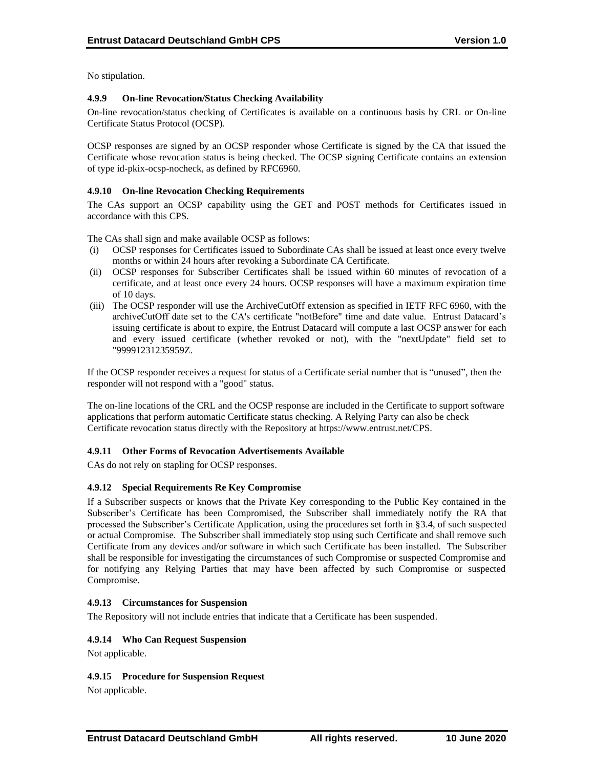No stipulation.

#### 4.9.9 On-line Revocation/Status Checking Availability

On-line revocation/status checking of Certificates is available on a continuous basis by CRL or On-line Certificate Status Protocol (OCSP).

OCSP responses are signed by an OCSP responder whose Certificate is signed by the CA that issued the Certificate whose revocation status is being checked. The OCSP signing Certificate contains an extension of type id-pkix-ocsp-nocheck, as defined by RFC6960.

#### 4.9.10 On-line Revocation Checking Requirements

The CAs support an OCSP capability using the GET and POST methods for Certificates issued in accordance with this CPS.

The CAs shall sign and make available OCSP as follows:

(i) OCSP responses for Certificates issued to Subordinate CAs shall be issued at least once every twelve months or within 24 hours after revoking a Subordinate CA Certificate.

(ii) OCSP responses for Subscriber Certificates shall be issued within 60 minutes of revocation of a certificate, and at least once every 24 hours. OCSP responses will have a maximum expiration time of 10 days.

(iii) The OCSP responder will use the ArchiveCutOff extension as specified in IETF RFC 6960, with the archiveCutOff date set to the CA's certificate "notBefore" time and date value. Entrust Datacard's issuing certificate is about to expire, the Entrust Datacard will compute a last OCSP answer for each and every issued certificate (whether revoked or not), with the "nextUpdate" field set to "99991231235959Z.

If the OCSP responder receives a request for status of a Certificate serial number that is "unused", then the responder will not respond with a "good" status.

The on-line locations of the CRL and the OCSP response are included in the Certificate to support software applications that perform automatic Certificate status checking. A Relying Party can also be check Certificate revocation status directly with the Repository at https://www.entrust.net/CPS.

#### 4.9.11 Other Forms of Revocation Advertisements Available

CAs do not rely on stapling for OCSP responses.

#### 4.9.12 Special Requirements Re Key Compromise

If a Subscriber suspects or knows that the Private Key corresponding to the Public Key contained in the Subscriber's Certificate has been Compromised, the Subscriber shall immediately notify the RA that processed the Subscriber's Certificate Application, using the procedures set forth in §3.4, of such suspected or actual Compromise. The Subscriber shall immediately stop using such Certificate and shall remove such Certificate from any devices and/or software in which such Certificate has been installed. The Subscriber shall be responsible for investigating the circumstances of such Compromise or suspected Compromise and for notifying any Relying Parties that may have been affected by such Compromise or suspected Compromise.

#### 4.9.13 Circumstances for Suspension

The Repository will not include entries that indicate that a Certificate has been suspended.

#### 4.9.14 Who Can Request Suspension

Not applicable.

#### 4.9.15 Procedure for Suspension Request

Not applicable.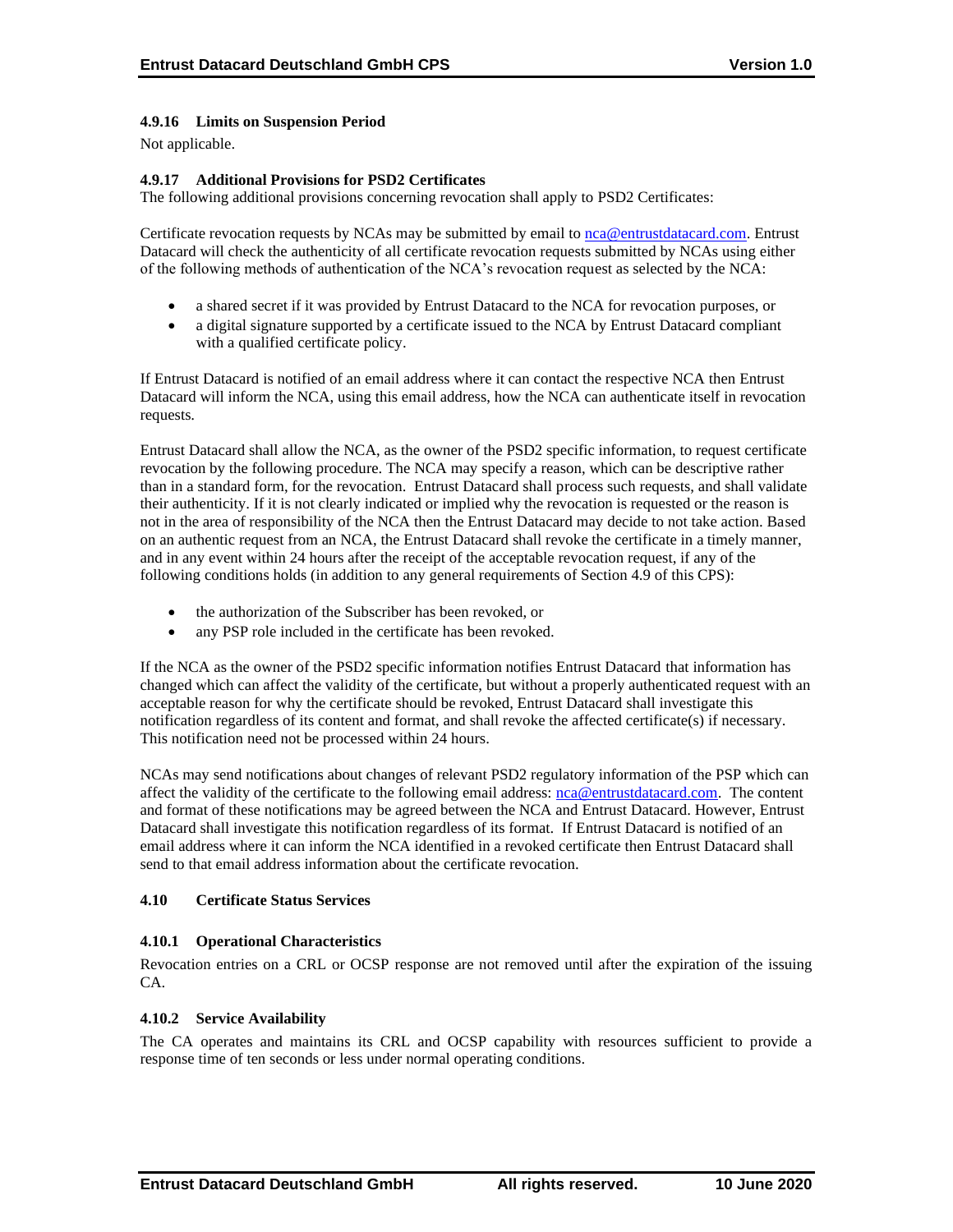#### 4.9.16 Limits on Suspension Period

Not applicable.

#### 4.9.17 Additional Provisions for PSD2 Certificates

The following additional provisions concerning revocation shall apply to PSD2 Certificates:

Certificate revocation requests by NCAs may be submitted by email to nca@entrustdatacard.com. Entrust Datacard will check the authenticity of all certificate revocation requests submitted by NCAs using either of the following methods of authentication of the NCA's revocation request as selected by the NCA:

- a shared secret if it was provided by Entrust Datacard to the NCA for revocation purposes, or
- a digital signature supported by a certificate issued to the NCA by Entrust Datacard compliant with a qualified certificate policy.

If Entrust Datacard is notified of an email address where it can contact the respective NCA then Entrust Datacard will inform the NCA, using this email address, how the NCA can authenticate itself in revocation requests.

Entrust Datacard shall allow the NCA, as the owner of the PSD2 specific information, to request certificate revocation by the following procedure. The NCA may specify a reason, which can be descriptive rather than in a standard form, for the revocation. Entrust Datacard shall process such requests, and shall validate their authenticity. If it is not clearly indicated or implied why the revocation is requested or the reason is not in the area of responsibility of the NCA then the Entrust Datacard may decide to not take action. Based on an authentic request from an NCA, the Entrust Datacard shall revoke the certificate in a timely manner, and in any event within 24 hours after the receipt of the acceptable revocation request, if any of the following conditions holds (in addition to any general requirements of Section 4.9 of this CPS):

- the authorization of the Subscriber has been revoked, or
- any PSP role included in the certificate has been revoked.

If the NCA as the owner of the PSD2 specific information notifies Entrust Datacard that information has changed which can affect the validity of the certificate, but without a properly authenticated request with an acceptable reason for why the certificate should be revoked, Entrust Datacard shall investigate this notification regardless of its content and format, and shall revoke the affected certificate(s) if necessary. This notification need not be processed within 24 hours.

NCAs may send notifications about changes of relevant PSD2 regulatory information of the PSP which can affect the validity of the certificate to the following email address: nca@entrustdatacard.com. The content and format of these notifications may be agreed between the NCA and Entrust Datacard. However, Entrust Datacard shall investigate this notification regardless of its format. If Entrust Datacard is notified of an email address where it can inform the NCA identified in a revoked certificate then Entrust Datacard shall send to that email address information about the certificate revocation.

### 4.10 Certificate Status Services

#### 4.10.1 Operational Characteristics

Revocation entries on a CRL or OCSP response are not removed until after the expiration of the issuing CA.

#### 4.10.2 Service Availability

The CA operates and maintains its CRL and OCSP capability with resources sufficient to provide a response time of ten seconds or less under normal operating conditions.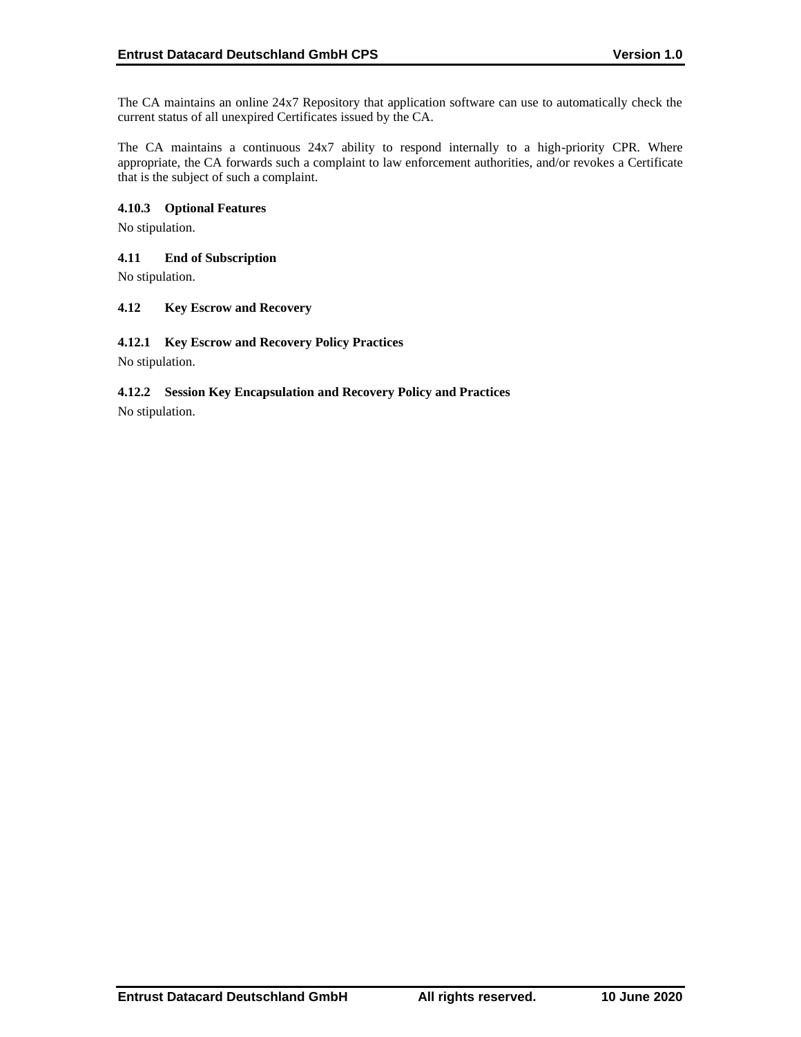The CA maintains an online 24x7 Repository that application software can use to automatically check the current status of all unexpired Certificates issued by the CA.

The CA maintains a continuous 24x7 ability to respond internally to a high-priority CPR. Where appropriate, the CA forwards such a complaint to law enforcement authorities, and/or revokes a Certificate that is the subject of such a complaint.

#### 4.10.3 Optional Features

No stipulation.

### 4.11 End of Subscription

No stipulation.

### 4.12 Key Escrow and Recovery

#### 4.12.1 Key Escrow and Recovery Policy Practices

No stipulation.

#### 4.12.2 Session Key Encapsulation and Recovery Policy and Practices

No stipulation.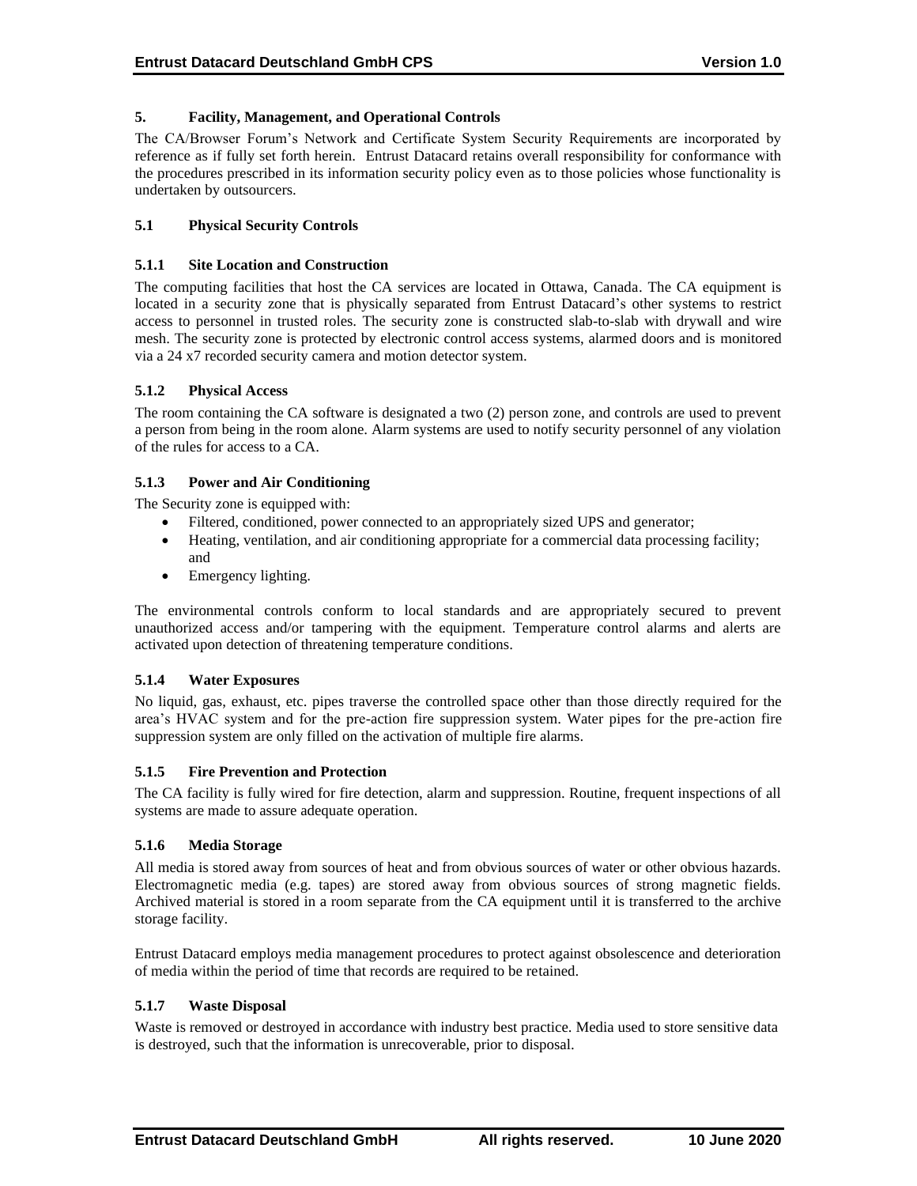## 5. Facility, Management, and Operational Controls

The CA/Browser Forum's Network and Certificate System Security Requirements are incorporated by reference as if fully set forth herein. Entrust Datacard retains overall responsibility for conformance with the procedures prescribed in its information security policy even as to those policies whose functionality is undertaken by outsourcers.

### 5.1 Physical Security Controls

#### 5.1.1 Site Location and Construction

The computing facilities that host the CA services are located in Ottawa, Canada. The CA equipment is located in a security zone that is physically separated from Entrust Datacard's other systems to restrict access to personnel in trusted roles. The security zone is constructed slab-to-slab with drywall and wire mesh. The security zone is protected by electronic control access systems, alarmed doors and is monitored via a 24 x7 recorded security camera and motion detector system.

#### 5.1.2 Physical Access

The room containing the CA software is designated a two (2) person zone, and controls are used to prevent a person from being in the room alone. Alarm systems are used to notify security personnel of any violation of the rules for access to a CA.

#### 5.1.3 Power and Air Conditioning

The Security zone is equipped with:

- Filtered, conditioned, power connected to an appropriately sized UPS and generator;
- Heating, ventilation, and air conditioning appropriate for a commercial data processing facility; and
- Emergency lighting.

The environmental controls conform to local standards and are appropriately secured to prevent unauthorized access and/or tampering with the equipment. Temperature control alarms and alerts are activated upon detection of threatening temperature conditions.

#### 5.1.4 Water Exposures

No liquid, gas, exhaust, etc. pipes traverse the controlled space other than those directly required for the area's HVAC system and for the pre-action fire suppression system. Water pipes for the pre-action fire suppression system are only filled on the activation of multiple fire alarms.

#### 5.1.5 Fire Prevention and Protection

The CA facility is fully wired for fire detection, alarm and suppression. Routine, frequent inspections of all systems are made to assure adequate operation.

#### 5.1.6 Media Storage

All media is stored away from sources of heat and from obvious sources of water or other obvious hazards. Electromagnetic media (e.g. tapes) are stored away from obvious sources of strong magnetic fields. Archived material is stored in a room separate from the CA equipment until it is transferred to the archive storage facility.

Entrust Datacard employs media management procedures to protect against obsolescence and deterioration of media within the period of time that records are required to be retained.

#### 5.1.7 Waste Disposal

Waste is removed or destroyed in accordance with industry best practice. Media used to store sensitive data is destroyed, such that the information is unrecoverable, prior to disposal.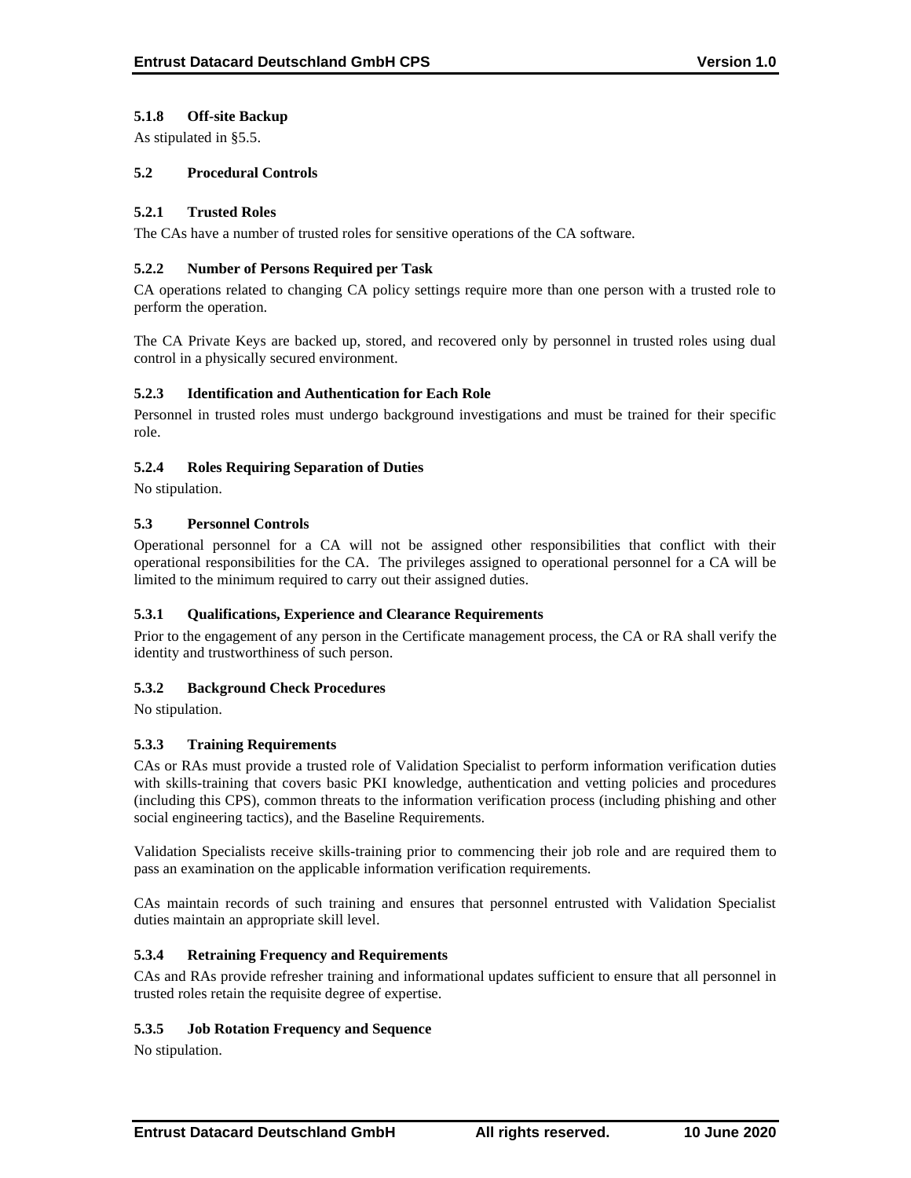#### 5.1.8 Off-site Backup

As stipulated in §5.5.

### 5.2 Procedural Controls

#### 5.2.1 Trusted Roles

The CAs have a number of trusted roles for sensitive operations of the CA software.

#### 5.2.2 Number of Persons Required per Task

CA operations related to changing CA policy settings require more than one person with a trusted role to perform the operation.

The CA Private Keys are backed up, stored, and recovered only by personnel in trusted roles using dual control in a physically secured environment.

#### 5.2.3 Identification and Authentication for Each Role

Personnel in trusted roles must undergo background investigations and must be trained for their specific role.

#### 5.2.4 Roles Requiring Separation of Duties

No stipulation.

### 5.3 Personnel Controls

Operational personnel for a CA will not be assigned other responsibilities that conflict with their operational responsibilities for the CA. The privileges assigned to operational personnel for a CA will be limited to the minimum required to carry out their assigned duties.

#### 5.3.1 Qualifications, Experience and Clearance Requirements

Prior to the engagement of any person in the Certificate management process, the CA or RA shall verify the identity and trustworthiness of such person.

#### 5.3.2 Background Check Procedures

No stipulation.

#### 5.3.3 Training Requirements

CAs or RAs must provide a trusted role of Validation Specialist to perform information verification duties with skills-training that covers basic PKI knowledge, authentication and vetting policies and procedures (including this CPS), common threats to the information verification process (including phishing and other social engineering tactics), and the Baseline Requirements.

Validation Specialists receive skills-training prior to commencing their job role and are required them to pass an examination on the applicable information verification requirements.

CAs maintain records of such training and ensures that personnel entrusted with Validation Specialist duties maintain an appropriate skill level.

#### 5.3.4 Retraining Frequency and Requirements

CAs and RAs provide refresher training and informational updates sufficient to ensure that all personnel in trusted roles retain the requisite degree of expertise.

#### 5.3.5 Job Rotation Frequency and Sequence

No stipulation.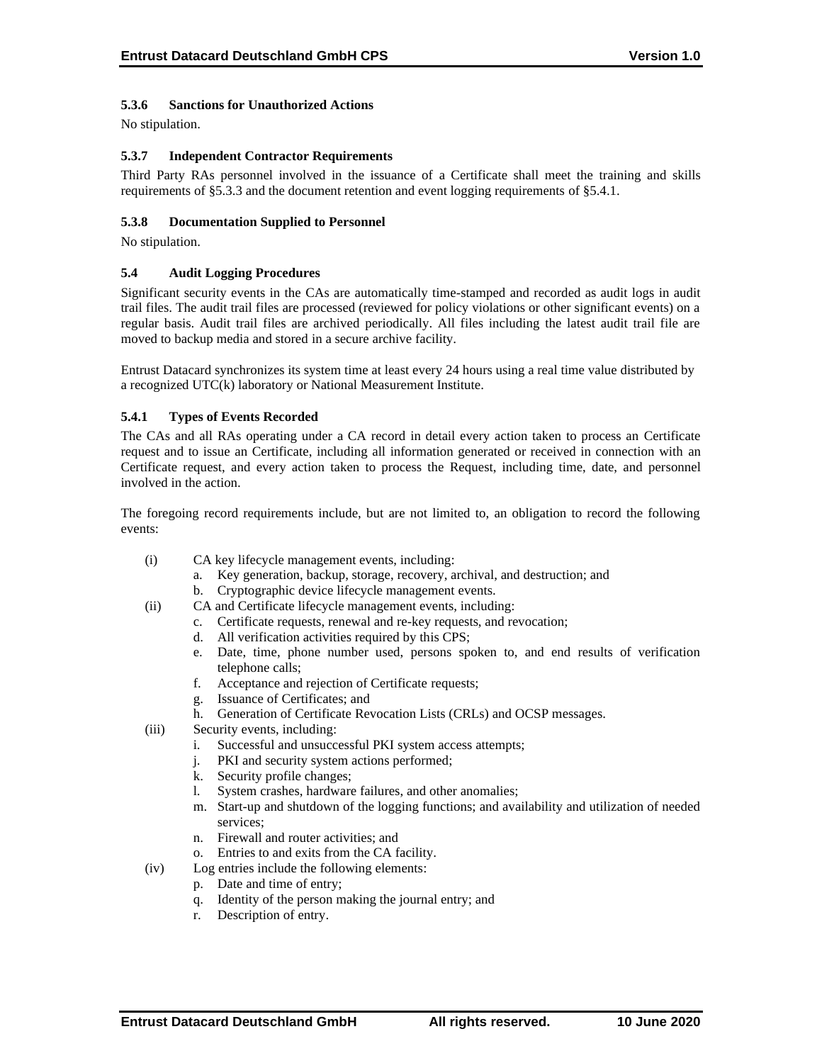#### 5.3.6 Sanctions for Unauthorized Actions

No stipulation.

#### 5.3.7 Independent Contractor Requirements

Third Party RAs personnel involved in the issuance of a Certificate shall meet the training and skills requirements of §5.3.3 and the document retention and event logging requirements of §5.4.1.

#### 5.3.8 Documentation Supplied to Personnel

No stipulation.

### 5.4 Audit Logging Procedures

Significant security events in the CAs are automatically time-stamped and recorded as audit logs in audit trail files. The audit trail files are processed (reviewed for policy violations or other significant events) on a regular basis. Audit trail files are archived periodically. All files including the latest audit trail file are moved to backup media and stored in a secure archive facility.

Entrust Datacard synchronizes its system time at least every 24 hours using a real time value distributed by a recognized UTC(k) laboratory or National Measurement Institute.

#### 5.4.1 Types of Events Recorded

The CAs and all RAs operating under a CA record in detail every action taken to process an Certificate request and to issue an Certificate, including all information generated or received in connection with an Certificate request, and every action taken to process the Request, including time, date, and personnel involved in the action.

The foregoing record requirements include, but are not limited to, an obligation to record the following events:

(i) CA key lifecycle management events, including:
  a. Key generation, backup, storage, recovery, archival, and destruction; and
  b. Cryptographic device lifecycle management events.

(ii) CA and Certificate lifecycle management events, including:
  c. Certificate requests, renewal and re-key requests, and revocation;
  d. All verification activities required by this CPS;
  e. Date, time, phone number used, persons spoken to, and end results of verification telephone calls;
  f. Acceptance and rejection of Certificate requests;
  g. Issuance of Certificates; and
  h. Generation of Certificate Revocation Lists (CRLs) and OCSP messages.

(iii) Security events, including:
  i. Successful and unsuccessful PKI system access attempts;
  j. PKI and security system actions performed;
  k. Security profile changes;
  l. System crashes, hardware failures, and other anomalies;
  m. Start-up and shutdown of the logging functions; and availability and utilization of needed services;
  n. Firewall and router activities; and
  o. Entries to and exits from the CA facility.

(iv) Log entries include the following elements:
  p. Date and time of entry;
  q. Identity of the person making the journal entry; and
  r. Description of entry.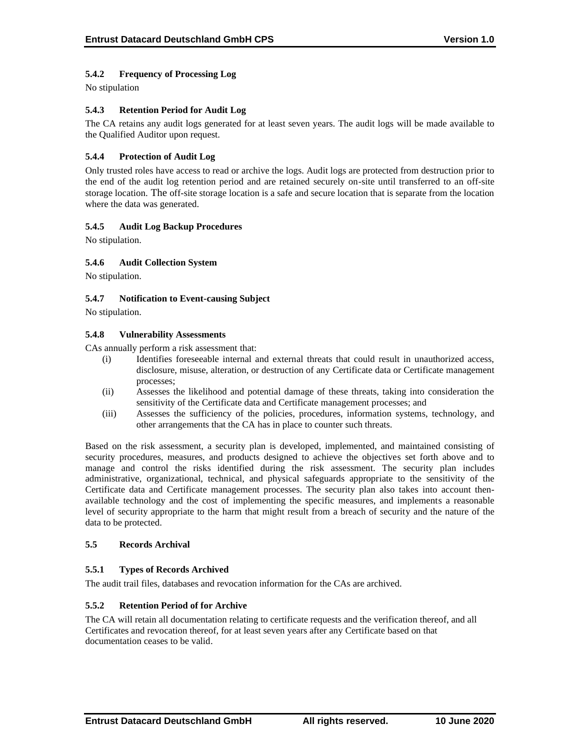#### 5.4.2 Frequency of Processing Log

No stipulation

#### 5.4.3 Retention Period for Audit Log

The CA retains any audit logs generated for at least seven years. The audit logs will be made available to the Qualified Auditor upon request.

#### 5.4.4 Protection of Audit Log

Only trusted roles have access to read or archive the logs. Audit logs are protected from destruction prior to the end of the audit log retention period and are retained securely on-site until transferred to an off-site storage location. The off-site storage location is a safe and secure location that is separate from the location where the data was generated.

#### 5.4.5 Audit Log Backup Procedures

No stipulation.

#### 5.4.6 Audit Collection System

No stipulation.

#### 5.4.7 Notification to Event-causing Subject

No stipulation.

#### 5.4.8 Vulnerability Assessments

CAs annually perform a risk assessment that:

- (i) Identifies foreseeable internal and external threats that could result in unauthorized access, disclosure, misuse, alteration, or destruction of any Certificate data or Certificate management processes;
- (ii) Assesses the likelihood and potential damage of these threats, taking into consideration the sensitivity of the Certificate data and Certificate management processes; and
- (iii) Assesses the sufficiency of the policies, procedures, information systems, technology, and other arrangements that the CA has in place to counter such threats.

Based on the risk assessment, a security plan is developed, implemented, and maintained consisting of security procedures, measures, and products designed to achieve the objectives set forth above and to manage and control the risks identified during the risk assessment. The security plan includes administrative, organizational, technical, and physical safeguards appropriate to the sensitivity of the Certificate data and Certificate management processes. The security plan also takes into account then-available technology and the cost of implementing the specific measures, and implements a reasonable level of security appropriate to the harm that might result from a breach of security and the nature of the data to be protected.

### 5.5 Records Archival

#### 5.5.1 Types of Records Archived

The audit trail files, databases and revocation information for the CAs are archived.

#### 5.5.2 Retention Period of for Archive

The CA will retain all documentation relating to certificate requests and the verification thereof, and all Certificates and revocation thereof, for at least seven years after any Certificate based on that documentation ceases to be valid.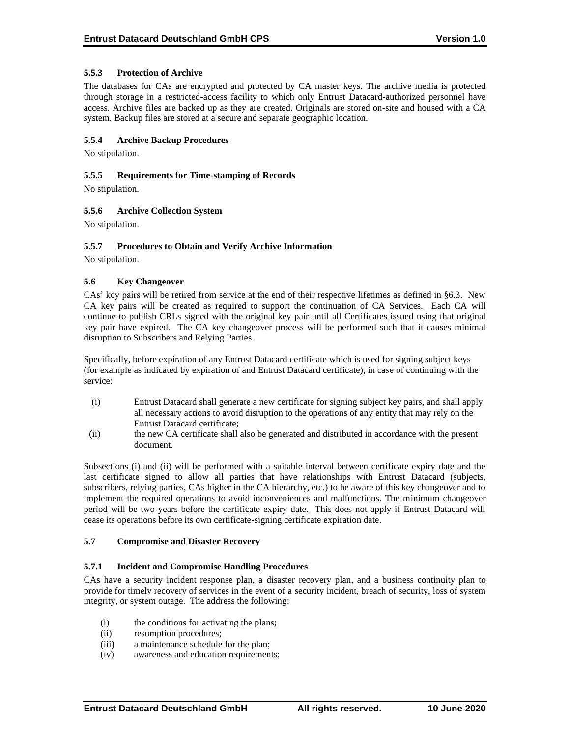### 5.5.3 Protection of Archive

The databases for CAs are encrypted and protected by CA master keys. The archive media is protected through storage in a restricted-access facility to which only Entrust Datacard-authorized personnel have access. Archive files are backed up as they are created. Originals are stored on-site and housed with a CA system. Backup files are stored at a secure and separate geographic location.

### 5.5.4 Archive Backup Procedures

No stipulation.

### 5.5.5 Requirements for Time-stamping of Records

No stipulation.

### 5.5.6 Archive Collection System

No stipulation.

### 5.5.7 Procedures to Obtain and Verify Archive Information

No stipulation.

## 5.6 Key Changeover

CAs' key pairs will be retired from service at the end of their respective lifetimes as defined in §6.3. New CA key pairs will be created as required to support the continuation of CA Services. Each CA will continue to publish CRLs signed with the original key pair until all Certificates issued using that original key pair have expired. The CA key changeover process will be performed such that it causes minimal disruption to Subscribers and Relying Parties.

Specifically, before expiration of any Entrust Datacard certificate which is used for signing subject keys (for example as indicated by expiration of and Entrust Datacard certificate), in case of continuing with the service:

(i) Entrust Datacard shall generate a new certificate for signing subject key pairs, and shall apply all necessary actions to avoid disruption to the operations of any entity that may rely on the Entrust Datacard certificate;

(ii) the new CA certificate shall also be generated and distributed in accordance with the present document.

Subsections (i) and (ii) will be performed with a suitable interval between certificate expiry date and the last certificate signed to allow all parties that have relationships with Entrust Datacard (subjects, subscribers, relying parties, CAs higher in the CA hierarchy, etc.) to be aware of this key changeover and to implement the required operations to avoid inconveniences and malfunctions. The minimum changeover period will be two years before the certificate expiry date. This does not apply if Entrust Datacard will cease its operations before its own certificate-signing certificate expiration date.

## 5.7 Compromise and Disaster Recovery

### 5.7.1 Incident and Compromise Handling Procedures

CAs have a security incident response plan, a disaster recovery plan, and a business continuity plan to provide for timely recovery of services in the event of a security incident, breach of security, loss of system integrity, or system outage. The address the following:

(i) the conditions for activating the plans;
(ii) resumption procedures;
(iii) a maintenance schedule for the plan;
(iv) awareness and education requirements;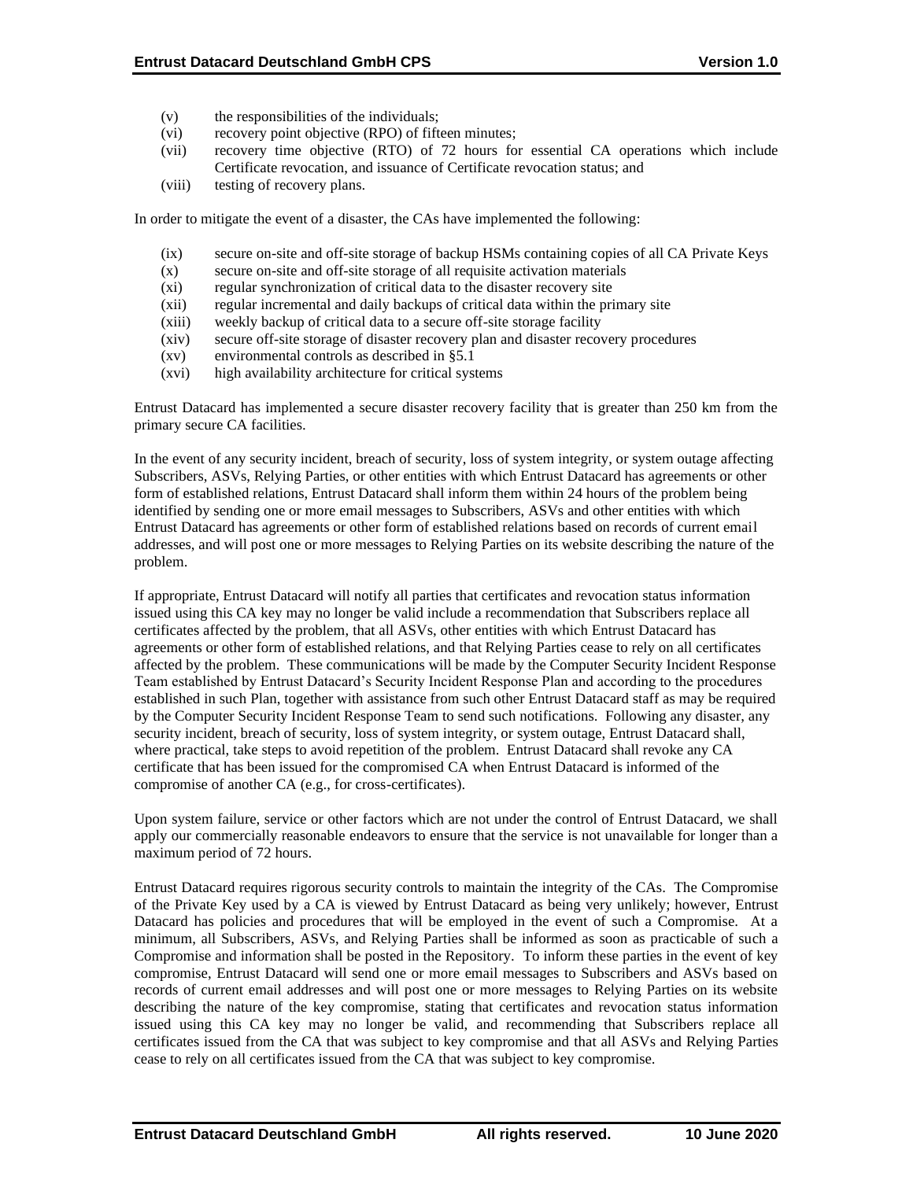(v) the responsibilities of the individuals;
(vi) recovery point objective (RPO) of fifteen minutes;
(vii) recovery time objective (RTO) of 72 hours for essential CA operations which include Certificate revocation, and issuance of Certificate revocation status; and
(viii) testing of recovery plans.

In order to mitigate the event of a disaster, the CAs have implemented the following:

(ix) secure on-site and off-site storage of backup HSMs containing copies of all CA Private Keys
(x) secure on-site and off-site storage of all requisite activation materials
(xi) regular synchronization of critical data to the disaster recovery site
(xii) regular incremental and daily backups of critical data within the primary site
(xiii) weekly backup of critical data to a secure off-site storage facility
(xiv) secure off-site storage of disaster recovery plan and disaster recovery procedures
(xv) environmental controls as described in §5.1
(xvi) high availability architecture for critical systems

Entrust Datacard has implemented a secure disaster recovery facility that is greater than 250 km from the primary secure CA facilities.

In the event of any security incident, breach of security, loss of system integrity, or system outage affecting Subscribers, ASVs, Relying Parties, or other entities with which Entrust Datacard has agreements or other form of established relations, Entrust Datacard shall inform them within 24 hours of the problem being identified by sending one or more email messages to Subscribers, ASVs and other entities with which Entrust Datacard has agreements or other form of established relations based on records of current email addresses, and will post one or more messages to Relying Parties on its website describing the nature of the problem.

If appropriate, Entrust Datacard will notify all parties that certificates and revocation status information issued using this CA key may no longer be valid include a recommendation that Subscribers replace all certificates affected by the problem, that all ASVs, other entities with which Entrust Datacard has agreements or other form of established relations, and that Relying Parties cease to rely on all certificates affected by the problem. These communications will be made by the Computer Security Incident Response Team established by Entrust Datacard's Security Incident Response Plan and according to the procedures established in such Plan, together with assistance from such other Entrust Datacard staff as may be required by the Computer Security Incident Response Team to send such notifications. Following any disaster, any security incident, breach of security, loss of system integrity, or system outage, Entrust Datacard shall, where practical, take steps to avoid repetition of the problem. Entrust Datacard shall revoke any CA certificate that has been issued for the compromised CA when Entrust Datacard is informed of the compromise of another CA (e.g., for cross-certificates).

Upon system failure, service or other factors which are not under the control of Entrust Datacard, we shall apply our commercially reasonable endeavors to ensure that the service is not unavailable for longer than a maximum period of 72 hours.

Entrust Datacard requires rigorous security controls to maintain the integrity of the CAs. The Compromise of the Private Key used by a CA is viewed by Entrust Datacard as being very unlikely; however, Entrust Datacard has policies and procedures that will be employed in the event of such a Compromise. At a minimum, all Subscribers, ASVs, and Relying Parties shall be informed as soon as practicable of such a Compromise and information shall be posted in the Repository. To inform these parties in the event of key compromise, Entrust Datacard will send one or more email messages to Subscribers and ASVs based on records of current email addresses and will post one or more messages to Relying Parties on its website describing the nature of the key compromise, stating that certificates and revocation status information issued using this CA key may no longer be valid, and recommending that Subscribers replace all certificates issued from the CA that was subject to key compromise and that all ASVs and Relying Parties cease to rely on all certificates issued from the CA that was subject to key compromise.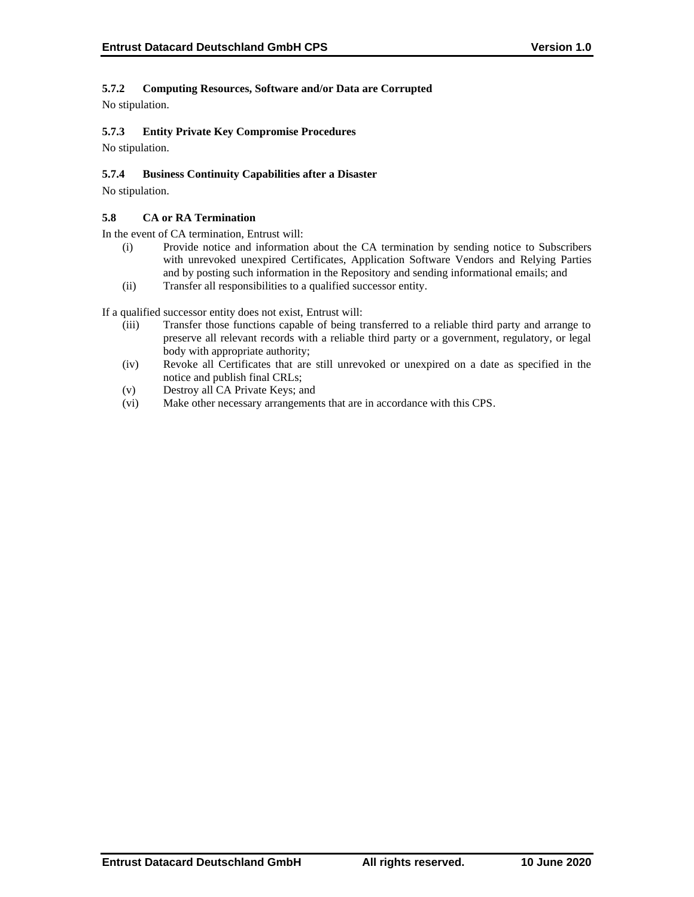#### 5.7.2 Computing Resources, Software and/or Data are Corrupted

No stipulation.

#### 5.7.3 Entity Private Key Compromise Procedures

No stipulation.

#### 5.7.4 Business Continuity Capabilities after a Disaster

No stipulation.

### 5.8 CA or RA Termination

In the event of CA termination, Entrust will:

(i) Provide notice and information about the CA termination by sending notice to Subscribers with unrevoked unexpired Certificates, Application Software Vendors and Relying Parties and by posting such information in the Repository and sending informational emails; and

(ii) Transfer all responsibilities to a qualified successor entity.

If a qualified successor entity does not exist, Entrust will:

(iii) Transfer those functions capable of being transferred to a reliable third party and arrange to preserve all relevant records with a reliable third party or a government, regulatory, or legal body with appropriate authority;

(iv) Revoke all Certificates that are still unrevoked or unexpired on a date as specified in the notice and publish final CRLs;

(v) Destroy all CA Private Keys; and

(vi) Make other necessary arrangements that are in accordance with this CPS.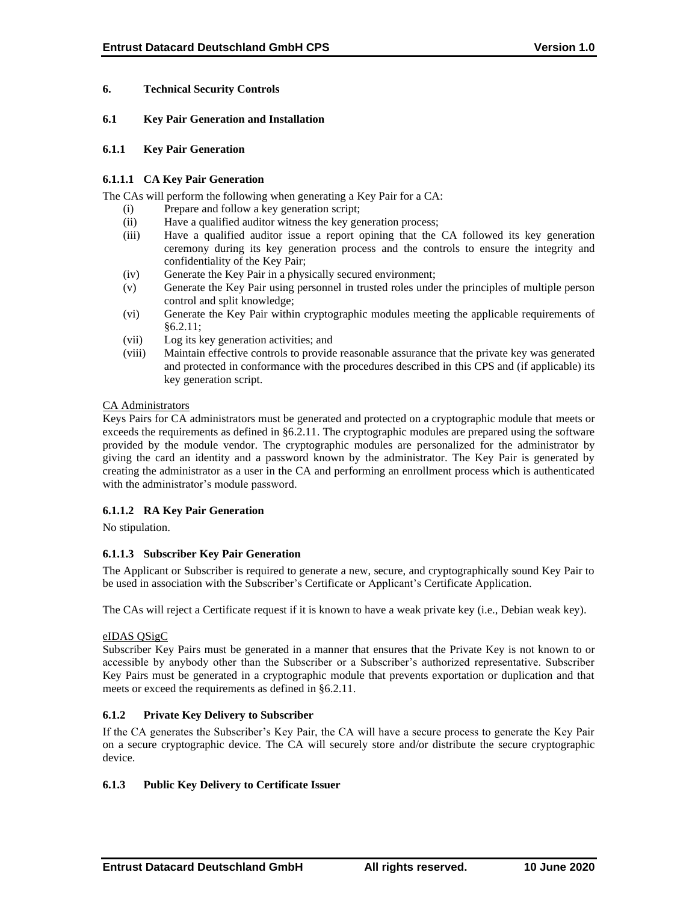# 6. Technical Security Controls

## 6.1 Key Pair Generation and Installation

### 6.1.1 Key Pair Generation

#### 6.1.1.1 CA Key Pair Generation

The CAs will perform the following when generating a Key Pair for a CA:

- (i) Prepare and follow a key generation script;
- (ii) Have a qualified auditor witness the key generation process;
- (iii) Have a qualified auditor issue a report opining that the CA followed its key generation ceremony during its key generation process and the controls to ensure the integrity and confidentiality of the Key Pair;
- (iv) Generate the Key Pair in a physically secured environment;
- (v) Generate the Key Pair using personnel in trusted roles under the principles of multiple person control and split knowledge;
- (vi) Generate the Key Pair within cryptographic modules meeting the applicable requirements of §6.2.11;
- (vii) Log its key generation activities; and
- (viii) Maintain effective controls to provide reasonable assurance that the private key was generated and protected in conformance with the procedures described in this CPS and (if applicable) its key generation script.

<u>CA Administrators</u>

Keys Pairs for CA administrators must be generated and protected on a cryptographic module that meets or exceeds the requirements as defined in §6.2.11. The cryptographic modules are prepared using the software provided by the module vendor. The cryptographic modules are personalized for the administrator by giving the card an identity and a password known by the administrator. The Key Pair is generated by creating the administrator as a user in the CA and performing an enrollment process which is authenticated with the administrator's module password.

#### 6.1.1.2 RA Key Pair Generation

No stipulation.

#### 6.1.1.3 Subscriber Key Pair Generation

The Applicant or Subscriber is required to generate a new, secure, and cryptographically sound Key Pair to be used in association with the Subscriber's Certificate or Applicant's Certificate Application.

The CAs will reject a Certificate request if it is known to have a weak private key (i.e., Debian weak key).

<u>eIDAS QSigC</u>

Subscriber Key Pairs must be generated in a manner that ensures that the Private Key is not known to or accessible by anybody other than the Subscriber or a Subscriber's authorized representative. Subscriber Key Pairs must be generated in a cryptographic module that prevents exportation or duplication and that meets or exceed the requirements as defined in §6.2.11.

### 6.1.2 Private Key Delivery to Subscriber

If the CA generates the Subscriber's Key Pair, the CA will have a secure process to generate the Key Pair on a secure cryptographic device. The CA will securely store and/or distribute the secure cryptographic device.

### 6.1.3 Public Key Delivery to Certificate Issuer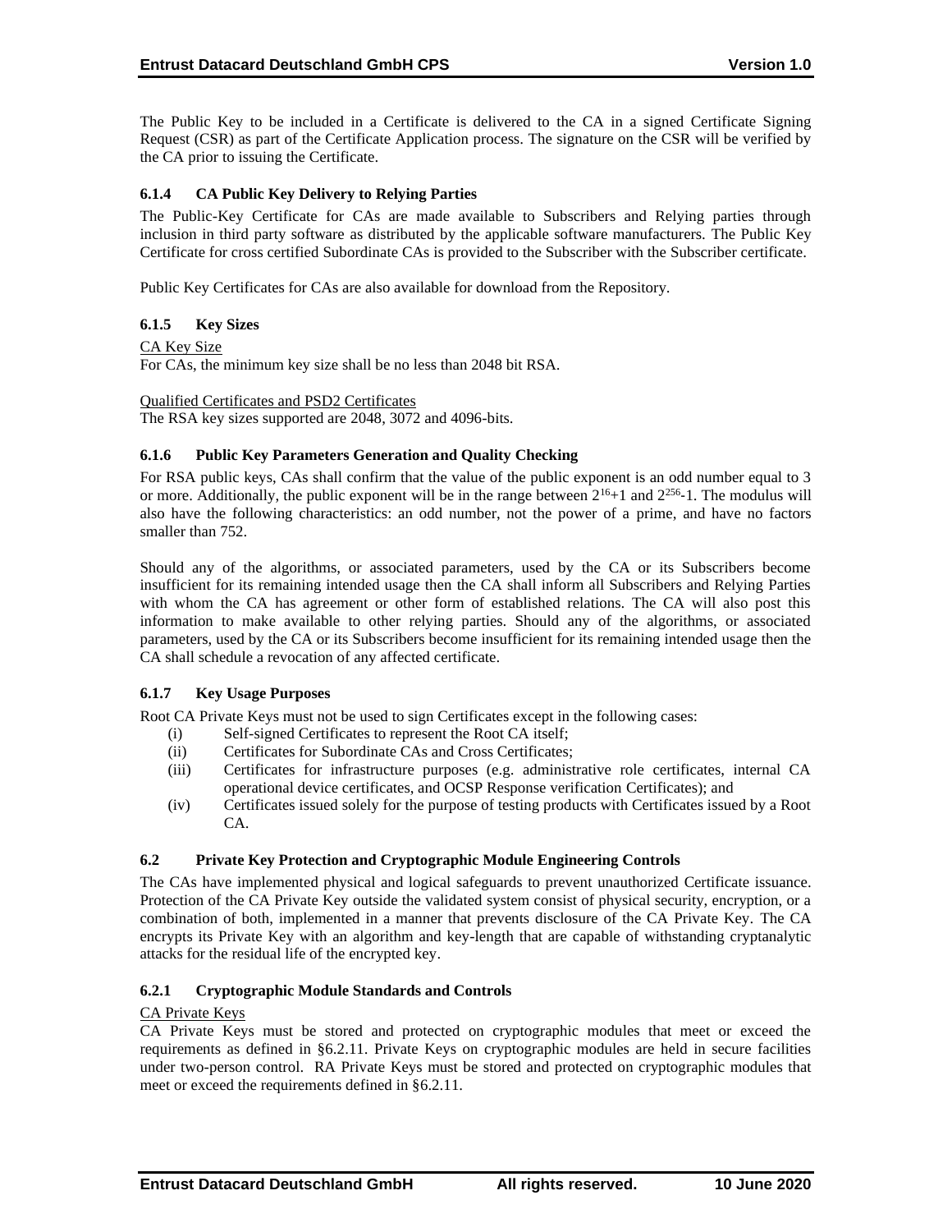The Public Key to be included in a Certificate is delivered to the CA in a signed Certificate Signing Request (CSR) as part of the Certificate Application process. The signature on the CSR will be verified by the CA prior to issuing the Certificate.

### 6.1.4 CA Public Key Delivery to Relying Parties

The Public-Key Certificate for CAs are made available to Subscribers and Relying parties through inclusion in third party software as distributed by the applicable software manufacturers. The Public Key Certificate for cross certified Subordinate CAs is provided to the Subscriber with the Subscriber certificate.

Public Key Certificates for CAs are also available for download from the Repository.

### 6.1.5 Key Sizes

CA Key Size
For CAs, the minimum key size shall be no less than 2048 bit RSA.

Qualified Certificates and PSD2 Certificates
The RSA key sizes supported are 2048, 3072 and 4096-bits.

### 6.1.6 Public Key Parameters Generation and Quality Checking

For RSA public keys, CAs shall confirm that the value of the public exponent is an odd number equal to 3 or more. Additionally, the public exponent will be in the range between $2^{16}+1$ and $2^{256}-1$. The modulus will also have the following characteristics: an odd number, not the power of a prime, and have no factors smaller than 752.

Should any of the algorithms, or associated parameters, used by the CA or its Subscribers become insufficient for its remaining intended usage then the CA shall inform all Subscribers and Relying Parties with whom the CA has agreement or other form of established relations. The CA will also post this information to make available to other relying parties. Should any of the algorithms, or associated parameters, used by the CA or its Subscribers become insufficient for its remaining intended usage then the CA shall schedule a revocation of any affected certificate.

### 6.1.7 Key Usage Purposes

Root CA Private Keys must not be used to sign Certificates except in the following cases:

(i) Self-signed Certificates to represent the Root CA itself;
(ii) Certificates for Subordinate CAs and Cross Certificates;
(iii) Certificates for infrastructure purposes (e.g. administrative role certificates, internal CA operational device certificates, and OCSP Response verification Certificates); and
(iv) Certificates issued solely for the purpose of testing products with Certificates issued by a Root CA.

## 6.2 Private Key Protection and Cryptographic Module Engineering Controls

The CAs have implemented physical and logical safeguards to prevent unauthorized Certificate issuance. Protection of the CA Private Key outside the validated system consist of physical security, encryption, or a combination of both, implemented in a manner that prevents disclosure of the CA Private Key. The CA encrypts its Private Key with an algorithm and key-length that are capable of withstanding cryptanalytic attacks for the residual life of the encrypted key.

### 6.2.1 Cryptographic Module Standards and Controls

CA Private Keys
CA Private Keys must be stored and protected on cryptographic modules that meet or exceed the requirements as defined in §6.2.11. Private Keys on cryptographic modules are held in secure facilities under two-person control. RA Private Keys must be stored and protected on cryptographic modules that meet or exceed the requirements defined in §6.2.11.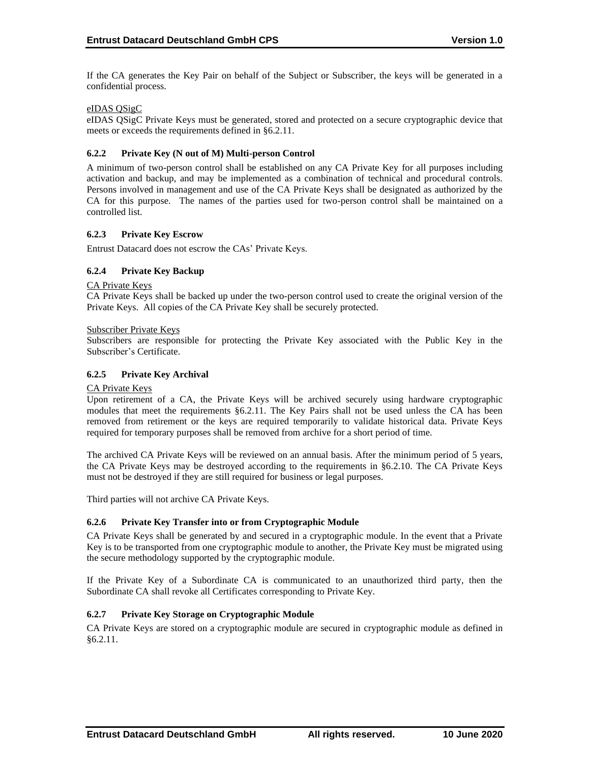If the CA generates the Key Pair on behalf of the Subject or Subscriber, the keys will be generated in a confidential process.

eIDAS QSigC

eIDAS QSigC Private Keys must be generated, stored and protected on a secure cryptographic device that meets or exceeds the requirements defined in §6.2.11.

### 6.2.2 Private Key (N out of M) Multi-person Control

A minimum of two-person control shall be established on any CA Private Key for all purposes including activation and backup, and may be implemented as a combination of technical and procedural controls. Persons involved in management and use of the CA Private Keys shall be designated as authorized by the CA for this purpose. The names of the parties used for two-person control shall be maintained on a controlled list.

### 6.2.3 Private Key Escrow

Entrust Datacard does not escrow the CAs' Private Keys.

### 6.2.4 Private Key Backup

CA Private Keys

CA Private Keys shall be backed up under the two-person control used to create the original version of the Private Keys. All copies of the CA Private Key shall be securely protected.

Subscriber Private Keys

Subscribers are responsible for protecting the Private Key associated with the Public Key in the Subscriber's Certificate.

### 6.2.5 Private Key Archival

CA Private Keys

Upon retirement of a CA, the Private Keys will be archived securely using hardware cryptographic modules that meet the requirements §6.2.11. The Key Pairs shall not be used unless the CA has been removed from retirement or the keys are required temporarily to validate historical data. Private Keys required for temporary purposes shall be removed from archive for a short period of time.

The archived CA Private Keys will be reviewed on an annual basis. After the minimum period of 5 years, the CA Private Keys may be destroyed according to the requirements in §6.2.10. The CA Private Keys must not be destroyed if they are still required for business or legal purposes.

Third parties will not archive CA Private Keys.

### 6.2.6 Private Key Transfer into or from Cryptographic Module

CA Private Keys shall be generated by and secured in a cryptographic module. In the event that a Private Key is to be transported from one cryptographic module to another, the Private Key must be migrated using the secure methodology supported by the cryptographic module.

If the Private Key of a Subordinate CA is communicated to an unauthorized third party, then the Subordinate CA shall revoke all Certificates corresponding to Private Key.

### 6.2.7 Private Key Storage on Cryptographic Module

CA Private Keys are stored on a cryptographic module are secured in cryptographic module as defined in §6.2.11.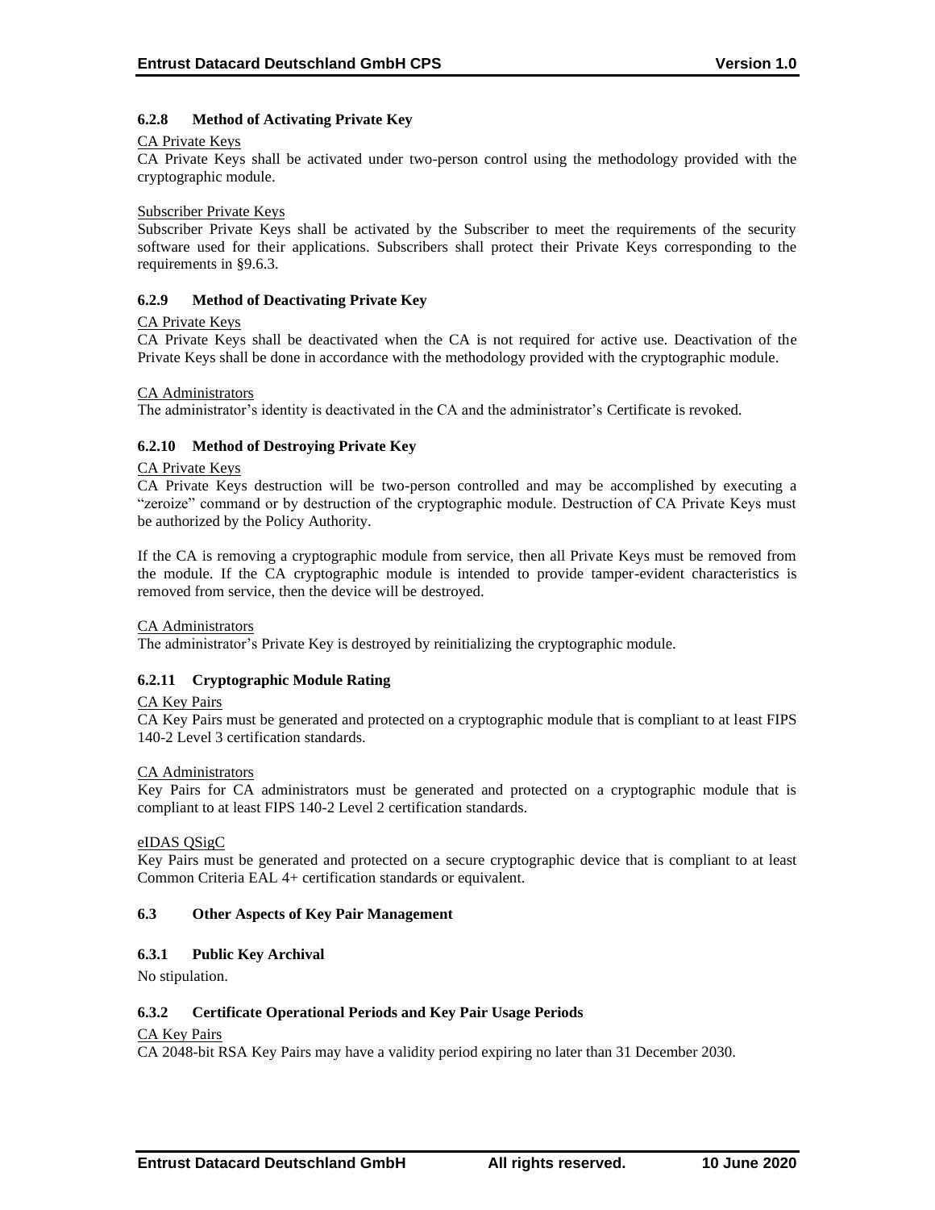### 6.2.8 Method of Activating Private Key

CA Private Keys

CA Private Keys shall be activated under two-person control using the methodology provided with the cryptographic module.

Subscriber Private Keys

Subscriber Private Keys shall be activated by the Subscriber to meet the requirements of the security software used for their applications. Subscribers shall protect their Private Keys corresponding to the requirements in §9.6.3.

### 6.2.9 Method of Deactivating Private Key

CA Private Keys

CA Private Keys shall be deactivated when the CA is not required for active use. Deactivation of the Private Keys shall be done in accordance with the methodology provided with the cryptographic module.

CA Administrators

The administrator's identity is deactivated in the CA and the administrator's Certificate is revoked.

### 6.2.10 Method of Destroying Private Key

CA Private Keys

CA Private Keys destruction will be two-person controlled and may be accomplished by executing a "zeroize" command or by destruction of the cryptographic module. Destruction of CA Private Keys must be authorized by the Policy Authority.

If the CA is removing a cryptographic module from service, then all Private Keys must be removed from the module. If the CA cryptographic module is intended to provide tamper-evident characteristics is removed from service, then the device will be destroyed.

CA Administrators

The administrator's Private Key is destroyed by reinitializing the cryptographic module.

### 6.2.11 Cryptographic Module Rating

CA Key Pairs

CA Key Pairs must be generated and protected on a cryptographic module that is compliant to at least FIPS 140-2 Level 3 certification standards.

CA Administrators

Key Pairs for CA administrators must be generated and protected on a cryptographic module that is compliant to at least FIPS 140-2 Level 2 certification standards.

eIDAS QSigC

Key Pairs must be generated and protected on a secure cryptographic device that is compliant to at least Common Criteria EAL 4+ certification standards or equivalent.

## 6.3 Other Aspects of Key Pair Management

### 6.3.1 Public Key Archival

No stipulation.

### 6.3.2 Certificate Operational Periods and Key Pair Usage Periods

CA Key Pairs

CA 2048-bit RSA Key Pairs may have a validity period expiring no later than 31 December 2030.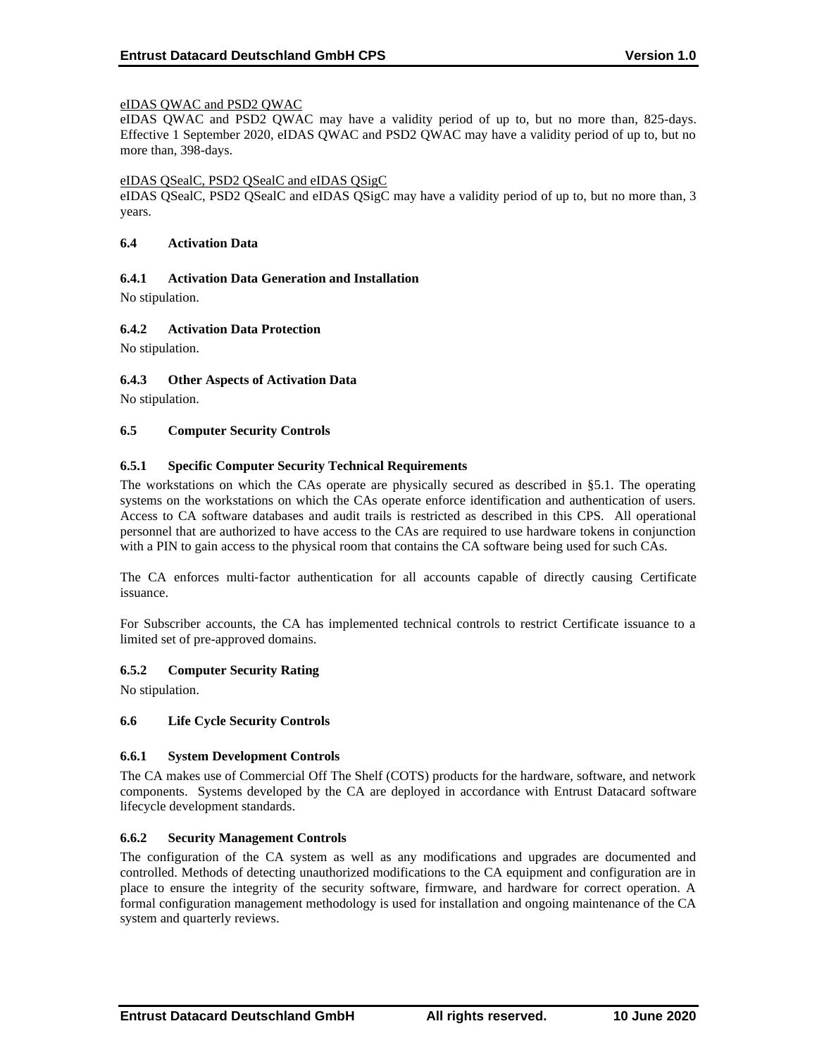eIDAS QWAC and PSD2 QWAC

eIDAS QWAC and PSD2 QWAC may have a validity period of up to, but no more than, 825-days. Effective 1 September 2020, eIDAS QWAC and PSD2 QWAC may have a validity period of up to, but no more than, 398-days.

eIDAS QSealC, PSD2 QSealC and eIDAS QSigC

eIDAS QSealC, PSD2 QSealC and eIDAS QSigC may have a validity period of up to, but no more than, 3 years.

### 6.4 Activation Data

#### 6.4.1 Activation Data Generation and Installation

No stipulation.

#### 6.4.2 Activation Data Protection

No stipulation.

#### 6.4.3 Other Aspects of Activation Data

No stipulation.

### 6.5 Computer Security Controls

#### 6.5.1 Specific Computer Security Technical Requirements

The workstations on which the CAs operate are physically secured as described in §5.1. The operating systems on the workstations on which the CAs operate enforce identification and authentication of users. Access to CA software databases and audit trails is restricted as described in this CPS. All operational personnel that are authorized to have access to the CAs are required to use hardware tokens in conjunction with a PIN to gain access to the physical room that contains the CA software being used for such CAs.

The CA enforces multi-factor authentication for all accounts capable of directly causing Certificate issuance.

For Subscriber accounts, the CA has implemented technical controls to restrict Certificate issuance to a limited set of pre-approved domains.

#### 6.5.2 Computer Security Rating

No stipulation.

### 6.6 Life Cycle Security Controls

#### 6.6.1 System Development Controls

The CA makes use of Commercial Off The Shelf (COTS) products for the hardware, software, and network components. Systems developed by the CA are deployed in accordance with Entrust Datacard software lifecycle development standards.

#### 6.6.2 Security Management Controls

The configuration of the CA system as well as any modifications and upgrades are documented and controlled. Methods of detecting unauthorized modifications to the CA equipment and configuration are in place to ensure the integrity of the security software, firmware, and hardware for correct operation. A formal configuration management methodology is used for installation and ongoing maintenance of the CA system and quarterly reviews.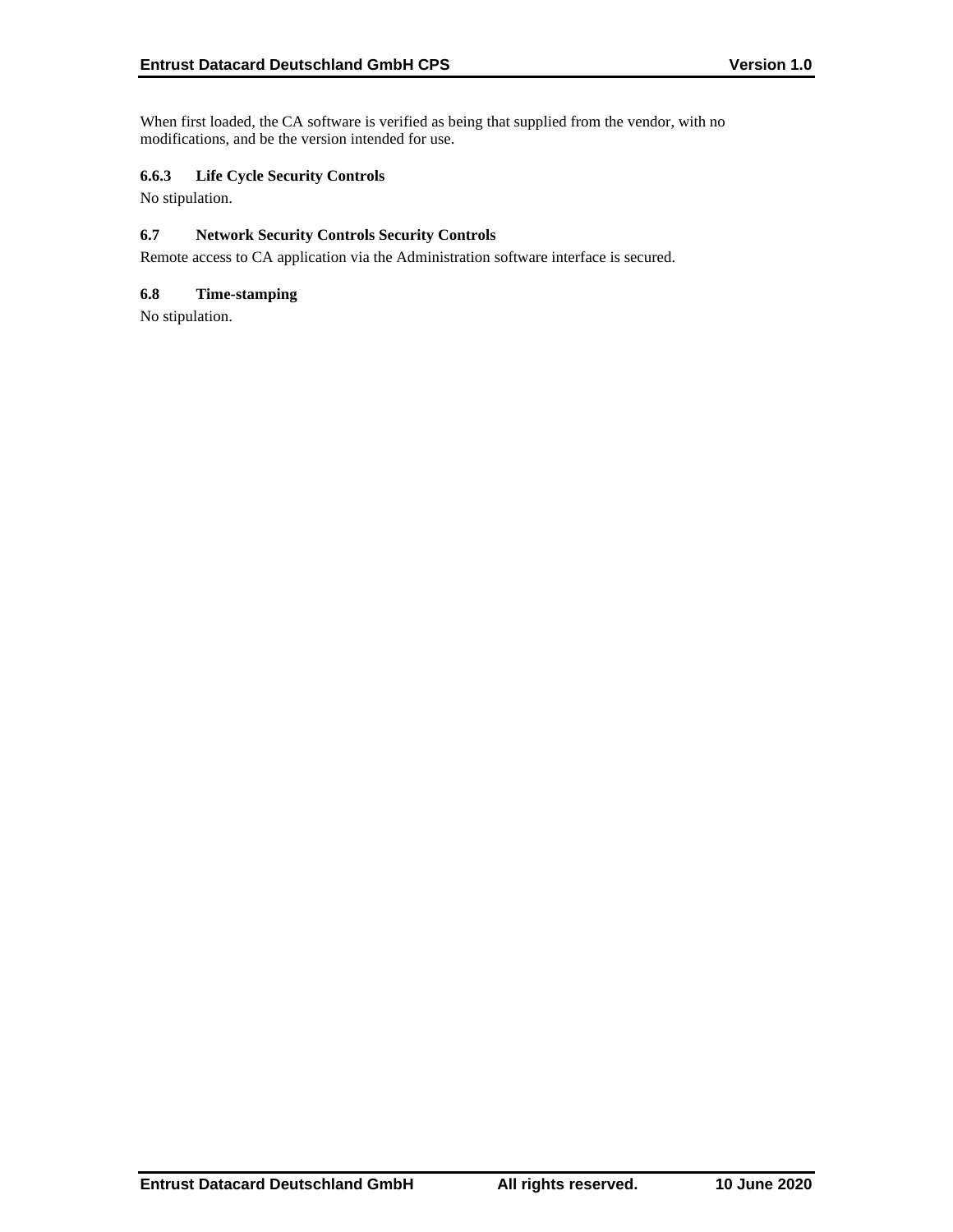When first loaded, the CA software is verified as being that supplied from the vendor, with no modifications, and be the version intended for use.

#### 6.6.3 Life Cycle Security Controls

No stipulation.

### 6.7 Network Security Controls Security Controls

Remote access to CA application via the Administration software interface is secured.

### 6.8 Time-stamping

No stipulation.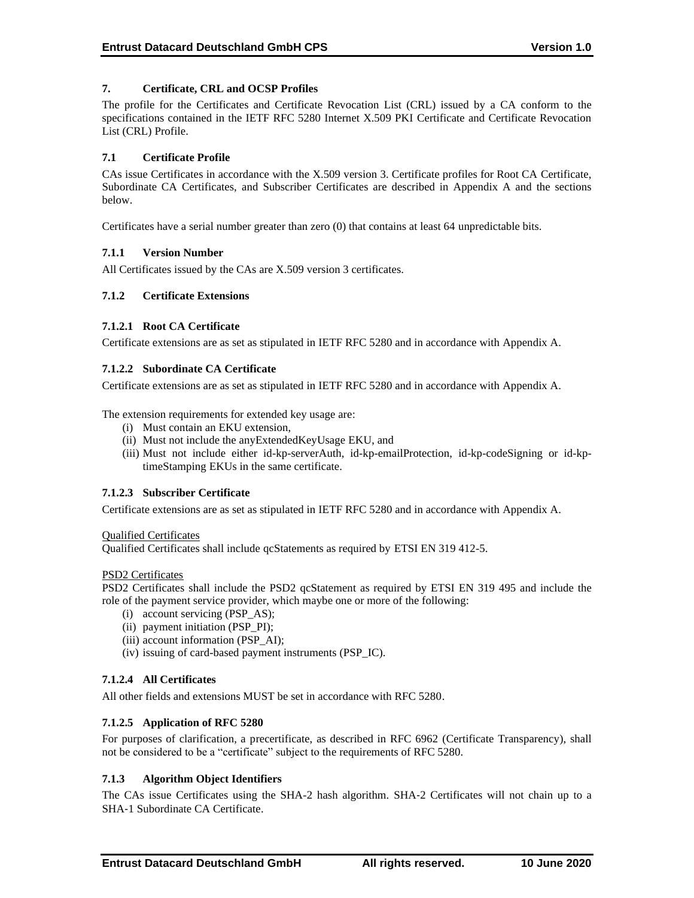## 7. Certificate, CRL and OCSP Profiles

The profile for the Certificates and Certificate Revocation List (CRL) issued by a CA conform to the specifications contained in the IETF RFC 5280 Internet X.509 PKI Certificate and Certificate Revocation List (CRL) Profile.

### 7.1 Certificate Profile

CAs issue Certificates in accordance with the X.509 version 3. Certificate profiles for Root CA Certificate, Subordinate CA Certificates, and Subscriber Certificates are described in Appendix A and the sections below.

Certificates have a serial number greater than zero (0) that contains at least 64 unpredictable bits.

#### 7.1.1 Version Number

All Certificates issued by the CAs are X.509 version 3 certificates.

#### 7.1.2 Certificate Extensions

##### 7.1.2.1 Root CA Certificate

Certificate extensions are as set as stipulated in IETF RFC 5280 and in accordance with Appendix A.

##### 7.1.2.2 Subordinate CA Certificate

Certificate extensions are as set as stipulated in IETF RFC 5280 and in accordance with Appendix A.

The extension requirements for extended key usage are:

(i) Must contain an EKU extension,
(ii) Must not include the anyExtendedKeyUsage EKU, and
(iii) Must not include either id-kp-serverAuth, id-kp-emailProtection, id-kp-codeSigning or id-kp-timeStamping EKUs in the same certificate.

##### 7.1.2.3 Subscriber Certificate

Certificate extensions are as set as stipulated in IETF RFC 5280 and in accordance with Appendix A.

Qualified Certificates

Qualified Certificates shall include qcStatements as required by ETSI EN 319 412-5.

PSD2 Certificates

PSD2 Certificates shall include the PSD2 qcStatement as required by ETSI EN 319 495 and include the role of the payment service provider, which maybe one or more of the following:

(i) account servicing (PSP_AS);
(ii) payment initiation (PSP_PI);
(iii) account information (PSP_AI);
(iv) issuing of card-based payment instruments (PSP_IC).

##### 7.1.2.4 All Certificates

All other fields and extensions MUST be set in accordance with RFC 5280.

##### 7.1.2.5 Application of RFC 5280

For purposes of clarification, a precertificate, as described in RFC 6962 (Certificate Transparency), shall not be considered to be a "certificate" subject to the requirements of RFC 5280.

#### 7.1.3 Algorithm Object Identifiers

The CAs issue Certificates using the SHA-2 hash algorithm. SHA-2 Certificates will not chain up to a SHA-1 Subordinate CA Certificate.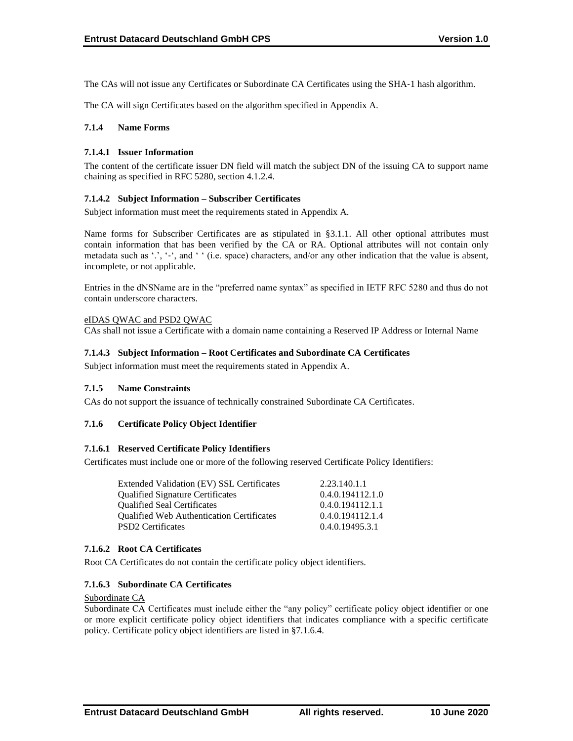The CAs will not issue any Certificates or Subordinate CA Certificates using the SHA-1 hash algorithm.

The CA will sign Certificates based on the algorithm specified in Appendix A.

### 7.1.4 Name Forms

#### 7.1.4.1 Issuer Information

The content of the certificate issuer DN field will match the subject DN of the issuing CA to support name chaining as specified in RFC 5280, section 4.1.2.4.

#### 7.1.4.2 Subject Information – Subscriber Certificates

Subject information must meet the requirements stated in Appendix A.

Name forms for Subscriber Certificates are as stipulated in §3.1.1. All other optional attributes must contain information that has been verified by the CA or RA. Optional attributes will not contain only metadata such as '.', '-', and ' ' (i.e. space) characters, and/or any other indication that the value is absent, incomplete, or not applicable.

Entries in the dNSName are in the "preferred name syntax" as specified in IETF RFC 5280 and thus do not contain underscore characters.

eIDAS QWAC and PSD2 QWAC

CAs shall not issue a Certificate with a domain name containing a Reserved IP Address or Internal Name

#### 7.1.4.3 Subject Information – Root Certificates and Subordinate CA Certificates

Subject information must meet the requirements stated in Appendix A.

### 7.1.5 Name Constraints

CAs do not support the issuance of technically constrained Subordinate CA Certificates.

### 7.1.6 Certificate Policy Object Identifier

#### 7.1.6.1 Reserved Certificate Policy Identifiers

Certificates must include one or more of the following reserved Certificate Policy Identifiers:

| | |
|---|---|
| Extended Validation (EV) SSL Certificates | 2.23.140.1.1 |
| Qualified Signature Certificates | 0.4.0.194112.1.0 |
| Qualified Seal Certificates | 0.4.0.194112.1.1 |
| Qualified Web Authentication Certificates | 0.4.0.194112.1.4 |
| PSD2 Certificates | 0.4.0.19495.3.1 |

#### 7.1.6.2 Root CA Certificates

Root CA Certificates do not contain the certificate policy object identifiers.

#### 7.1.6.3 Subordinate CA Certificates

Subordinate CA

Subordinate CA Certificates must include either the "any policy" certificate policy object identifier or one or more explicit certificate policy object identifiers that indicates compliance with a specific certificate policy. Certificate policy object identifiers are listed in §7.1.6.4.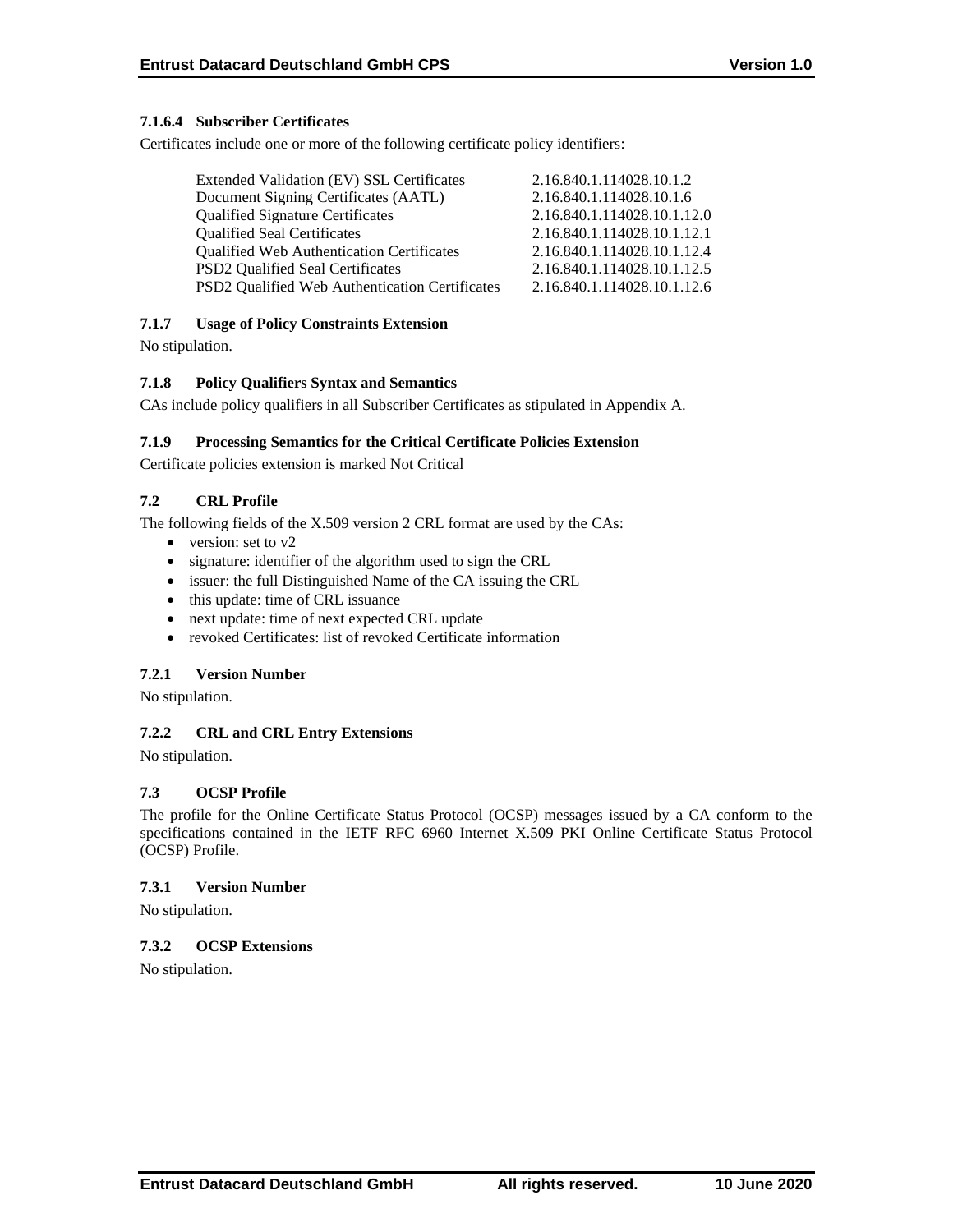#### 7.1.6.4 Subscriber Certificates

Certificates include one or more of the following certificate policy identifiers:

| | |
|---|---|
| Extended Validation (EV) SSL Certificates | 2.16.840.1.114028.10.1.2 |
| Document Signing Certificates (AATL) | 2.16.840.1.114028.10.1.6 |
| Qualified Signature Certificates | 2.16.840.1.114028.10.1.12.0 |
| Qualified Seal Certificates | 2.16.840.1.114028.10.1.12.1 |
| Qualified Web Authentication Certificates | 2.16.840.1.114028.10.1.12.4 |
| PSD2 Qualified Seal Certificates | 2.16.840.1.114028.10.1.12.5 |
| PSD2 Qualified Web Authentication Certificates | 2.16.840.1.114028.10.1.12.6 |

### 7.1.7 Usage of Policy Constraints Extension

No stipulation.

### 7.1.8 Policy Qualifiers Syntax and Semantics

CAs include policy qualifiers in all Subscriber Certificates as stipulated in Appendix A.

### 7.1.9 Processing Semantics for the Critical Certificate Policies Extension

Certificate policies extension is marked Not Critical

## 7.2 CRL Profile

The following fields of the X.509 version 2 CRL format are used by the CAs:

- version: set to v2
- signature: identifier of the algorithm used to sign the CRL
- issuer: the full Distinguished Name of the CA issuing the CRL
- this update: time of CRL issuance
- next update: time of next expected CRL update
- revoked Certificates: list of revoked Certificate information

### 7.2.1 Version Number

No stipulation.

### 7.2.2 CRL and CRL Entry Extensions

No stipulation.

## 7.3 OCSP Profile

The profile for the Online Certificate Status Protocol (OCSP) messages issued by a CA conform to the specifications contained in the IETF RFC 6960 Internet X.509 PKI Online Certificate Status Protocol (OCSP) Profile.

### 7.3.1 Version Number

No stipulation.

### 7.3.2 OCSP Extensions

No stipulation.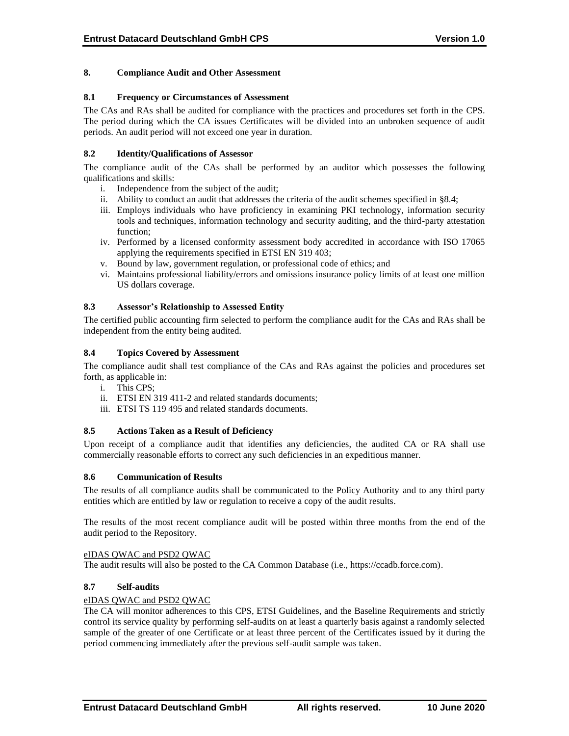## 8. Compliance Audit and Other Assessment

### 8.1 Frequency or Circumstances of Assessment

The CAs and RAs shall be audited for compliance with the practices and procedures set forth in the CPS. The period during which the CA issues Certificates will be divided into an unbroken sequence of audit periods. An audit period will not exceed one year in duration.

### 8.2 Identity/Qualifications of Assessor

The compliance audit of the CAs shall be performed by an auditor which possesses the following qualifications and skills:

i. Independence from the subject of the audit;
ii. Ability to conduct an audit that addresses the criteria of the audit schemes specified in §8.4;
iii. Employs individuals who have proficiency in examining PKI technology, information security tools and techniques, information technology and security auditing, and the third-party attestation function;
iv. Performed by a licensed conformity assessment body accredited in accordance with ISO 17065 applying the requirements specified in ETSI EN 319 403;
v. Bound by law, government regulation, or professional code of ethics; and
vi. Maintains professional liability/errors and omissions insurance policy limits of at least one million US dollars coverage.

### 8.3 Assessor's Relationship to Assessed Entity

The certified public accounting firm selected to perform the compliance audit for the CAs and RAs shall be independent from the entity being audited.

### 8.4 Topics Covered by Assessment

The compliance audit shall test compliance of the CAs and RAs against the policies and procedures set forth, as applicable in:

i. This CPS;
ii. ETSI EN 319 411-2 and related standards documents;
iii. ETSI TS 119 495 and related standards documents.

### 8.5 Actions Taken as a Result of Deficiency

Upon receipt of a compliance audit that identifies any deficiencies, the audited CA or RA shall use commercially reasonable efforts to correct any such deficiencies in an expeditious manner.

### 8.6 Communication of Results

The results of all compliance audits shall be communicated to the Policy Authority and to any third party entities which are entitled by law or regulation to receive a copy of the audit results.

The results of the most recent compliance audit will be posted within three months from the end of the audit period to the Repository.

<u>eIDAS QWAC and PSD2 QWAC</u>
The audit results will also be posted to the CA Common Database (i.e., https://ccadb.force.com).

### 8.7 Self-audits

<u>eIDAS QWAC and PSD2 QWAC</u>
The CA will monitor adherences to this CPS, ETSI Guidelines, and the Baseline Requirements and strictly control its service quality by performing self-audits on at least a quarterly basis against a randomly selected sample of the greater of one Certificate or at least three percent of the Certificates issued by it during the period commencing immediately after the previous self-audit sample was taken.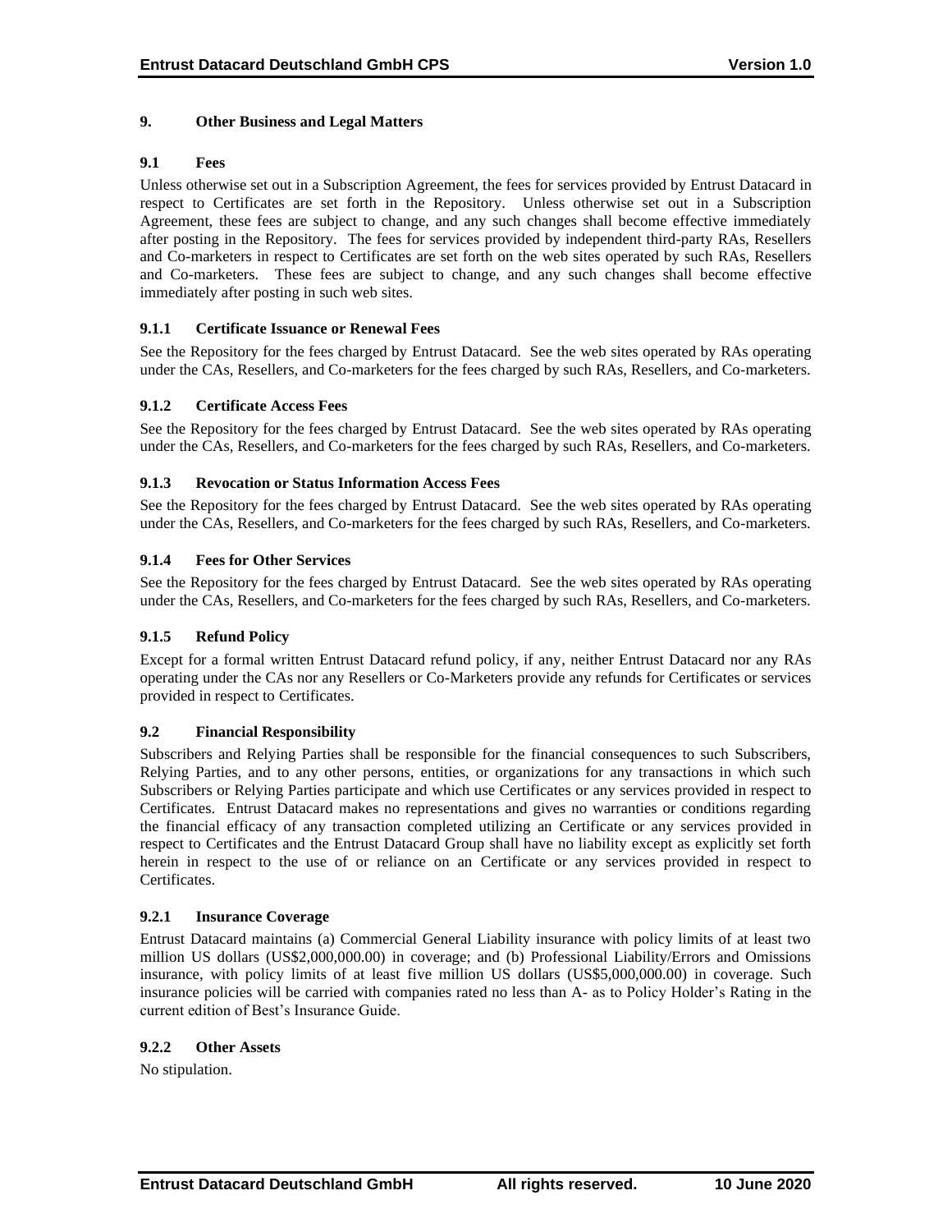## 9. Other Business and Legal Matters

### 9.1 Fees

Unless otherwise set out in a Subscription Agreement, the fees for services provided by Entrust Datacard in respect to Certificates are set forth in the Repository. Unless otherwise set out in a Subscription Agreement, these fees are subject to change, and any such changes shall become effective immediately after posting in the Repository. The fees for services provided by independent third-party RAs, Resellers and Co-marketers in respect to Certificates are set forth on the web sites operated by such RAs, Resellers and Co-marketers. These fees are subject to change, and any such changes shall become effective immediately after posting in such web sites.

#### 9.1.1 Certificate Issuance or Renewal Fees

See the Repository for the fees charged by Entrust Datacard. See the web sites operated by RAs operating under the CAs, Resellers, and Co-marketers for the fees charged by such RAs, Resellers, and Co-marketers.

#### 9.1.2 Certificate Access Fees

See the Repository for the fees charged by Entrust Datacard. See the web sites operated by RAs operating under the CAs, Resellers, and Co-marketers for the fees charged by such RAs, Resellers, and Co-marketers.

#### 9.1.3 Revocation or Status Information Access Fees

See the Repository for the fees charged by Entrust Datacard. See the web sites operated by RAs operating under the CAs, Resellers, and Co-marketers for the fees charged by such RAs, Resellers, and Co-marketers.

#### 9.1.4 Fees for Other Services

See the Repository for the fees charged by Entrust Datacard. See the web sites operated by RAs operating under the CAs, Resellers, and Co-marketers for the fees charged by such RAs, Resellers, and Co-marketers.

#### 9.1.5 Refund Policy

Except for a formal written Entrust Datacard refund policy, if any, neither Entrust Datacard nor any RAs operating under the CAs nor any Resellers or Co-Marketers provide any refunds for Certificates or services provided in respect to Certificates.

### 9.2 Financial Responsibility

Subscribers and Relying Parties shall be responsible for the financial consequences to such Subscribers, Relying Parties, and to any other persons, entities, or organizations for any transactions in which such Subscribers or Relying Parties participate and which use Certificates or any services provided in respect to Certificates. Entrust Datacard makes no representations and gives no warranties or conditions regarding the financial efficacy of any transaction completed utilizing an Certificate or any services provided in respect to Certificates and the Entrust Datacard Group shall have no liability except as explicitly set forth herein in respect to the use of or reliance on an Certificate or any services provided in respect to Certificates.

#### 9.2.1 Insurance Coverage

Entrust Datacard maintains (a) Commercial General Liability insurance with policy limits of at least two million US dollars (US$2,000,000.00) in coverage; and (b) Professional Liability/Errors and Omissions insurance, with policy limits of at least five million US dollars (US$5,000,000.00) in coverage. Such insurance policies will be carried with companies rated no less than A- as to Policy Holder's Rating in the current edition of Best's Insurance Guide.

#### 9.2.2 Other Assets

No stipulation.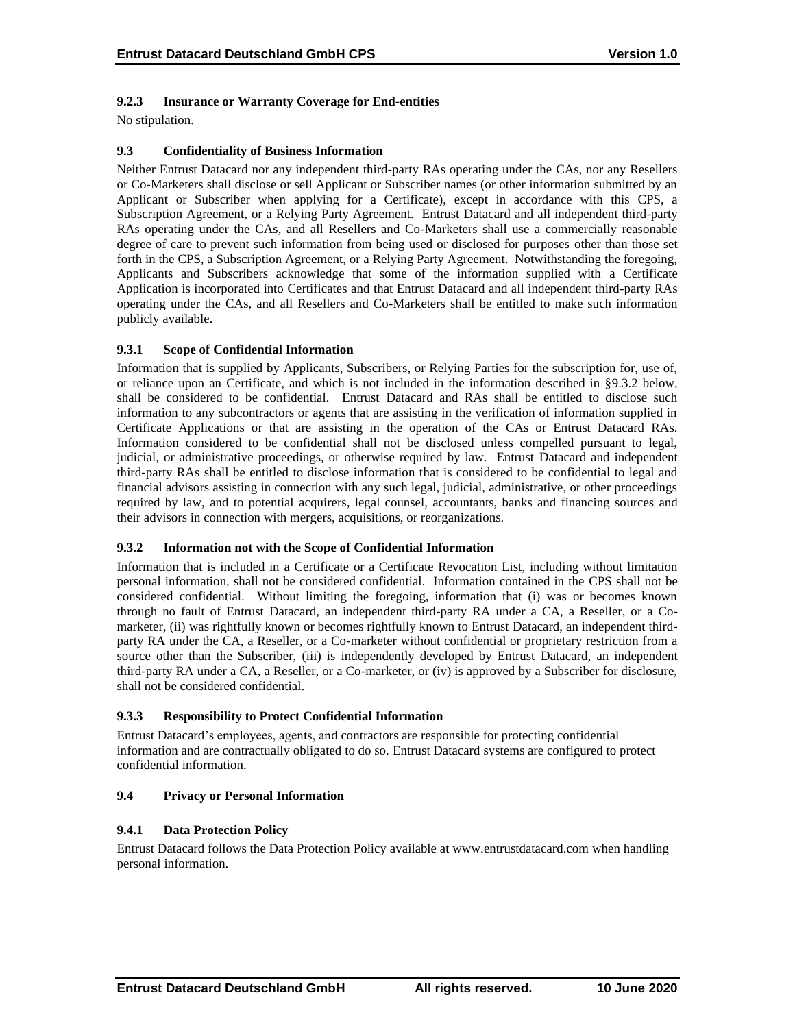### 9.2.3 Insurance or Warranty Coverage for End-entities

No stipulation.

## 9.3 Confidentiality of Business Information

Neither Entrust Datacard nor any independent third-party RAs operating under the CAs, nor any Resellers or Co-Marketers shall disclose or sell Applicant or Subscriber names (or other information submitted by an Applicant or Subscriber when applying for a Certificate), except in accordance with this CPS, a Subscription Agreement, or a Relying Party Agreement. Entrust Datacard and all independent third-party RAs operating under the CAs, and all Resellers and Co-Marketers shall use a commercially reasonable degree of care to prevent such information from being used or disclosed for purposes other than those set forth in the CPS, a Subscription Agreement, or a Relying Party Agreement. Notwithstanding the foregoing, Applicants and Subscribers acknowledge that some of the information supplied with a Certificate Application is incorporated into Certificates and that Entrust Datacard and all independent third-party RAs operating under the CAs, and all Resellers and Co-Marketers shall be entitled to make such information publicly available.

### 9.3.1 Scope of Confidential Information

Information that is supplied by Applicants, Subscribers, or Relying Parties for the subscription for, use of, or reliance upon an Certificate, and which is not included in the information described in §9.3.2 below, shall be considered to be confidential. Entrust Datacard and RAs shall be entitled to disclose such information to any subcontractors or agents that are assisting in the verification of information supplied in Certificate Applications or that are assisting in the operation of the CAs or Entrust Datacard RAs. Information considered to be confidential shall not be disclosed unless compelled pursuant to legal, judicial, or administrative proceedings, or otherwise required by law. Entrust Datacard and independent third-party RAs shall be entitled to disclose information that is considered to be confidential to legal and financial advisors assisting in connection with any such legal, judicial, administrative, or other proceedings required by law, and to potential acquirers, legal counsel, accountants, banks and financing sources and their advisors in connection with mergers, acquisitions, or reorganizations.

### 9.3.2 Information not with the Scope of Confidential Information

Information that is included in a Certificate or a Certificate Revocation List, including without limitation personal information, shall not be considered confidential. Information contained in the CPS shall not be considered confidential. Without limiting the foregoing, information that (i) was or becomes known through no fault of Entrust Datacard, an independent third-party RA under a CA, a Reseller, or a Co-marketer, (ii) was rightfully known or becomes rightfully known to Entrust Datacard, an independent third-party RA under the CA, a Reseller, or a Co-marketer without confidential or proprietary restriction from a source other than the Subscriber, (iii) is independently developed by Entrust Datacard, an independent third-party RA under a CA, a Reseller, or a Co-marketer, or (iv) is approved by a Subscriber for disclosure, shall not be considered confidential.

### 9.3.3 Responsibility to Protect Confidential Information

Entrust Datacard's employees, agents, and contractors are responsible for protecting confidential information and are contractually obligated to do so. Entrust Datacard systems are configured to protect confidential information.

## 9.4 Privacy or Personal Information

### 9.4.1 Data Protection Policy

Entrust Datacard follows the Data Protection Policy available at www.entrustdatacard.com when handling personal information.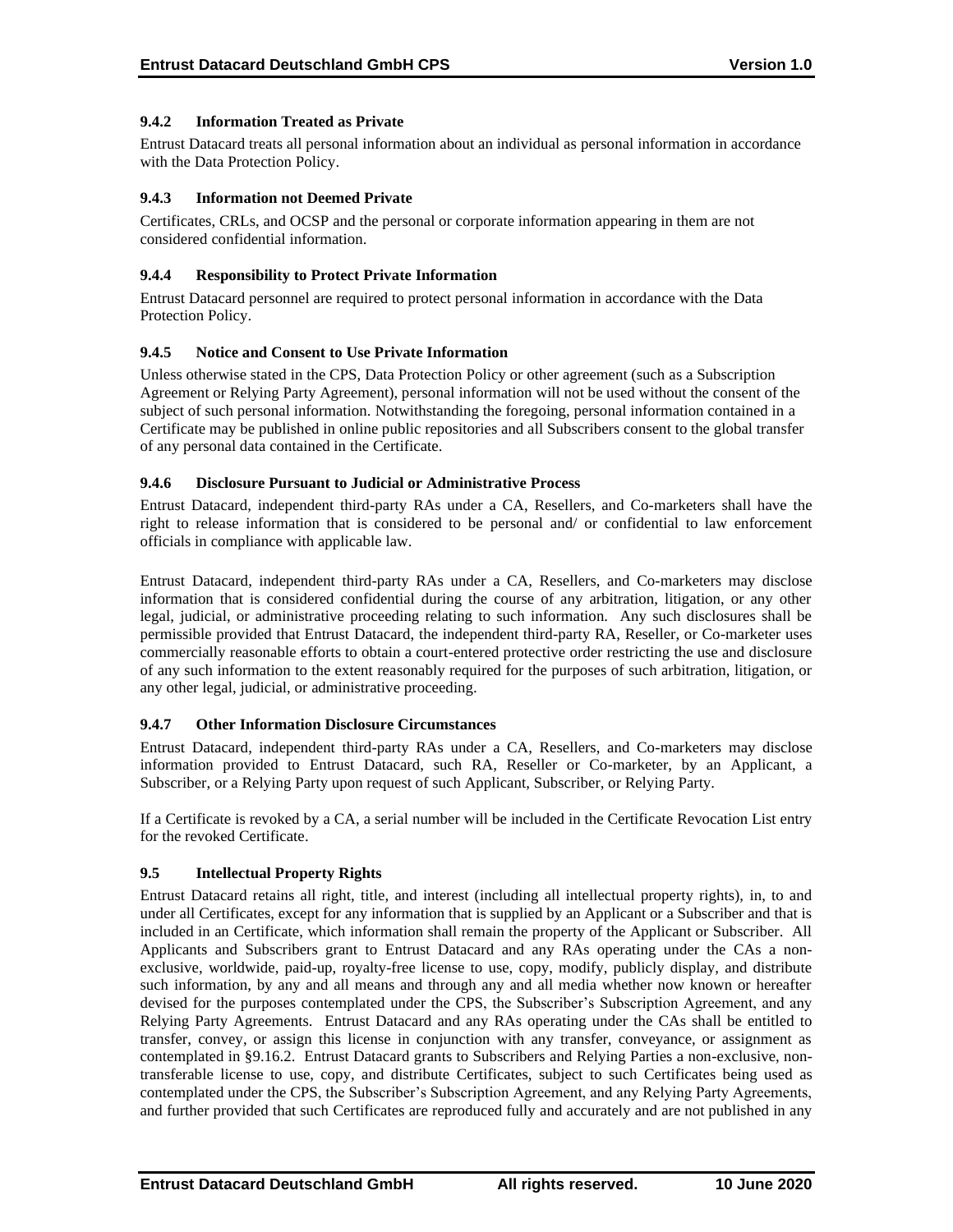#### 9.4.2 Information Treated as Private

Entrust Datacard treats all personal information about an individual as personal information in accordance with the Data Protection Policy.

#### 9.4.3 Information not Deemed Private

Certificates, CRLs, and OCSP and the personal or corporate information appearing in them are not considered confidential information.

#### 9.4.4 Responsibility to Protect Private Information

Entrust Datacard personnel are required to protect personal information in accordance with the Data Protection Policy.

#### 9.4.5 Notice and Consent to Use Private Information

Unless otherwise stated in the CPS, Data Protection Policy or other agreement (such as a Subscription Agreement or Relying Party Agreement), personal information will not be used without the consent of the subject of such personal information. Notwithstanding the foregoing, personal information contained in a Certificate may be published in online public repositories and all Subscribers consent to the global transfer of any personal data contained in the Certificate.

#### 9.4.6 Disclosure Pursuant to Judicial or Administrative Process

Entrust Datacard, independent third-party RAs under a CA, Resellers, and Co-marketers shall have the right to release information that is considered to be personal and/ or confidential to law enforcement officials in compliance with applicable law.

Entrust Datacard, independent third-party RAs under a CA, Resellers, and Co-marketers may disclose information that is considered confidential during the course of any arbitration, litigation, or any other legal, judicial, or administrative proceeding relating to such information. Any such disclosures shall be permissible provided that Entrust Datacard, the independent third-party RA, Reseller, or Co-marketer uses commercially reasonable efforts to obtain a court-entered protective order restricting the use and disclosure of any such information to the extent reasonably required for the purposes of such arbitration, litigation, or any other legal, judicial, or administrative proceeding.

#### 9.4.7 Other Information Disclosure Circumstances

Entrust Datacard, independent third-party RAs under a CA, Resellers, and Co-marketers may disclose information provided to Entrust Datacard, such RA, Reseller or Co-marketer, by an Applicant, a Subscriber, or a Relying Party upon request of such Applicant, Subscriber, or Relying Party.

If a Certificate is revoked by a CA, a serial number will be included in the Certificate Revocation List entry for the revoked Certificate.

### 9.5 Intellectual Property Rights

Entrust Datacard retains all right, title, and interest (including all intellectual property rights), in, to and under all Certificates, except for any information that is supplied by an Applicant or a Subscriber and that is included in an Certificate, which information shall remain the property of the Applicant or Subscriber. All Applicants and Subscribers grant to Entrust Datacard and any RAs operating under the CAs a non-exclusive, worldwide, paid-up, royalty-free license to use, copy, modify, publicly display, and distribute such information, by any and all means and through any and all media whether now known or hereafter devised for the purposes contemplated under the CPS, the Subscriber's Subscription Agreement, and any Relying Party Agreements. Entrust Datacard and any RAs operating under the CAs shall be entitled to transfer, convey, or assign this license in conjunction with any transfer, conveyance, or assignment as contemplated in §9.16.2. Entrust Datacard grants to Subscribers and Relying Parties a non-exclusive, non-transferable license to use, copy, and distribute Certificates, subject to such Certificates being used as contemplated under the CPS, the Subscriber's Subscription Agreement, and any Relying Party Agreements, and further provided that such Certificates are reproduced fully and accurately and are not published in any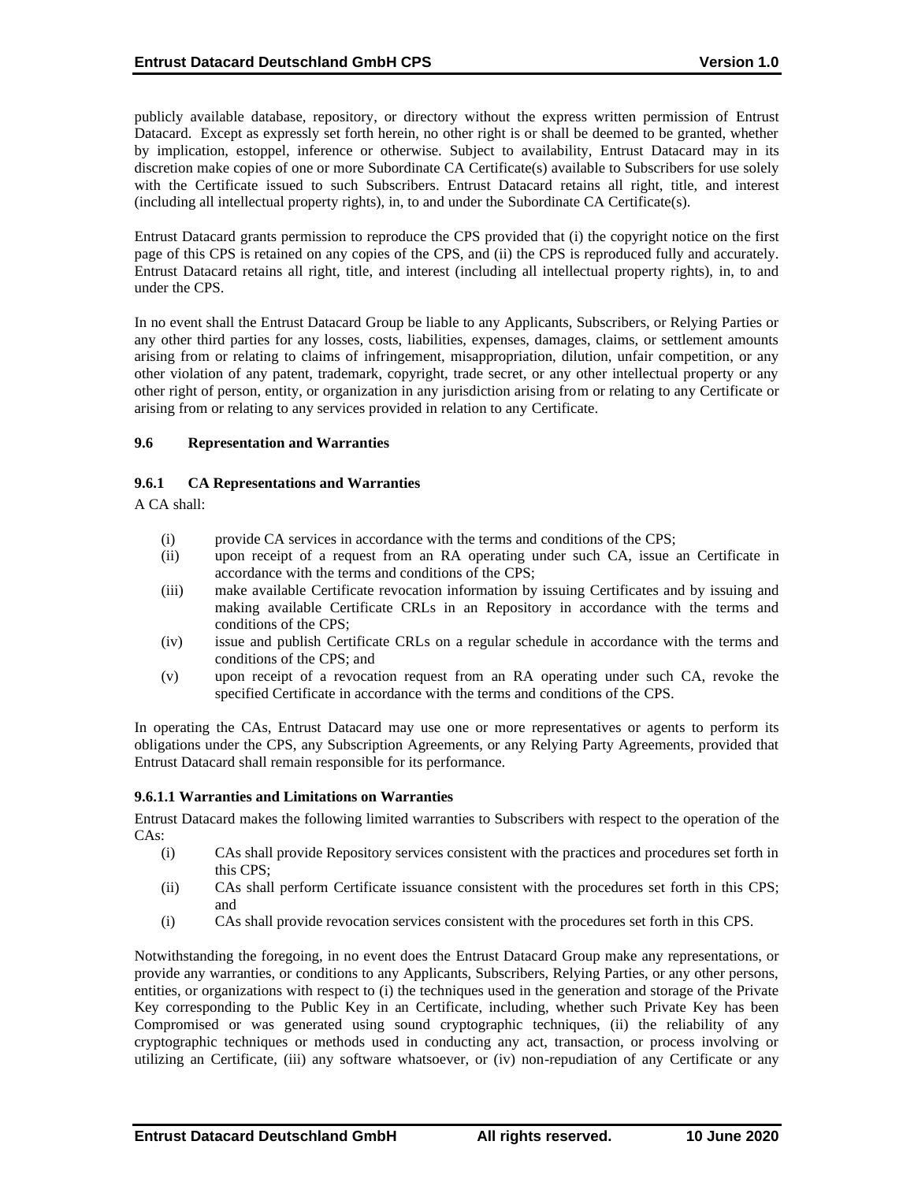publicly available database, repository, or directory without the express written permission of Entrust Datacard. Except as expressly set forth herein, no other right is or shall be deemed to be granted, whether by implication, estoppel, inference or otherwise. Subject to availability, Entrust Datacard may in its discretion make copies of one or more Subordinate CA Certificate(s) available to Subscribers for use solely with the Certificate issued to such Subscribers. Entrust Datacard retains all right, title, and interest (including all intellectual property rights), in, to and under the Subordinate CA Certificate(s).

Entrust Datacard grants permission to reproduce the CPS provided that (i) the copyright notice on the first page of this CPS is retained on any copies of the CPS, and (ii) the CPS is reproduced fully and accurately. Entrust Datacard retains all right, title, and interest (including all intellectual property rights), in, to and under the CPS.

In no event shall the Entrust Datacard Group be liable to any Applicants, Subscribers, or Relying Parties or any other third parties for any losses, costs, liabilities, expenses, damages, claims, or settlement amounts arising from or relating to claims of infringement, misappropriation, dilution, unfair competition, or any other violation of any patent, trademark, copyright, trade secret, or any other intellectual property or any other right of person, entity, or organization in any jurisdiction arising from or relating to any Certificate or arising from or relating to any services provided in relation to any Certificate.

## 9.6 Representation and Warranties

### 9.6.1 CA Representations and Warranties

A CA shall:

(i) provide CA services in accordance with the terms and conditions of the CPS;

(ii) upon receipt of a request from an RA operating under such CA, issue an Certificate in accordance with the terms and conditions of the CPS;

(iii) make available Certificate revocation information by issuing Certificates and by issuing and making available Certificate CRLs in an Repository in accordance with the terms and conditions of the CPS;

(iv) issue and publish Certificate CRLs on a regular schedule in accordance with the terms and conditions of the CPS; and

(v) upon receipt of a revocation request from an RA operating under such CA, revoke the specified Certificate in accordance with the terms and conditions of the CPS.

In operating the CAs, Entrust Datacard may use one or more representatives or agents to perform its obligations under the CPS, any Subscription Agreements, or any Relying Party Agreements, provided that Entrust Datacard shall remain responsible for its performance.

#### 9.6.1.1 Warranties and Limitations on Warranties

Entrust Datacard makes the following limited warranties to Subscribers with respect to the operation of the CAs:

(i) CAs shall provide Repository services consistent with the practices and procedures set forth in this CPS;

(ii) CAs shall perform Certificate issuance consistent with the procedures set forth in this CPS; and

(i) CAs shall provide revocation services consistent with the procedures set forth in this CPS.

Notwithstanding the foregoing, in no event does the Entrust Datacard Group make any representations, or provide any warranties, or conditions to any Applicants, Subscribers, Relying Parties, or any other persons, entities, or organizations with respect to (i) the techniques used in the generation and storage of the Private Key corresponding to the Public Key in an Certificate, including, whether such Private Key has been Compromised or was generated using sound cryptographic techniques, (ii) the reliability of any cryptographic techniques or methods used in conducting any act, transaction, or process involving or utilizing an Certificate, (iii) any software whatsoever, or (iv) non-repudiation of any Certificate or any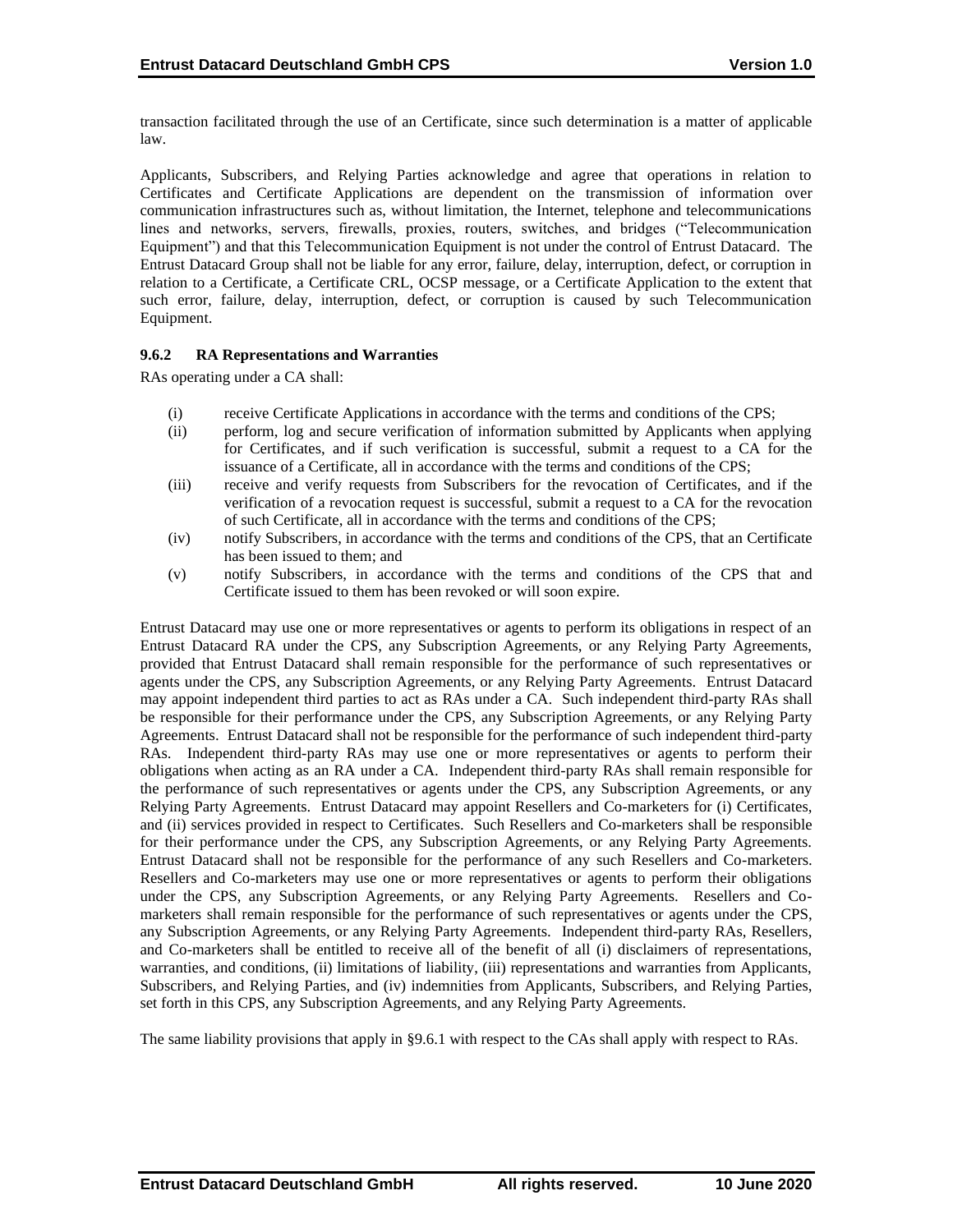transaction facilitated through the use of an Certificate, since such determination is a matter of applicable law.

Applicants, Subscribers, and Relying Parties acknowledge and agree that operations in relation to Certificates and Certificate Applications are dependent on the transmission of information over communication infrastructures such as, without limitation, the Internet, telephone and telecommunications lines and networks, servers, firewalls, proxies, routers, switches, and bridges ("Telecommunication Equipment") and that this Telecommunication Equipment is not under the control of Entrust Datacard. The Entrust Datacard Group shall not be liable for any error, failure, delay, interruption, defect, or corruption in relation to a Certificate, a Certificate CRL, OCSP message, or a Certificate Application to the extent that such error, failure, delay, interruption, defect, or corruption is caused by such Telecommunication Equipment.

### 9.6.2 RA Representations and Warranties

RAs operating under a CA shall:

(i) receive Certificate Applications in accordance with the terms and conditions of the CPS;
(ii) perform, log and secure verification of information submitted by Applicants when applying for Certificates, and if such verification is successful, submit a request to a CA for the issuance of a Certificate, all in accordance with the terms and conditions of the CPS;
(iii) receive and verify requests from Subscribers for the revocation of Certificates, and if the verification of a revocation request is successful, submit a request to a CA for the revocation of such Certificate, all in accordance with the terms and conditions of the CPS;
(iv) notify Subscribers, in accordance with the terms and conditions of the CPS, that an Certificate has been issued to them; and
(v) notify Subscribers, in accordance with the terms and conditions of the CPS that and Certificate issued to them has been revoked or will soon expire.

Entrust Datacard may use one or more representatives or agents to perform its obligations in respect of an Entrust Datacard RA under the CPS, any Subscription Agreements, or any Relying Party Agreements, provided that Entrust Datacard shall remain responsible for the performance of such representatives or agents under the CPS, any Subscription Agreements, or any Relying Party Agreements. Entrust Datacard may appoint independent third parties to act as RAs under a CA. Such independent third-party RAs shall be responsible for their performance under the CPS, any Subscription Agreements, or any Relying Party Agreements. Entrust Datacard shall not be responsible for the performance of such independent third-party RAs. Independent third-party RAs may use one or more representatives or agents to perform their obligations when acting as an RA under a CA. Independent third-party RAs shall remain responsible for the performance of such representatives or agents under the CPS, any Subscription Agreements, or any Relying Party Agreements. Entrust Datacard may appoint Resellers and Co-marketers for (i) Certificates, and (ii) services provided in respect to Certificates. Such Resellers and Co-marketers shall be responsible for their performance under the CPS, any Subscription Agreements, or any Relying Party Agreements. Entrust Datacard shall not be responsible for the performance of any such Resellers and Co-marketers. Resellers and Co-marketers may use one or more representatives or agents to perform their obligations under the CPS, any Subscription Agreements, or any Relying Party Agreements. Resellers and Co-marketers shall remain responsible for the performance of such representatives or agents under the CPS, any Subscription Agreements, or any Relying Party Agreements. Independent third-party RAs, Resellers, and Co-marketers shall be entitled to receive all of the benefit of all (i) disclaimers of representations, warranties, and conditions, (ii) limitations of liability, (iii) representations and warranties from Applicants, Subscribers, and Relying Parties, and (iv) indemnities from Applicants, Subscribers, and Relying Parties, set forth in this CPS, any Subscription Agreements, and any Relying Party Agreements.

The same liability provisions that apply in §9.6.1 with respect to the CAs shall apply with respect to RAs.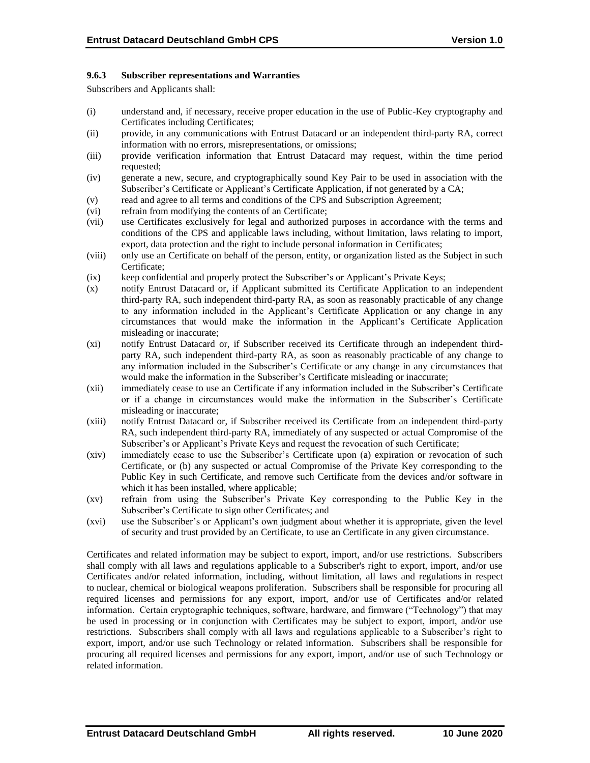#### 9.6.3 Subscriber representations and Warranties

Subscribers and Applicants shall:

(i) understand and, if necessary, receive proper education in the use of Public-Key cryptography and Certificates including Certificates;

(ii) provide, in any communications with Entrust Datacard or an independent third-party RA, correct information with no errors, misrepresentations, or omissions;

(iii) provide verification information that Entrust Datacard may request, within the time period requested;

(iv) generate a new, secure, and cryptographically sound Key Pair to be used in association with the Subscriber's Certificate or Applicant's Certificate Application, if not generated by a CA;

(v) read and agree to all terms and conditions of the CPS and Subscription Agreement;

(vi) refrain from modifying the contents of an Certificate;

(vii) use Certificates exclusively for legal and authorized purposes in accordance with the terms and conditions of the CPS and applicable laws including, without limitation, laws relating to import, export, data protection and the right to include personal information in Certificates;

(viii) only use an Certificate on behalf of the person, entity, or organization listed as the Subject in such Certificate;

(ix) keep confidential and properly protect the Subscriber's or Applicant's Private Keys;

(x) notify Entrust Datacard or, if Applicant submitted its Certificate Application to an independent third-party RA, such independent third-party RA, as soon as reasonably practicable of any change to any information included in the Applicant's Certificate Application or any change in any circumstances that would make the information in the Applicant's Certificate Application misleading or inaccurate;

(xi) notify Entrust Datacard or, if Subscriber received its Certificate through an independent third-party RA, such independent third-party RA, as soon as reasonably practicable of any change to any information included in the Subscriber's Certificate or any change in any circumstances that would make the information in the Subscriber's Certificate misleading or inaccurate;

(xii) immediately cease to use an Certificate if any information included in the Subscriber's Certificate or if a change in circumstances would make the information in the Subscriber's Certificate misleading or inaccurate;

(xiii) notify Entrust Datacard or, if Subscriber received its Certificate from an independent third-party RA, such independent third-party RA, immediately of any suspected or actual Compromise of the Subscriber's or Applicant's Private Keys and request the revocation of such Certificate;

(xiv) immediately cease to use the Subscriber's Certificate upon (a) expiration or revocation of such Certificate, or (b) any suspected or actual Compromise of the Private Key corresponding to the Public Key in such Certificate, and remove such Certificate from the devices and/or software in which it has been installed, where applicable;

(xv) refrain from using the Subscriber's Private Key corresponding to the Public Key in the Subscriber's Certificate to sign other Certificates; and

(xvi) use the Subscriber's or Applicant's own judgment about whether it is appropriate, given the level of security and trust provided by an Certificate, to use an Certificate in any given circumstance.

Certificates and related information may be subject to export, import, and/or use restrictions. Subscribers shall comply with all laws and regulations applicable to a Subscriber's right to export, import, and/or use Certificates and/or related information, including, without limitation, all laws and regulations in respect to nuclear, chemical or biological weapons proliferation. Subscribers shall be responsible for procuring all required licenses and permissions for any export, import, and/or use of Certificates and/or related information. Certain cryptographic techniques, software, hardware, and firmware ("Technology") that may be used in processing or in conjunction with Certificates may be subject to export, import, and/or use restrictions. Subscribers shall comply with all laws and regulations applicable to a Subscriber's right to export, import, and/or use such Technology or related information. Subscribers shall be responsible for procuring all required licenses and permissions for any export, import, and/or use of such Technology or related information.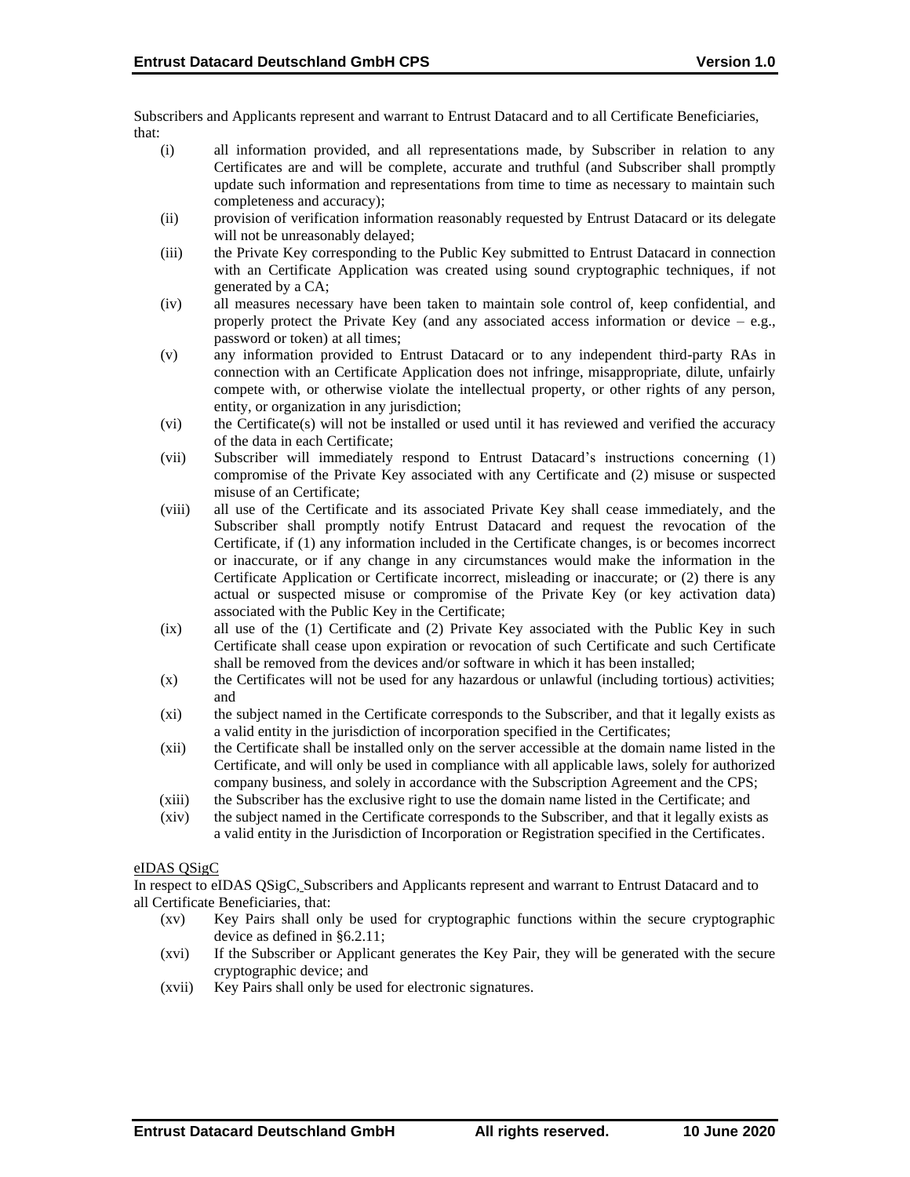Subscribers and Applicants represent and warrant to Entrust Datacard and to all Certificate Beneficiaries, that:

- (i) all information provided, and all representations made, by Subscriber in relation to any Certificates are and will be complete, accurate and truthful (and Subscriber shall promptly update such information and representations from time to time as necessary to maintain such completeness and accuracy);
- (ii) provision of verification information reasonably requested by Entrust Datacard or its delegate will not be unreasonably delayed;
- (iii) the Private Key corresponding to the Public Key submitted to Entrust Datacard in connection with an Certificate Application was created using sound cryptographic techniques, if not generated by a CA;
- (iv) all measures necessary have been taken to maintain sole control of, keep confidential, and properly protect the Private Key (and any associated access information or device – e.g., password or token) at all times;
- (v) any information provided to Entrust Datacard or to any independent third-party RAs in connection with an Certificate Application does not infringe, misappropriate, dilute, unfairly compete with, or otherwise violate the intellectual property, or other rights of any person, entity, or organization in any jurisdiction;
- (vi) the Certificate(s) will not be installed or used until it has reviewed and verified the accuracy of the data in each Certificate;
- (vii) Subscriber will immediately respond to Entrust Datacard's instructions concerning (1) compromise of the Private Key associated with any Certificate and (2) misuse or suspected misuse of an Certificate;
- (viii) all use of the Certificate and its associated Private Key shall cease immediately, and the Subscriber shall promptly notify Entrust Datacard and request the revocation of the Certificate, if (1) any information included in the Certificate changes, is or becomes incorrect or inaccurate, or if any change in any circumstances would make the information in the Certificate Application or Certificate incorrect, misleading or inaccurate; or (2) there is any actual or suspected misuse or compromise of the Private Key (or key activation data) associated with the Public Key in the Certificate;
- (ix) all use of the (1) Certificate and (2) Private Key associated with the Public Key in such Certificate shall cease upon expiration or revocation of such Certificate and such Certificate shall be removed from the devices and/or software in which it has been installed;
- (x) the Certificates will not be used for any hazardous or unlawful (including tortious) activities; and
- (xi) the subject named in the Certificate corresponds to the Subscriber, and that it legally exists as a valid entity in the jurisdiction of incorporation specified in the Certificates;
- (xii) the Certificate shall be installed only on the server accessible at the domain name listed in the Certificate, and will only be used in compliance with all applicable laws, solely for authorized company business, and solely in accordance with the Subscription Agreement and the CPS;
- (xiii) the Subscriber has the exclusive right to use the domain name listed in the Certificate; and
- (xiv) the subject named in the Certificate corresponds to the Subscriber, and that it legally exists as a valid entity in the Jurisdiction of Incorporation or Registration specified in the Certificates.

eIDAS QSigC

In respect to eIDAS QSigC, Subscribers and Applicants represent and warrant to Entrust Datacard and to all Certificate Beneficiaries, that:

- (xv) Key Pairs shall only be used for cryptographic functions within the secure cryptographic device as defined in §6.2.11;
- (xvi) If the Subscriber or Applicant generates the Key Pair, they will be generated with the secure cryptographic device; and
- (xvii) Key Pairs shall only be used for electronic signatures.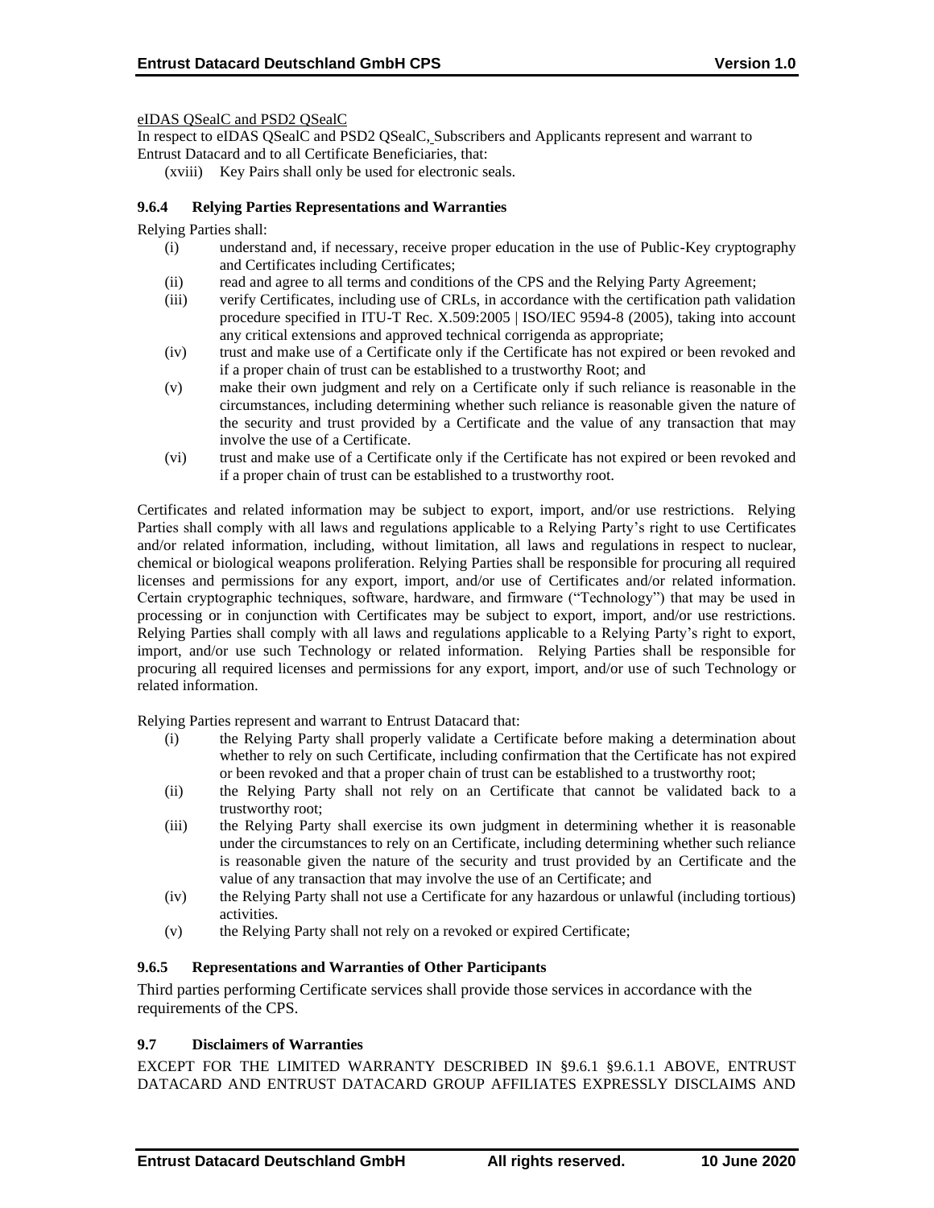eIDAS QSealC and PSD2 QSealC

In respect to eIDAS QSealC and PSD2 QSealC, Subscribers and Applicants represent and warrant to Entrust Datacard and to all Certificate Beneficiaries, that:

(xviii) Key Pairs shall only be used for electronic seals.

### 9.6.4 Relying Parties Representations and Warranties

Relying Parties shall:

(i) understand and, if necessary, receive proper education in the use of Public-Key cryptography and Certificates including Certificates;

(ii) read and agree to all terms and conditions of the CPS and the Relying Party Agreement;

(iii) verify Certificates, including use of CRLs, in accordance with the certification path validation procedure specified in ITU-T Rec. X.509:2005 | ISO/IEC 9594-8 (2005), taking into account any critical extensions and approved technical corrigenda as appropriate;

(iv) trust and make use of a Certificate only if the Certificate has not expired or been revoked and if a proper chain of trust can be established to a trustworthy Root; and

(v) make their own judgment and rely on a Certificate only if such reliance is reasonable in the circumstances, including determining whether such reliance is reasonable given the nature of the security and trust provided by a Certificate and the value of any transaction that may involve the use of a Certificate.

(vi) trust and make use of a Certificate only if the Certificate has not expired or been revoked and if a proper chain of trust can be established to a trustworthy root.

Certificates and related information may be subject to export, import, and/or use restrictions. Relying Parties shall comply with all laws and regulations applicable to a Relying Party's right to use Certificates and/or related information, including, without limitation, all laws and regulations in respect to nuclear, chemical or biological weapons proliferation. Relying Parties shall be responsible for procuring all required licenses and permissions for any export, import, and/or use of Certificates and/or related information. Certain cryptographic techniques, software, hardware, and firmware ("Technology") that may be used in processing or in conjunction with Certificates may be subject to export, import, and/or use restrictions. Relying Parties shall comply with all laws and regulations applicable to a Relying Party's right to export, import, and/or use such Technology or related information. Relying Parties shall be responsible for procuring all required licenses and permissions for any export, import, and/or use of such Technology or related information.

Relying Parties represent and warrant to Entrust Datacard that:

(i) the Relying Party shall properly validate a Certificate before making a determination about whether to rely on such Certificate, including confirmation that the Certificate has not expired or been revoked and that a proper chain of trust can be established to a trustworthy root;

(ii) the Relying Party shall not rely on an Certificate that cannot be validated back to a trustworthy root;

(iii) the Relying Party shall exercise its own judgment in determining whether it is reasonable under the circumstances to rely on an Certificate, including determining whether such reliance is reasonable given the nature of the security and trust provided by an Certificate and the value of any transaction that may involve the use of an Certificate; and

(iv) the Relying Party shall not use a Certificate for any hazardous or unlawful (including tortious) activities.

(v) the Relying Party shall not rely on a revoked or expired Certificate;

### 9.6.5 Representations and Warranties of Other Participants

Third parties performing Certificate services shall provide those services in accordance with the requirements of the CPS.

## 9.7 Disclaimers of Warranties

EXCEPT FOR THE LIMITED WARRANTY DESCRIBED IN §9.6.1 §9.6.1.1 ABOVE, ENTRUST DATACARD AND ENTRUST DATACARD GROUP AFFILIATES EXPRESSLY DISCLAIMS AND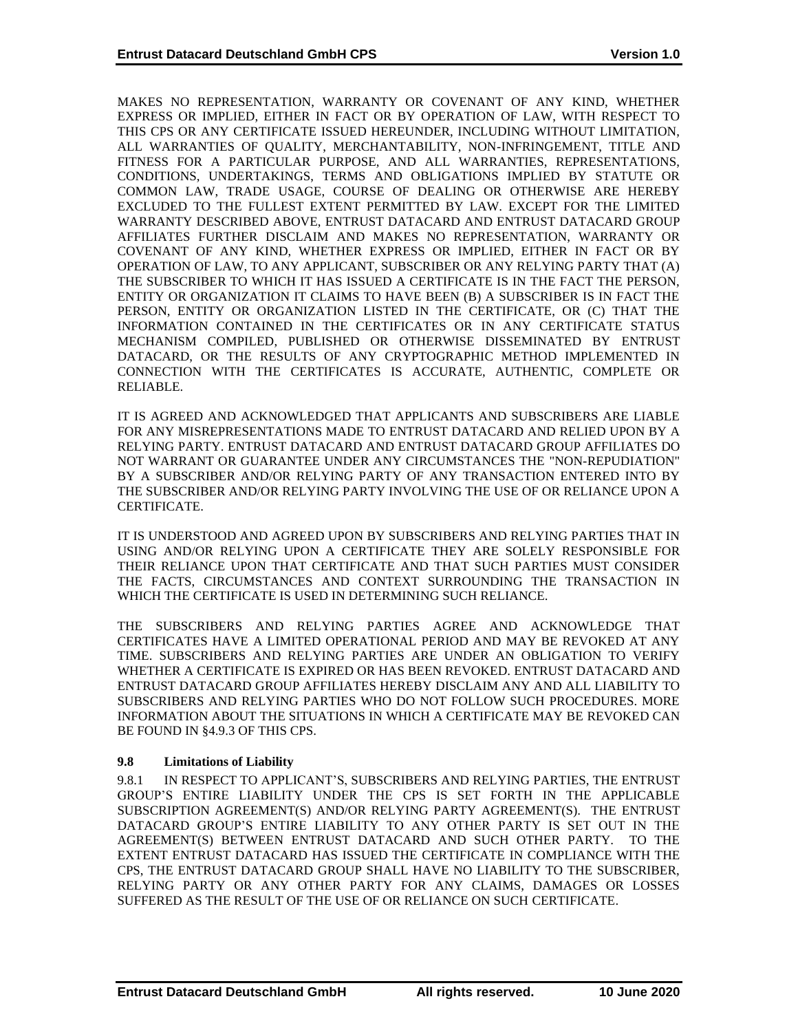MAKES NO REPRESENTATION, WARRANTY OR COVENANT OF ANY KIND, WHETHER EXPRESS OR IMPLIED, EITHER IN FACT OR BY OPERATION OF LAW, WITH RESPECT TO THIS CPS OR ANY CERTIFICATE ISSUED HEREUNDER, INCLUDING WITHOUT LIMITATION, ALL WARRANTIES OF QUALITY, MERCHANTABILITY, NON-INFRINGEMENT, TITLE AND FITNESS FOR A PARTICULAR PURPOSE, AND ALL WARRANTIES, REPRESENTATIONS, CONDITIONS, UNDERTAKINGS, TERMS AND OBLIGATIONS IMPLIED BY STATUTE OR COMMON LAW, TRADE USAGE, COURSE OF DEALING OR OTHERWISE ARE HEREBY EXCLUDED TO THE FULLEST EXTENT PERMITTED BY LAW. EXCEPT FOR THE LIMITED WARRANTY DESCRIBED ABOVE, ENTRUST DATACARD AND ENTRUST DATACARD GROUP AFFILIATES FURTHER DISCLAIM AND MAKES NO REPRESENTATION, WARRANTY OR COVENANT OF ANY KIND, WHETHER EXPRESS OR IMPLIED, EITHER IN FACT OR BY OPERATION OF LAW, TO ANY APPLICANT, SUBSCRIBER OR ANY RELYING PARTY THAT (A) THE SUBSCRIBER TO WHICH IT HAS ISSUED A CERTIFICATE IS IN THE FACT THE PERSON, ENTITY OR ORGANIZATION IT CLAIMS TO HAVE BEEN (B) A SUBSCRIBER IS IN FACT THE PERSON, ENTITY OR ORGANIZATION LISTED IN THE CERTIFICATE, OR (C) THAT THE INFORMATION CONTAINED IN THE CERTIFICATES OR IN ANY CERTIFICATE STATUS MECHANISM COMPILED, PUBLISHED OR OTHERWISE DISSEMINATED BY ENTRUST DATACARD, OR THE RESULTS OF ANY CRYPTOGRAPHIC METHOD IMPLEMENTED IN CONNECTION WITH THE CERTIFICATES IS ACCURATE, AUTHENTIC, COMPLETE OR RELIABLE.

IT IS AGREED AND ACKNOWLEDGED THAT APPLICANTS AND SUBSCRIBERS ARE LIABLE FOR ANY MISREPRESENTATIONS MADE TO ENTRUST DATACARD AND RELIED UPON BY A RELYING PARTY. ENTRUST DATACARD AND ENTRUST DATACARD GROUP AFFILIATES DO NOT WARRANT OR GUARANTEE UNDER ANY CIRCUMSTANCES THE "NON-REPUDIATION" BY A SUBSCRIBER AND/OR RELYING PARTY OF ANY TRANSACTION ENTERED INTO BY THE SUBSCRIBER AND/OR RELYING PARTY INVOLVING THE USE OF OR RELIANCE UPON A CERTIFICATE.

IT IS UNDERSTOOD AND AGREED UPON BY SUBSCRIBERS AND RELYING PARTIES THAT IN USING AND/OR RELYING UPON A CERTIFICATE THEY ARE SOLELY RESPONSIBLE FOR THEIR RELIANCE UPON THAT CERTIFICATE AND THAT SUCH PARTIES MUST CONSIDER THE FACTS, CIRCUMSTANCES AND CONTEXT SURROUNDING THE TRANSACTION IN WHICH THE CERTIFICATE IS USED IN DETERMINING SUCH RELIANCE.

THE SUBSCRIBERS AND RELYING PARTIES AGREE AND ACKNOWLEDGE THAT CERTIFICATES HAVE A LIMITED OPERATIONAL PERIOD AND MAY BE REVOKED AT ANY TIME. SUBSCRIBERS AND RELYING PARTIES ARE UNDER AN OBLIGATION TO VERIFY WHETHER A CERTIFICATE IS EXPIRED OR HAS BEEN REVOKED. ENTRUST DATACARD AND ENTRUST DATACARD GROUP AFFILIATES HEREBY DISCLAIM ANY AND ALL LIABILITY TO SUBSCRIBERS AND RELYING PARTIES WHO DO NOT FOLLOW SUCH PROCEDURES. MORE INFORMATION ABOUT THE SITUATIONS IN WHICH A CERTIFICATE MAY BE REVOKED CAN BE FOUND IN §4.9.3 OF THIS CPS.

### 9.8 Limitations of Liability

9.8.1 IN RESPECT TO APPLICANT'S, SUBSCRIBERS AND RELYING PARTIES, THE ENTRUST GROUP'S ENTIRE LIABILITY UNDER THE CPS IS SET FORTH IN THE APPLICABLE SUBSCRIPTION AGREEMENT(S) AND/OR RELYING PARTY AGREEMENT(S). THE ENTRUST DATACARD GROUP'S ENTIRE LIABILITY TO ANY OTHER PARTY IS SET OUT IN THE AGREEMENT(S) BETWEEN ENTRUST DATACARD AND SUCH OTHER PARTY. TO THE EXTENT ENTRUST DATACARD HAS ISSUED THE CERTIFICATE IN COMPLIANCE WITH THE CPS, THE ENTRUST DATACARD GROUP SHALL HAVE NO LIABILITY TO THE SUBSCRIBER, RELYING PARTY OR ANY OTHER PARTY FOR ANY CLAIMS, DAMAGES OR LOSSES SUFFERED AS THE RESULT OF THE USE OF OR RELIANCE ON SUCH CERTIFICATE.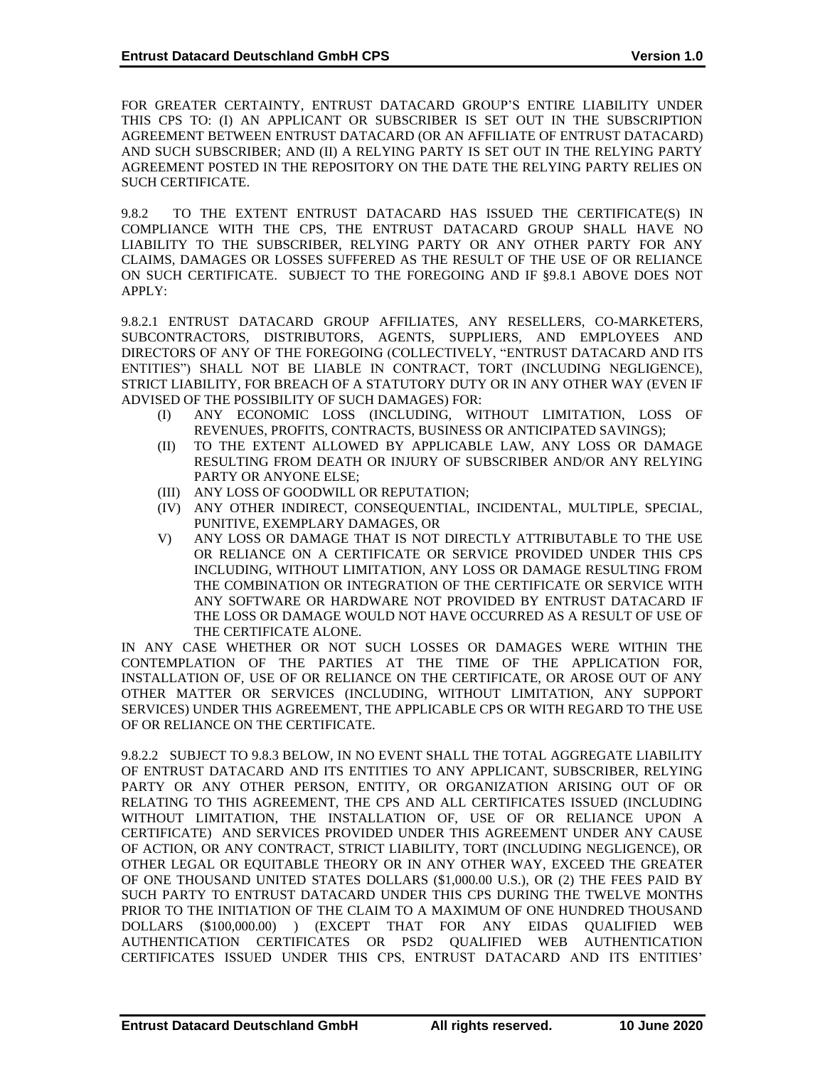FOR GREATER CERTAINTY, ENTRUST DATACARD GROUP'S ENTIRE LIABILITY UNDER THIS CPS TO: (I) AN APPLICANT OR SUBSCRIBER IS SET OUT IN THE SUBSCRIPTION AGREEMENT BETWEEN ENTRUST DATACARD (OR AN AFFILIATE OF ENTRUST DATACARD) AND SUCH SUBSCRIBER; AND (II) A RELYING PARTY IS SET OUT IN THE RELYING PARTY AGREEMENT POSTED IN THE REPOSITORY ON THE DATE THE RELYING PARTY RELIES ON SUCH CERTIFICATE.

9.8.2 TO THE EXTENT ENTRUST DATACARD HAS ISSUED THE CERTIFICATE(S) IN COMPLIANCE WITH THE CPS, THE ENTRUST DATACARD GROUP SHALL HAVE NO LIABILITY TO THE SUBSCRIBER, RELYING PARTY OR ANY OTHER PARTY FOR ANY CLAIMS, DAMAGES OR LOSSES SUFFERED AS THE RESULT OF THE USE OF OR RELIANCE ON SUCH CERTIFICATE. SUBJECT TO THE FOREGOING AND IF §9.8.1 ABOVE DOES NOT APPLY:

9.8.2.1 ENTRUST DATACARD GROUP AFFILIATES, ANY RESELLERS, CO-MARKETERS, SUBCONTRACTORS, DISTRIBUTORS, AGENTS, SUPPLIERS, AND EMPLOYEES AND DIRECTORS OF ANY OF THE FOREGOING (COLLECTIVELY, "ENTRUST DATACARD AND ITS ENTITIES") SHALL NOT BE LIABLE IN CONTRACT, TORT (INCLUDING NEGLIGENCE), STRICT LIABILITY, FOR BREACH OF A STATUTORY DUTY OR IN ANY OTHER WAY (EVEN IF ADVISED OF THE POSSIBILITY OF SUCH DAMAGES) FOR:

- (I) ANY ECONOMIC LOSS (INCLUDING, WITHOUT LIMITATION, LOSS OF REVENUES, PROFITS, CONTRACTS, BUSINESS OR ANTICIPATED SAVINGS);
- (II) TO THE EXTENT ALLOWED BY APPLICABLE LAW, ANY LOSS OR DAMAGE RESULTING FROM DEATH OR INJURY OF SUBSCRIBER AND/OR ANY RELYING PARTY OR ANYONE ELSE;
- (III) ANY LOSS OF GOODWILL OR REPUTATION;
- (IV) ANY OTHER INDIRECT, CONSEQUENTIAL, INCIDENTAL, MULTIPLE, SPECIAL, PUNITIVE, EXEMPLARY DAMAGES, OR
- V) ANY LOSS OR DAMAGE THAT IS NOT DIRECTLY ATTRIBUTABLE TO THE USE OR RELIANCE ON A CERTIFICATE OR SERVICE PROVIDED UNDER THIS CPS INCLUDING, WITHOUT LIMITATION, ANY LOSS OR DAMAGE RESULTING FROM THE COMBINATION OR INTEGRATION OF THE CERTIFICATE OR SERVICE WITH ANY SOFTWARE OR HARDWARE NOT PROVIDED BY ENTRUST DATACARD IF THE LOSS OR DAMAGE WOULD NOT HAVE OCCURRED AS A RESULT OF USE OF THE CERTIFICATE ALONE.

IN ANY CASE WHETHER OR NOT SUCH LOSSES OR DAMAGES WERE WITHIN THE CONTEMPLATION OF THE PARTIES AT THE TIME OF THE APPLICATION FOR, INSTALLATION OF, USE OF OR RELIANCE ON THE CERTIFICATE, OR AROSE OUT OF ANY OTHER MATTER OR SERVICES (INCLUDING, WITHOUT LIMITATION, ANY SUPPORT SERVICES) UNDER THIS AGREEMENT, THE APPLICABLE CPS OR WITH REGARD TO THE USE OF OR RELIANCE ON THE CERTIFICATE.

9.8.2.2 SUBJECT TO 9.8.3 BELOW, IN NO EVENT SHALL THE TOTAL AGGREGATE LIABILITY OF ENTRUST DATACARD AND ITS ENTITIES TO ANY APPLICANT, SUBSCRIBER, RELYING PARTY OR ANY OTHER PERSON, ENTITY, OR ORGANIZATION ARISING OUT OF OR RELATING TO THIS AGREEMENT, THE CPS AND ALL CERTIFICATES ISSUED (INCLUDING WITHOUT LIMITATION, THE INSTALLATION OF, USE OF OR RELIANCE UPON A CERTIFICATE) AND SERVICES PROVIDED UNDER THIS AGREEMENT UNDER ANY CAUSE OF ACTION, OR ANY CONTRACT, STRICT LIABILITY, TORT (INCLUDING NEGLIGENCE), OR OTHER LEGAL OR EQUITABLE THEORY OR IN ANY OTHER WAY, EXCEED THE GREATER OF ONE THOUSAND UNITED STATES DOLLARS ($1,000.00 U.S.), OR (2) THE FEES PAID BY SUCH PARTY TO ENTRUST DATACARD UNDER THIS CPS DURING THE TWELVE MONTHS PRIOR TO THE INITIATION OF THE CLAIM TO A MAXIMUM OF ONE HUNDRED THOUSAND DOLLARS ($100,000.00) ) (EXCEPT THAT FOR ANY EIDAS QUALIFIED WEB AUTHENTICATION CERTIFICATES OR PSD2 QUALIFIED WEB AUTHENTICATION CERTIFICATES ISSUED UNDER THIS CPS, ENTRUST DATACARD AND ITS ENTITIES'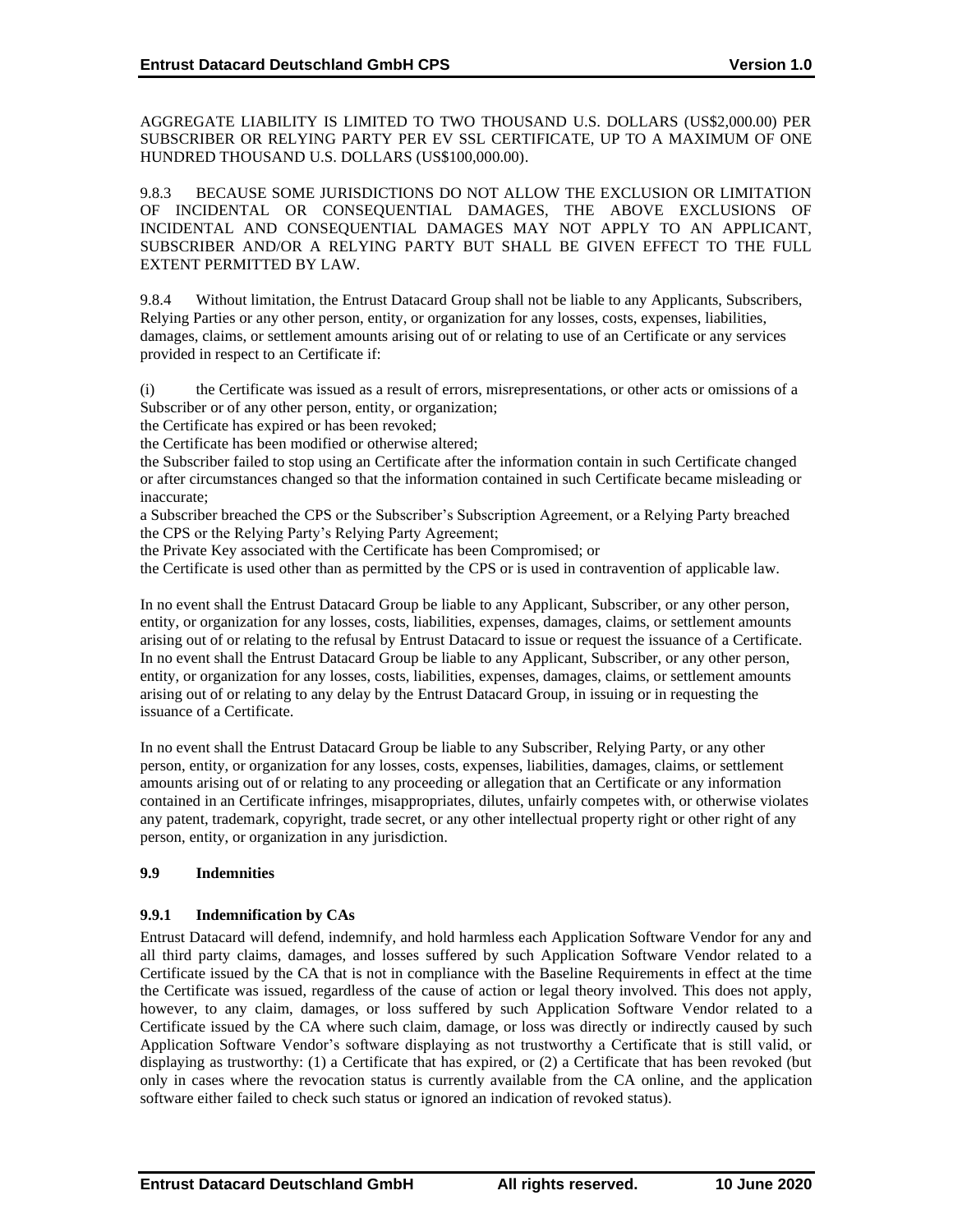AGGREGATE LIABILITY IS LIMITED TO TWO THOUSAND U.S. DOLLARS (US$2,000.00) PER SUBSCRIBER OR RELYING PARTY PER EV SSL CERTIFICATE, UP TO A MAXIMUM OF ONE HUNDRED THOUSAND U.S. DOLLARS (US$100,000.00).

9.8.3 BECAUSE SOME JURISDICTIONS DO NOT ALLOW THE EXCLUSION OR LIMITATION OF INCIDENTAL OR CONSEQUENTIAL DAMAGES, THE ABOVE EXCLUSIONS OF INCIDENTAL AND CONSEQUENTIAL DAMAGES MAY NOT APPLY TO AN APPLICANT, SUBSCRIBER AND/OR A RELYING PARTY BUT SHALL BE GIVEN EFFECT TO THE FULL EXTENT PERMITTED BY LAW.

9.8.4 Without limitation, the Entrust Datacard Group shall not be liable to any Applicants, Subscribers, Relying Parties or any other person, entity, or organization for any losses, costs, expenses, liabilities, damages, claims, or settlement amounts arising out of or relating to use of an Certificate or any services provided in respect to an Certificate if:

(i) the Certificate was issued as a result of errors, misrepresentations, or other acts or omissions of a Subscriber or of any other person, entity, or organization;

the Certificate has expired or has been revoked;

the Certificate has been modified or otherwise altered;

the Subscriber failed to stop using an Certificate after the information contain in such Certificate changed or after circumstances changed so that the information contained in such Certificate became misleading or inaccurate;

a Subscriber breached the CPS or the Subscriber's Subscription Agreement, or a Relying Party breached the CPS or the Relying Party's Relying Party Agreement;

the Private Key associated with the Certificate has been Compromised; or

the Certificate is used other than as permitted by the CPS or is used in contravention of applicable law.

In no event shall the Entrust Datacard Group be liable to any Applicant, Subscriber, or any other person, entity, or organization for any losses, costs, liabilities, expenses, damages, claims, or settlement amounts arising out of or relating to the refusal by Entrust Datacard to issue or request the issuance of a Certificate. In no event shall the Entrust Datacard Group be liable to any Applicant, Subscriber, or any other person, entity, or organization for any losses, costs, liabilities, expenses, damages, claims, or settlement amounts arising out of or relating to any delay by the Entrust Datacard Group, in issuing or in requesting the issuance of a Certificate.

In no event shall the Entrust Datacard Group be liable to any Subscriber, Relying Party, or any other person, entity, or organization for any losses, costs, expenses, liabilities, damages, claims, or settlement amounts arising out of or relating to any proceeding or allegation that an Certificate or any information contained in an Certificate infringes, misappropriates, dilutes, unfairly competes with, or otherwise violates any patent, trademark, copyright, trade secret, or any other intellectual property right or other right of any person, entity, or organization in any jurisdiction.

## 9.9 Indemnities

### 9.9.1 Indemnification by CAs

Entrust Datacard will defend, indemnify, and hold harmless each Application Software Vendor for any and all third party claims, damages, and losses suffered by such Application Software Vendor related to a Certificate issued by the CA that is not in compliance with the Baseline Requirements in effect at the time the Certificate was issued, regardless of the cause of action or legal theory involved. This does not apply, however, to any claim, damages, or loss suffered by such Application Software Vendor related to a Certificate issued by the CA where such claim, damage, or loss was directly or indirectly caused by such Application Software Vendor's software displaying as not trustworthy a Certificate that is still valid, or displaying as trustworthy: (1) a Certificate that has expired, or (2) a Certificate that has been revoked (but only in cases where the revocation status is currently available from the CA online, and the application software either failed to check such status or ignored an indication of revoked status).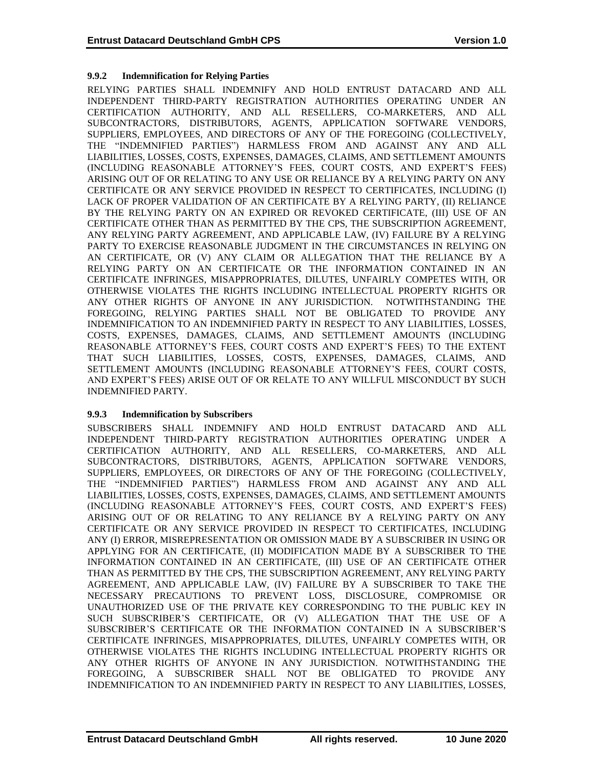### 9.9.2 Indemnification for Relying Parties

RELYING PARTIES SHALL INDEMNIFY AND HOLD ENTRUST DATACARD AND ALL INDEPENDENT THIRD-PARTY REGISTRATION AUTHORITIES OPERATING UNDER AN CERTIFICATION AUTHORITY, AND ALL RESELLERS, CO-MARKETERS, AND ALL SUBCONTRACTORS, DISTRIBUTORS, AGENTS, APPLICATION SOFTWARE VENDORS, SUPPLIERS, EMPLOYEES, AND DIRECTORS OF ANY OF THE FOREGOING (COLLECTIVELY, THE "INDEMNIFIED PARTIES") HARMLESS FROM AND AGAINST ANY AND ALL LIABILITIES, LOSSES, COSTS, EXPENSES, DAMAGES, CLAIMS, AND SETTLEMENT AMOUNTS (INCLUDING REASONABLE ATTORNEY'S FEES, COURT COSTS, AND EXPERT'S FEES) ARISING OUT OF OR RELATING TO ANY USE OR RELIANCE BY A RELYING PARTY ON ANY CERTIFICATE OR ANY SERVICE PROVIDED IN RESPECT TO CERTIFICATES, INCLUDING (I) LACK OF PROPER VALIDATION OF AN CERTIFICATE BY A RELYING PARTY, (II) RELIANCE BY THE RELYING PARTY ON AN EXPIRED OR REVOKED CERTIFICATE, (III) USE OF AN CERTIFICATE OTHER THAN AS PERMITTED BY THE CPS, THE SUBSCRIPTION AGREEMENT, ANY RELYING PARTY AGREEMENT, AND APPLICABLE LAW, (IV) FAILURE BY A RELYING PARTY TO EXERCISE REASONABLE JUDGMENT IN THE CIRCUMSTANCES IN RELYING ON AN CERTIFICATE, OR (V) ANY CLAIM OR ALLEGATION THAT THE RELIANCE BY A RELYING PARTY ON AN CERTIFICATE OR THE INFORMATION CONTAINED IN AN CERTIFICATE INFRINGES, MISAPPROPRIATES, DILUTES, UNFAIRLY COMPETES WITH, OR OTHERWISE VIOLATES THE RIGHTS INCLUDING INTELLECTUAL PROPERTY RIGHTS OR ANY OTHER RIGHTS OF ANYONE IN ANY JURISDICTION. NOTWITHSTANDING THE FOREGOING, RELYING PARTIES SHALL NOT BE OBLIGATED TO PROVIDE ANY INDEMNIFICATION TO AN INDEMNIFIED PARTY IN RESPECT TO ANY LIABILITIES, LOSSES, COSTS, EXPENSES, DAMAGES, CLAIMS, AND SETTLEMENT AMOUNTS (INCLUDING REASONABLE ATTORNEY'S FEES, COURT COSTS AND EXPERT'S FEES) TO THE EXTENT THAT SUCH LIABILITIES, LOSSES, COSTS, EXPENSES, DAMAGES, CLAIMS, AND SETTLEMENT AMOUNTS (INCLUDING REASONABLE ATTORNEY'S FEES, COURT COSTS, AND EXPERT'S FEES) ARISE OUT OF OR RELATE TO ANY WILLFUL MISCONDUCT BY SUCH INDEMNIFIED PARTY.

### 9.9.3 Indemnification by Subscribers

SUBSCRIBERS SHALL INDEMNIFY AND HOLD ENTRUST DATACARD AND ALL INDEPENDENT THIRD-PARTY REGISTRATION AUTHORITIES OPERATING UNDER A CERTIFICATION AUTHORITY, AND ALL RESELLERS, CO-MARKETERS, AND ALL SUBCONTRACTORS, DISTRIBUTORS, AGENTS, APPLICATION SOFTWARE VENDORS, SUPPLIERS, EMPLOYEES, OR DIRECTORS OF ANY OF THE FOREGOING (COLLECTIVELY, THE "INDEMNIFIED PARTIES") HARMLESS FROM AND AGAINST ANY AND ALL LIABILITIES, LOSSES, COSTS, EXPENSES, DAMAGES, CLAIMS, AND SETTLEMENT AMOUNTS (INCLUDING REASONABLE ATTORNEY'S FEES, COURT COSTS, AND EXPERT'S FEES) ARISING OUT OF OR RELATING TO ANY RELIANCE BY A RELYING PARTY ON ANY CERTIFICATE OR ANY SERVICE PROVIDED IN RESPECT TO CERTIFICATES, INCLUDING ANY (I) ERROR, MISREPRESENTATION OR OMISSION MADE BY A SUBSCRIBER IN USING OR APPLYING FOR AN CERTIFICATE, (II) MODIFICATION MADE BY A SUBSCRIBER TO THE INFORMATION CONTAINED IN AN CERTIFICATE, (III) USE OF AN CERTIFICATE OTHER THAN AS PERMITTED BY THE CPS, THE SUBSCRIPTION AGREEMENT, ANY RELYING PARTY AGREEMENT, AND APPLICABLE LAW, (IV) FAILURE BY A SUBSCRIBER TO TAKE THE NECESSARY PRECAUTIONS TO PREVENT LOSS, DISCLOSURE, COMPROMISE OR UNAUTHORIZED USE OF THE PRIVATE KEY CORRESPONDING TO THE PUBLIC KEY IN SUCH SUBSCRIBER'S CERTIFICATE, OR (V) ALLEGATION THAT THE USE OF A SUBSCRIBER'S CERTIFICATE OR THE INFORMATION CONTAINED IN A SUBSCRIBER'S CERTIFICATE INFRINGES, MISAPPROPRIATES, DILUTES, UNFAIRLY COMPETES WITH, OR OTHERWISE VIOLATES THE RIGHTS INCLUDING INTELLECTUAL PROPERTY RIGHTS OR ANY OTHER RIGHTS OF ANYONE IN ANY JURISDICTION. NOTWITHSTANDING THE FOREGOING, A SUBSCRIBER SHALL NOT BE OBLIGATED TO PROVIDE ANY INDEMNIFICATION TO AN INDEMNIFIED PARTY IN RESPECT TO ANY LIABILITIES, LOSSES,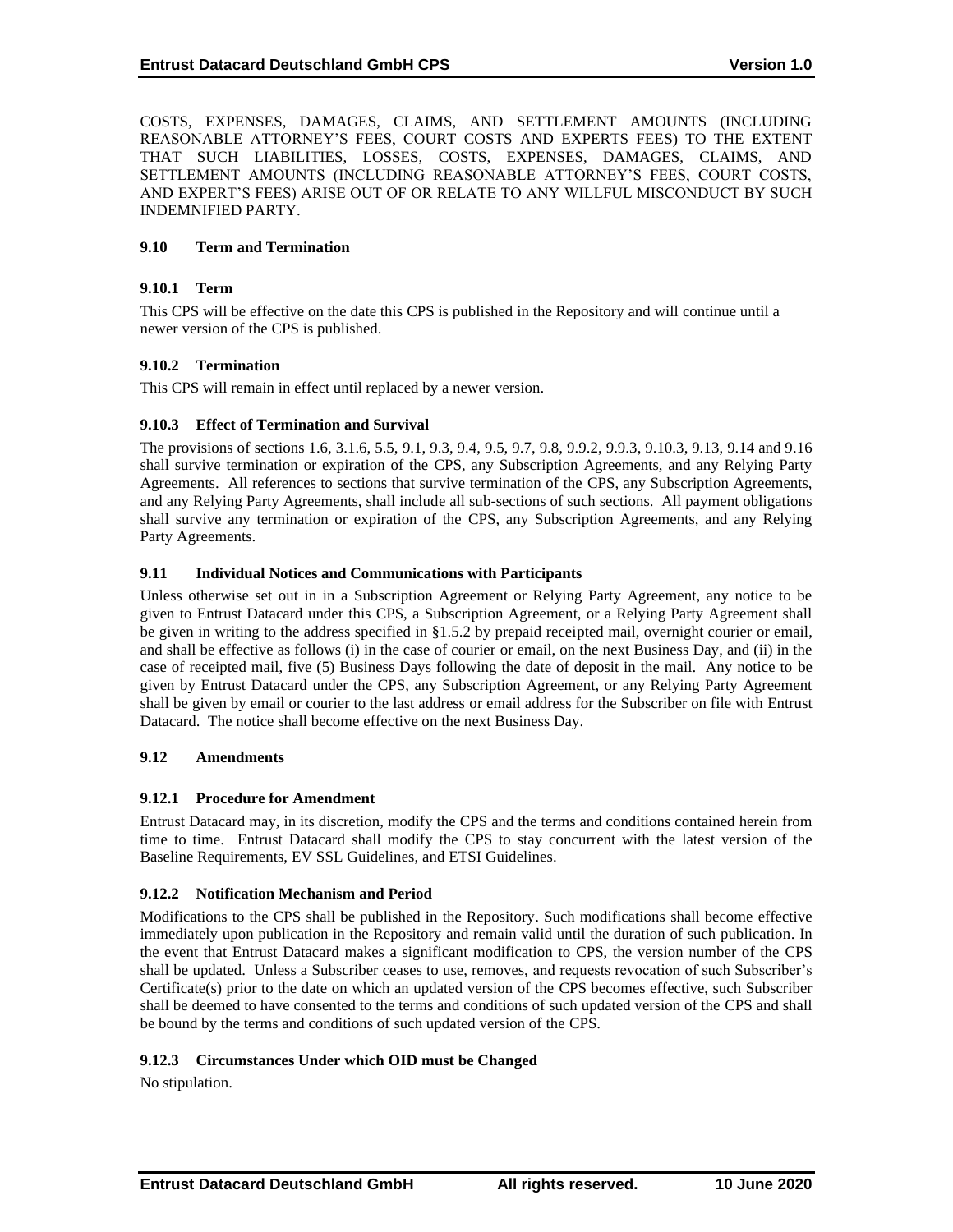COSTS, EXPENSES, DAMAGES, CLAIMS, AND SETTLEMENT AMOUNTS (INCLUDING REASONABLE ATTORNEY'S FEES, COURT COSTS AND EXPERTS FEES) TO THE EXTENT THAT SUCH LIABILITIES, LOSSES, COSTS, EXPENSES, DAMAGES, CLAIMS, AND SETTLEMENT AMOUNTS (INCLUDING REASONABLE ATTORNEY'S FEES, COURT COSTS, AND EXPERT'S FEES) ARISE OUT OF OR RELATE TO ANY WILLFUL MISCONDUCT BY SUCH INDEMNIFIED PARTY.

### 9.10 Term and Termination

#### 9.10.1 Term

This CPS will be effective on the date this CPS is published in the Repository and will continue until a newer version of the CPS is published.

#### 9.10.2 Termination

This CPS will remain in effect until replaced by a newer version.

#### 9.10.3 Effect of Termination and Survival

The provisions of sections 1.6, 3.1.6, 5.5, 9.1, 9.3, 9.4, 9.5, 9.7, 9.8, 9.9.2, 9.9.3, 9.10.3, 9.13, 9.14 and 9.16 shall survive termination or expiration of the CPS, any Subscription Agreements, and any Relying Party Agreements. All references to sections that survive termination of the CPS, any Subscription Agreements, and any Relying Party Agreements, shall include all sub-sections of such sections. All payment obligations shall survive any termination or expiration of the CPS, any Subscription Agreements, and any Relying Party Agreements.

### 9.11 Individual Notices and Communications with Participants

Unless otherwise set out in in a Subscription Agreement or Relying Party Agreement, any notice to be given to Entrust Datacard under this CPS, a Subscription Agreement, or a Relying Party Agreement shall be given in writing to the address specified in §1.5.2 by prepaid receipted mail, overnight courier or email, and shall be effective as follows (i) in the case of courier or email, on the next Business Day, and (ii) in the case of receipted mail, five (5) Business Days following the date of deposit in the mail. Any notice to be given by Entrust Datacard under the CPS, any Subscription Agreement, or any Relying Party Agreement shall be given by email or courier to the last address or email address for the Subscriber on file with Entrust Datacard. The notice shall become effective on the next Business Day.

### 9.12 Amendments

#### 9.12.1 Procedure for Amendment

Entrust Datacard may, in its discretion, modify the CPS and the terms and conditions contained herein from time to time. Entrust Datacard shall modify the CPS to stay concurrent with the latest version of the Baseline Requirements, EV SSL Guidelines, and ETSI Guidelines.

#### 9.12.2 Notification Mechanism and Period

Modifications to the CPS shall be published in the Repository. Such modifications shall become effective immediately upon publication in the Repository and remain valid until the duration of such publication. In the event that Entrust Datacard makes a significant modification to CPS, the version number of the CPS shall be updated. Unless a Subscriber ceases to use, removes, and requests revocation of such Subscriber's Certificate(s) prior to the date on which an updated version of the CPS becomes effective, such Subscriber shall be deemed to have consented to the terms and conditions of such updated version of the CPS and shall be bound by the terms and conditions of such updated version of the CPS.

#### 9.12.3 Circumstances Under which OID must be Changed

No stipulation.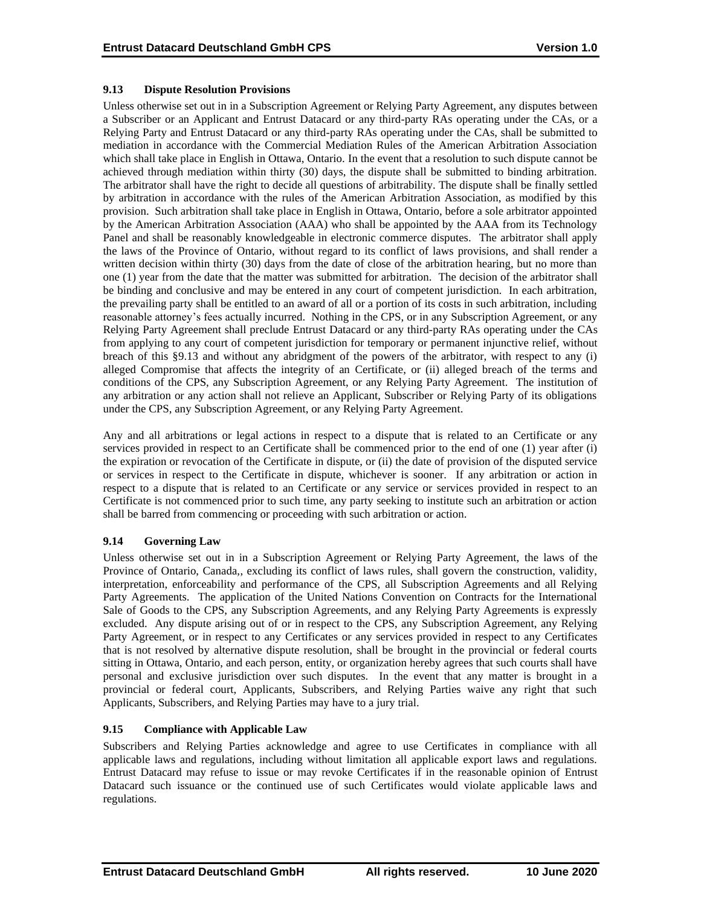### 9.13 Dispute Resolution Provisions

Unless otherwise set out in in a Subscription Agreement or Relying Party Agreement, any disputes between a Subscriber or an Applicant and Entrust Datacard or any third-party RAs operating under the CAs, or a Relying Party and Entrust Datacard or any third-party RAs operating under the CAs, shall be submitted to mediation in accordance with the Commercial Mediation Rules of the American Arbitration Association which shall take place in English in Ottawa, Ontario. In the event that a resolution to such dispute cannot be achieved through mediation within thirty (30) days, the dispute shall be submitted to binding arbitration. The arbitrator shall have the right to decide all questions of arbitrability. The dispute shall be finally settled by arbitration in accordance with the rules of the American Arbitration Association, as modified by this provision. Such arbitration shall take place in English in Ottawa, Ontario, before a sole arbitrator appointed by the American Arbitration Association (AAA) who shall be appointed by the AAA from its Technology Panel and shall be reasonably knowledgeable in electronic commerce disputes. The arbitrator shall apply the laws of the Province of Ontario, without regard to its conflict of laws provisions, and shall render a written decision within thirty (30) days from the date of close of the arbitration hearing, but no more than one (1) year from the date that the matter was submitted for arbitration. The decision of the arbitrator shall be binding and conclusive and may be entered in any court of competent jurisdiction. In each arbitration, the prevailing party shall be entitled to an award of all or a portion of its costs in such arbitration, including reasonable attorney's fees actually incurred. Nothing in the CPS, or in any Subscription Agreement, or any Relying Party Agreement shall preclude Entrust Datacard or any third-party RAs operating under the CAs from applying to any court of competent jurisdiction for temporary or permanent injunctive relief, without breach of this §9.13 and without any abridgment of the powers of the arbitrator, with respect to any (i) alleged Compromise that affects the integrity of an Certificate, or (ii) alleged breach of the terms and conditions of the CPS, any Subscription Agreement, or any Relying Party Agreement. The institution of any arbitration or any action shall not relieve an Applicant, Subscriber or Relying Party of its obligations under the CPS, any Subscription Agreement, or any Relying Party Agreement.

Any and all arbitrations or legal actions in respect to a dispute that is related to an Certificate or any services provided in respect to an Certificate shall be commenced prior to the end of one (1) year after (i) the expiration or revocation of the Certificate in dispute, or (ii) the date of provision of the disputed service or services in respect to the Certificate in dispute, whichever is sooner. If any arbitration or action in respect to a dispute that is related to an Certificate or any service or services provided in respect to an Certificate is not commenced prior to such time, any party seeking to institute such an arbitration or action shall be barred from commencing or proceeding with such arbitration or action.

### 9.14 Governing Law

Unless otherwise set out in in a Subscription Agreement or Relying Party Agreement, the laws of the Province of Ontario, Canada,, excluding its conflict of laws rules, shall govern the construction, validity, interpretation, enforceability and performance of the CPS, all Subscription Agreements and all Relying Party Agreements. The application of the United Nations Convention on Contracts for the International Sale of Goods to the CPS, any Subscription Agreements, and any Relying Party Agreements is expressly excluded. Any dispute arising out of or in respect to the CPS, any Subscription Agreement, any Relying Party Agreement, or in respect to any Certificates or any services provided in respect to any Certificates that is not resolved by alternative dispute resolution, shall be brought in the provincial or federal courts sitting in Ottawa, Ontario, and each person, entity, or organization hereby agrees that such courts shall have personal and exclusive jurisdiction over such disputes. In the event that any matter is brought in a provincial or federal court, Applicants, Subscribers, and Relying Parties waive any right that such Applicants, Subscribers, and Relying Parties may have to a jury trial.

### 9.15 Compliance with Applicable Law

Subscribers and Relying Parties acknowledge and agree to use Certificates in compliance with all applicable laws and regulations, including without limitation all applicable export laws and regulations. Entrust Datacard may refuse to issue or may revoke Certificates if in the reasonable opinion of Entrust Datacard such issuance or the continued use of such Certificates would violate applicable laws and regulations.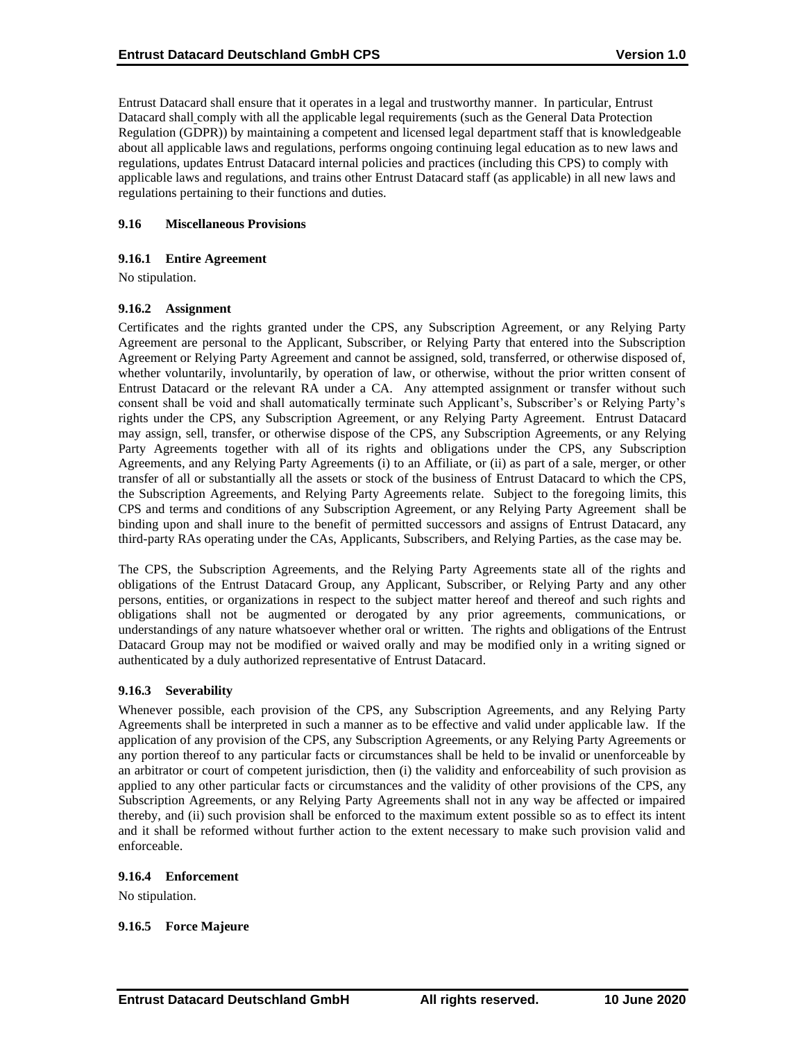Entrust Datacard shall ensure that it operates in a legal and trustworthy manner. In particular, Entrust Datacard shall comply with all the applicable legal requirements (such as the General Data Protection Regulation (GDPR)) by maintaining a competent and licensed legal department staff that is knowledgeable about all applicable laws and regulations, performs ongoing continuing legal education as to new laws and regulations, updates Entrust Datacard internal policies and practices (including this CPS) to comply with applicable laws and regulations, and trains other Entrust Datacard staff (as applicable) in all new laws and regulations pertaining to their functions and duties.

### 9.16 Miscellaneous Provisions

#### 9.16.1 Entire Agreement

No stipulation.

#### 9.16.2 Assignment

Certificates and the rights granted under the CPS, any Subscription Agreement, or any Relying Party Agreement are personal to the Applicant, Subscriber, or Relying Party that entered into the Subscription Agreement or Relying Party Agreement and cannot be assigned, sold, transferred, or otherwise disposed of, whether voluntarily, involuntarily, by operation of law, or otherwise, without the prior written consent of Entrust Datacard or the relevant RA under a CA. Any attempted assignment or transfer without such consent shall be void and shall automatically terminate such Applicant's, Subscriber's or Relying Party's rights under the CPS, any Subscription Agreement, or any Relying Party Agreement. Entrust Datacard may assign, sell, transfer, or otherwise dispose of the CPS, any Subscription Agreements, or any Relying Party Agreements together with all of its rights and obligations under the CPS, any Subscription Agreements, and any Relying Party Agreements (i) to an Affiliate, or (ii) as part of a sale, merger, or other transfer of all or substantially all the assets or stock of the business of Entrust Datacard to which the CPS, the Subscription Agreements, and Relying Party Agreements relate. Subject to the foregoing limits, this CPS and terms and conditions of any Subscription Agreement, or any Relying Party Agreement shall be binding upon and shall inure to the benefit of permitted successors and assigns of Entrust Datacard, any third-party RAs operating under the CAs, Applicants, Subscribers, and Relying Parties, as the case may be.

The CPS, the Subscription Agreements, and the Relying Party Agreements state all of the rights and obligations of the Entrust Datacard Group, any Applicant, Subscriber, or Relying Party and any other persons, entities, or organizations in respect to the subject matter hereof and thereof and such rights and obligations shall not be augmented or derogated by any prior agreements, communications, or understandings of any nature whatsoever whether oral or written. The rights and obligations of the Entrust Datacard Group may not be modified or waived orally and may be modified only in a writing signed or authenticated by a duly authorized representative of Entrust Datacard.

#### 9.16.3 Severability

Whenever possible, each provision of the CPS, any Subscription Agreements, and any Relying Party Agreements shall be interpreted in such a manner as to be effective and valid under applicable law. If the application of any provision of the CPS, any Subscription Agreements, or any Relying Party Agreements or any portion thereof to any particular facts or circumstances shall be held to be invalid or unenforceable by an arbitrator or court of competent jurisdiction, then (i) the validity and enforceability of such provision as applied to any other particular facts or circumstances and the validity of other provisions of the CPS, any Subscription Agreements, or any Relying Party Agreements shall not in any way be affected or impaired thereby, and (ii) such provision shall be enforced to the maximum extent possible so as to effect its intent and it shall be reformed without further action to the extent necessary to make such provision valid and enforceable.

#### 9.16.4 Enforcement

No stipulation.

#### 9.16.5 Force Majeure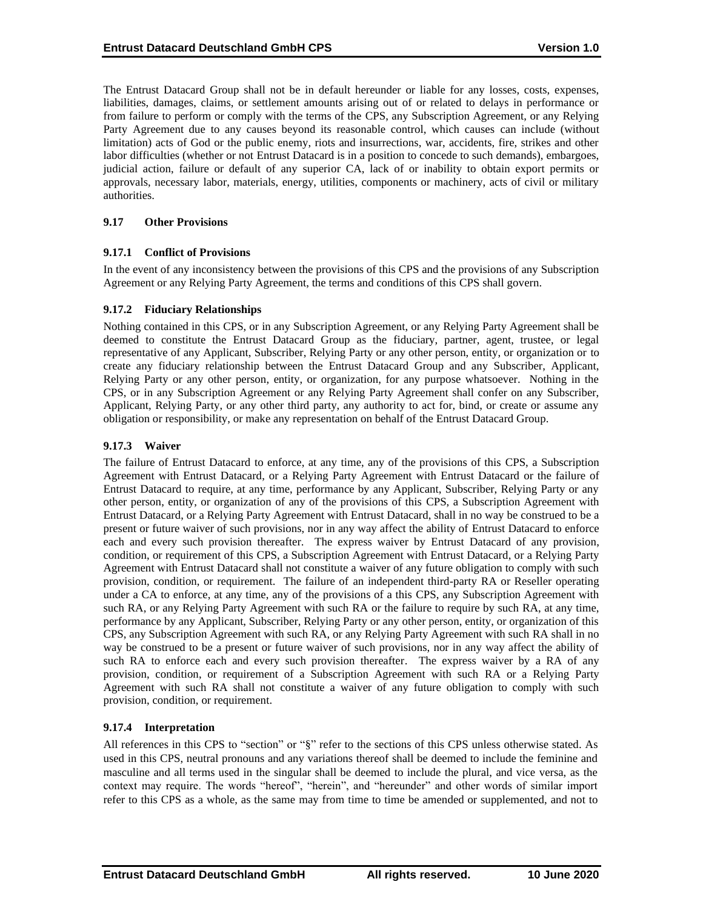The Entrust Datacard Group shall not be in default hereunder or liable for any losses, costs, expenses, liabilities, damages, claims, or settlement amounts arising out of or related to delays in performance or from failure to perform or comply with the terms of the CPS, any Subscription Agreement, or any Relying Party Agreement due to any causes beyond its reasonable control, which causes can include (without limitation) acts of God or the public enemy, riots and insurrections, war, accidents, fire, strikes and other labor difficulties (whether or not Entrust Datacard is in a position to concede to such demands), embargoes, judicial action, failure or default of any superior CA, lack of or inability to obtain export permits or approvals, necessary labor, materials, energy, utilities, components or machinery, acts of civil or military authorities.

### 9.17 Other Provisions

#### 9.17.1 Conflict of Provisions

In the event of any inconsistency between the provisions of this CPS and the provisions of any Subscription Agreement or any Relying Party Agreement, the terms and conditions of this CPS shall govern.

#### 9.17.2 Fiduciary Relationships

Nothing contained in this CPS, or in any Subscription Agreement, or any Relying Party Agreement shall be deemed to constitute the Entrust Datacard Group as the fiduciary, partner, agent, trustee, or legal representative of any Applicant, Subscriber, Relying Party or any other person, entity, or organization or to create any fiduciary relationship between the Entrust Datacard Group and any Subscriber, Applicant, Relying Party or any other person, entity, or organization, for any purpose whatsoever. Nothing in the CPS, or in any Subscription Agreement or any Relying Party Agreement shall confer on any Subscriber, Applicant, Relying Party, or any other third party, any authority to act for, bind, or create or assume any obligation or responsibility, or make any representation on behalf of the Entrust Datacard Group.

#### 9.17.3 Waiver

The failure of Entrust Datacard to enforce, at any time, any of the provisions of this CPS, a Subscription Agreement with Entrust Datacard, or a Relying Party Agreement with Entrust Datacard or the failure of Entrust Datacard to require, at any time, performance by any Applicant, Subscriber, Relying Party or any other person, entity, or organization of any of the provisions of this CPS, a Subscription Agreement with Entrust Datacard, or a Relying Party Agreement with Entrust Datacard, shall in no way be construed to be a present or future waiver of such provisions, nor in any way affect the ability of Entrust Datacard to enforce each and every such provision thereafter. The express waiver by Entrust Datacard of any provision, condition, or requirement of this CPS, a Subscription Agreement with Entrust Datacard, or a Relying Party Agreement with Entrust Datacard shall not constitute a waiver of any future obligation to comply with such provision, condition, or requirement. The failure of an independent third-party RA or Reseller operating under a CA to enforce, at any time, any of the provisions of a this CPS, any Subscription Agreement with such RA, or any Relying Party Agreement with such RA or the failure to require by such RA, at any time, performance by any Applicant, Subscriber, Relying Party or any other person, entity, or organization of this CPS, any Subscription Agreement with such RA, or any Relying Party Agreement with such RA shall in no way be construed to be a present or future waiver of such provisions, nor in any way affect the ability of such RA to enforce each and every such provision thereafter. The express waiver by a RA of any provision, condition, or requirement of a Subscription Agreement with such RA or a Relying Party Agreement with such RA shall not constitute a waiver of any future obligation to comply with such provision, condition, or requirement.

#### 9.17.4 Interpretation

All references in this CPS to "section" or "§" refer to the sections of this CPS unless otherwise stated. As used in this CPS, neutral pronouns and any variations thereof shall be deemed to include the feminine and masculine and all terms used in the singular shall be deemed to include the plural, and vice versa, as the context may require. The words "hereof", "herein", and "hereunder" and other words of similar import refer to this CPS as a whole, as the same may from time to time be amended or supplemented, and not to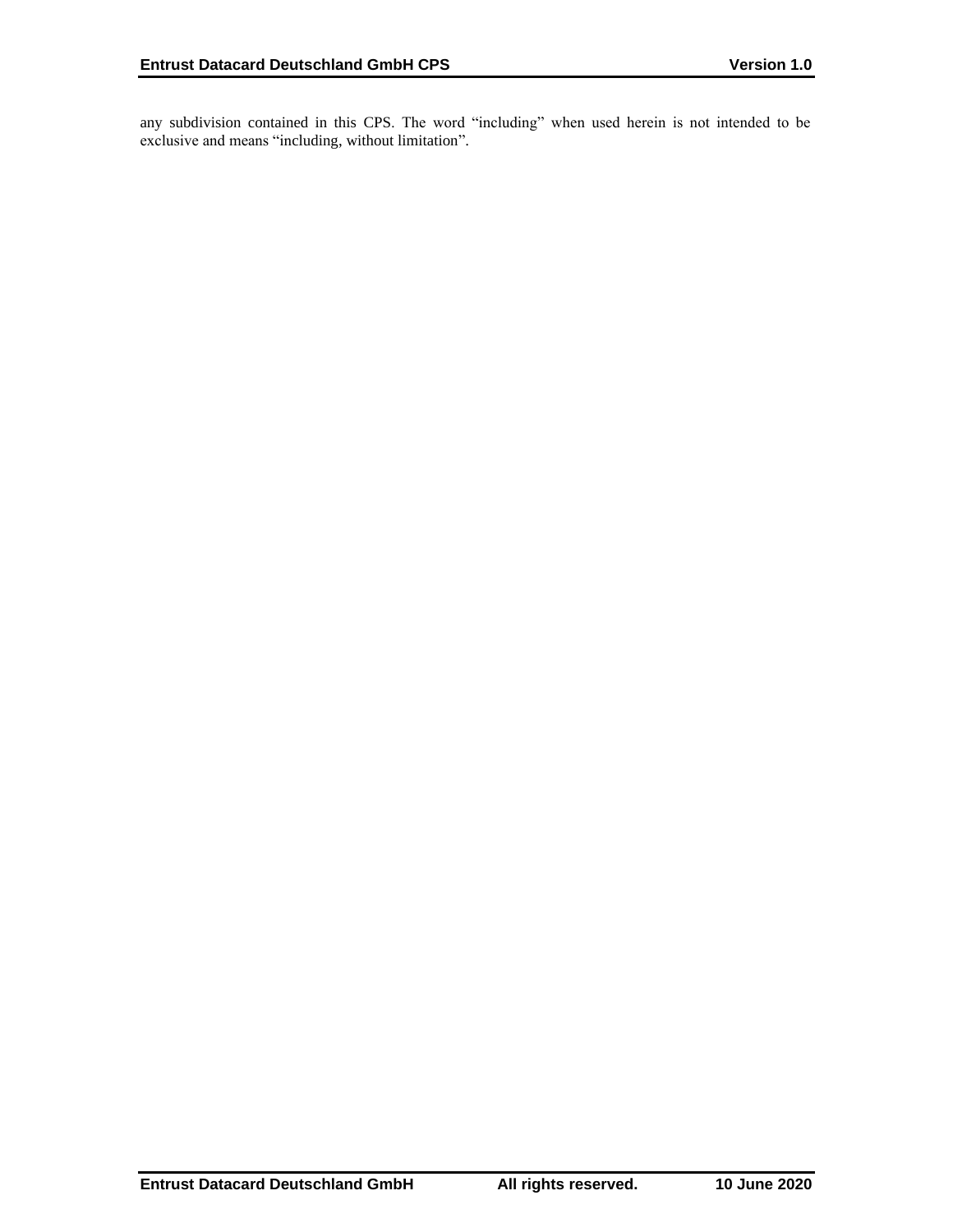any subdivision contained in this CPS. The word “including” when used herein is not intended to be exclusive and means “including, without limitation”.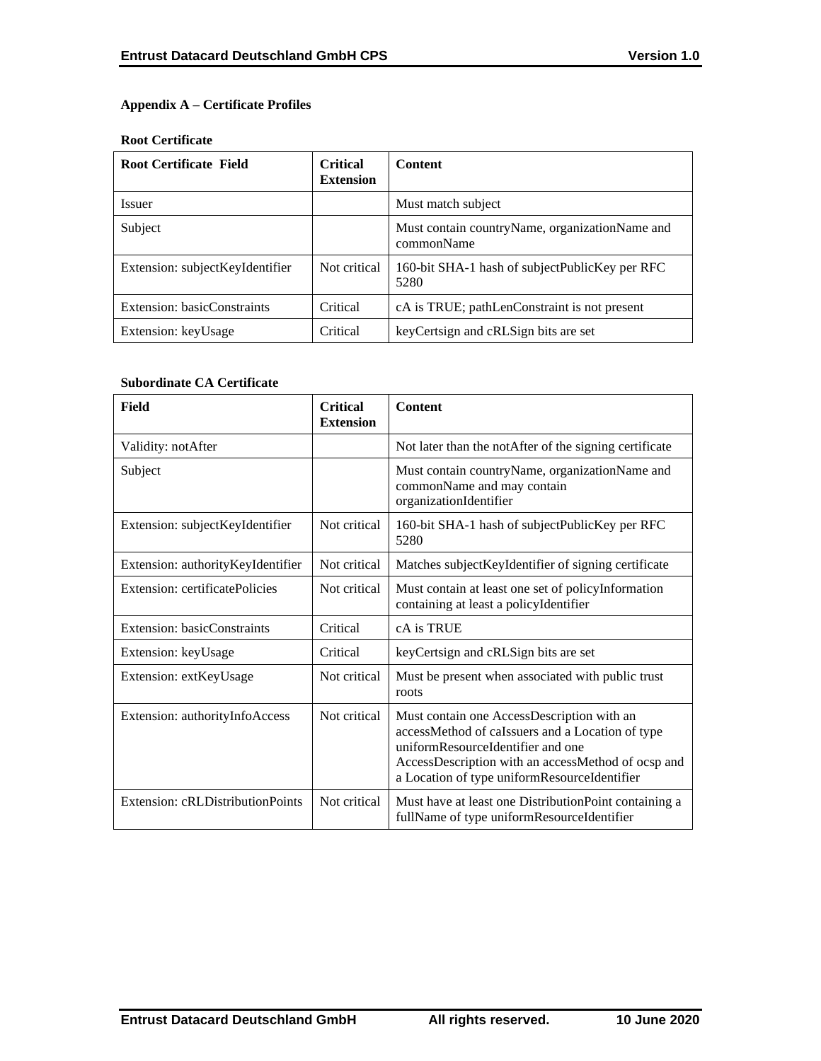## Appendix A – Certificate Profiles

### Root Certificate

| Root Certificate Field | Critical Extension | Content |
|---|---|---|
| Issuer | | Must match subject |
| Subject | | Must contain countryName, organizationName and commonName |
| Extension: subjectKeyIdentifier | Not critical | 160-bit SHA-1 hash of subjectPublicKey per RFC 5280 |
| Extension: basicConstraints | Critical | cA is TRUE; pathLenConstraint is not present |
| Extension: keyUsage | Critical | keyCertsign and cRLSign bits are set |

### Subordinate CA Certificate

| Field | Critical Extension | Content |
|---|---|---|
| Validity: notAfter | | Not later than the notAfter of the signing certificate |
| Subject | | Must contain countryName, organizationName and commonName and may contain organizationIdentifier |
| Extension: subjectKeyIdentifier | Not critical | 160-bit SHA-1 hash of subjectPublicKey per RFC 5280 |
| Extension: authorityKeyIdentifier | Not critical | Matches subjectKeyIdentifier of signing certificate |
| Extension: certificatePolicies | Not critical | Must contain at least one set of policyInformation containing at least a policyIdentifier |
| Extension: basicConstraints | Critical | cA is TRUE |
| Extension: keyUsage | Critical | keyCertsign and cRLSign bits are set |
| Extension: extKeyUsage | Not critical | Must be present when associated with public trust roots |
| Extension: authorityInfoAccess | Not critical | Must contain one AccessDescription with an accessMethod of caIssuers and a Location of type uniformResourceIdentifier and one AccessDescription with an accessMethod of ocsp and a Location of type uniformResourceIdentifier |
| Extension: cRLDistributionPoints | Not critical | Must have at least one DistributionPoint containing a fullName of type uniformResourceIdentifier |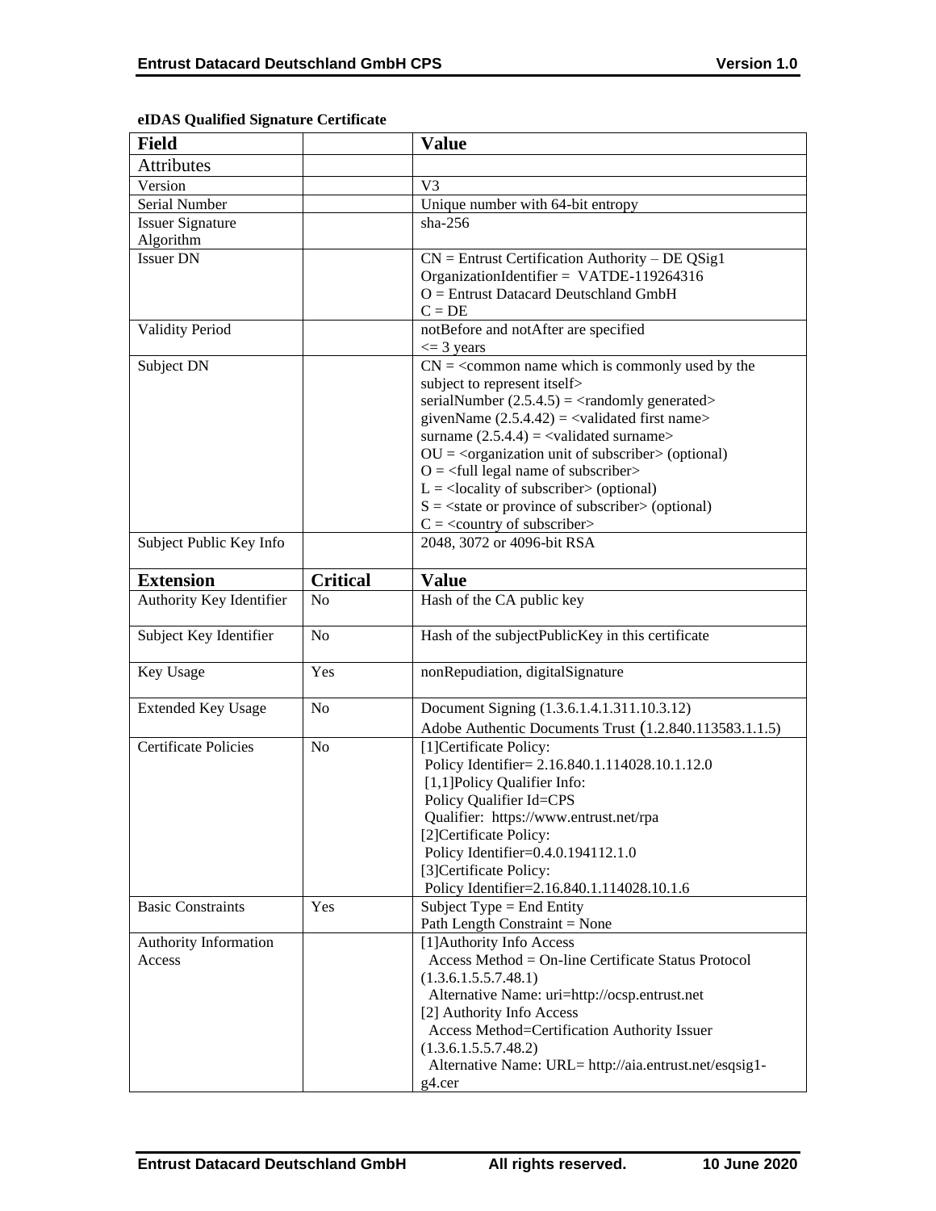**eIDAS Qualified Signature Certificate**

| Field | | Value |
|---|---|---|
| Attributes | | |
| Version | | V3 |
| Serial Number | | Unique number with 64-bit entropy |
| Issuer Signature Algorithm | | sha-256 |
| Issuer DN | | CN = Entrust Certification Authority – DE QSig1<br>OrganizationIdentifier = VATDE-119264316<br>O = Entrust Datacard Deutschland GmbH<br>C = DE |
| Validity Period | | notBefore and notAfter are specified<br><= 3 years |
| Subject DN | | CN = <common name which is commonly used by the subject to represent itself><br>serialNumber (2.5.4.5) = <randomly generated><br>givenName (2.5.4.42) = <validated first name><br>surname (2.5.4.4) = <validated surname><br>OU = <organization unit of subscriber> (optional)<br>O = <full legal name of subscriber><br>L = <locality of subscriber> (optional)<br>S = <state or province of subscriber> (optional)<br>C = <country of subscriber> |
| Subject Public Key Info | | 2048, 3072 or 4096-bit RSA |
| **Extension** | **Critical** | **Value** |
| Authority Key Identifier | No | Hash of the CA public key |
| Subject Key Identifier | No | Hash of the subjectPublicKey in this certificate |
| Key Usage | Yes | nonRepudiation, digitalSignature |
| Extended Key Usage | No | Document Signing (1.3.6.1.4.1.311.10.3.12)<br>Adobe Authentic Documents Trust (1.2.840.113583.1.1.5) |
| Certificate Policies | No | [1]Certificate Policy:<br>Policy Identifier= 2.16.840.1.114028.10.1.12.0<br>[1,1]Policy Qualifier Info:<br>Policy Qualifier Id=CPS<br>Qualifier: https://www.entrust.net/rpa<br>[2]Certificate Policy:<br>Policy Identifier=0.4.0.194112.1.0<br>[3]Certificate Policy:<br>Policy Identifier=2.16.840.1.114028.10.1.6 |
| Basic Constraints | Yes | Subject Type = End Entity<br>Path Length Constraint = None |
| Authority Information Access | | [1]Authority Info Access<br>Access Method = On-line Certificate Status Protocol (1.3.6.1.5.5.7.48.1)<br>Alternative Name: uri=http://ocsp.entrust.net<br>[2] Authority Info Access<br>Access Method=Certification Authority Issuer (1.3.6.1.5.5.7.48.2)<br>Alternative Name: URL= http://aia.entrust.net/esqsig1-g4.cer |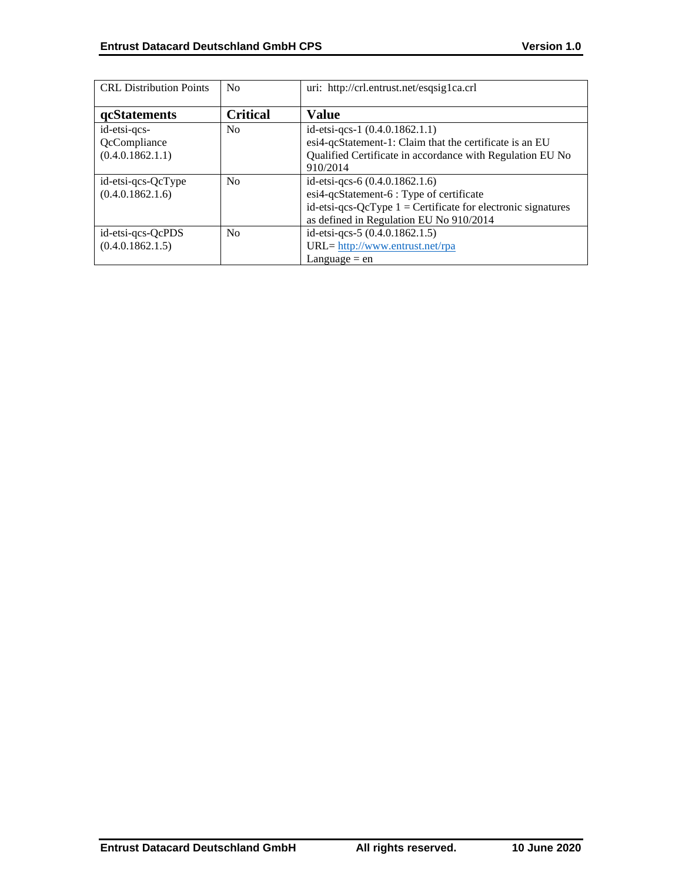| CRL Distribution Points | No | uri: http://crl.entrust.net/esqsig1ca.crl |
|---|---|---|
| **qcStatements** | **Critical** | **Value** |
| id-etsi-qcs-QcCompliance (0.4.0.1862.1.1) | No | id-etsi-qcs-1 (0.4.0.1862.1.1)<br>esi4-qcStatement-1: Claim that the certificate is an EU Qualified Certificate in accordance with Regulation EU No 910/2014 |
| id-etsi-qcs-QcType (0.4.0.1862.1.6) | No | id-etsi-qcs-6 (0.4.0.1862.1.6)<br>esi4-qcStatement-6 : Type of certificate<br>id-etsi-qcs-QcType 1 = Certificate for electronic signatures as defined in Regulation EU No 910/2014 |
| id-etsi-qcs-QcPDS (0.4.0.1862.1.5) | No | id-etsi-qcs-5 (0.4.0.1862.1.5)<br>URL= http://www.entrust.net/rpa<br>Language = en |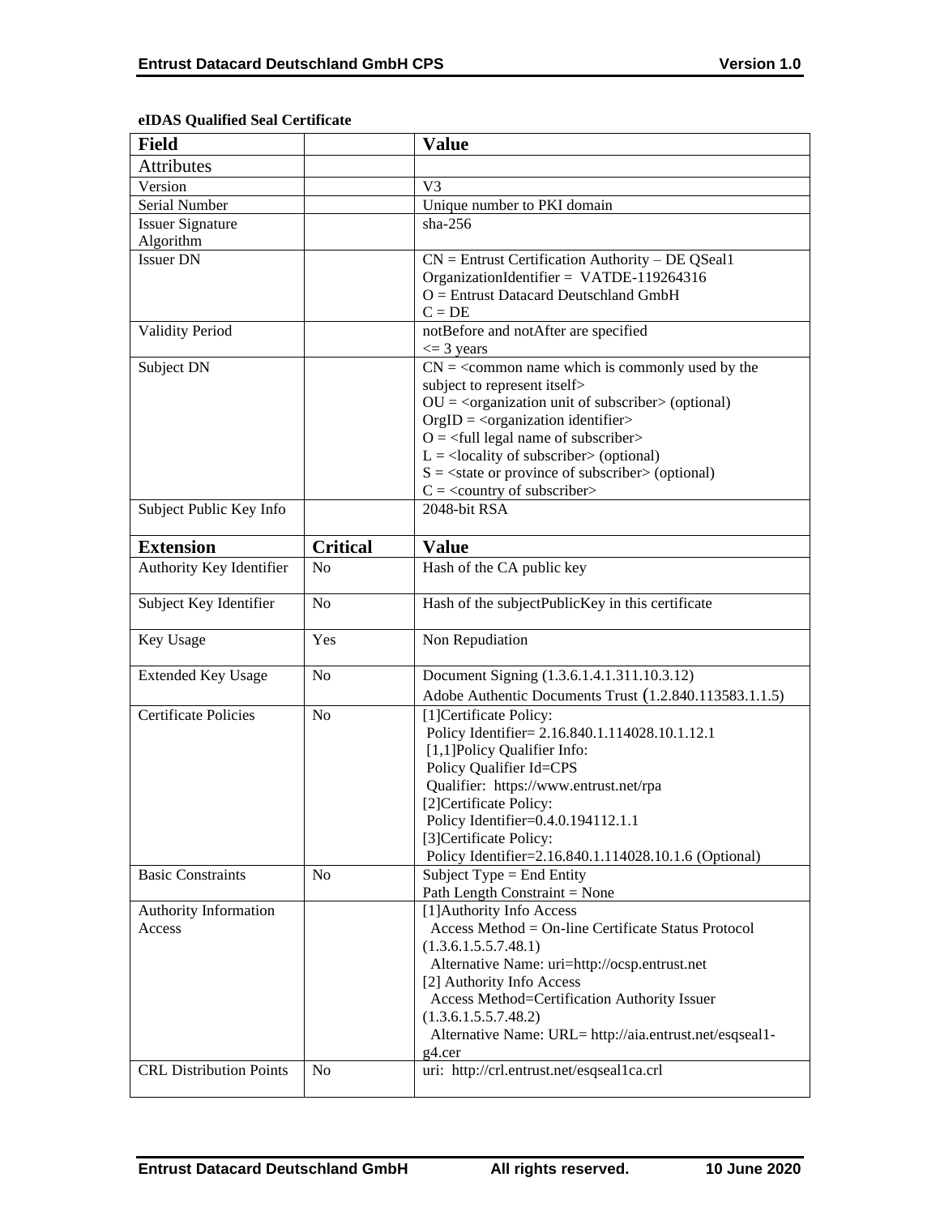**eIDAS Qualified Seal Certificate**

| Field | | Value |
|---|---|---|
| Attributes | | |
| Version | | V3 |
| Serial Number | | Unique number to PKI domain |
| Issuer Signature Algorithm | | sha-256 |
| Issuer DN | | CN = Entrust Certification Authority – DE QSeal1<br>OrganizationIdentifier = VATDE-119264316<br>O = Entrust Datacard Deutschland GmbH<br>C = DE |
| Validity Period | | notBefore and notAfter are specified<br><= 3 years |
| Subject DN | | CN = <common name which is commonly used by the subject to represent itself><br>OU = <organization unit of subscriber> (optional)<br>OrgID = <organization identifier><br>O = <full legal name of subscriber><br>L = <locality of subscriber> (optional)<br>S = <state or province of subscriber> (optional)<br>C = <country of subscriber> |
| Subject Public Key Info | | 2048-bit RSA |
| **Extension** | **Critical** | **Value** |
| Authority Key Identifier | No | Hash of the CA public key |
| Subject Key Identifier | No | Hash of the subjectPublicKey in this certificate |
| Key Usage | Yes | Non Repudiation |
| Extended Key Usage | No | Document Signing (1.3.6.1.4.1.311.10.3.12)<br>Adobe Authentic Documents Trust (1.2.840.113583.1.1.5) |
| Certificate Policies | No | [1]Certificate Policy:<br>Policy Identifier= 2.16.840.1.114028.10.1.12.1<br>[1,1]Policy Qualifier Info:<br>Policy Qualifier Id=CPS<br>Qualifier: https://www.entrust.net/rpa<br>[2]Certificate Policy:<br>Policy Identifier=0.4.0.194112.1.1<br>[3]Certificate Policy:<br>Policy Identifier=2.16.840.1.114028.10.1.6 (Optional) |
| Basic Constraints | No | Subject Type = End Entity<br>Path Length Constraint = None |
| Authority Information Access | | [1]Authority Info Access<br>Access Method = On-line Certificate Status Protocol (1.3.6.1.5.5.7.48.1)<br>Alternative Name: uri=http://ocsp.entrust.net<br>[2] Authority Info Access<br>Access Method=Certification Authority Issuer (1.3.6.1.5.5.7.48.2)<br>Alternative Name: URL= http://aia.entrust.net/esqseal1-g4.cer |
| CRL Distribution Points | No | uri: http://crl.entrust.net/esqseal1ca.crl |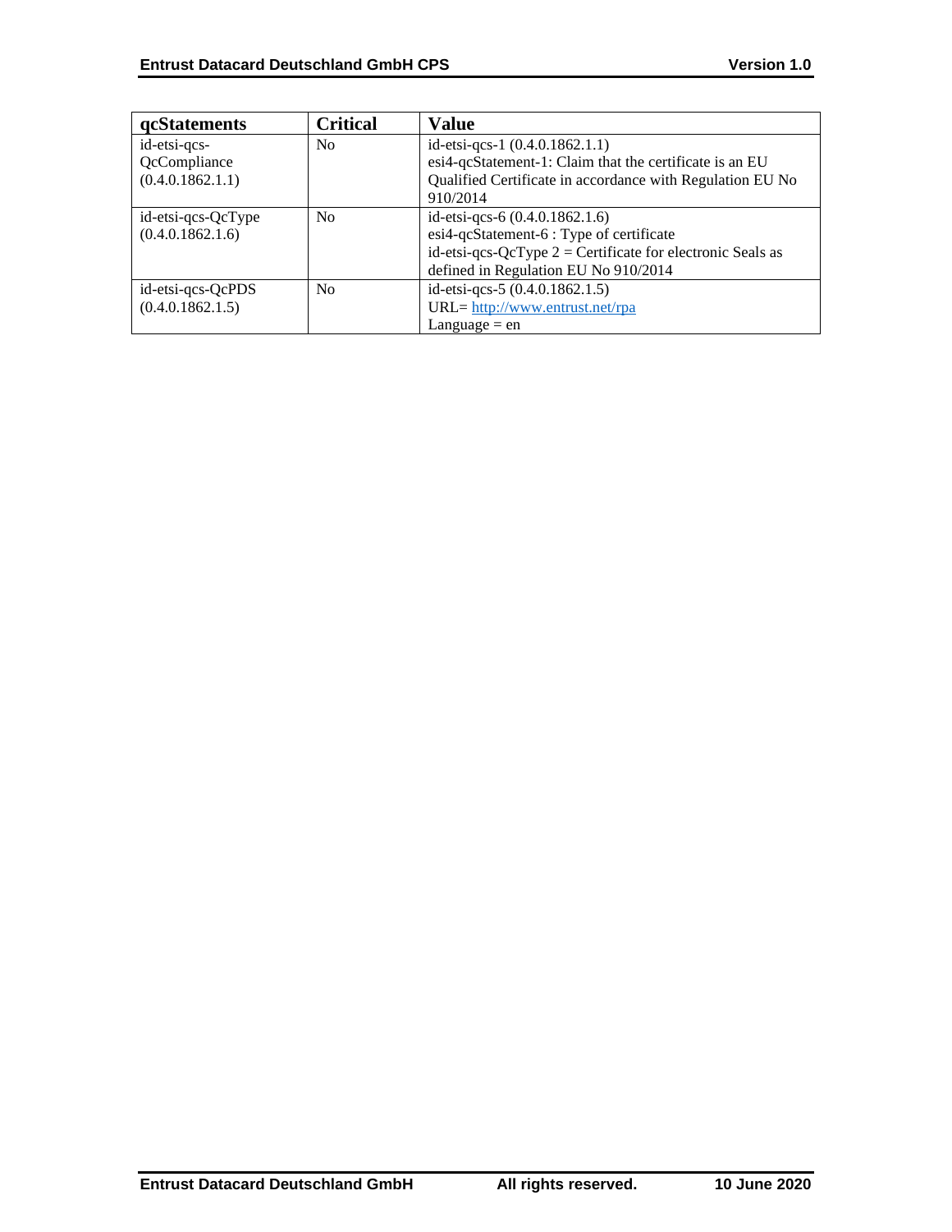| qcStatements | Critical | Value |
|---|---|---|
| id-etsi-qcs-QcCompliance (0.4.0.1862.1.1) | No | id-etsi-qcs-1 (0.4.0.1862.1.1) esi4-qcStatement-1: Claim that the certificate is an EU Qualified Certificate in accordance with Regulation EU No 910/2014 |
| id-etsi-qcs-QcType (0.4.0.1862.1.6) | No | id-etsi-qcs-6 (0.4.0.1862.1.6) esi4-qcStatement-6 : Type of certificate id-etsi-qcs-QcType 2 = Certificate for electronic Seals as defined in Regulation EU No 910/2014 |
| id-etsi-qcs-QcPDS (0.4.0.1862.1.5) | No | id-etsi-qcs-5 (0.4.0.1862.1.5) URL= http://www.entrust.net/rpa Language = en |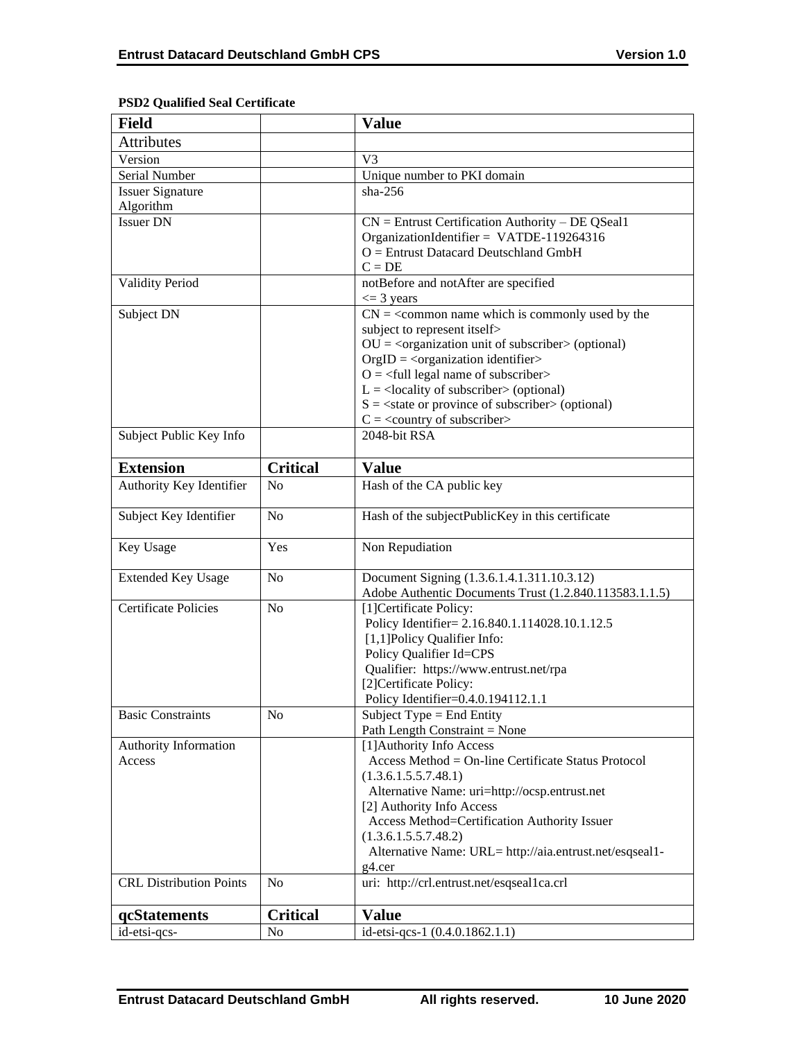**PSD2 Qualified Seal Certificate**

| Field | | Value |
|---|---|---|
| Attributes | | |
| Version | | V3 |
| Serial Number | | Unique number to PKI domain |
| Issuer Signature Algorithm | | sha-256 |
| Issuer DN | | CN = Entrust Certification Authority – DE QSeal1<br>OrganizationIdentifier = VATDE-119264316<br>O = Entrust Datacard Deutschland GmbH<br>C = DE |
| Validity Period | | notBefore and notAfter are specified<br><= 3 years |
| Subject DN | | CN = <common name which is commonly used by the subject to represent itself><br>OU = <organization unit of subscriber> (optional)<br>OrgID = <organization identifier><br>O = <full legal name of subscriber><br>L = <locality of subscriber> (optional)<br>S = <state or province of subscriber> (optional)<br>C = <country of subscriber> |
| Subject Public Key Info | | 2048-bit RSA |
| **Extension** | **Critical** | **Value** |
| Authority Key Identifier | No | Hash of the CA public key |
| Subject Key Identifier | No | Hash of the subjectPublicKey in this certificate |
| Key Usage | Yes | Non Repudiation |
| Extended Key Usage | No | Document Signing (1.3.6.1.4.1.311.10.3.12)<br>Adobe Authentic Documents Trust (1.2.840.113583.1.1.5) |
| Certificate Policies | No | [1]Certificate Policy:<br>Policy Identifier= 2.16.840.1.114028.10.1.12.5<br>[1,1]Policy Qualifier Info:<br>Policy Qualifier Id=CPS<br>Qualifier: https://www.entrust.net/rpa<br>[2]Certificate Policy:<br>Policy Identifier=0.4.0.194112.1.1 |
| Basic Constraints | No | Subject Type = End Entity<br>Path Length Constraint = None |
| Authority Information Access | | [1]Authority Info Access<br>Access Method = On-line Certificate Status Protocol (1.3.6.1.5.5.7.48.1)<br>Alternative Name: uri=http://ocsp.entrust.net<br>[2] Authority Info Access<br>Access Method=Certification Authority Issuer (1.3.6.1.5.5.7.48.2)<br>Alternative Name: URL= http://aia.entrust.net/esqseal1-g4.cer |
| CRL Distribution Points | No | uri: http://crl.entrust.net/esqseal1ca.crl |
| **qcStatements** | **Critical** | **Value** |
| id-etsi-qcs- | No | id-etsi-qcs-1 (0.4.0.1862.1.1) |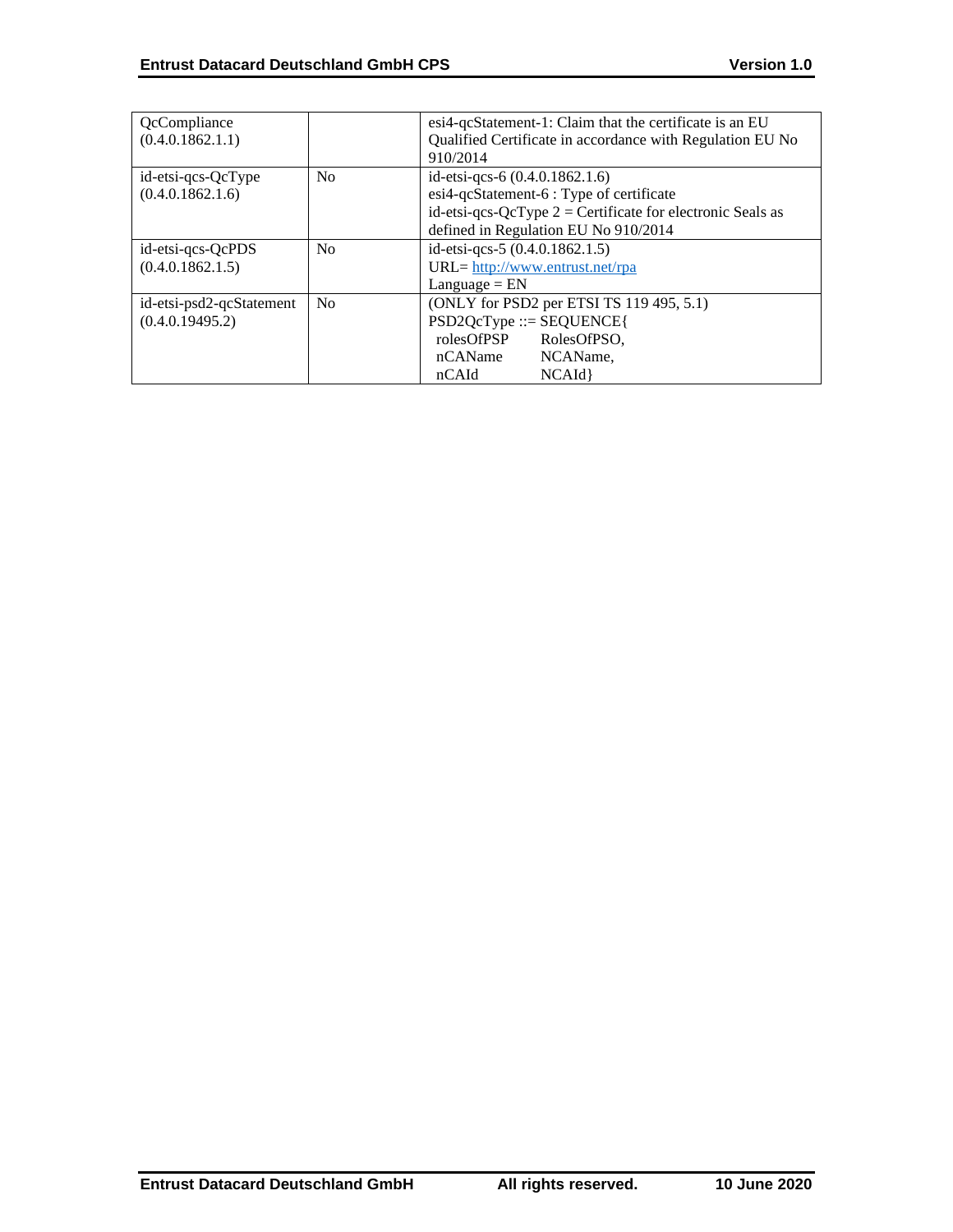| QcCompliance (0.4.0.1862.1.1) | | esi4-qcStatement-1: Claim that the certificate is an EU Qualified Certificate in accordance with Regulation EU No 910/2014 |
|---|---|---|
| id-etsi-qcs-QcType (0.4.0.1862.1.6) | No | id-etsi-qcs-6 (0.4.0.1862.1.6)<br>esi4-qcStatement-6 : Type of certificate<br>id-etsi-qcs-QcType 2 = Certificate for electronic Seals as defined in Regulation EU No 910/2014 |
| id-etsi-qcs-QcPDS (0.4.0.1862.1.5) | No | id-etsi-qcs-5 (0.4.0.1862.1.5)<br>URL= http://www.entrust.net/rpa<br>Language = EN |
| id-etsi-psd2-qcStatement (0.4.0.19495.2) | No | (ONLY for PSD2 per ETSI TS 119 495, 5.1)<br>PSD2QcType ::= SEQUENCE{<br>rolesOfPSP RolesOfPSO,<br>nCAName NCAName,<br>nCAId NCAId} |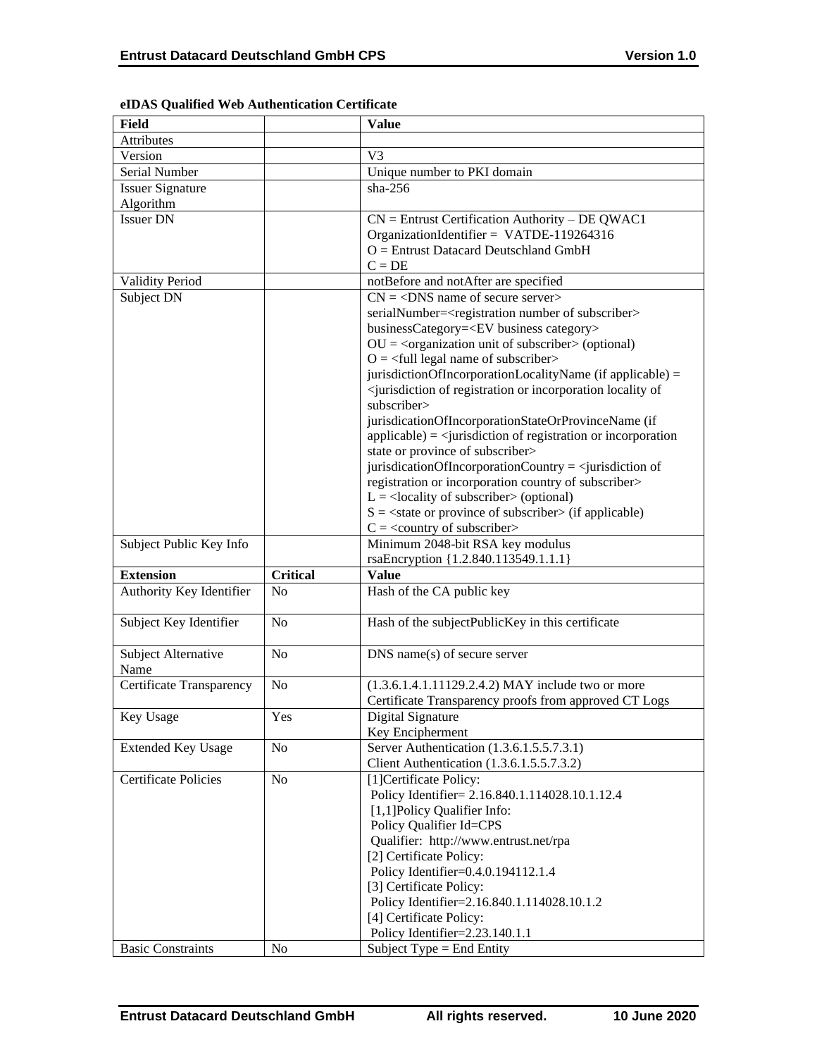**eIDAS Qualified Web Authentication Certificate**

| Field | | Value |
|---|---|---|
| Attributes | | |
| Version | | V3 |
| Serial Number | | Unique number to PKI domain |
| Issuer Signature Algorithm | | sha-256 |
| Issuer DN | | CN = Entrust Certification Authority – DE QWAC1<br>OrganizationIdentifier = VATDE-119264316<br>O = Entrust Datacard Deutschland GmbH<br>C = DE |
| Validity Period | | notBefore and notAfter are specified |
| Subject DN | | CN = <DNS name of secure server><br>serialNumber=<registration number of subscriber><br>businessCategory=<EV business category><br>OU = <organization unit of subscriber> (optional)<br>O = <full legal name of subscriber><br>jurisdictionOfIncorporationLocalityName (if applicable) = <jurisdiction of registration or incorporation locality of subscriber><br>jurisdicationOfIncorporationStateOrProvinceName (if applicable) = <jurisdiction of registration or incorporation state or province of subscriber><br>jurisdicationOfIncorporationCountry = <jurisdiction of registration or incorporation country of subscriber><br>L = <locality of subscriber> (optional)<br>S = <state or province of subscriber> (if applicable)<br>C = <country of subscriber> |
| Subject Public Key Info | | Minimum 2048-bit RSA key modulus<br>rsaEncryption {1.2.840.113549.1.1.1} |
| **Extension** | **Critical** | **Value** |
| Authority Key Identifier | No | Hash of the CA public key |
| Subject Key Identifier | No | Hash of the subjectPublicKey in this certificate |
| Subject Alternative Name | No | DNS name(s) of secure server |
| Certificate Transparency | No | (1.3.6.1.4.1.11129.2.4.2) MAY include two or more Certificate Transparency proofs from approved CT Logs |
| Key Usage | Yes | Digital Signature<br>Key Encipherment |
| Extended Key Usage | No | Server Authentication (1.3.6.1.5.5.7.3.1)<br>Client Authentication (1.3.6.1.5.5.7.3.2) |
| Certificate Policies | No | [1]Certificate Policy:<br>Policy Identifier= 2.16.840.1.114028.10.1.12.4<br>[1,1]Policy Qualifier Info:<br>Policy Qualifier Id=CPS<br>Qualifier: http://www.entrust.net/rpa<br>[2] Certificate Policy:<br>Policy Identifier=0.4.0.194112.1.4<br>[3] Certificate Policy:<br>Policy Identifier=2.16.840.1.114028.10.1.2<br>[4] Certificate Policy:<br>Policy Identifier=2.23.140.1.1 |
| Basic Constraints | No | Subject Type = End Entity |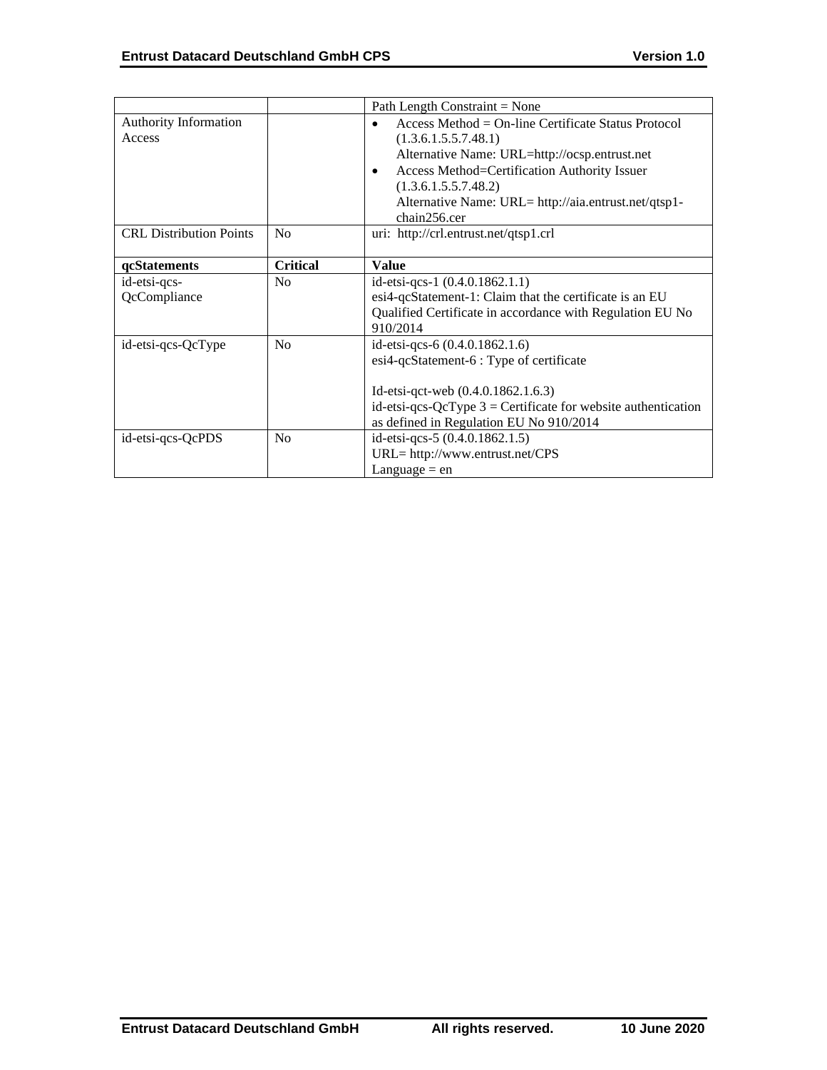| | | |
|---|---|---|
| | | Path Length Constraint = None |
| Authority Information Access | | • Access Method = On-line Certificate Status Protocol (1.3.6.1.5.5.7.48.1)<br>Alternative Name: URL=http://ocsp.entrust.net<br>• Access Method=Certification Authority Issuer (1.3.6.1.5.5.7.48.2)<br>Alternative Name: URL= http://aia.entrust.net/qtsp1-chain256.cer |
| CRL Distribution Points | No | uri: http://crl.entrust.net/qtsp1.crl |
| **qcStatements** | **Critical** | **Value** |
| id-etsi-qcs-QcCompliance | No | id-etsi-qcs-1 (0.4.0.1862.1.1)<br>esi4-qcStatement-1: Claim that the certificate is an EU Qualified Certificate in accordance with Regulation EU No 910/2014 |
| id-etsi-qcs-QcType | No | id-etsi-qcs-6 (0.4.0.1862.1.6)<br>esi4-qcStatement-6 : Type of certificate<br><br>Id-etsi-qct-web (0.4.0.1862.1.6.3)<br>id-etsi-qcs-QcType 3 = Certificate for website authentication as defined in Regulation EU No 910/2014 |
| id-etsi-qcs-QcPDS | No | id-etsi-qcs-5 (0.4.0.1862.1.5)<br>URL= http://www.entrust.net/CPS<br>Language = en |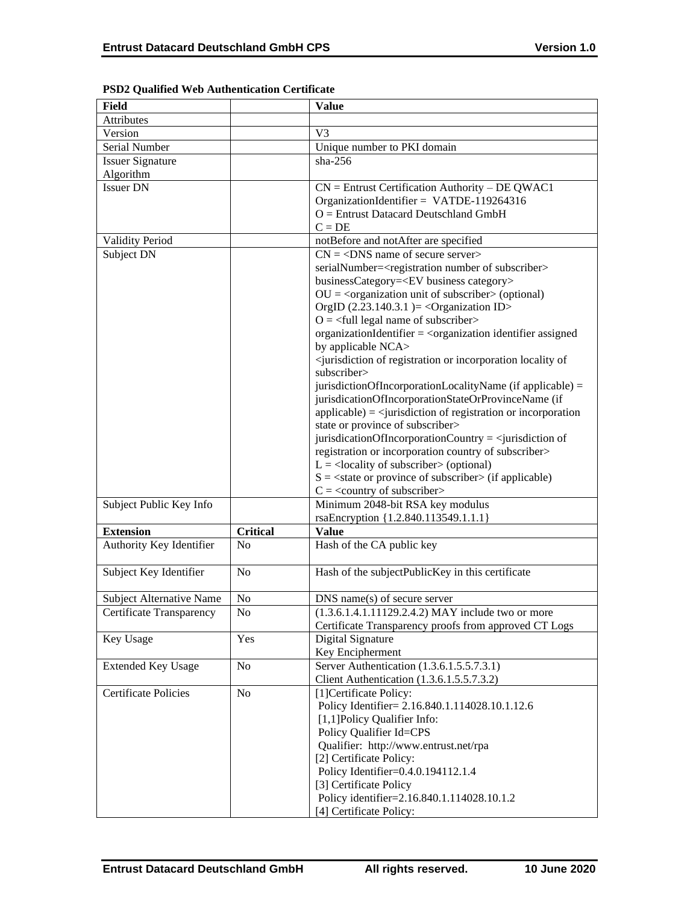**PSD2 Qualified Web Authentication Certificate**

| Field | | Value |
|---|---|---|
| Attributes | | |
| Version | | V3 |
| Serial Number | | Unique number to PKI domain |
| Issuer Signature Algorithm | | sha-256 |
| Issuer DN | | CN = Entrust Certification Authority – DE QWAC1<br>OrganizationIdentifier = VATDE-119264316<br>O = Entrust Datacard Deutschland GmbH<br>C = DE |
| Validity Period | | notBefore and notAfter are specified |
| Subject DN | | CN = <DNS name of secure server><br>serialNumber=<registration number of subscriber><br>businessCategory=<EV business category><br>OU = <organization unit of subscriber> (optional)<br>OrgID (2.23.140.3.1 )= <Organization ID><br>O = <full legal name of subscriber><br>organizationIdentifier = <organization identifier assigned by applicable NCA><br><jurisdiction of registration or incorporation locality of subscriber><br>jurisdictionOfIncorporationLocalityName (if applicable) =<br>jurisdicationOfIncorporationStateOrProvinceName (if applicable) = <jurisdiction of registration or incorporation state or province of subscriber><br>jurisdicationOfIncorporationCountry = <jurisdiction of registration or incorporation country of subscriber><br>L = <locality of subscriber> (optional)<br>S = <state or province of subscriber> (if applicable)<br>C = <country of subscriber> |
| Subject Public Key Info | | Minimum 2048-bit RSA key modulus<br>rsaEncryption {1.2.840.113549.1.1.1} |
| **Extension** | **Critical** | **Value** |
| Authority Key Identifier | No | Hash of the CA public key |
| Subject Key Identifier | No | Hash of the subjectPublicKey in this certificate |
| Subject Alternative Name | No | DNS name(s) of secure server |
| Certificate Transparency | No | (1.3.6.1.4.1.11129.2.4.2) MAY include two or more Certificate Transparency proofs from approved CT Logs |
| Key Usage | Yes | Digital Signature<br>Key Encipherment |
| Extended Key Usage | No | Server Authentication (1.3.6.1.5.5.7.3.1)<br>Client Authentication (1.3.6.1.5.5.7.3.2) |
| Certificate Policies | No | [1]Certificate Policy:<br>Policy Identifier= 2.16.840.1.114028.10.1.12.6<br>[1,1]Policy Qualifier Info:<br>Policy Qualifier Id=CPS<br>Qualifier: http://www.entrust.net/rpa<br>[2] Certificate Policy:<br>Policy Identifier=0.4.0.194112.1.4<br>[3] Certificate Policy<br>Policy identifier=2.16.840.1.114028.10.1.2<br>[4] Certificate Policy: |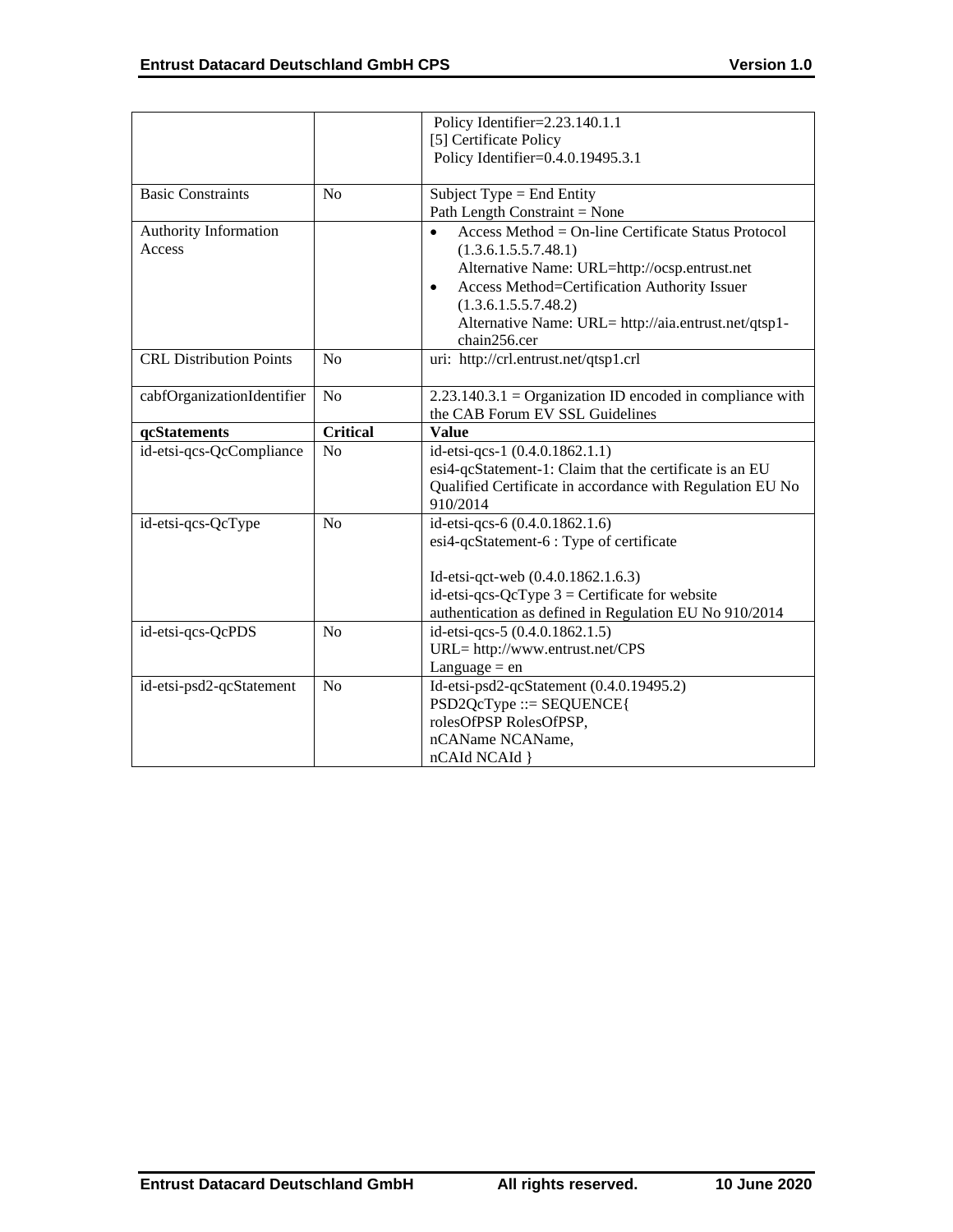|  |  | Policy Identifier=2.23.140.1.1<br>[5] Certificate Policy<br>Policy Identifier=0.4.0.19495.3.1 |
|---|---|---|
| Basic Constraints | No | Subject Type = End Entity<br>Path Length Constraint = None |
| Authority Information Access |  | • Access Method = On-line Certificate Status Protocol (1.3.6.1.5.5.7.48.1)<br>Alternative Name: URL=http://ocsp.entrust.net<br>• Access Method=Certification Authority Issuer (1.3.6.1.5.5.7.48.2)<br>Alternative Name: URL= http://aia.entrust.net/qtsp1-chain256.cer |
| CRL Distribution Points | No | uri: http://crl.entrust.net/qtsp1.crl |
| cabfOrganizationIdentifier | No | 2.23.140.3.1 = Organization ID encoded in compliance with the CAB Forum EV SSL Guidelines |
| **qcStatements** | **Critical** | **Value** |
| id-etsi-qcs-QcCompliance | No | id-etsi-qcs-1 (0.4.0.1862.1.1)<br>esi4-qcStatement-1: Claim that the certificate is an EU Qualified Certificate in accordance with Regulation EU No 910/2014 |
| id-etsi-qcs-QcType | No | id-etsi-qcs-6 (0.4.0.1862.1.6)<br>esi4-qcStatement-6 : Type of certificate<br><br>Id-etsi-qct-web (0.4.0.1862.1.6.3)<br>id-etsi-qcs-QcType 3 = Certificate for website authentication as defined in Regulation EU No 910/2014 |
| id-etsi-qcs-QcPDS | No | id-etsi-qcs-5 (0.4.0.1862.1.5)<br>URL= http://www.entrust.net/CPS<br>Language = en |
| id-etsi-psd2-qcStatement | No | Id-etsi-psd2-qcStatement (0.4.0.19495.2)<br>PSD2QcType ::= SEQUENCE{<br>rolesOfPSP RolesOfPSP,<br>nCAName NCAName,<br>nCAId NCAId } |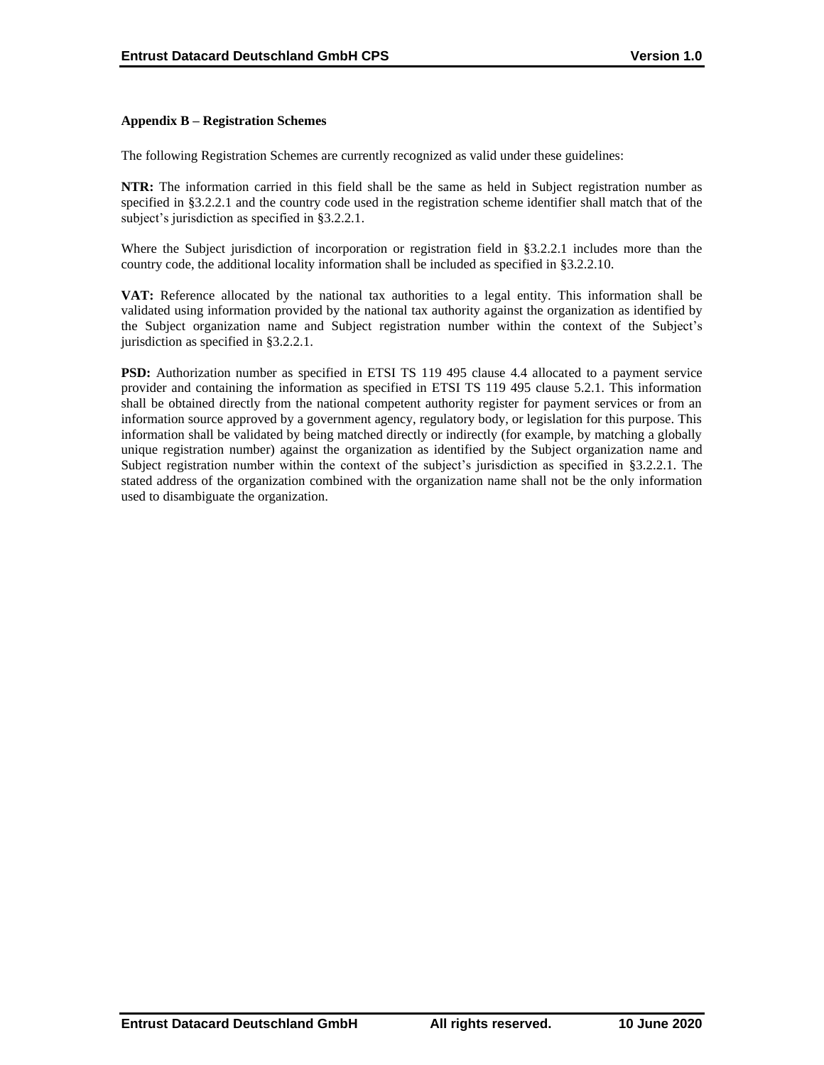**Appendix B – Registration Schemes**

The following Registration Schemes are currently recognized as valid under these guidelines:

**NTR:** The information carried in this field shall be the same as held in Subject registration number as specified in §3.2.2.1 and the country code used in the registration scheme identifier shall match that of the subject's jurisdiction as specified in §3.2.2.1.

Where the Subject jurisdiction of incorporation or registration field in §3.2.2.1 includes more than the country code, the additional locality information shall be included as specified in §3.2.2.10.

**VAT:** Reference allocated by the national tax authorities to a legal entity. This information shall be validated using information provided by the national tax authority against the organization as identified by the Subject organization name and Subject registration number within the context of the Subject's jurisdiction as specified in §3.2.2.1.

**PSD:** Authorization number as specified in ETSI TS 119 495 clause 4.4 allocated to a payment service provider and containing the information as specified in ETSI TS 119 495 clause 5.2.1. This information shall be obtained directly from the national competent authority register for payment services or from an information source approved by a government agency, regulatory body, or legislation for this purpose. This information shall be validated by being matched directly or indirectly (for example, by matching a globally unique registration number) against the organization as identified by the Subject organization name and Subject registration number within the context of the subject's jurisdiction as specified in §3.2.2.1. The stated address of the organization combined with the organization name shall not be the only information used to disambiguate the organization.